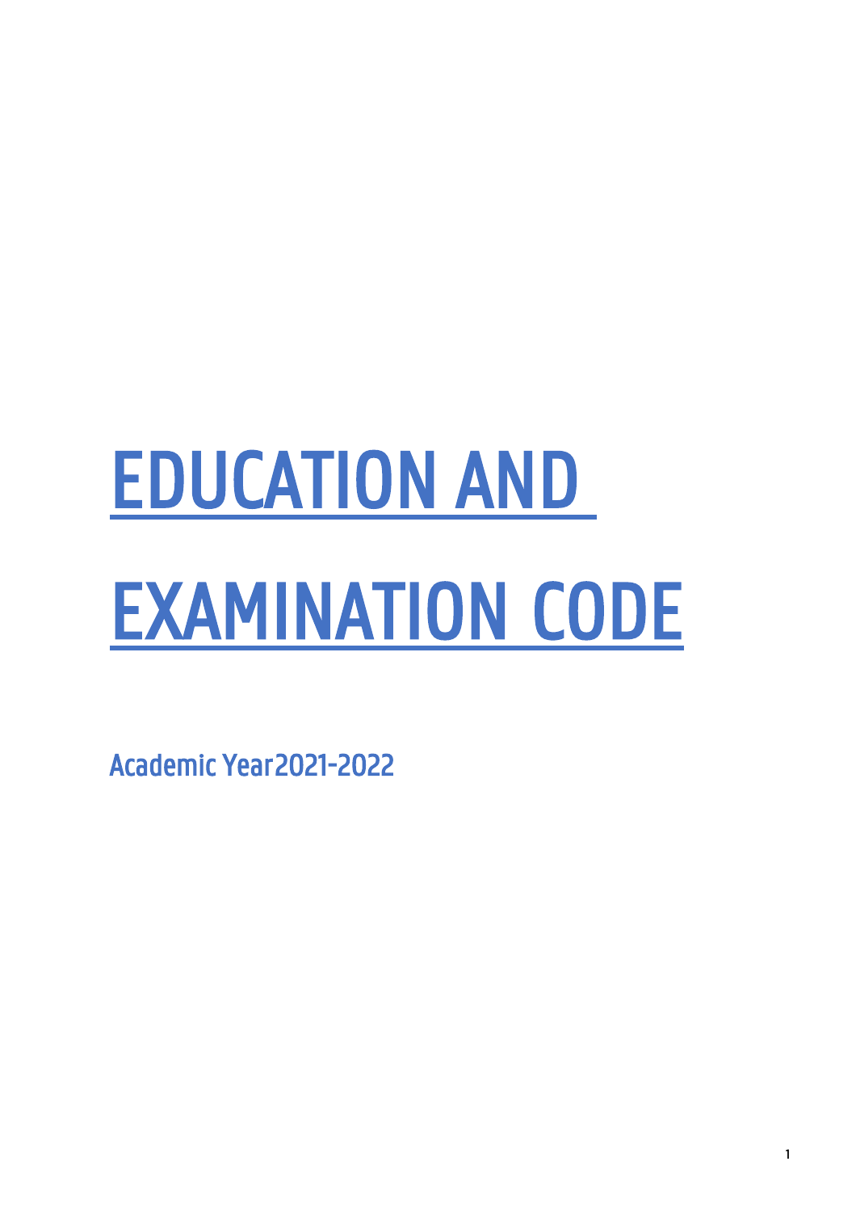# EDUCATION AND EXAMINATION CODE

Academic Year 2021-2022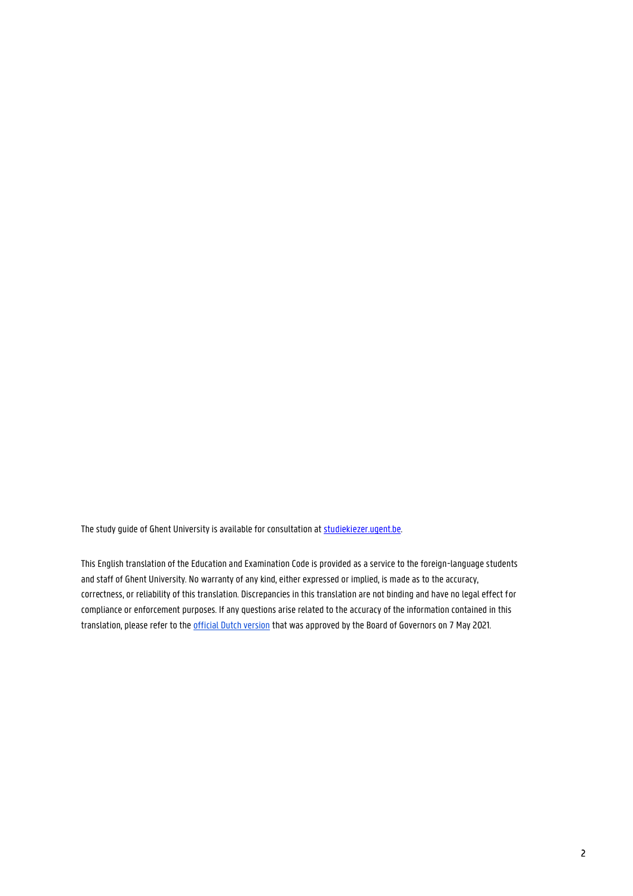The study guide of Ghent University is available for consultation at [studiekiezer.ugent.be](studiekiezer.ugent.be).

This English translation of the Education and Examination Code is provided as a service to the foreign-language students and staff of Ghent University. No warranty of any kind, either expressed or implied, is made as to the accuracy, correctness, or reliability of this translation. Discrepancies in this translation are not binding and have no legal effect for compliance or enforcement purposes. If any questions arise related to the accuracy of the information contained in this translation, please refer to the official Dutch version that was approved by the Board of Governors on 7 May 2021.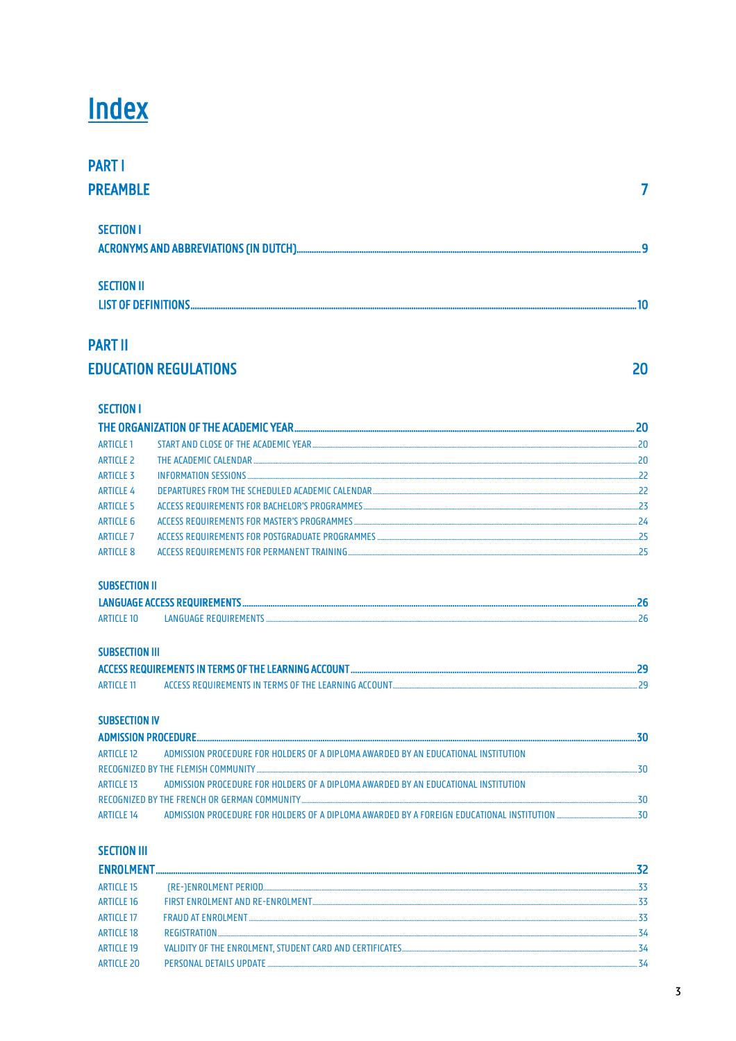# Index

## PART I

## PREAMBLE 7

### SECTION I

ACRONYMS AND ABBREVIATIONS (IN DUTCH) 9

### SECTION II

LIST OF DEFINITIONS 10

## PART II

## EDUCATION REGULATIONS 20

### SECTION I

THE ORGANIZATION OF THE ACADEMIC YEAR 20

- ARTICLE 1 START AND CLOSE OF THE ACADEMIC YEAR 20
- ARTICLE 2 THE ACADEMIC CALENDAR 20
- ARTICLE 3 INFORMATION SESSIONS 22
- ARTICLE 4 DEPARTURES FROM THE SCHEDULED ACADEMIC CALENDAR 22
- ARTICLE 5 ACCESS REQUIREMENTS FOR BACHELOR'S PROGRAMMES 23
- ARTICLE 6 ACCESS REQUIREMENTS FOR MASTER'S PROGRAMMES 24
- ARTICLE 7 ACCESS REQUIREMENTS FOR POSTGRADUATE PROGRAMMES 25
- ARTICLE 8 ACCESS REQUIREMENTS FOR PERMANENT TRAINING 25

### SUBSECTION II

LANGUAGE ACCESS REQUIREMENTS 26

- ARTICLE 10 LANGUAGE REQUIREMENTS 26

### SUBSECTION III

ACCESS REQUIREMENTS IN TERMS OF THE LEARNING ACCOUNT 29

- ARTICLE 11 ACCESS REQUIREMENTS IN TERMS OF THE LEARNING ACCOUNT 29

### SUBSECTION IV

ADMISSION PROCEDURE 30

- ARTICLE 12 ADMISSION PROCEDURE FOR HOLDERS OF A DIPLOMA AWARDED BY AN EDUCATIONAL INSTITUTION RECOGNIZED BY THE FLEMISH COMMUNITY 30
- ARTICLE 13 ADMISSION PROCEDURE FOR HOLDERS OF A DIPLOMA AWARDED BY AN EDUCATIONAL INSTITUTION RECOGNIZED BY THE FRENCH OR GERMAN COMMUNITY 30
- ARTICLE 14 ADMISSION PROCEDURE FOR HOLDERS OF A DIPLOMA AWARDED BY A FOREIGN EDUCATIONAL INSTITUTION 30

### SECTION III

ENROLMENT 32

- ARTICLE 15 (RE-)ENROLMENT PERIOD 33
- ARTICLE 16 FIRST ENROLMENT AND RE-ENROLMENT 33
- ARTICLE 17 FRAUD AT ENROLMENT 33
- ARTICLE 18 REGISTRATION 34
- ARTICLE 19 VALIDITY OF THE ENROLMENT, STUDENT CARD AND CERTIFICATES 34
- ARTICLE 20 PERSONAL DETAILS UPDATE 34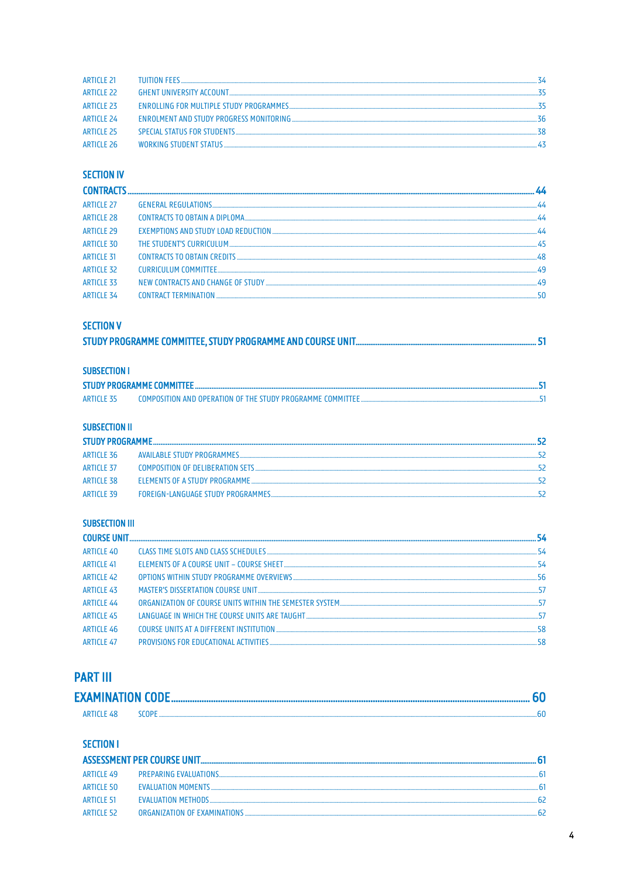| | | |
|---|---|---|
| ARTICLE 21 | TUITION FEES | 34 |
| ARTICLE 22 | GHENT UNIVERSITY ACCOUNT | 35 |
| ARTICLE 23 | ENROLLING FOR MULTIPLE STUDY PROGRAMMES | 35 |
| ARTICLE 24 | ENROLMENT AND STUDY PROGRESS MONITORING | 36 |
| ARTICLE 25 | SPECIAL STATUS FOR STUDENTS | 38 |
| ARTICLE 26 | WORKING STUDENT STATUS | 43 |

### SECTION IV

### CONTRACTS ..... 44

| | | |
|---|---|---|
| ARTICLE 27 | GENERAL REGULATIONS | 44 |
| ARTICLE 28 | CONTRACTS TO OBTAIN A DIPLOMA | 44 |
| ARTICLE 29 | EXEMPTIONS AND STUDY LOAD REDUCTION | 44 |
| ARTICLE 30 | THE STUDENT'S CURRICULUM | 45 |
| ARTICLE 31 | CONTRACTS TO OBTAIN CREDITS | 48 |
| ARTICLE 32 | CURRICULUM COMMITTEE | 49 |
| ARTICLE 33 | NEW CONTRACTS AND CHANGE OF STUDY | 49 |
| ARTICLE 34 | CONTRACT TERMINATION | 50 |

### SECTION V

### STUDY PROGRAMME COMMITTEE, STUDY PROGRAMME AND COURSE UNIT ..... 51

#### SUBSECTION I

#### STUDY PROGRAMME COMMITTEE ..... 51

| | | |
|---|---|---|
| ARTICLE 35 | COMPOSITION AND OPERATION OF THE STUDY PROGRAMME COMMITTEE | 51 |

#### SUBSECTION II

#### STUDY PROGRAMME ..... 52

| | | |
|---|---|---|
| ARTICLE 36 | AVAILABLE STUDY PROGRAMMES | 52 |
| ARTICLE 37 | COMPOSITION OF DELIBERATION SETS | 52 |
| ARTICLE 38 | ELEMENTS OF A STUDY PROGRAMME | 52 |
| ARTICLE 39 | FOREIGN-LANGUAGE STUDY PROGRAMMES | 52 |

#### SUBSECTION III

#### COURSE UNIT ..... 54

| | | |
|---|---|---|
| ARTICLE 40 | CLASS TIME SLOTS AND CLASS SCHEDULES | 54 |
| ARTICLE 41 | ELEMENTS OF A COURSE UNIT – COURSE SHEET | 54 |
| ARTICLE 42 | OPTIONS WITHIN STUDY PROGRAMME OVERVIEWS | 56 |
| ARTICLE 43 | MASTER'S DISSERTATION COURSE UNIT | 57 |
| ARTICLE 44 | ORGANIZATION OF COURSE UNITS WITHIN THE SEMESTER SYSTEM | 57 |
| ARTICLE 45 | LANGUAGE IN WHICH THE COURSE UNITS ARE TAUGHT | 57 |
| ARTICLE 46 | COURSE UNITS AT A DIFFERENT INSTITUTION | 58 |
| ARTICLE 47 | PROVISIONS FOR EDUCATIONAL ACTIVITIES | 58 |

## PART III

## EXAMINATION CODE ..... 60

| | | |
|---|---|---|
| ARTICLE 48 | SCOPE | 60 |

### SECTION I

### ASSESSMENT PER COURSE UNIT ..... 61

| | | |
|---|---|---|
| ARTICLE 49 | PREPARING EVALUATIONS | 61 |
| ARTICLE 50 | EVALUATION MOMENTS | 61 |
| ARTICLE 51 | EVALUATION METHODS | 62 |
| ARTICLE 52 | ORGANIZATION OF EXAMINATIONS | 62 |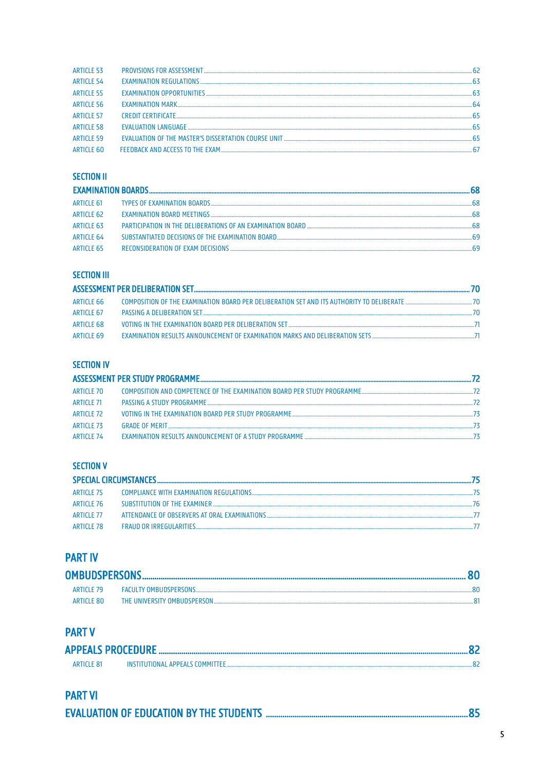| | | |
|---|---|---|
| ARTICLE 53 | PROVISIONS FOR ASSESSMENT | 62 |
| ARTICLE 54 | EXAMINATION REGULATIONS | 63 |
| ARTICLE 55 | EXAMINATION OPPORTUNITIES | 63 |
| ARTICLE 56 | EXAMINATION MARK | 64 |
| ARTICLE 57 | CREDIT CERTIFICATE | 65 |
| ARTICLE 58 | EVALUATION LANGUAGE | 65 |
| ARTICLE 59 | EVALUATION OF THE MASTER'S DISSERTATION COURSE UNIT | 65 |
| ARTICLE 60 | FEEDBACK AND ACCESS TO THE EXAM | 67 |

### SECTION II

### EXAMINATION BOARDS .... 68

| | | |
|---|---|---|
| ARTICLE 61 | TYPES OF EXAMINATION BOARDS | 68 |
| ARTICLE 62 | EXAMINATION BOARD MEETINGS | 68 |
| ARTICLE 63 | PARTICIPATION IN THE DELIBERATIONS OF AN EXAMINATION BOARD | 68 |
| ARTICLE 64 | SUBSTANTIATED DECISIONS OF THE EXAMINATION BOARD | 69 |
| ARTICLE 65 | RECONSIDERATION OF EXAM DECISIONS | 69 |

### SECTION III

### ASSESSMENT PER DELIBERATION SET .... 70

| | | |
|---|---|---|
| ARTICLE 66 | COMPOSITION OF THE EXAMINATION BOARD PER DELIBERATION SET AND ITS AUTHORITY TO DELIBERATE | 70 |
| ARTICLE 67 | PASSING A DELIBERATION SET | 70 |
| ARTICLE 68 | VOTING IN THE EXAMINATION BOARD PER DELIBERATION SET | 71 |
| ARTICLE 69 | EXAMINATION RESULTS ANNOUNCEMENT OF EXAMINATION MARKS AND DELIBERATION SETS | 71 |

### SECTION IV

### ASSESSMENT PER STUDY PROGRAMME .... 72

| | | |
|---|---|---|
| ARTICLE 70 | COMPOSITION AND COMPETENCE OF THE EXAMINATION BOARD PER STUDY PROGRAMME | 72 |
| ARTICLE 71 | PASSING A STUDY PROGRAMME | 72 |
| ARTICLE 72 | VOTING IN THE EXAMINATION BOARD PER STUDY PROGRAMME | 73 |
| ARTICLE 73 | GRADE OF MERIT | 73 |
| ARTICLE 74 | EXAMINATION RESULTS ANNOUNCEMENT OF A STUDY PROGRAMME | 73 |

### SECTION V

### SPECIAL CIRCUMSTANCES .... 75

| | | |
|---|---|---|
| ARTICLE 75 | COMPLIANCE WITH EXAMINATION REGULATIONS | 75 |
| ARTICLE 76 | SUBSTITUTION OF THE EXAMINER | 76 |
| ARTICLE 77 | ATTENDANCE OF OBSERVERS AT ORAL EXAMINATIONS | 77 |
| ARTICLE 78 | FRAUD OR IRREGULARITIES | 77 |

## PART IV

## OMBUDSPERSONS .... 80

| | | |
|---|---|---|
| ARTICLE 79 | FACULTY OMBUDSPERSONS | 80 |
| ARTICLE 80 | THE UNIVERSITY OMBUDSPERSON | 81 |

## PART V

## APPEALS PROCEDURE .... 82

| | | |
|---|---|---|
| ARTICLE 81 | INSTITUTIONAL APPEALS COMMITTEE | 82 |

## PART VI

## EVALUATION OF EDUCATION BY THE STUDENTS .... 85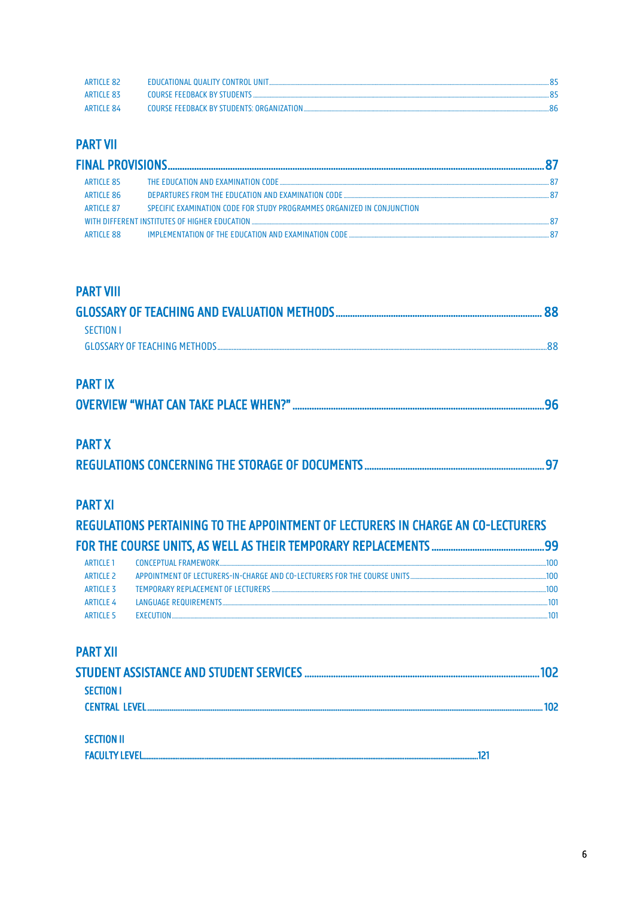ARTICLE 82 EDUCATIONAL QUALITY CONTROL UNIT ..... 85
ARTICLE 83 COURSE FEEDBACK BY STUDENTS ..... 85
ARTICLE 84 COURSE FEEDBACK BY STUDENTS: ORGANIZATION ..... 86

## PART VII

## FINAL PROVISIONS ..... 87

ARTICLE 85 THE EDUCATION AND EXAMINATION CODE ..... 87
ARTICLE 86 DEPARTURES FROM THE EDUCATION AND EXAMINATION CODE ..... 87
ARTICLE 87 SPECIFIC EXAMINATION CODE FOR STUDY PROGRAMMES ORGANIZED IN CONJUNCTION WITH DIFFERENT INSTITUTES OF HIGHER EDUCATION ..... 87
ARTICLE 88 IMPLEMENTATION OF THE EDUCATION AND EXAMINATION CODE ..... 87

## PART VIII

## GLOSSARY OF TEACHING AND EVALUATION METHODS ..... 88

SECTION I
GLOSSARY OF TEACHING METHODS ..... 88

## PART IX

## OVERVIEW "WHAT CAN TAKE PLACE WHEN?" ..... 96

## PART X

## REGULATIONS CONCERNING THE STORAGE OF DOCUMENTS ..... 97

## PART XI

## REGULATIONS PERTAINING TO THE APPOINTMENT OF LECTURERS IN CHARGE AN CO-LECTURERS FOR THE COURSE UNITS, AS WELL AS THEIR TEMPORARY REPLACEMENTS ..... 99

ARTICLE 1 CONCEPTUAL FRAMEWORK ..... 100
ARTICLE 2 APPOINTMENT OF LECTURERS-IN-CHARGE AND CO-LECTURERS FOR THE COURSE UNITS ..... 100
ARTICLE 3 TEMPORARY REPLACEMENT OF LECTURERS ..... 100
ARTICLE 4 LANGUAGE REQUIREMENTS ..... 101
ARTICLE 5 EXECUTION ..... 101

## PART XII

## STUDENT ASSISTANCE AND STUDENT SERVICES ..... 102

**SECTION I**
**CENTRAL LEVEL ..... 102**

**SECTION II**
**FACULTY LEVEL ..... 121**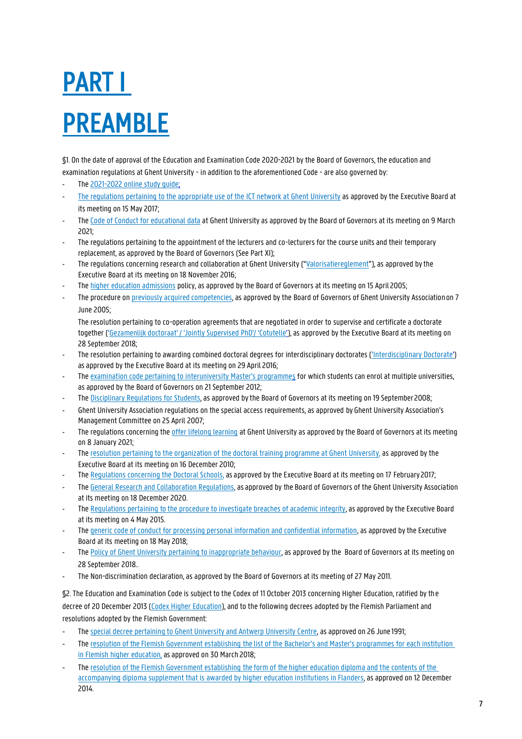# PART I

# PREAMBLE

§1. On the date of approval of the Education and Examination Code 2020-2021 by the Board of Governors, the education and examination regulations at Ghent University - in addition to the aforementioned Code - are also governed by:

- The 2021-2022 online study guide;
- The regulations pertaining to the appropriate use of the ICT network at Ghent University as approved by the Executive Board at its meeting on 15 May 2017;
- The Code of Conduct for educational data at Ghent University as approved by the Board of Governors at its meeting on 9 March 2021;
- The regulations pertaining to the appointment of the lecturers and co-lecturers for the course units and their temporary replacement, as approved by the Board of Governors (See Part XI);
- The regulations concerning research and collaboration at Ghent University ("Valorisatiereglement"), as approved by the Executive Board at its meeting on 18 November 2016;
- The higher education admissions policy, as approved by the Board of Governors at its meeting on 15 April 2005;
- The procedure on previously acquired competencies, as approved by the Board of Governors of Ghent University Association on 7 June 2005;

  The resolution pertaining to co-operation agreements that are negotiated in order to supervise and certificate a doctorate together ('Gezamenlijk doctoraat' / 'Jointly Supervised PhD'/ 'Cotutelle'), as approved by the Executive Board at its meeting on 28 September 2018;
- The resolution pertaining to awarding combined doctoral degrees for interdisciplinary doctorates ('Interdisciplinary Doctorate') as approved by the Executive Board at its meeting on 29 April 2016;
- The examination code pertaining to interuniversity Master's programmes for which students can enrol at multiple universities, as approved by the Board of Governors on 21 September 2012;
- The Disciplinary Regulations for Students, as approved by the Board of Governors at its meeting on 19 September 2008;
- Ghent University Association regulations on the special access requirements, as approved by Ghent University Association's Management Committee on 25 April 2007;
- The regulations concerning the offer lifelong learning at Ghent University as approved by the Board of Governors at its meeting on 8 January 2021;
- The resolution pertaining to the organization of the doctoral training programme at Ghent University, as approved by the Executive Board at its meeting on 16 December 2010;
- The Regulations concerning the Doctoral Schools, as approved by the Executive Board at its meeting on 17 February 2017;
- The General Research and Collaboration Regulations, as approved by the Board of Governors of the Ghent University Association at its meeting on 18 December 2020.
- The Regulations pertaining to the procedure to investigate breaches of academic integrity, as approved by the Executive Board at its meeting on 4 May 2015.
- The generic code of conduct for processing personal information and confidential information, as approved by the Executive Board at its meeting on 18 May 2018;
- The Policy of Ghent University pertaining to inappropriate behaviour, as approved by the Board of Governors at its meeting on 28 September 2018..
- The Non-discrimination declaration, as approved by the Board of Governors at its meeting of 27 May 2011.

§2. The Education and Examination Code is subject to the Codex of 11 October 2013 concerning Higher Education, ratified by the decree of 20 December 2013 (Codex Higher Education), and to the following decrees adopted by the Flemish Parliament and resolutions adopted by the Flemish Government:

- The special decree pertaining to Ghent University and Antwerp University Centre, as approved on 26 June 1991;
- The resolution of the Flemish Government establishing the list of the Bachelor's and Master's programmes for each institution in Flemish higher education, as approved on 30 March 2018;
- The resolution of the Flemish Government establishing the form of the higher education diploma and the contents of the accompanying diploma supplement that is awarded by higher education institutions in Flanders, as approved on 12 December 2014.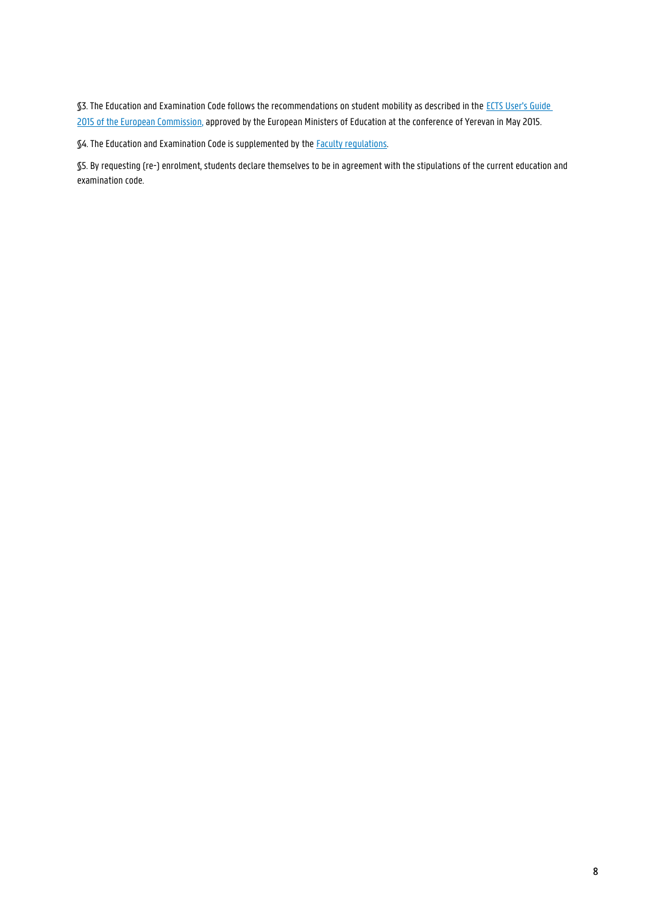§3. The Education and Examination Code follows the recommendations on student mobility as described in the ECTS User's Guide 2015 of the European Commission, approved by the European Ministers of Education at the conference of Yerevan in May 2015.

§4. The Education and Examination Code is supplemented by the Faculty regulations.

§5. By requesting (re-) enrolment, students declare themselves to be in agreement with the stipulations of the current education and examination code.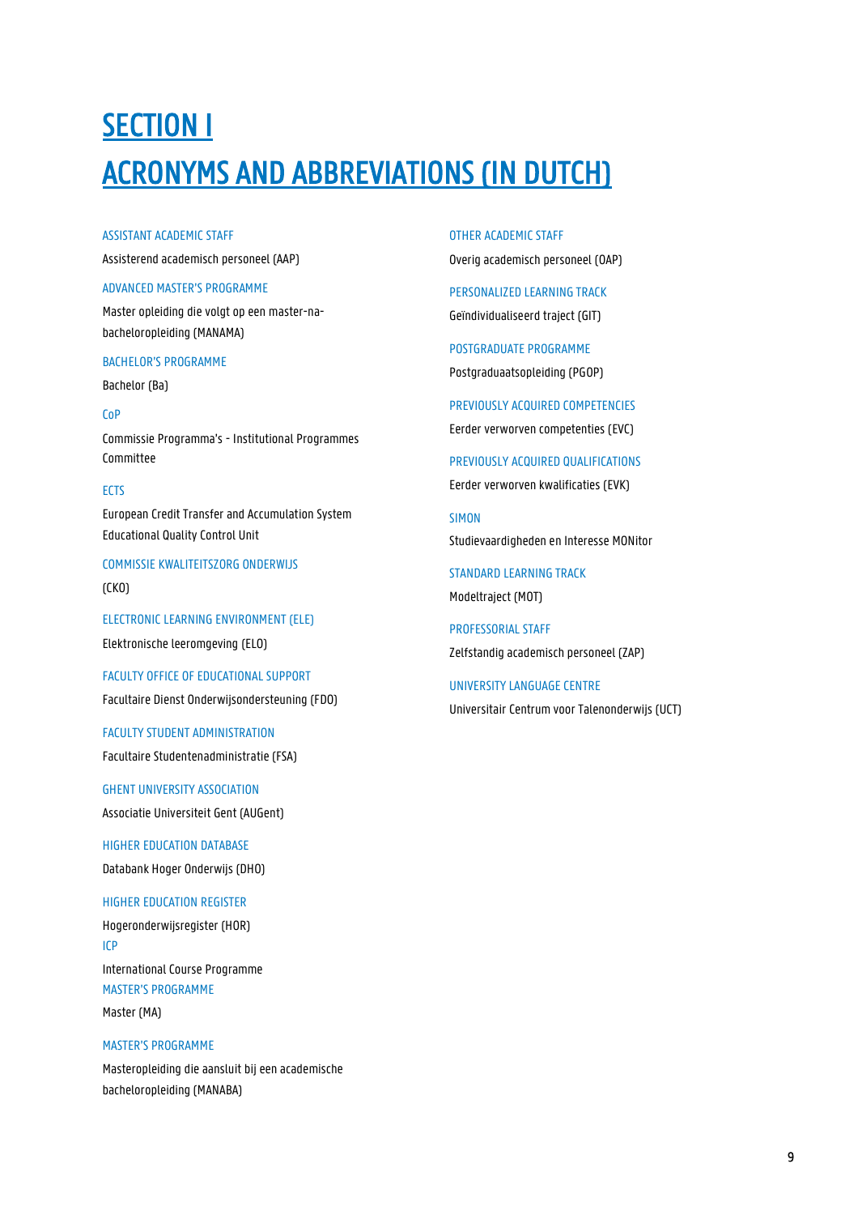# SECTION I

# ACRONYMS AND ABBREVIATIONS (IN DUTCH)

ASSISTANT ACADEMIC STAFF

Assisterend academisch personeel (AAP)

ADVANCED MASTER'S PROGRAMME

Master opleiding die volgt op een master-na-bacheloropleiding (MANAMA)

BACHELOR'S PROGRAMME

Bachelor (Ba)

CoP

Commissie Programma's - Institutional Programmes Committee

ECTS

European Credit Transfer and Accumulation System
Educational Quality Control Unit

COMMISSIE KWALITEITSZORG ONDERWIJS

(CKO)

ELECTRONIC LEARNING ENVIRONMENT (ELE)

Elektronische leeromgeving (ELO)

FACULTY OFFICE OF EDUCATIONAL SUPPORT

Facultaire Dienst Onderwijsondersteuning (FDO)

FACULTY STUDENT ADMINISTRATION

Facultaire Studentenadministratie (FSA)

GHENT UNIVERSITY ASSOCIATION

Associatie Universiteit Gent (AUGent)

HIGHER EDUCATION DATABASE

Databank Hoger Onderwijs (DHO)

HIGHER EDUCATION REGISTER

Hogeronderwijsregister (HOR)

ICP

International Course Programme

MASTER'S PROGRAMME

Master (MA)

MASTER'S PROGRAMME

Masteropleiding die aansluit bij een academische bacheloropleiding (MANABA)

OTHER ACADEMIC STAFF

Overig academisch personeel (OAP)

PERSONALIZED LEARNING TRACK

Geïndividualiseerd traject (GIT)

POSTGRADUATE PROGRAMME

Postgraduaatsopleiding (PGOP)

PREVIOUSLY ACQUIRED COMPETENCIES

Eerder verworven competenties (EVC)

PREVIOUSLY ACQUIRED QUALIFICATIONS

Eerder verworven kwalificaties (EVK)

SIMON

Studievaardigheden en Interesse MONitor

STANDARD LEARNING TRACK

Modeltraject (MOT)

PROFESSORIAL STAFF

Zelfstandig academisch personeel (ZAP)

UNIVERSITY LANGUAGE CENTRE

Universitair Centrum voor Talenonderwijs (UCT)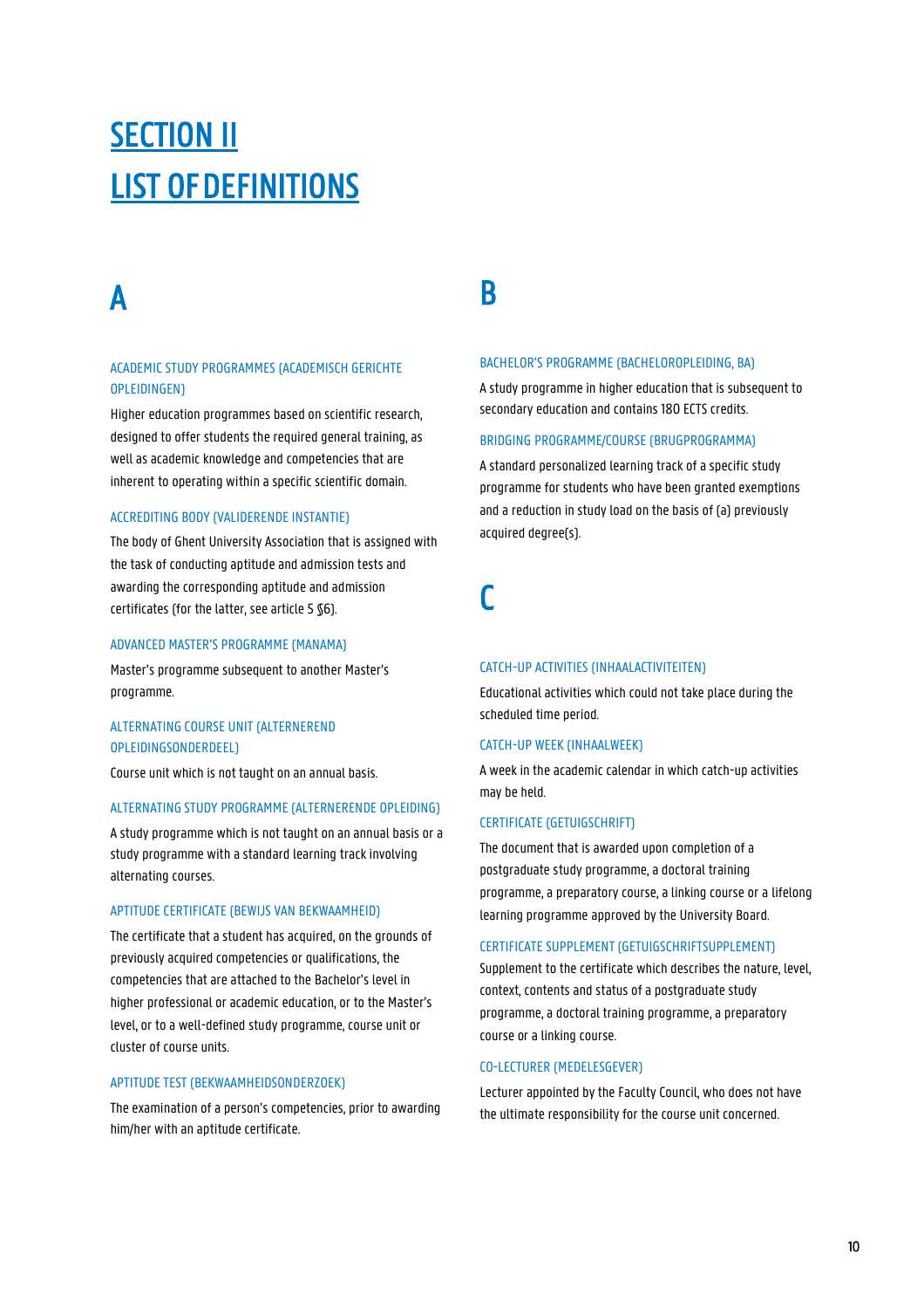# SECTION II
# LIST OF DEFINITIONS

## A

### ACADEMIC STUDY PROGRAMMES (ACADEMISCH GERICHTE OPLEIDINGEN)

Higher education programmes based on scientific research, designed to offer students the required general training, as well as academic knowledge and competencies that are inherent to operating within a specific scientific domain.

### ACCREDITING BODY (VALIDERENDE INSTANTIE)

The body of Ghent University Association that is assigned with the task of conducting aptitude and admission tests and awarding the corresponding aptitude and admission certificates (for the latter, see article 5 §6).

### ADVANCED MASTER'S PROGRAMME (MANAMA)

Master's programme subsequent to another Master's programme.

### ALTERNATING COURSE UNIT (ALTERNEREND OPLEIDINGSONDERDEEL)

Course unit which is not taught on an annual basis.

### ALTERNATING STUDY PROGRAMME (ALTERNERENDE OPLEIDING)

A study programme which is not taught on an annual basis or a study programme with a standard learning track involving alternating courses.

### APTITUDE CERTIFICATE (BEWIJS VAN BEKWAAMHEID)

The certificate that a student has acquired, on the grounds of previously acquired competencies or qualifications, the competencies that are attached to the Bachelor's level in higher professional or academic education, or to the Master's level, or to a well-defined study programme, course unit or cluster of course units.

### APTITUDE TEST (BEKWAAMHEIDSONDERZOEK)

The examination of a person's competencies, prior to awarding him/her with an aptitude certificate.

## B

### BACHELOR'S PROGRAMME (BACHELOROPLEIDING, BA)

A study programme in higher education that is subsequent to secondary education and contains 180 ECTS credits.

### BRIDGING PROGRAMME/COURSE (BRUGPROGRAMMA)

A standard personalized learning track of a specific study programme for students who have been granted exemptions and a reduction in study load on the basis of (a) previously acquired degree(s).

## C

### CATCH-UP ACTIVITIES (INHAALACTIVITEITEN)

Educational activities which could not take place during the scheduled time period.

### CATCH-UP WEEK (INHAALWEEK)

A week in the academic calendar in which catch-up activities may be held.

### CERTIFICATE (GETUIGSCHRIFT)

The document that is awarded upon completion of a postgraduate study programme, a doctoral training programme, a preparatory course, a linking course or a lifelong learning programme approved by the University Board.

### CERTIFICATE SUPPLEMENT (GETUIGSCHRIFTSUPPLEMENT)

Supplement to the certificate which describes the nature, level, context, contents and status of a postgraduate study programme, a doctoral training programme, a preparatory course or a linking course.

### CO-LECTURER (MEDELESGEVER)

Lecturer appointed by the Faculty Council, who does not have the ultimate responsibility for the course unit concerned.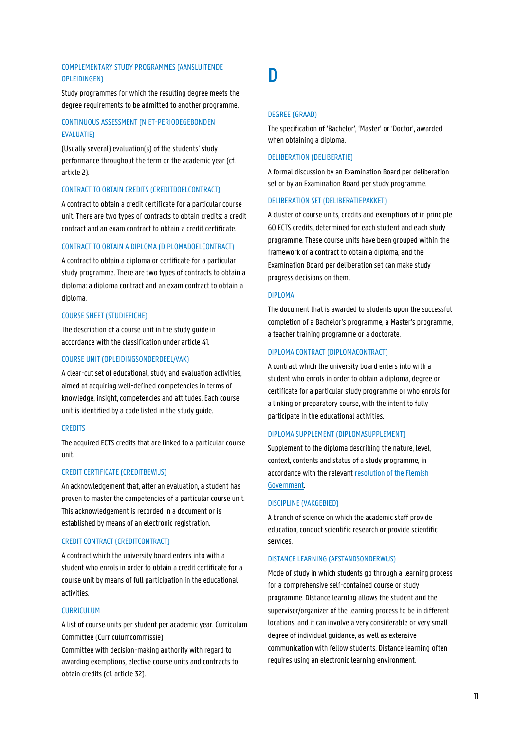### COMPLEMENTARY STUDY PROGRAMMES (AANSLUITENDE OPLEIDINGEN)

Study programmes for which the resulting degree meets the degree requirements to be admitted to another programme.

### CONTINUOUS ASSESSMENT (NIET-PERIODEGEBONDEN EVALUATIE)

(Usually several) evaluation(s) of the students' study performance throughout the term or the academic year (cf. article 2).

### CONTRACT TO OBTAIN CREDITS (CREDITDOELCONTRACT)

A contract to obtain a credit certificate for a particular course unit. There are two types of contracts to obtain credits: a credit contract and an exam contract to obtain a credit certificate.

### CONTRACT TO OBTAIN A DIPLOMA (DIPLOMADOELCONTRACT)

A contract to obtain a diploma or certificate for a particular study programme. There are two types of contracts to obtain a diploma: a diploma contract and an exam contract to obtain a diploma.

### COURSE SHEET (STUDIEFICHE)

The description of a course unit in the study guide in accordance with the classification under article 41.

### COURSE UNIT (OPLEIDINGSONDERDEEL/VAK)

A clear-cut set of educational, study and evaluation activities, aimed at acquiring well-defined competencies in terms of knowledge, insight, competencies and attitudes. Each course unit is identified by a code listed in the study guide.

### CREDITS

The acquired ECTS credits that are linked to a particular course unit.

### CREDIT CERTIFICATE (CREDITBEWIJS)

An acknowledgement that, after an evaluation, a student has proven to master the competencies of a particular course unit. This acknowledgement is recorded in a document or is established by means of an electronic registration.

### CREDIT CONTRACT (CREDITCONTRACT)

A contract which the university board enters into with a student who enrols in order to obtain a credit certificate for a course unit by means of full participation in the educational activities.

### CURRICULUM

A list of course units per student per academic year. Curriculum Committee (Curriculumcommissie)
Committee with decision-making authority with regard to awarding exemptions, elective course units and contracts to obtain credits (cf. article 32).

# D

### DEGREE (GRAAD)

The specification of 'Bachelor', 'Master' or 'Doctor', awarded when obtaining a diploma.

### DELIBERATION (DELIBERATIE)

A formal discussion by an Examination Board per deliberation set or by an Examination Board per study programme.

### DELIBERATION SET (DELIBERATIEPAKKET)

A cluster of course units, credits and exemptions of in principle 60 ECTS credits, determined for each student and each study programme. These course units have been grouped within the framework of a contract to obtain a diploma, and the Examination Board per deliberation set can make study progress decisions on them.

### DIPLOMA

The document that is awarded to students upon the successful completion of a Bachelor's programme, a Master's programme, a teacher training programme or a doctorate.

### DIPLOMA CONTRACT (DIPLOMACONTRACT)

A contract which the university board enters into with a student who enrols in order to obtain a diploma, degree or certificate for a particular study programme or who enrols for a linking or preparatory course, with the intent to fully participate in the educational activities.

### DIPLOMA SUPPLEMENT (DIPLOMASUPPLEMENT)

Supplement to the diploma describing the nature, level, context, contents and status of a study programme, in accordance with the relevant resolution of the Flemish Government.

### DISCIPLINE (VAKGEBIED)

A branch of science on which the academic staff provide education, conduct scientific research or provide scientific services.

### DISTANCE LEARNING (AFSTANDSONDERWIJS)

Mode of study in which students go through a learning process for a comprehensive self-contained course or study programme. Distance learning allows the student and the supervisor/organizer of the learning process to be in different locations, and it can involve a very considerable or very small degree of individual guidance, as well as extensive communication with fellow students. Distance learning often requires using an electronic learning environment.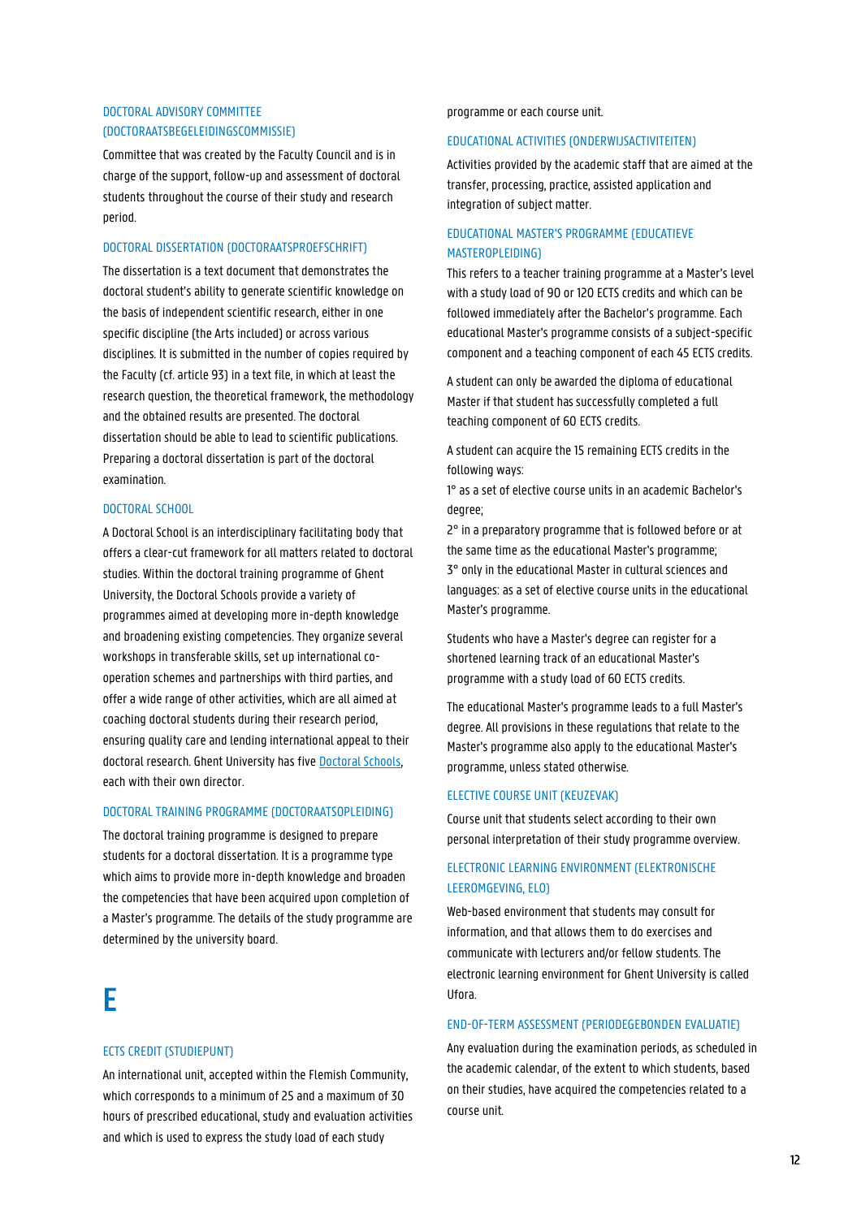### DOCTORAL ADVISORY COMMITTEE (DOCTORAATSBEGELEIDINGSCOMMISSIE)

Committee that was created by the Faculty Council and is in charge of the support, follow-up and assessment of doctoral students throughout the course of their study and research period.

### DOCTORAL DISSERTATION (DOCTORAATSPROEFSCHRIFT)

The dissertation is a text document that demonstrates the doctoral student's ability to generate scientific knowledge on the basis of independent scientific research, either in one specific discipline (the Arts included) or across various disciplines. It is submitted in the number of copies required by the Faculty (cf. article 93) in a text file, in which at least the research question, the theoretical framework, the methodology and the obtained results are presented. The doctoral dissertation should be able to lead to scientific publications. Preparing a doctoral dissertation is part of the doctoral examination.

### DOCTORAL SCHOOL

A Doctoral School is an interdisciplinary facilitating body that offers a clear-cut framework for all matters related to doctoral studies. Within the doctoral training programme of Ghent University, the Doctoral Schools provide a variety of programmes aimed at developing more in-depth knowledge and broadening existing competencies. They organize several workshops in transferable skills, set up international co-operation schemes and partnerships with third parties, and offer a wide range of other activities, which are all aimed at coaching doctoral students during their research period, ensuring quality care and lending international appeal to their doctoral research. Ghent University has five Doctoral Schools, each with their own director.

### DOCTORAL TRAINING PROGRAMME (DOCTORAATSOPLEIDING)

The doctoral training programme is designed to prepare students for a doctoral dissertation. It is a programme type which aims to provide more in-depth knowledge and broaden the competencies that have been acquired upon completion of a Master's programme. The details of the study programme are determined by the university board.

# E

### ECTS CREDIT (STUDIEPUNT)

An international unit, accepted within the Flemish Community, which corresponds to a minimum of 25 and a maximum of 30 hours of prescribed educational, study and evaluation activities and which is used to express the study load of each study programme or each course unit.

### EDUCATIONAL ACTIVITIES (ONDERWIJSACTIVITEITEN)

Activities provided by the academic staff that are aimed at the transfer, processing, practice, assisted application and integration of subject matter.

### EDUCATIONAL MASTER'S PROGRAMME (EDUCATIEVE MASTEROPLEIDING)

This refers to a teacher training programme at a Master's level with a study load of 90 or 120 ECTS credits and which can be followed immediately after the Bachelor's programme. Each educational Master's programme consists of a subject-specific component and a teaching component of each 45 ECTS credits.

A student can only be awarded the diploma of educational Master if that student has successfully completed a full teaching component of 60 ECTS credits.

A student can acquire the 15 remaining ECTS credits in the following ways:
1° as a set of elective course units in an academic Bachelor's degree;
2° in a preparatory programme that is followed before or at the same time as the educational Master's programme;
3° only in the educational Master in cultural sciences and languages: as a set of elective course units in the educational Master's programme.

Students who have a Master's degree can register for a shortened learning track of an educational Master's programme with a study load of 60 ECTS credits.

The educational Master's programme leads to a full Master's degree. All provisions in these regulations that relate to the Master's programme also apply to the educational Master's programme, unless stated otherwise.

### ELECTIVE COURSE UNIT (KEUZEVAK)

Course unit that students select according to their own personal interpretation of their study programme overview.

### ELECTRONIC LEARNING ENVIRONMENT (ELEKTRONISCHE LEEROMGEVING, ELO)

Web-based environment that students may consult for information, and that allows them to do exercises and communicate with lecturers and/or fellow students. The electronic learning environment for Ghent University is called Ufora.

### END-OF-TERM ASSESSMENT (PERIODEGEBONDEN EVALUATIE)

Any evaluation during the examination periods, as scheduled in the academic calendar, of the extent to which students, based on their studies, have acquired the competencies related to a course unit.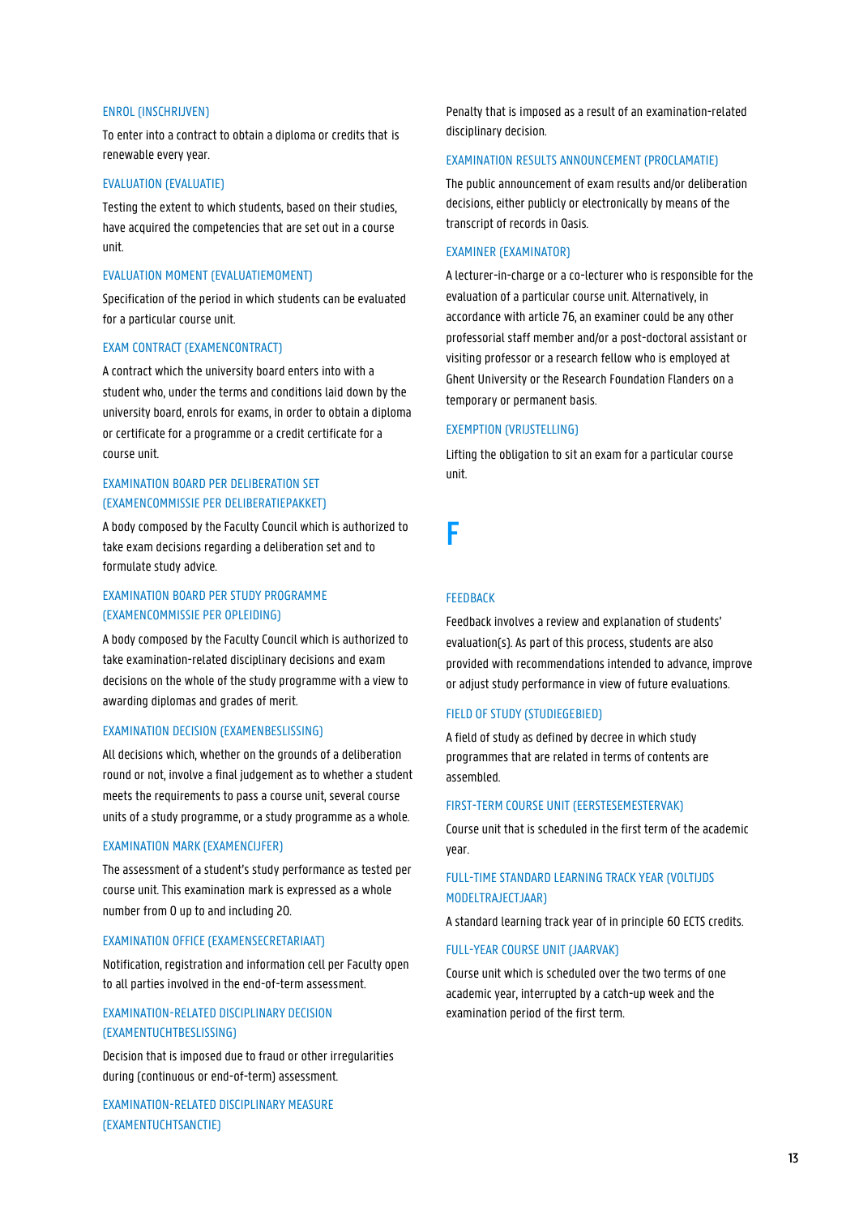### ENROL (INSCHRIJVEN)

To enter into a contract to obtain a diploma or credits that is renewable every year.

### EVALUATION (EVALUATIE)

Testing the extent to which students, based on their studies, have acquired the competencies that are set out in a course unit.

### EVALUATION MOMENT (EVALUATIEMOMENT)

Specification of the period in which students can be evaluated for a particular course unit.

### EXAM CONTRACT (EXAMENCONTRACT)

A contract which the university board enters into with a student who, under the terms and conditions laid down by the university board, enrols for exams, in order to obtain a diploma or certificate for a programme or a credit certificate for a course unit.

### EXAMINATION BOARD PER DELIBERATION SET (EXAMENCOMMISSIE PER DELIBERATIEPAKKET)

A body composed by the Faculty Council which is authorized to take exam decisions regarding a deliberation set and to formulate study advice.

### EXAMINATION BOARD PER STUDY PROGRAMME (EXAMENCOMMISSIE PER OPLEIDING)

A body composed by the Faculty Council which is authorized to take examination-related disciplinary decisions and exam decisions on the whole of the study programme with a view to awarding diplomas and grades of merit.

### EXAMINATION DECISION (EXAMENBESLISSING)

All decisions which, whether on the grounds of a deliberation round or not, involve a final judgement as to whether a student meets the requirements to pass a course unit, several course units of a study programme, or a study programme as a whole.

### EXAMINATION MARK (EXAMENCIJFER)

The assessment of a student's study performance as tested per course unit. This examination mark is expressed as a whole number from 0 up to and including 20.

### EXAMINATION OFFICE (EXAMENSECRETARIAAT)

Notification, registration and information cell per Faculty open to all parties involved in the end-of-term assessment.

### EXAMINATION-RELATED DISCIPLINARY DECISION (EXAMENTUCHTBESLISSING)

Decision that is imposed due to fraud or other irregularities during (continuous or end-of-term) assessment.

### EXAMINATION-RELATED DISCIPLINARY MEASURE (EXAMENTUCHTSANCTIE)

Penalty that is imposed as a result of an examination-related disciplinary decision.

### EXAMINATION RESULTS ANNOUNCEMENT (PROCLAMATIE)

The public announcement of exam results and/or deliberation decisions, either publicly or electronically by means of the transcript of records in Oasis.

### EXAMINER (EXAMINATOR)

A lecturer-in-charge or a co-lecturer who is responsible for the evaluation of a particular course unit. Alternatively, in accordance with article 76, an examiner could be any other professorial staff member and/or a post-doctoral assistant or visiting professor or a research fellow who is employed at Ghent University or the Research Foundation Flanders on a temporary or permanent basis.

### EXEMPTION (VRIJSTELLING)

Lifting the obligation to sit an exam for a particular course unit.

## F

### FEEDBACK

Feedback involves a review and explanation of students' evaluation(s). As part of this process, students are also provided with recommendations intended to advance, improve or adjust study performance in view of future evaluations.

### FIELD OF STUDY (STUDIEGEBIED)

A field of study as defined by decree in which study programmes that are related in terms of contents are assembled.

### FIRST-TERM COURSE UNIT (EERSTESEMESTERVAK)

Course unit that is scheduled in the first term of the academic year.

### FULL-TIME STANDARD LEARNING TRACK YEAR (VOLTIJDS MODELTRAJECTJAAR)

A standard learning track year of in principle 60 ECTS credits.

### FULL-YEAR COURSE UNIT (JAARVAK)

Course unit which is scheduled over the two terms of one academic year, interrupted by a catch-up week and the examination period of the first term.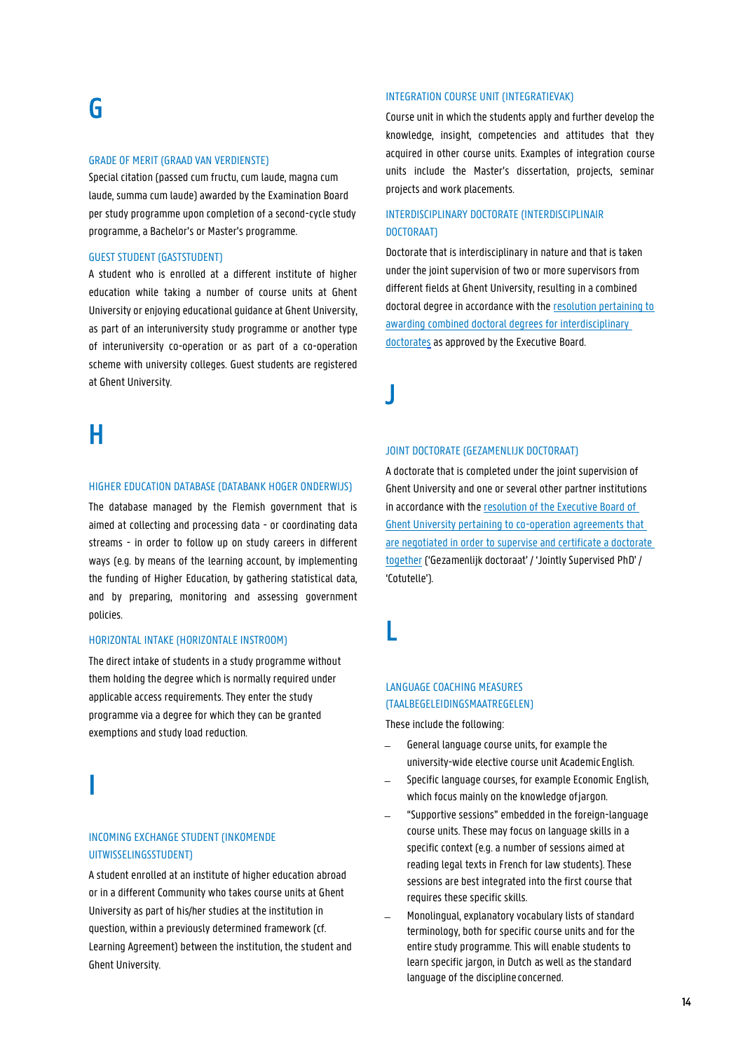# G

### GRADE OF MERIT (GRAAD VAN VERDIENSTE)

Special citation (passed cum fructu, cum laude, magna cum laude, summa cum laude) awarded by the Examination Board per study programme upon completion of a second-cycle study programme, a Bachelor's or Master's programme.

### GUEST STUDENT (GASTSTUDENT)

A student who is enrolled at a different institute of higher education while taking a number of course units at Ghent University or enjoying educational guidance at Ghent University, as part of an interuniversity study programme or another type of interuniversity co-operation or as part of a co-operation scheme with university colleges. Guest students are registered at Ghent University.

# H

### HIGHER EDUCATION DATABASE (DATABANK HOGER ONDERWIJS)

The database managed by the Flemish government that is aimed at collecting and processing data - or coordinating data streams - in order to follow up on study careers in different ways (e.g. by means of the learning account, by implementing the funding of Higher Education, by gathering statistical data, and by preparing, monitoring and assessing government policies.

### HORIZONTAL INTAKE (HORIZONTALE INSTROOM)

The direct intake of students in a study programme without them holding the degree which is normally required under applicable access requirements. They enter the study programme via a degree for which they can be granted exemptions and study load reduction.

# I

### INCOMING EXCHANGE STUDENT (INKOMENDE UITWISSELINGSSTUDENT)

A student enrolled at an institute of higher education abroad or in a different Community who takes course units at Ghent University as part of his/her studies at the institution in question, within a previously determined framework (cf. Learning Agreement) between the institution, the student and Ghent University.

### INTEGRATION COURSE UNIT (INTEGRATIEVAK)

Course unit in which the students apply and further develop the knowledge, insight, competencies and attitudes that they acquired in other course units. Examples of integration course units include the Master's dissertation, projects, seminar projects and work placements.

### INTERDISCIPLINARY DOCTORATE (INTERDISCIPLINAIR DOCTORAAT)

Doctorate that is interdisciplinary in nature and that is taken under the joint supervision of two or more supervisors from different fields at Ghent University, resulting in a combined doctoral degree in accordance with the resolution pertaining to awarding combined doctoral degrees for interdisciplinary doctorates as approved by the Executive Board.

# J

### JOINT DOCTORATE (GEZAMENLIJK DOCTORAAT)

A doctorate that is completed under the joint supervision of Ghent University and one or several other partner institutions in accordance with the resolution of the Executive Board of Ghent University pertaining to co-operation agreements that are negotiated in order to supervise and certificate a doctorate together ('Gezamenlijk doctoraat' / 'Jointly Supervised PhD' / 'Cotutelle').

# L

### LANGUAGE COACHING MEASURES (TAALBEGELEIDINGSMAATREGELEN)

These include the following:

- General language course units, for example the university-wide elective course unit Academic English.
- Specific language courses, for example Economic English, which focus mainly on the knowledge of jargon.
- "Supportive sessions" embedded in the foreign-language course units. These may focus on language skills in a specific context (e.g. a number of sessions aimed at reading legal texts in French for law students). These sessions are best integrated into the first course that requires these specific skills.
- Monolingual, explanatory vocabulary lists of standard terminology, both for specific course units and for the entire study programme. This will enable students to learn specific jargon, in Dutch as well as the standard language of the discipline concerned.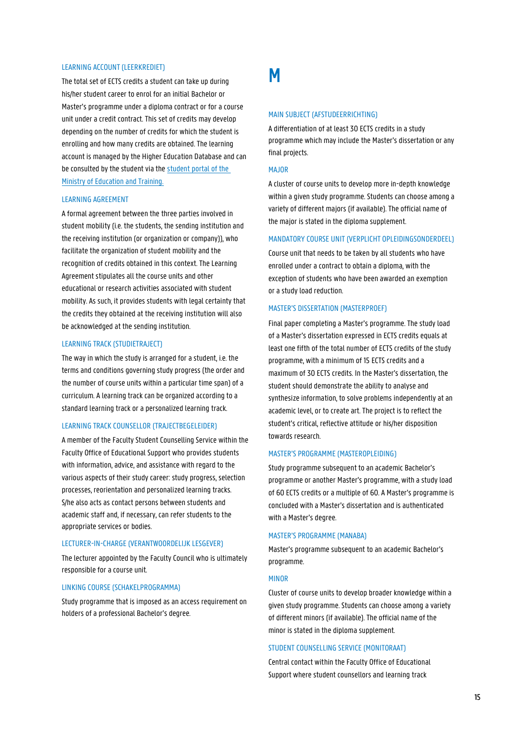### LEARNING ACCOUNT (LEERKREDIET)

The total set of ECTS credits a student can take up during his/her student career to enrol for an initial Bachelor or Master's programme under a diploma contract or for a course unit under a credit contract. This set of credits may develop depending on the number of credits for which the student is enrolling and how many credits are obtained. The learning account is managed by the Higher Education Database and can be consulted by the student via the student portal of the Ministry of Education and Training.

### LEARNING AGREEMENT

A formal agreement between the three parties involved in student mobility (i.e. the students, the sending institution and the receiving institution (or organization or company)), who facilitate the organization of student mobility and the recognition of credits obtained in this context. The Learning Agreement stipulates all the course units and other educational or research activities associated with student mobility. As such, it provides students with legal certainty that the credits they obtained at the receiving institution will also be acknowledged at the sending institution.

### LEARNING TRACK (STUDIETRAJECT)

The way in which the study is arranged for a student, i.e. the terms and conditions governing study progress (the order and the number of course units within a particular time span) of a curriculum. A learning track can be organized according to a standard learning track or a personalized learning track.

### LEARNING TRACK COUNSELLOR (TRAJECTBEGELEIDER)

A member of the Faculty Student Counselling Service within the Faculty Office of Educational Support who provides students with information, advice, and assistance with regard to the various aspects of their study career: study progress, selection processes, reorientation and personalized learning tracks. S/he also acts as contact persons between students and academic staff and, if necessary, can refer students to the appropriate services or bodies.

### LECTURER-IN-CHARGE (VERANTWOORDELIJK LESGEVER)

The lecturer appointed by the Faculty Council who is ultimately responsible for a course unit.

### LINKING COURSE (SCHAKELPROGRAMMA)

Study programme that is imposed as an access requirement on holders of a professional Bachelor's degree.

# M

### MAIN SUBJECT (AFSTUDEERRICHTING)

A differentiation of at least 30 ECTS credits in a study programme which may include the Master's dissertation or any final projects.

### MAJOR

A cluster of course units to develop more in-depth knowledge within a given study programme. Students can choose among a variety of different majors (if available). The official name of the major is stated in the diploma supplement.

### MANDATORY COURSE UNIT (VERPLICHT OPLEIDINGSONDERDEEL)

Course unit that needs to be taken by all students who have enrolled under a contract to obtain a diploma, with the exception of students who have been awarded an exemption or a study load reduction.

### MASTER'S DISSERTATION (MASTERPROEF)

Final paper completing a Master's programme. The study load of a Master's dissertation expressed in ECTS credits equals at least one fifth of the total number of ECTS credits of the study programme, with a minimum of 15 ECTS credits and a maximum of 30 ECTS credits. In the Master's dissertation, the student should demonstrate the ability to analyse and synthesize information, to solve problems independently at an academic level, or to create art. The project is to reflect the student's critical, reflective attitude or his/her disposition towards research.

### MASTER'S PROGRAMME (MASTEROPLEIDING)

Study programme subsequent to an academic Bachelor's programme or another Master's programme, with a study load of 60 ECTS credits or a multiple of 60. A Master's programme is concluded with a Master's dissertation and is authenticated with a Master's degree.

### MASTER'S PROGRAMME (MANABA)

Master's programme subsequent to an academic Bachelor's programme.

### MINOR

Cluster of course units to develop broader knowledge within a given study programme. Students can choose among a variety of different minors (if available). The official name of the minor is stated in the diploma supplement.

### STUDENT COUNSELLING SERVICE (MONITORAAT)

Central contact within the Faculty Office of Educational Support where student counsellors and learning track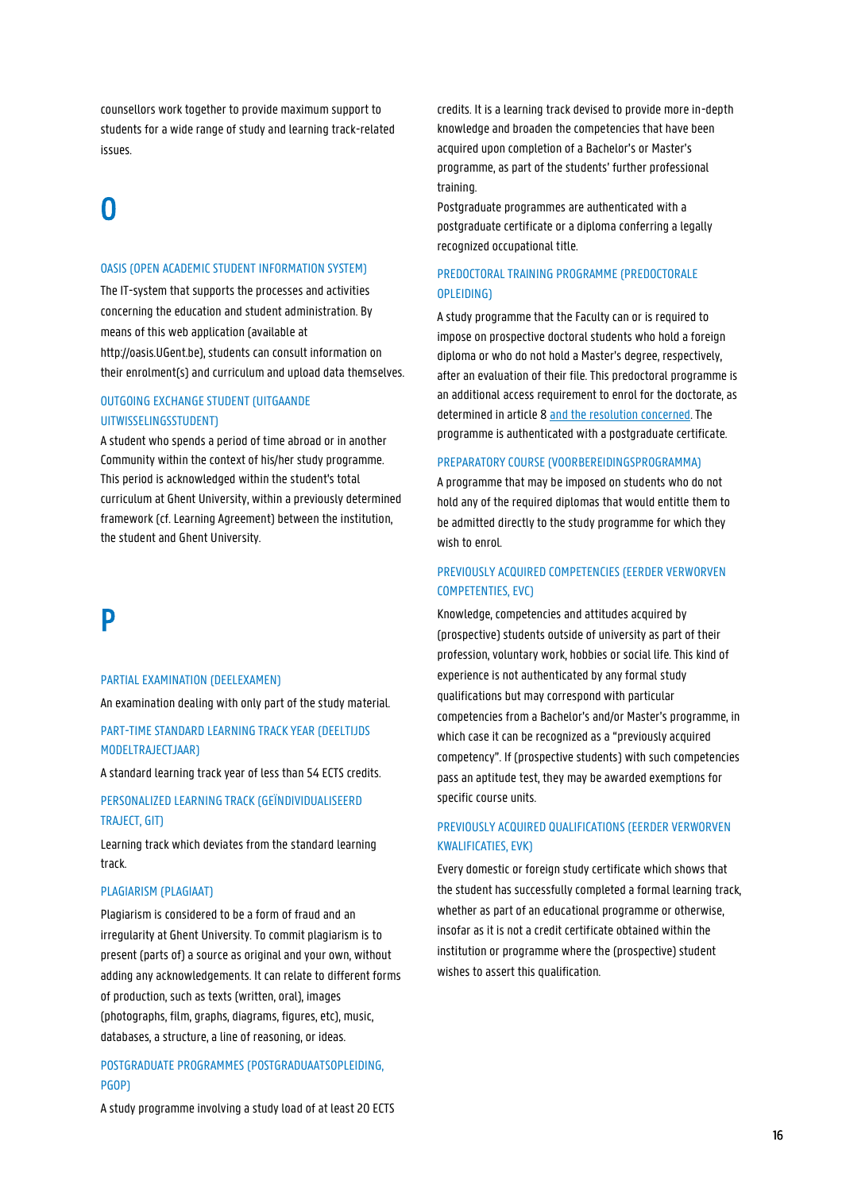counsellors work together to provide maximum support to students for a wide range of study and learning track-related issues.

# O

### OASIS (OPEN ACADEMIC STUDENT INFORMATION SYSTEM)

The IT-system that supports the processes and activities concerning the education and student administration. By means of this web application (available at http://oasis.UGent.be), students can consult information on their enrolment(s) and curriculum and upload data themselves.

### OUTGOING EXCHANGE STUDENT (UITGAANDE UITWISSELINGSSTUDENT)

A student who spends a period of time abroad or in another Community within the context of his/her study programme. This period is acknowledged within the student's total curriculum at Ghent University, within a previously determined framework (cf. Learning Agreement) between the institution, the student and Ghent University.

# P

### PARTIAL EXAMINATION (DEELEXAMEN)

An examination dealing with only part of the study material.

### PART-TIME STANDARD LEARNING TRACK YEAR (DEELTIJDS MODELTRAJECTJAAR)

A standard learning track year of less than 54 ECTS credits.

### PERSONALIZED LEARNING TRACK (GEÏNDIVIDUALISEERD TRAJECT, GIT)

Learning track which deviates from the standard learning track.

### PLAGIARISM (PLAGIAAT)

Plagiarism is considered to be a form of fraud and an irregularity at Ghent University. To commit plagiarism is to present (parts of) a source as original and your own, without adding any acknowledgements. It can relate to different forms of production, such as texts (written, oral), images (photographs, film, graphs, diagrams, figures, etc), music, databases, a structure, a line of reasoning, or ideas.

### POSTGRADUATE PROGRAMMES (POSTGRADUAATSOPLEIDING, PGOP)

A study programme involving a study load of at least 20 ECTS credits. It is a learning track devised to provide more in-depth knowledge and broaden the competencies that have been acquired upon completion of a Bachelor's or Master's programme, as part of the students' further professional training.

Postgraduate programmes are authenticated with a postgraduate certificate or a diploma conferring a legally recognized occupational title.

### PREDOCTORAL TRAINING PROGRAMME (PREDOCTORALE OPLEIDING)

A study programme that the Faculty can or is required to impose on prospective doctoral students who hold a foreign diploma or who do not hold a Master's degree, respectively, after an evaluation of their file. This predoctoral programme is an additional access requirement to enrol for the doctorate, as determined in article 8 and the resolution concerned. The programme is authenticated with a postgraduate certificate.

### PREPARATORY COURSE (VOORBEREIDINGSPROGRAMMA)

A programme that may be imposed on students who do not hold any of the required diplomas that would entitle them to be admitted directly to the study programme for which they wish to enrol.

### PREVIOUSLY ACQUIRED COMPETENCIES (EERDER VERWORVEN COMPETENTIES, EVC)

Knowledge, competencies and attitudes acquired by (prospective) students outside of university as part of their profession, voluntary work, hobbies or social life. This kind of experience is not authenticated by any formal study qualifications but may correspond with particular competencies from a Bachelor's and/or Master's programme, in which case it can be recognized as a "previously acquired competency". If (prospective students) with such competencies pass an aptitude test, they may be awarded exemptions for specific course units.

### PREVIOUSLY ACQUIRED QUALIFICATIONS (EERDER VERWORVEN KWALIFICATIES, EVK)

Every domestic or foreign study certificate which shows that the student has successfully completed a formal learning track, whether as part of an educational programme or otherwise, insofar as it is not a credit certificate obtained within the institution or programme where the (prospective) student wishes to assert this qualification.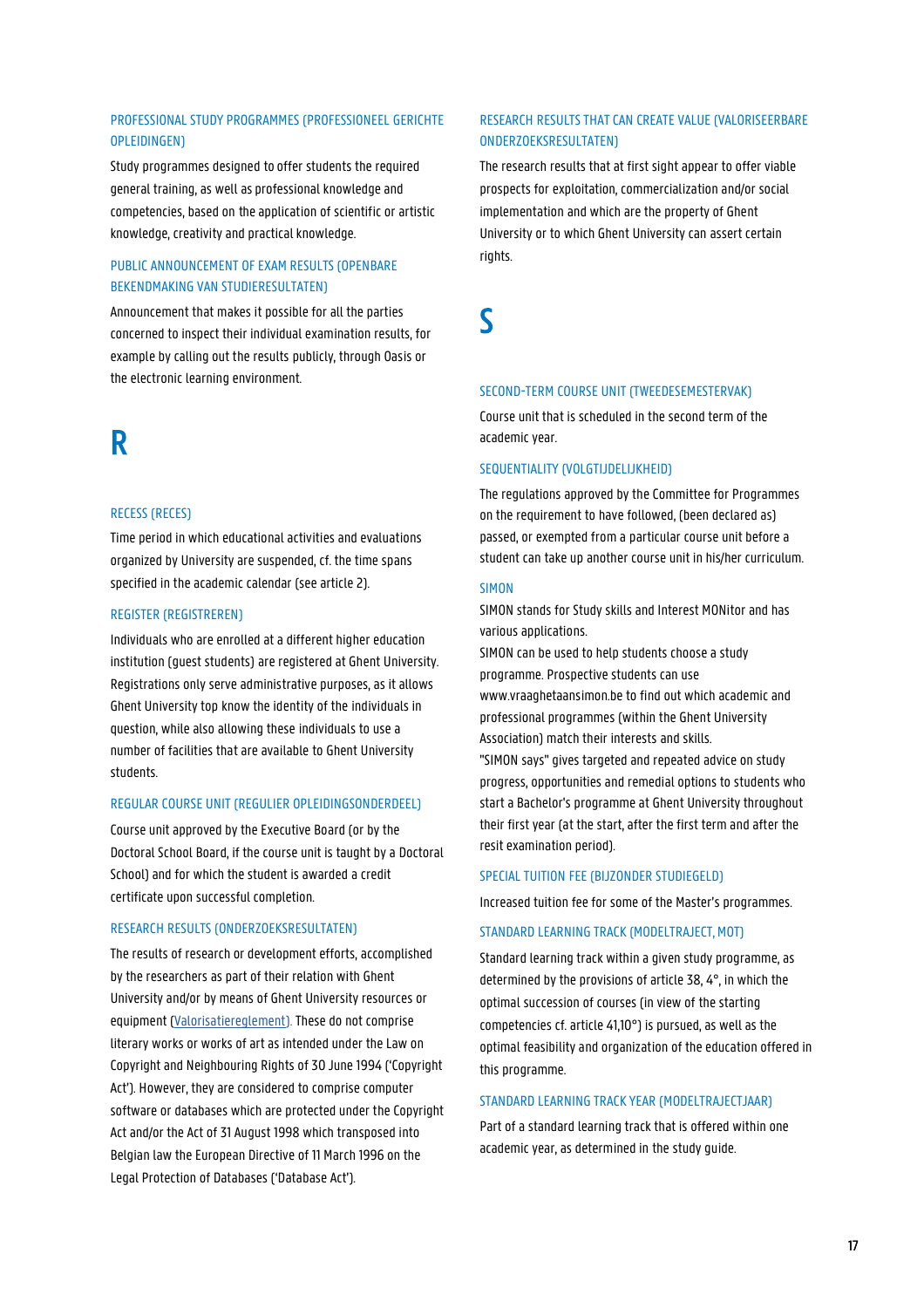### PROFESSIONAL STUDY PROGRAMMES (PROFESSIONEEL GERICHTE OPLEIDINGEN)

Study programmes designed to offer students the required general training, as well as professional knowledge and competencies, based on the application of scientific or artistic knowledge, creativity and practical knowledge.

### PUBLIC ANNOUNCEMENT OF EXAM RESULTS (OPENBARE BEKENDMAKING VAN STUDIERESULTATEN)

Announcement that makes it possible for all the parties concerned to inspect their individual examination results, for example by calling out the results publicly, through Oasis or the electronic learning environment.

## R

### RECESS (RECES)

Time period in which educational activities and evaluations organized by University are suspended, cf. the time spans specified in the academic calendar (see article 2).

### REGISTER (REGISTREREN)

Individuals who are enrolled at a different higher education institution (guest students) are registered at Ghent University. Registrations only serve administrative purposes, as it allows Ghent University top know the identity of the individuals in question, while also allowing these individuals to use a number of facilities that are available to Ghent University students.

### REGULAR COURSE UNIT (REGULIER OPLEIDINGSONDERDEEL)

Course unit approved by the Executive Board (or by the Doctoral School Board, if the course unit is taught by a Doctoral School) and for which the student is awarded a credit certificate upon successful completion.

### RESEARCH RESULTS (ONDERZOEKSRESULTATEN)

The results of research or development efforts, accomplished by the researchers as part of their relation with Ghent University and/or by means of Ghent University resources or equipment (Valorisatiereglement). These do not comprise literary works or works of art as intended under the Law on Copyright and Neighbouring Rights of 30 June 1994 ('Copyright Act'). However, they are considered to comprise computer software or databases which are protected under the Copyright Act and/or the Act of 31 August 1998 which transposed into Belgian law the European Directive of 11 March 1996 on the Legal Protection of Databases ('Database Act').

### RESEARCH RESULTS THAT CAN CREATE VALUE (VALORISEERBARE ONDERZOEKSRESULTATEN)

The research results that at first sight appear to offer viable prospects for exploitation, commercialization and/or social implementation and which are the property of Ghent University or to which Ghent University can assert certain rights.

## S

### SECOND-TERM COURSE UNIT (TWEEDESEMESTERVAK)

Course unit that is scheduled in the second term of the academic year.

### SEQUENTIALITY (VOLGTIJDELIJKHEID)

The regulations approved by the Committee for Programmes on the requirement to have followed, (been declared as) passed, or exempted from a particular course unit before a student can take up another course unit in his/her curriculum.

### SIMON

SIMON stands for Study skills and Interest MONitor and has various applications.
SIMON can be used to help students choose a study programme. Prospective students can use www.vraaghetaansimon.be to find out which academic and professional programmes (within the Ghent University Association) match their interests and skills.
"SIMON says" gives targeted and repeated advice on study progress, opportunities and remedial options to students who start a Bachelor's programme at Ghent University throughout their first year (at the start, after the first term and after the resit examination period).

### SPECIAL TUITION FEE (BIJZONDER STUDIEGELD)

Increased tuition fee for some of the Master's programmes.

### STANDARD LEARNING TRACK (MODELTRAJECT, MOT)

Standard learning track within a given study programme, as determined by the provisions of article 38, 4°, in which the optimal succession of courses (in view of the starting competencies cf. article 41,10°) is pursued, as well as the optimal feasibility and organization of the education offered in this programme.

### STANDARD LEARNING TRACK YEAR (MODELTRAJECTJAAR)

Part of a standard learning track that is offered within one academic year, as determined in the study guide.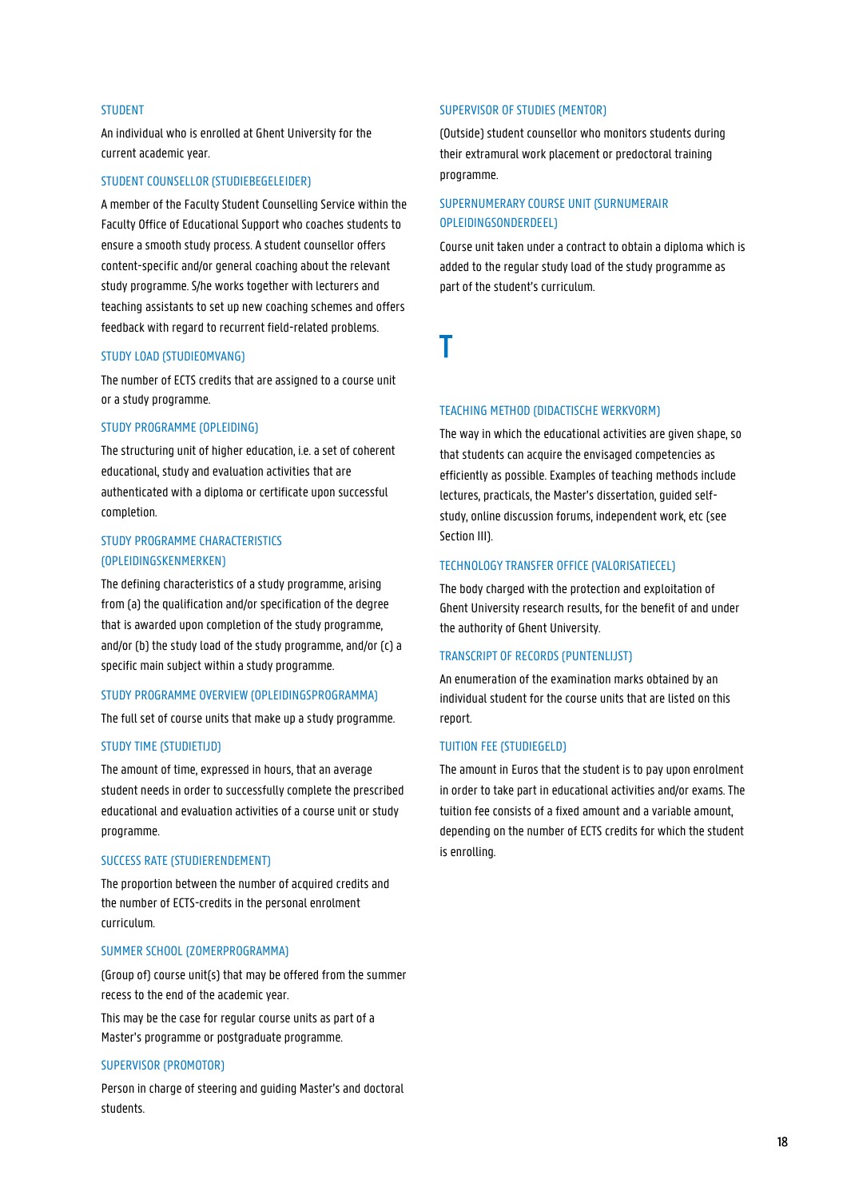### STUDENT

An individual who is enrolled at Ghent University for the current academic year.

### STUDENT COUNSELLOR (STUDIEBEGELEIDER)

A member of the Faculty Student Counselling Service within the Faculty Office of Educational Support who coaches students to ensure a smooth study process. A student counsellor offers content-specific and/or general coaching about the relevant study programme. S/he works together with lecturers and teaching assistants to set up new coaching schemes and offers feedback with regard to recurrent field-related problems.

### STUDY LOAD (STUDIEOMVANG)

The number of ECTS credits that are assigned to a course unit or a study programme.

### STUDY PROGRAMME (OPLEIDING)

The structuring unit of higher education, i.e. a set of coherent educational, study and evaluation activities that are authenticated with a diploma or certificate upon successful completion.

### STUDY PROGRAMME CHARACTERISTICS (OPLEIDINGSKENMERKEN)

The defining characteristics of a study programme, arising from (a) the qualification and/or specification of the degree that is awarded upon completion of the study programme, and/or (b) the study load of the study programme, and/or (c) a specific main subject within a study programme.

### STUDY PROGRAMME OVERVIEW (OPLEIDINGSPROGRAMMA)

The full set of course units that make up a study programme.

### STUDY TIME (STUDIETIJD)

The amount of time, expressed in hours, that an average student needs in order to successfully complete the prescribed educational and evaluation activities of a course unit or study programme.

### SUCCESS RATE (STUDIERENDEMENT)

The proportion between the number of acquired credits and the number of ECTS-credits in the personal enrolment curriculum.

### SUMMER SCHOOL (ZOMERPROGRAMMA)

(Group of) course unit(s) that may be offered from the summer recess to the end of the academic year.

This may be the case for regular course units as part of a Master's programme or postgraduate programme.

### SUPERVISOR (PROMOTOR)

Person in charge of steering and guiding Master's and doctoral students.

### SUPERVISOR OF STUDIES (MENTOR)

(Outside) student counsellor who monitors students during their extramural work placement or predoctoral training programme.

### SUPERNUMERARY COURSE UNIT (SURNUMERAIR OPLEIDINGSONDERDEEL)

Course unit taken under a contract to obtain a diploma which is added to the regular study load of the study programme as part of the student's curriculum.

# T

### TEACHING METHOD (DIDACTISCHE WERKVORM)

The way in which the educational activities are given shape, so that students can acquire the envisaged competencies as efficiently as possible. Examples of teaching methods include lectures, practicals, the Master's dissertation, guided self-study, online discussion forums, independent work, etc (see Section III).

### TECHNOLOGY TRANSFER OFFICE (VALORISATIECEL)

The body charged with the protection and exploitation of Ghent University research results, for the benefit of and under the authority of Ghent University.

### TRANSCRIPT OF RECORDS (PUNTENLIJST)

An enumeration of the examination marks obtained by an individual student for the course units that are listed on this report.

### TUITION FEE (STUDIEGELD)

The amount in Euros that the student is to pay upon enrolment in order to take part in educational activities and/or exams. The tuition fee consists of a fixed amount and a variable amount, depending on the number of ECTS credits for which the student is enrolling.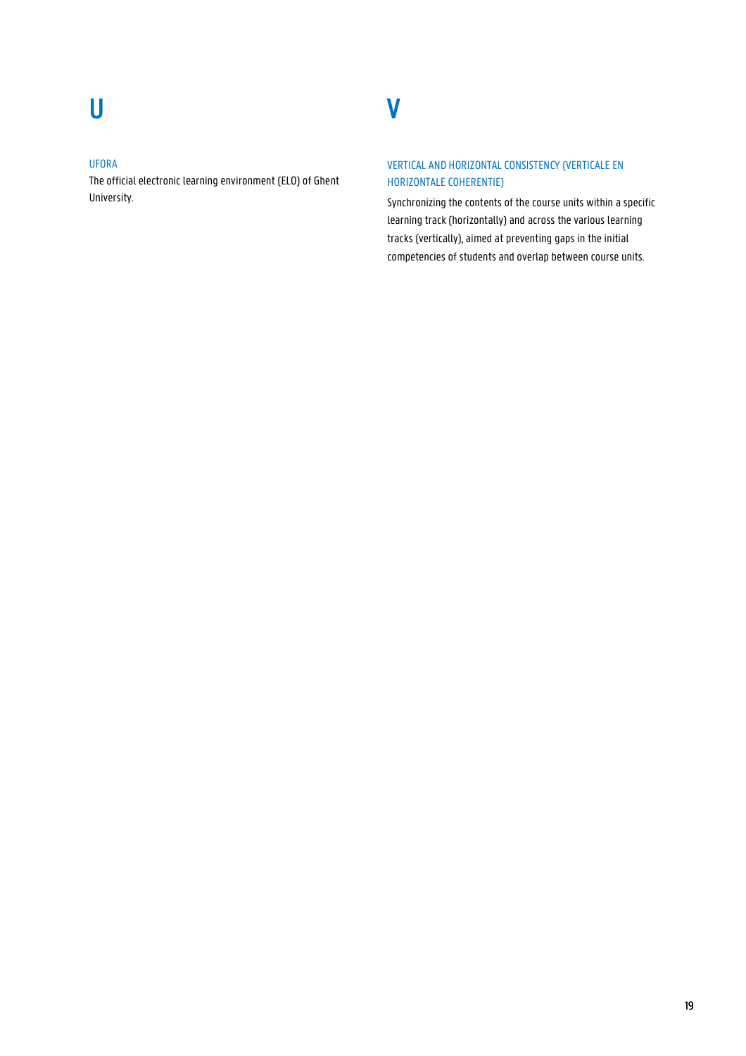# U

### UFORA

The official electronic learning environment (ELO) of Ghent University.

# V

### VERTICAL AND HORIZONTAL CONSISTENCY (VERTICALE EN HORIZONTALE COHERENTIE)

Synchronizing the contents of the course units within a specific learning track (horizontally) and across the various learning tracks (vertically), aimed at preventing gaps in the initial competencies of students and overlap between course units.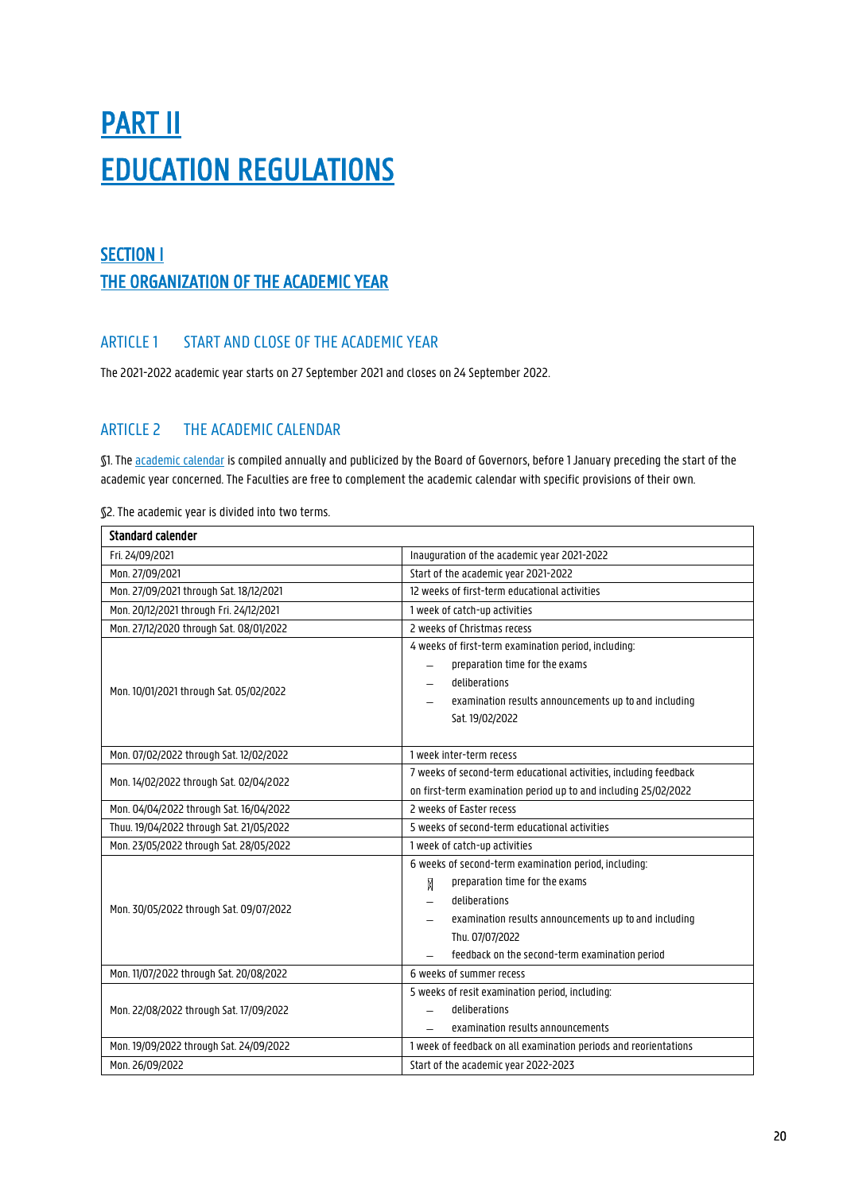# PART II
# EDUCATION REGULATIONS

## SECTION I
## THE ORGANIZATION OF THE ACADEMIC YEAR

### ARTICLE 1 START AND CLOSE OF THE ACADEMIC YEAR

The 2021-2022 academic year starts on 27 September 2021 and closes on 24 September 2022.

### ARTICLE 2 THE ACADEMIC CALENDAR

§1. The academic calendar is compiled annually and publicized by the Board of Governors, before 1 January preceding the start of the academic year concerned. The Faculties are free to complement the academic calendar with specific provisions of their own.

§2. The academic year is divided into two terms.

| Standard calender | |
|---|---|
| Fri. 24/09/2021 | Inauguration of the academic year 2021-2022 |
| Mon. 27/09/2021 | Start of the academic year 2021-2022 |
| Mon. 27/09/2021 through Sat. 18/12/2021 | 12 weeks of first-term educational activities |
| Mon. 20/12/2021 through Fri. 24/12/2021 | 1 week of catch-up activities |
| Mon. 27/12/2020 through Sat. 08/01/2022 | 2 weeks of Christmas recess |
| Mon. 10/01/2021 through Sat. 05/02/2022 | 4 weeks of first-term examination period, including:<br>– preparation time for the exams<br>– deliberations<br>– examination results announcements up to and including Sat. 19/02/2022 |
| Mon. 07/02/2022 through Sat. 12/02/2022 | 1 week inter-term recess |
| Mon. 14/02/2022 through Sat. 02/04/2022 | 7 weeks of second-term educational activities, including feedback on first-term examination period up to and including 25/02/2022 |
| Mon. 04/04/2022 through Sat. 16/04/2022 | 2 weeks of Easter recess |
| Thuu. 19/04/2022 through Sat. 21/05/2022 | 5 weeks of second-term educational activities |
| Mon. 23/05/2022 through Sat. 28/05/2022 | 1 week of catch-up activities |
| Mon. 30/05/2022 through Sat. 09/07/2022 | 6 weeks of second-term examination period, including:<br>– preparation time for the exams<br>– deliberations<br>– examination results announcements up to and including Thu. 07/07/2022<br>– feedback on the second-term examination period |
| Mon. 11/07/2022 through Sat. 20/08/2022 | 6 weeks of summer recess |
| Mon. 22/08/2022 through Sat. 17/09/2022 | 5 weeks of resit examination period, including:<br>– deliberations<br>– examination results announcements |
| Mon. 19/09/2022 through Sat. 24/09/2022 | 1 week of feedback on all examination periods and reorientations |
| Mon. 26/09/2022 | Start of the academic year 2022-2023 |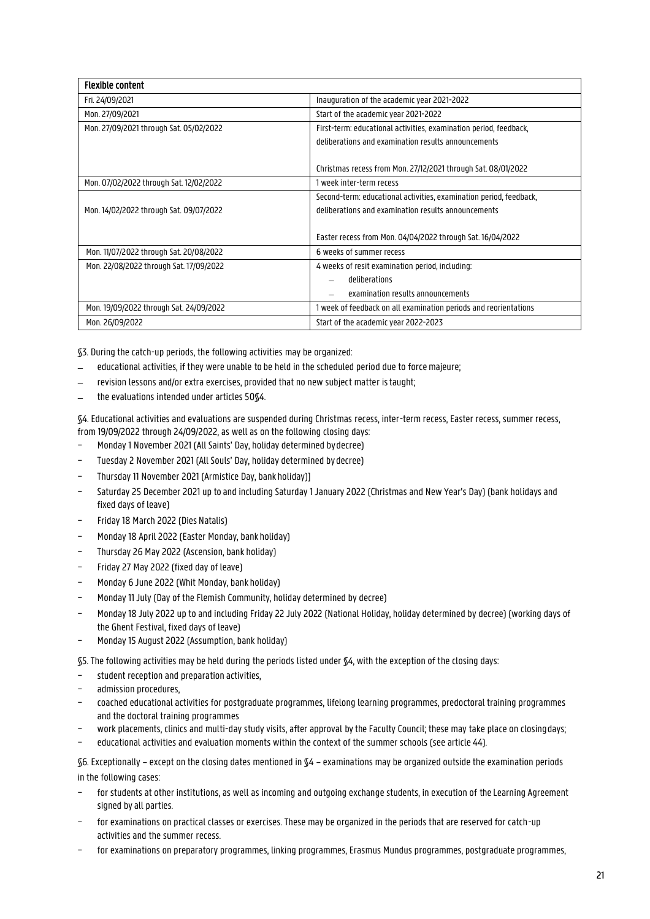| Flexible content | |
|---|---|
| Fri. 24/09/2021 | Inauguration of the academic year 2021-2022 |
| Mon. 27/09/2021 | Start of the academic year 2021-2022 |
| Mon. 27/09/2021 through Sat. 05/02/2022 | First-term: educational activities, examination period, feedback, deliberations and examination results announcements<br><br>Christmas recess from Mon. 27/12/2021 through Sat. 08/01/2022 |
| Mon. 07/02/2022 through Sat. 12/02/2022 | 1 week inter-term recess |
| Mon. 14/02/2022 through Sat. 09/07/2022 | Second-term: educational activities, examination period, feedback, deliberations and examination results announcements<br><br>Easter recess from Mon. 04/04/2022 through Sat. 16/04/2022 |
| Mon. 11/07/2022 through Sat. 20/08/2022 | 6 weeks of summer recess |
| Mon. 22/08/2022 through Sat. 17/09/2022 | 4 weeks of resit examination period, including:<br>– deliberations<br>– examination results announcements |
| Mon. 19/09/2022 through Sat. 24/09/2022 | 1 week of feedback on all examination periods and reorientations |
| Mon. 26/09/2022 | Start of the academic year 2022-2023 |

§3. During the catch-up periods, the following activities may be organized:

- educational activities, if they were unable to be held in the scheduled period due to force majeure;
- revision lessons and/or extra exercises, provided that no new subject matter is taught;
- the evaluations intended under articles 50§4.

§4. Educational activities and evaluations are suspended during Christmas recess, inter-term recess, Easter recess, summer recess, from 19/09/2022 through 24/09/2022, as well as on the following closing days:

- Monday 1 November 2021 (All Saints' Day, holiday determined by decree)
- Tuesday 2 November 2021 (All Souls' Day, holiday determined by decree)
- Thursday 11 November 2021 (Armistice Day, bank holiday)]
- Saturday 25 December 2021 up to and including Saturday 1 January 2022 (Christmas and New Year's Day) (bank holidays and fixed days of leave)
- Friday 18 March 2022 (Dies Natalis)
- Monday 18 April 2022 (Easter Monday, bank holiday)
- Thursday 26 May 2022 (Ascension, bank holiday)
- Friday 27 May 2022 (fixed day of leave)
- Monday 6 June 2022 (Whit Monday, bank holiday)
- Monday 11 July (Day of the Flemish Community, holiday determined by decree)
- Monday 18 July 2022 up to and including Friday 22 July 2022 (National Holiday, holiday determined by decree) (working days of the Ghent Festival, fixed days of leave)
- Monday 15 August 2022 (Assumption, bank holiday)

§5. The following activities may be held during the periods listed under §4, with the exception of the closing days:

- student reception and preparation activities,
- admission procedures,
- coached educational activities for postgraduate programmes, lifelong learning programmes, predoctoral training programmes and the doctoral training programmes
- work placements, clinics and multi-day study visits, after approval by the Faculty Council; these may take place on closing days;
- educational activities and evaluation moments within the context of the summer schools (see article 44).

§6. Exceptionally – except on the closing dates mentioned in §4 – examinations may be organized outside the examination periods in the following cases:

- for students at other institutions, as well as incoming and outgoing exchange students, in execution of the Learning Agreement signed by all parties.
- for examinations on practical classes or exercises. These may be organized in the periods that are reserved for catch-up activities and the summer recess.
- for examinations on preparatory programmes, linking programmes, Erasmus Mundus programmes, postgraduate programmes,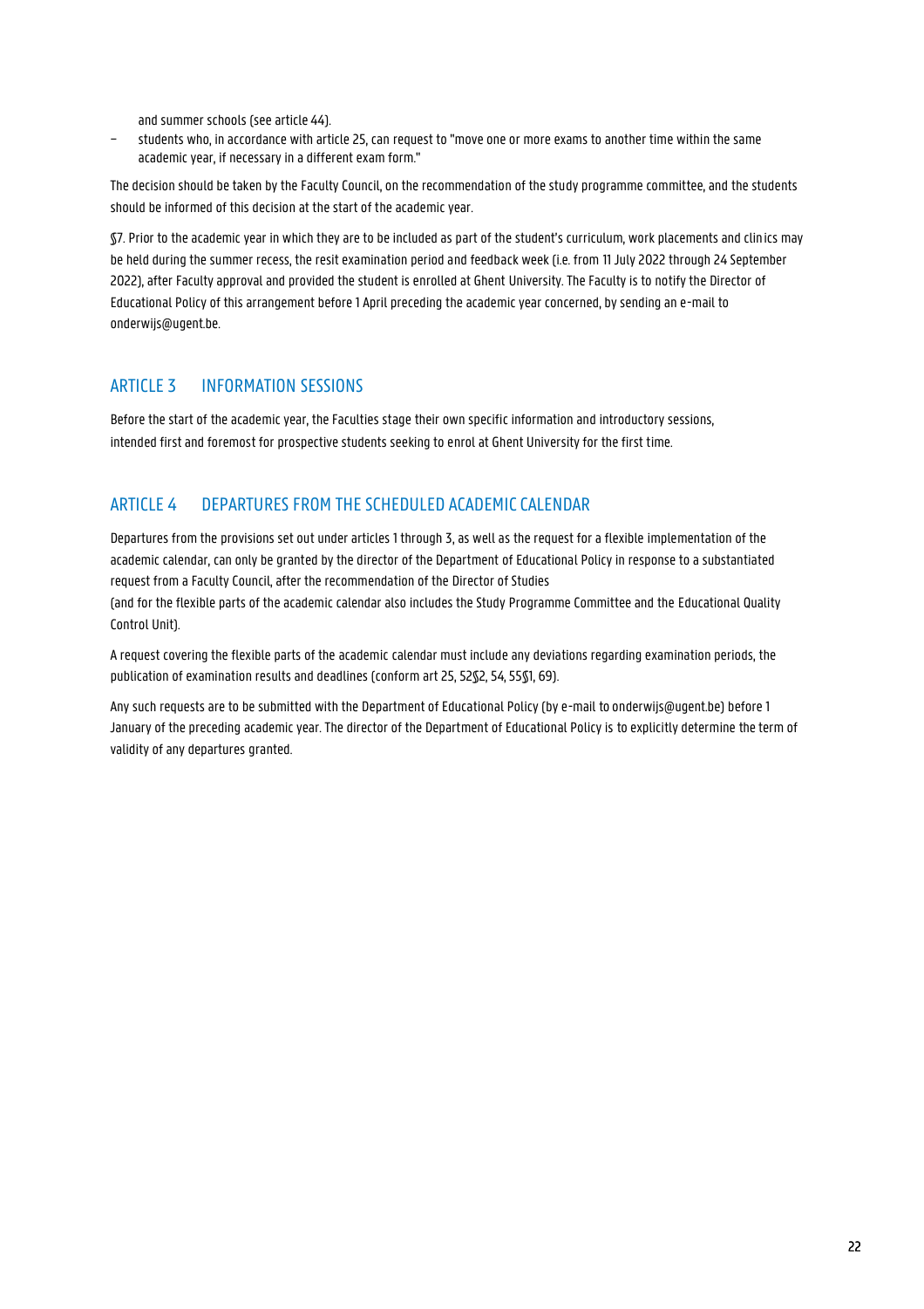and summer schools (see article 44).

- students who, in accordance with article 25, can request to "move one or more exams to another time within the same academic year, if necessary in a different exam form."

The decision should be taken by the Faculty Council, on the recommendation of the study programme committee, and the students should be informed of this decision at the start of the academic year.

§7. Prior to the academic year in which they are to be included as part of the student's curriculum, work placements and clinics may be held during the summer recess, the resit examination period and feedback week (i.e. from 11 July 2022 through 24 September 2022), after Faculty approval and provided the student is enrolled at Ghent University. The Faculty is to notify the Director of Educational Policy of this arrangement before 1 April preceding the academic year concerned, by sending an e-mail to onderwijs@ugent.be.

## ARTICLE 3 INFORMATION SESSIONS

Before the start of the academic year, the Faculties stage their own specific information and introductory sessions, intended first and foremost for prospective students seeking to enrol at Ghent University for the first time.

## ARTICLE 4 DEPARTURES FROM THE SCHEDULED ACADEMIC CALENDAR

Departures from the provisions set out under articles 1 through 3, as well as the request for a flexible implementation of the academic calendar, can only be granted by the director of the Department of Educational Policy in response to a substantiated request from a Faculty Council, after the recommendation of the Director of Studies
(and for the flexible parts of the academic calendar also includes the Study Programme Committee and the Educational Quality Control Unit).

A request covering the flexible parts of the academic calendar must include any deviations regarding examination periods, the publication of examination results and deadlines (conform art 25, 52§2, 54, 55§1, 69).

Any such requests are to be submitted with the Department of Educational Policy (by e-mail to onderwijs@ugent.be) before 1 January of the preceding academic year. The director of the Department of Educational Policy is to explicitly determine the term of validity of any departures granted.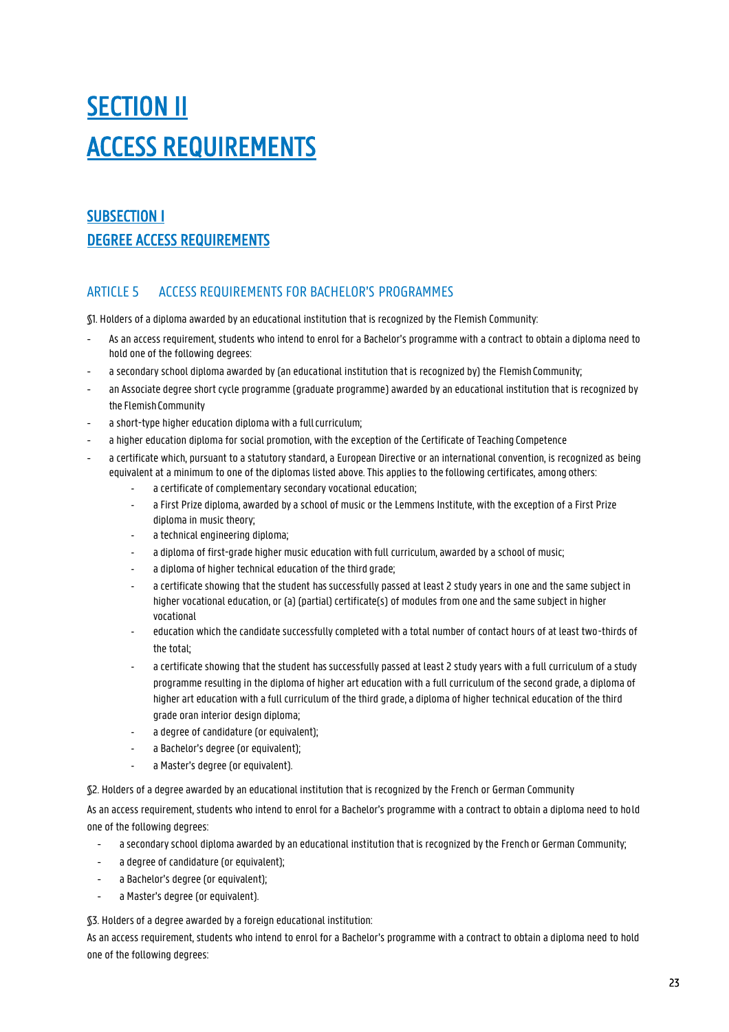# SECTION II
# ACCESS REQUIREMENTS

## SUBSECTION I
## DEGREE ACCESS REQUIREMENTS

### ARTICLE 5 ACCESS REQUIREMENTS FOR BACHELOR'S PROGRAMMES

§1. Holders of a diploma awarded by an educational institution that is recognized by the Flemish Community:

- As an access requirement, students who intend to enrol for a Bachelor's programme with a contract to obtain a diploma need to hold one of the following degrees:
- a secondary school diploma awarded by (an educational institution that is recognized by) the Flemish Community;
- an Associate degree short cycle programme (graduate programme) awarded by an educational institution that is recognized by the Flemish Community
- a short-type higher education diploma with a full curriculum;
- a higher education diploma for social promotion, with the exception of the Certificate of Teaching Competence
- a certificate which, pursuant to a statutory standard, a European Directive or an international convention, is recognized as being equivalent at a minimum to one of the diplomas listed above. This applies to the following certificates, among others:
    - a certificate of complementary secondary vocational education;
    - a First Prize diploma, awarded by a school of music or the Lemmens Institute, with the exception of a First Prize diploma in music theory;
    - a technical engineering diploma;
    - a diploma of first-grade higher music education with full curriculum, awarded by a school of music;
    - a diploma of higher technical education of the third grade;
    - a certificate showing that the student has successfully passed at least 2 study years in one and the same subject in higher vocational education, or (a) (partial) certificate(s) of modules from one and the same subject in higher vocational
    - education which the candidate successfully completed with a total number of contact hours of at least two-thirds of the total;
    - a certificate showing that the student has successfully passed at least 2 study years with a full curriculum of a study programme resulting in the diploma of higher art education with a full curriculum of the second grade, a diploma of higher art education with a full curriculum of the third grade, a diploma of higher technical education of the third grade oran interior design diploma;
    - a degree of candidature (or equivalent);
    - a Bachelor's degree (or equivalent);
    - a Master's degree (or equivalent).

§2. Holders of a degree awarded by an educational institution that is recognized by the French or German Community

As an access requirement, students who intend to enrol for a Bachelor's programme with a contract to obtain a diploma need to hold one of the following degrees:

- a secondary school diploma awarded by an educational institution that is recognized by the French or German Community;
- a degree of candidature (or equivalent);
- a Bachelor's degree (or equivalent);
- a Master's degree (or equivalent).

§3. Holders of a degree awarded by a foreign educational institution:

As an access requirement, students who intend to enrol for a Bachelor's programme with a contract to obtain a diploma need to hold one of the following degrees: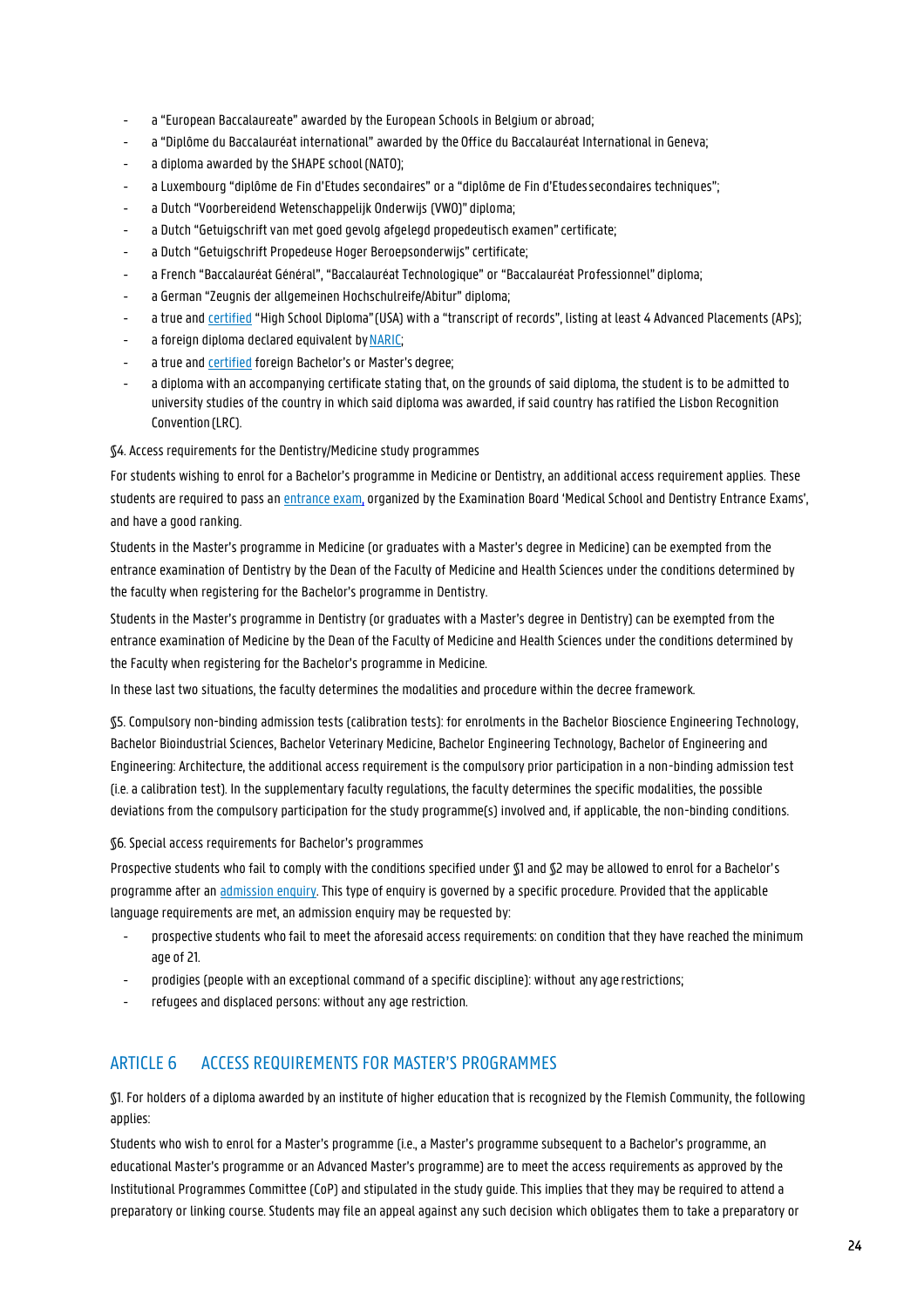- a “European Baccalaureate” awarded by the European Schools in Belgium or abroad;
- a “Diplôme du Baccalauréat international” awarded by the Office du Baccalauréat International in Geneva;
- a diploma awarded by the SHAPE school (NATO);
- a Luxembourg “diplôme de Fin d'Etudes secondaires” or a “diplôme de Fin d'Etudes secondaires techniques”;
- a Dutch “Voorbereidend Wetenschappelijk Onderwijs (VWO)” diploma;
- a Dutch “Getuigschrift van met goed gevolg afgelegd propedeutisch examen” certificate;
- a Dutch “Getuigschrift Propedeuse Hoger Beroepsonderwijs” certificate;
- a French “Baccalauréat Général”, “Baccalauréat Technologique” or “Baccalauréat Professionnel” diploma;
- a German “Zeugnis der allgemeinen Hochschulreife/Abitur” diploma;
- a true and certified “High School Diploma” (USA) with a “transcript of records”, listing at least 4 Advanced Placements (APs);
- a foreign diploma declared equivalent by NARIC;
- a true and certified foreign Bachelor's or Master's degree;
- a diploma with an accompanying certificate stating that, on the grounds of said diploma, the student is to be admitted to university studies of the country in which said diploma was awarded, if said country has ratified the Lisbon Recognition Convention (LRC).

§4. Access requirements for the Dentistry/Medicine study programmes

For students wishing to enrol for a Bachelor's programme in Medicine or Dentistry, an additional access requirement applies. These students are required to pass an entrance exam, organized by the Examination Board 'Medical School and Dentistry Entrance Exams', and have a good ranking.

Students in the Master's programme in Medicine (or graduates with a Master's degree in Medicine) can be exempted from the entrance examination of Dentistry by the Dean of the Faculty of Medicine and Health Sciences under the conditions determined by the faculty when registering for the Bachelor's programme in Dentistry.

Students in the Master's programme in Dentistry (or graduates with a Master's degree in Dentistry) can be exempted from the entrance examination of Medicine by the Dean of the Faculty of Medicine and Health Sciences under the conditions determined by the Faculty when registering for the Bachelor's programme in Medicine.

In these last two situations, the faculty determines the modalities and procedure within the decree framework.

§5. Compulsory non-binding admission tests (calibration tests): for enrolments in the Bachelor Bioscience Engineering Technology, Bachelor Bioindustrial Sciences, Bachelor Veterinary Medicine, Bachelor Engineering Technology, Bachelor of Engineering and Engineering: Architecture, the additional access requirement is the compulsory prior participation in a non-binding admission test (i.e. a calibration test). In the supplementary faculty regulations, the faculty determines the specific modalities, the possible deviations from the compulsory participation for the study programme(s) involved and, if applicable, the non-binding conditions.

§6. Special access requirements for Bachelor's programmes

Prospective students who fail to comply with the conditions specified under §1 and §2 may be allowed to enrol for a Bachelor's programme after an admission enquiry. This type of enquiry is governed by a specific procedure. Provided that the applicable language requirements are met, an admission enquiry may be requested by:

- prospective students who fail to meet the aforesaid access requirements: on condition that they have reached the minimum age of 21.
- prodigies (people with an exceptional command of a specific discipline): without any age restrictions;
- refugees and displaced persons: without any age restriction.

## ARTICLE 6 ACCESS REQUIREMENTS FOR MASTER'S PROGRAMMES

§1. For holders of a diploma awarded by an institute of higher education that is recognized by the Flemish Community, the following applies:

Students who wish to enrol for a Master's programme (i.e., a Master's programme subsequent to a Bachelor's programme, an educational Master's programme or an Advanced Master's programme) are to meet the access requirements as approved by the Institutional Programmes Committee (CoP) and stipulated in the study guide. This implies that they may be required to attend a preparatory or linking course. Students may file an appeal against any such decision which obligates them to take a preparatory or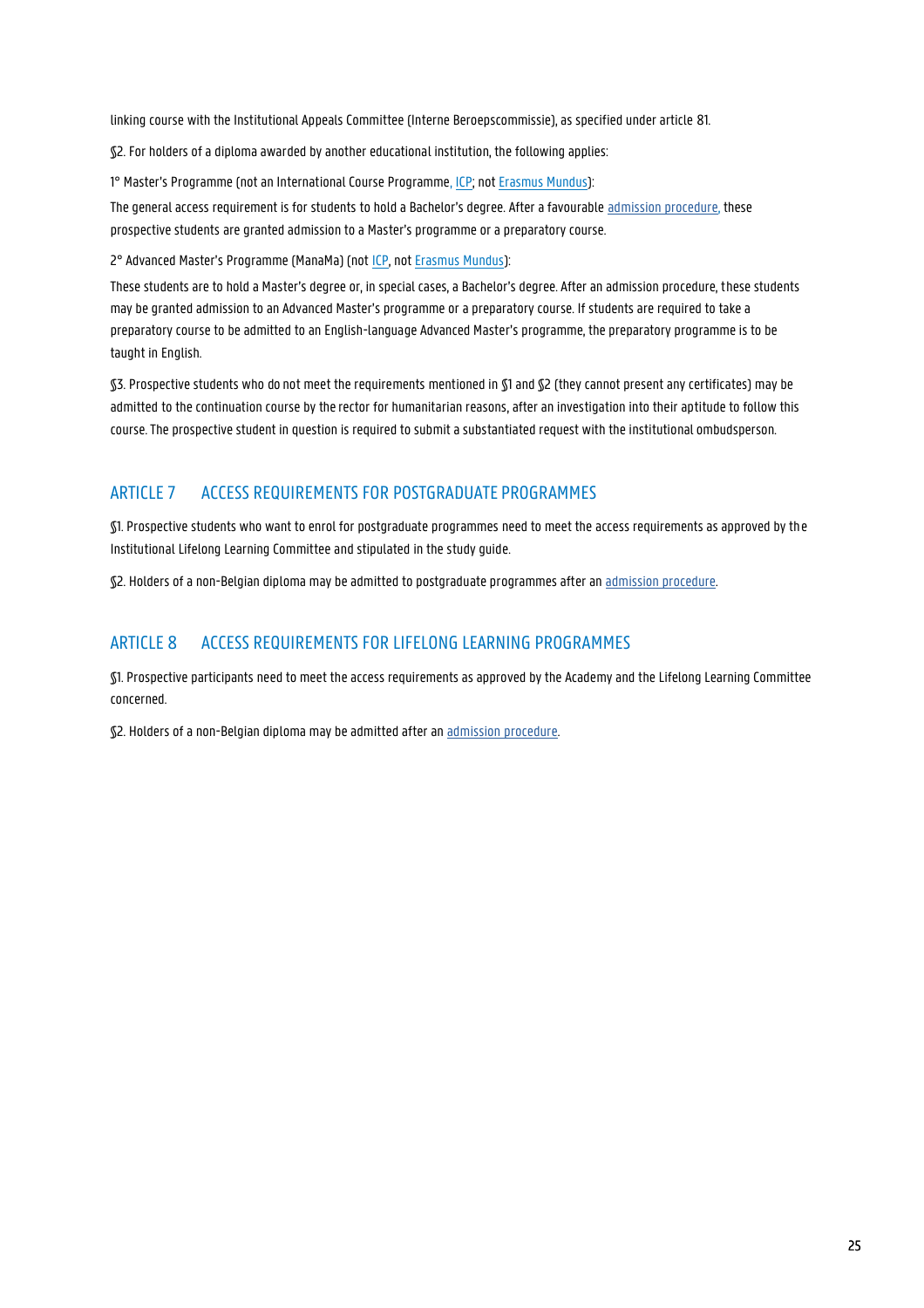linking course with the Institutional Appeals Committee (Interne Beroepscommissie), as specified under article 81.

§2. For holders of a diploma awarded by another educational institution, the following applies:

1° Master's Programme (not an International Course Programme, ICP; not Erasmus Mundus):

The general access requirement is for students to hold a Bachelor's degree. After a favourable admission procedure, these prospective students are granted admission to a Master's programme or a preparatory course.

2° Advanced Master's Programme (ManaMa) (not ICP, not Erasmus Mundus):

These students are to hold a Master's degree or, in special cases, a Bachelor's degree. After an admission procedure, these students may be granted admission to an Advanced Master's programme or a preparatory course. If students are required to take a preparatory course to be admitted to an English-language Advanced Master's programme, the preparatory programme is to be taught in English.

§3. Prospective students who do not meet the requirements mentioned in §1 and §2 (they cannot present any certificates) may be admitted to the continuation course by the rector for humanitarian reasons, after an investigation into their aptitude to follow this course. The prospective student in question is required to submit a substantiated request with the institutional ombudsperson.

## ARTICLE 7 ACCESS REQUIREMENTS FOR POSTGRADUATE PROGRAMMES

§1. Prospective students who want to enrol for postgraduate programmes need to meet the access requirements as approved by the Institutional Lifelong Learning Committee and stipulated in the study guide.

§2. Holders of a non-Belgian diploma may be admitted to postgraduate programmes after an admission procedure.

## ARTICLE 8 ACCESS REQUIREMENTS FOR LIFELONG LEARNING PROGRAMMES

§1. Prospective participants need to meet the access requirements as approved by the Academy and the Lifelong Learning Committee concerned.

§2. Holders of a non-Belgian diploma may be admitted after an admission procedure.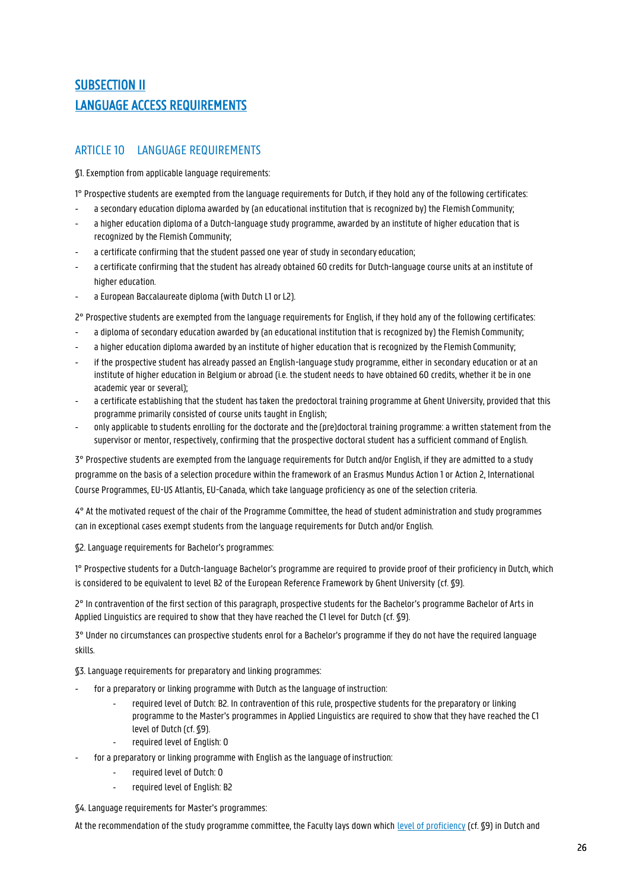## SUBSECTION II
## LANGUAGE ACCESS REQUIREMENTS

### ARTICLE 10 LANGUAGE REQUIREMENTS

§1. Exemption from applicable language requirements:

1° Prospective students are exempted from the language requirements for Dutch, if they hold any of the following certificates:

- a secondary education diploma awarded by (an educational institution that is recognized by) the Flemish Community;
- a higher education diploma of a Dutch-language study programme, awarded by an institute of higher education that is recognized by the Flemish Community;
- a certificate confirming that the student passed one year of study in secondary education;
- a certificate confirming that the student has already obtained 60 credits for Dutch-language course units at an institute of higher education.
- a European Baccalaureate diploma (with Dutch L1 or L2).

2° Prospective students are exempted from the language requirements for English, if they hold any of the following certificates:

- a diploma of secondary education awarded by (an educational institution that is recognized by) the Flemish Community;
- a higher education diploma awarded by an institute of higher education that is recognized by the Flemish Community;
- if the prospective student has already passed an English-language study programme, either in secondary education or at an institute of higher education in Belgium or abroad (i.e. the student needs to have obtained 60 credits, whether it be in one academic year or several);
- a certificate establishing that the student has taken the predoctoral training programme at Ghent University, provided that this programme primarily consisted of course units taught in English;
- only applicable to students enrolling for the doctorate and the (pre)doctoral training programme: a written statement from the supervisor or mentor, respectively, confirming that the prospective doctoral student has a sufficient command of English.

3° Prospective students are exempted from the language requirements for Dutch and/or English, if they are admitted to a study programme on the basis of a selection procedure within the framework of an Erasmus Mundus Action 1 or Action 2, International Course Programmes, EU-US Atlantis, EU-Canada, which take language proficiency as one of the selection criteria.

4° At the motivated request of the chair of the Programme Committee, the head of student administration and study programmes can in exceptional cases exempt students from the language requirements for Dutch and/or English.

§2. Language requirements for Bachelor's programmes:

1° Prospective students for a Dutch-language Bachelor's programme are required to provide proof of their proficiency in Dutch, which is considered to be equivalent to level B2 of the European Reference Framework by Ghent University (cf. §9).

2° In contravention of the first section of this paragraph, prospective students for the Bachelor's programme Bachelor of Arts in Applied Linguistics are required to show that they have reached the C1 level for Dutch (cf. §9).

3° Under no circumstances can prospective students enrol for a Bachelor's programme if they do not have the required language skills.

§3. Language requirements for preparatory and linking programmes:

- for a preparatory or linking programme with Dutch as the language of instruction:
  - required level of Dutch: B2. In contravention of this rule, prospective students for the preparatory or linking programme to the Master's programmes in Applied Linguistics are required to show that they have reached the C1 level of Dutch (cf. §9).
  - required level of English: 0
- for a preparatory or linking programme with English as the language of instruction:
  - required level of Dutch: 0
  - required level of English: B2

§4. Language requirements for Master's programmes:

At the recommendation of the study programme committee, the Faculty lays down which [level of proficiency](#) (cf. §9) in Dutch and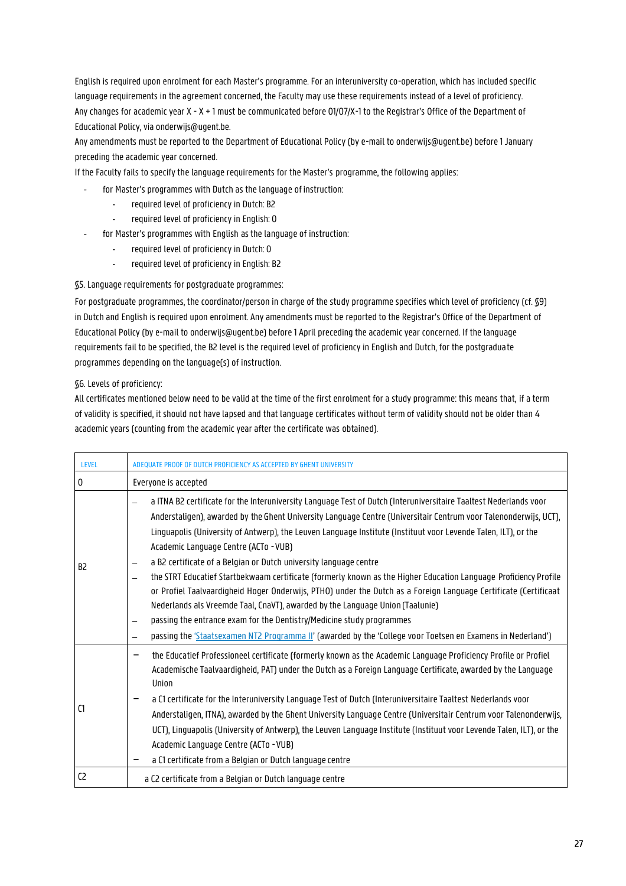English is required upon enrolment for each Master's programme. For an interuniversity co-operation, which has included specific language requirements in the agreement concerned, the Faculty may use these requirements instead of a level of proficiency. Any changes for academic year X - X + 1 must be communicated before 01/07/X-1 to the Registrar's Office of the Department of Educational Policy, via onderwijs@ugent.be.

Any amendments must be reported to the Department of Educational Policy (by e-mail to onderwijs@ugent.be) before 1 January preceding the academic year concerned.

If the Faculty fails to specify the language requirements for the Master's programme, the following applies:

- for Master's programmes with Dutch as the language of instruction:
  - required level of proficiency in Dutch: B2
  - required level of proficiency in English: 0
- for Master's programmes with English as the language of instruction:
  - required level of proficiency in Dutch: 0
  - required level of proficiency in English: B2

§5. Language requirements for postgraduate programmes:

For postgraduate programmes, the coordinator/person in charge of the study programme specifies which level of proficiency (cf. §9) in Dutch and English is required upon enrolment. Any amendments must be reported to the Registrar's Office of the Department of Educational Policy (by e-mail to onderwijs@ugent.be) before 1 April preceding the academic year concerned. If the language requirements fail to be specified, the B2 level is the required level of proficiency in English and Dutch, for the postgraduate programmes depending on the language(s) of instruction.

§6. Levels of proficiency:

All certificates mentioned below need to be valid at the time of the first enrolment for a study programme: this means that, if a term of validity is specified, it should not have lapsed and that language certificates without term of validity should not be older than 4 academic years (counting from the academic year after the certificate was obtained).

| LEVEL | ADEQUATE PROOF OF DUTCH PROFICIENCY AS ACCEPTED BY GHENT UNIVERSITY |
|---|---|
| 0 | Everyone is accepted |
| B2 | – a ITNA B2 certificate for the Interuniversity Language Test of Dutch (Interuniversitaire Taaltest Nederlands voor Anderstaligen), awarded by the Ghent University Language Centre (Universitair Centrum voor Talenonderwijs, UCT), Linguapolis (University of Antwerp), the Leuven Language Institute (Instituut voor Levende Talen, ILT), or the Academic Language Centre (ACTo - VUB)<br>– a B2 certificate of a Belgian or Dutch university language centre<br>– the STRT Educatief Startbekwaam certificate (formerly known as the Higher Education Language Proficiency Profile or Profiel Taalvaardigheid Hoger Onderwijs, PTHO) under the Dutch as a Foreign Language Certificate (Certificaat Nederlands als Vreemde Taal, CnaVT), awarded by the Language Union (Taalunie)<br>– passing the entrance exam for the Dentistry/Medicine study programmes<br>– passing the 'Staatsexamen NT2 Programma II' (awarded by the 'College voor Toetsen en Examens in Nederland') |
| C1 | – the Educatief Professioneel certificate (formerly known as the Academic Language Proficiency Profile or Profiel Academische Taalvaardigheid, PAT) under the Dutch as a Foreign Language Certificate, awarded by the Language Union<br>– a C1 certificate for the Interuniversity Language Test of Dutch (Interuniversitaire Taaltest Nederlands voor Anderstaligen, ITNA), awarded by the Ghent University Language Centre (Universitair Centrum voor Talenonderwijs, UCT), Linguapolis (University of Antwerp), the Leuven Language Institute (Instituut voor Levende Talen, ILT), or the Academic Language Centre (ACTo - VUB)<br>– a C1 certificate from a Belgian or Dutch language centre |
| C2 | a C2 certificate from a Belgian or Dutch language centre |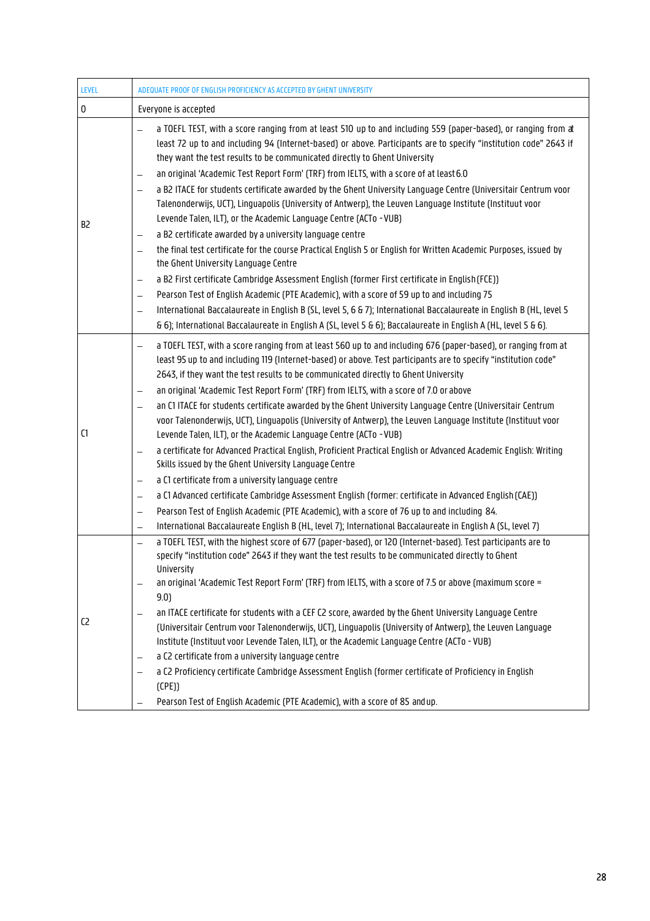| LEVEL | ADEQUATE PROOF OF ENGLISH PROFICIENCY AS ACCEPTED BY GHENT UNIVERSITY |
| --- | --- |
| 0 | Everyone is accepted |
| B2 | – a TOEFL TEST, with a score ranging from at least 510 up to and including 559 (paper-based), or ranging from at least 72 up to and including 94 (Internet-based) or above. Participants are to specify "institution code" 2643 if they want the test results to be communicated directly to Ghent University<br>– an original 'Academic Test Report Form' (TRF) from IELTS, with a score of at least 6.0<br>– a B2 ITACE for students certificate awarded by the Ghent University Language Centre (Universitair Centrum voor Talenonderwijs, UCT), Linguapolis (University of Antwerp), the Leuven Language Institute (Instituut voor Levende Talen, ILT), or the Academic Language Centre (ACTo - VUB)<br>– a B2 certificate awarded by a university language centre<br>– the final test certificate for the course Practical English 5 or English for Written Academic Purposes, issued by the Ghent University Language Centre<br>– a B2 First certificate Cambridge Assessment English (former First certificate in English (FCE))<br>– Pearson Test of English Academic (PTE Academic), with a score of 59 up to and including 75<br>– International Baccalaureate in English B (SL, level 5, 6 & 7); International Baccalaureate in English B (HL, level 5 & 6); International Baccalaureate in English A (SL, level 5 & 6); Baccalaureate in English A (HL, level 5 & 6). |
| C1 | – a TOEFL TEST, with a score ranging from at least 560 up to and including 676 (paper-based), or ranging from at least 95 up to and including 119 (Internet-based) or above. Test participants are to specify "institution code" 2643, if they want the test results to be communicated directly to Ghent University<br>– an original 'Academic Test Report Form' (TRF) from IELTS, with a score of 7.0 or above<br>– an C1 ITACE for students certificate awarded by the Ghent University Language Centre (Universitair Centrum voor Talenonderwijs, UCT), Linguapolis (University of Antwerp), the Leuven Language Institute (Instituut voor Levende Talen, ILT), or the Academic Language Centre (ACTo - VUB)<br>– a certificate for Advanced Practical English, Proficient Practical English or Advanced Academic English: Writing Skills issued by the Ghent University Language Centre<br>– a C1 certificate from a university language centre<br>– a C1 Advanced certificate Cambridge Assessment English (former: certificate in Advanced English (CAE))<br>– Pearson Test of English Academic (PTE Academic), with a score of 76 up to and including 84.<br>– International Baccalaureate English B (HL, level 7); International Baccalaureate in English A (SL, level 7) |
| C2 | – a TOEFL TEST, with the highest score of 677 (paper-based), or 120 (Internet-based). Test participants are to specify "institution code" 2643 if they want the test results to be communicated directly to Ghent University<br>– an original 'Academic Test Report Form' (TRF) from IELTS, with a score of 7.5 or above (maximum score = 9.0)<br>– an ITACE certificate for students with a CEF C2 score, awarded by the Ghent University Language Centre (Universitair Centrum voor Talenonderwijs, UCT), Linguapolis (University of Antwerp), the Leuven Language Institute (Instituut voor Levende Talen, ILT), or the Academic Language Centre (ACTo - VUB)<br>– a C2 certificate from a university language centre<br>– a C2 Proficiency certificate Cambridge Assessment English (former certificate of Proficiency in English (CPE))<br>– Pearson Test of English Academic (PTE Academic), with a score of 85 and up. |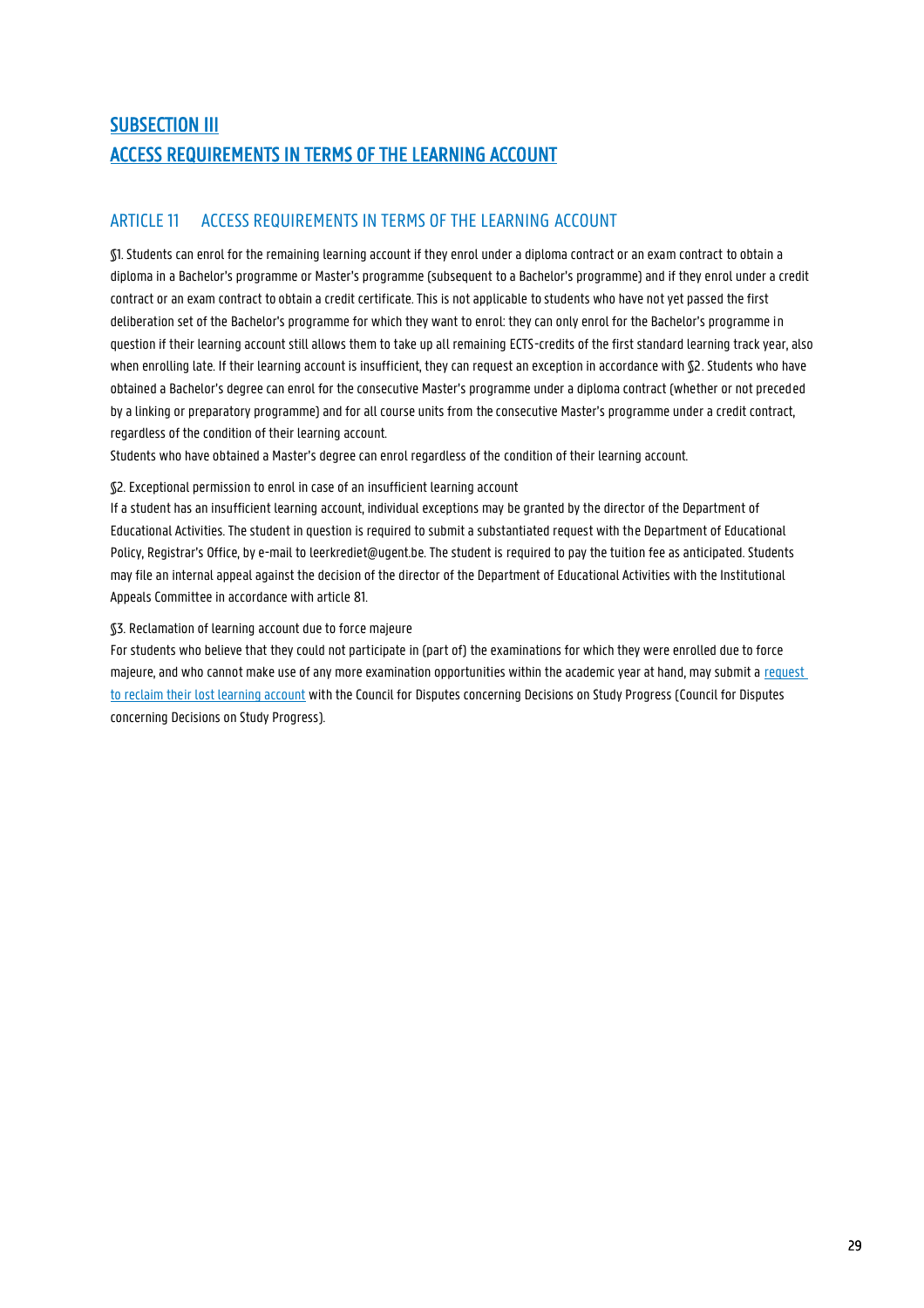## SUBSECTION III
## ACCESS REQUIREMENTS IN TERMS OF THE LEARNING ACCOUNT

### ARTICLE 11 ACCESS REQUIREMENTS IN TERMS OF THE LEARNING ACCOUNT

§1. Students can enrol for the remaining learning account if they enrol under a diploma contract or an exam contract to obtain a diploma in a Bachelor's programme or Master's programme (subsequent to a Bachelor's programme) and if they enrol under a credit contract or an exam contract to obtain a credit certificate. This is not applicable to students who have not yet passed the first deliberation set of the Bachelor's programme for which they want to enrol: they can only enrol for the Bachelor's programme in question if their learning account still allows them to take up all remaining ECTS-credits of the first standard learning track year, also when enrolling late. If their learning account is insufficient, they can request an exception in accordance with §2. Students who have obtained a Bachelor's degree can enrol for the consecutive Master's programme under a diploma contract (whether or not preceded by a linking or preparatory programme) and for all course units from the consecutive Master's programme under a credit contract, regardless of the condition of their learning account.

Students who have obtained a Master's degree can enrol regardless of the condition of their learning account.

§2. Exceptional permission to enrol in case of an insufficient learning account

If a student has an insufficient learning account, individual exceptions may be granted by the director of the Department of Educational Activities. The student in question is required to submit a substantiated request with the Department of Educational Policy, Registrar's Office, by e-mail to leerkrediet@ugent.be. The student is required to pay the tuition fee as anticipated. Students may file an internal appeal against the decision of the director of the Department of Educational Activities with the Institutional Appeals Committee in accordance with article 81.

§3. Reclamation of learning account due to force majeure

For students who believe that they could not participate in (part of) the examinations for which they were enrolled due to force majeure, and who cannot make use of any more examination opportunities within the academic year at hand, may submit a request to reclaim their lost learning account with the Council for Disputes concerning Decisions on Study Progress (Council for Disputes concerning Decisions on Study Progress).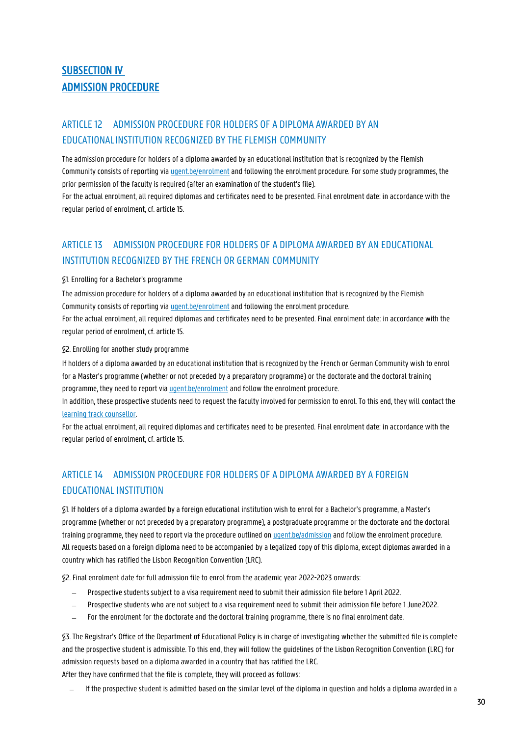# SUBSECTION IV
# ADMISSION PROCEDURE

## ARTICLE 12 ADMISSION PROCEDURE FOR HOLDERS OF A DIPLOMA AWARDED BY AN EDUCATIONAL INSTITUTION RECOGNIZED BY THE FLEMISH COMMUNITY

The admission procedure for holders of a diploma awarded by an educational institution that is recognized by the Flemish Community consists of reporting via ugent.be/enrolment and following the enrolment procedure. For some study programmes, the prior permission of the faculty is required (after an examination of the student's file).

For the actual enrolment, all required diplomas and certificates need to be presented. Final enrolment date: in accordance with the regular period of enrolment, cf. article 15.

## ARTICLE 13 ADMISSION PROCEDURE FOR HOLDERS OF A DIPLOMA AWARDED BY AN EDUCATIONAL INSTITUTION RECOGNIZED BY THE FRENCH OR GERMAN COMMUNITY

§1. Enrolling for a Bachelor's programme

The admission procedure for holders of a diploma awarded by an educational institution that is recognized by the Flemish Community consists of reporting via ugent.be/enrolment and following the enrolment procedure.

For the actual enrolment, all required diplomas and certificates need to be presented. Final enrolment date: in accordance with the regular period of enrolment, cf. article 15.

§2. Enrolling for another study programme

If holders of a diploma awarded by an educational institution that is recognized by the French or German Community wish to enrol for a Master's programme (whether or not preceded by a preparatory programme) or the doctorate and the doctoral training programme, they need to report via ugent.be/enrolment and follow the enrolment procedure.

In addition, these prospective students need to request the faculty involved for permission to enrol. To this end, they will contact the learning track counsellor.

For the actual enrolment, all required diplomas and certificates need to be presented. Final enrolment date: in accordance with the regular period of enrolment, cf. article 15.

## ARTICLE 14 ADMISSION PROCEDURE FOR HOLDERS OF A DIPLOMA AWARDED BY A FOREIGN EDUCATIONAL INSTITUTION

§1. If holders of a diploma awarded by a foreign educational institution wish to enrol for a Bachelor's programme, a Master's programme (whether or not preceded by a preparatory programme), a postgraduate programme or the doctorate and the doctoral training programme, they need to report via the procedure outlined on ugent.be/admission and follow the enrolment procedure.

All requests based on a foreign diploma need to be accompanied by a legalized copy of this diploma, except diplomas awarded in a country which has ratified the Lisbon Recognition Convention (LRC).

§2. Final enrolment date for full admission file to enrol from the academic year 2022-2023 onwards:

- Prospective students subject to a visa requirement need to submit their admission file before 1 April 2022.
- Prospective students who are not subject to a visa requirement need to submit their admission file before 1 June 2022.
- For the enrolment for the doctorate and the doctoral training programme, there is no final enrolment date.

§3. The Registrar's Office of the Department of Educational Policy is in charge of investigating whether the submitted file is complete and the prospective student is admissible. To this end, they will follow the guidelines of the Lisbon Recognition Convention (LRC) for admission requests based on a diploma awarded in a country that has ratified the LRC.

After they have confirmed that the file is complete, they will proceed as follows:

- If the prospective student is admitted based on the similar level of the diploma in question and holds a diploma awarded in a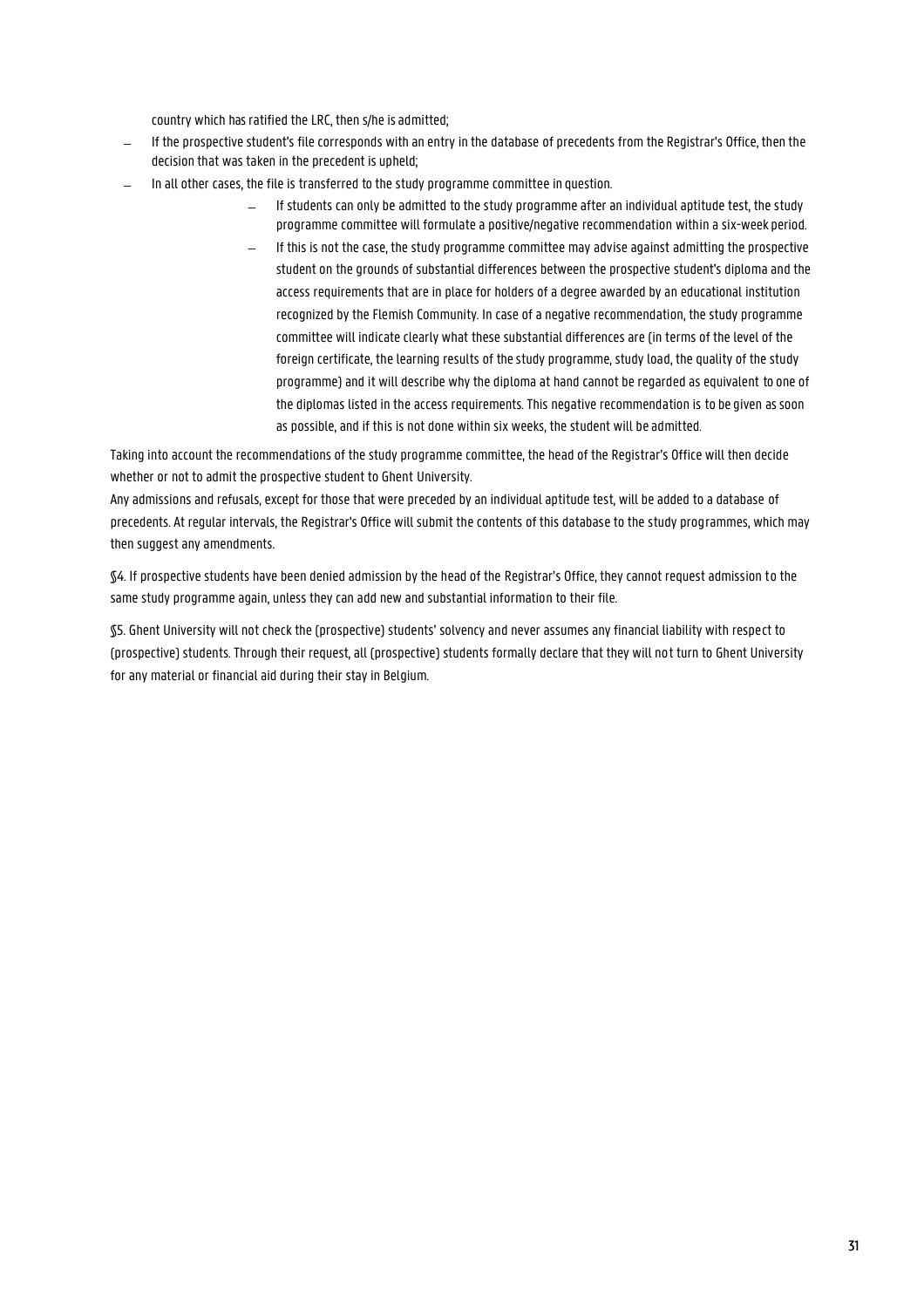country which has ratified the LRC, then s/he is admitted;

- If the prospective student's file corresponds with an entry in the database of precedents from the Registrar's Office, then the decision that was taken in the precedent is upheld;
- In all other cases, the file is transferred to the study programme committee in question.
  - If students can only be admitted to the study programme after an individual aptitude test, the study programme committee will formulate a positive/negative recommendation within a six-week period.
  - If this is not the case, the study programme committee may advise against admitting the prospective student on the grounds of substantial differences between the prospective student's diploma and the access requirements that are in place for holders of a degree awarded by an educational institution recognized by the Flemish Community. In case of a negative recommendation, the study programme committee will indicate clearly what these substantial differences are (in terms of the level of the foreign certificate, the learning results of the study programme, study load, the quality of the study programme) and it will describe why the diploma at hand cannot be regarded as equivalent to one of the diplomas listed in the access requirements. This negative recommendation is to be given as soon as possible, and if this is not done within six weeks, the student will be admitted.

Taking into account the recommendations of the study programme committee, the head of the Registrar's Office will then decide whether or not to admit the prospective student to Ghent University.
Any admissions and refusals, except for those that were preceded by an individual aptitude test, will be added to a database of precedents. At regular intervals, the Registrar's Office will submit the contents of this database to the study programmes, which may then suggest any amendments.

§4. If prospective students have been denied admission by the head of the Registrar's Office, they cannot request admission to the same study programme again, unless they can add new and substantial information to their file.

§5. Ghent University will not check the (prospective) students' solvency and never assumes any financial liability with respect to (prospective) students. Through their request, all (prospective) students formally declare that they will not turn to Ghent University for any material or financial aid during their stay in Belgium.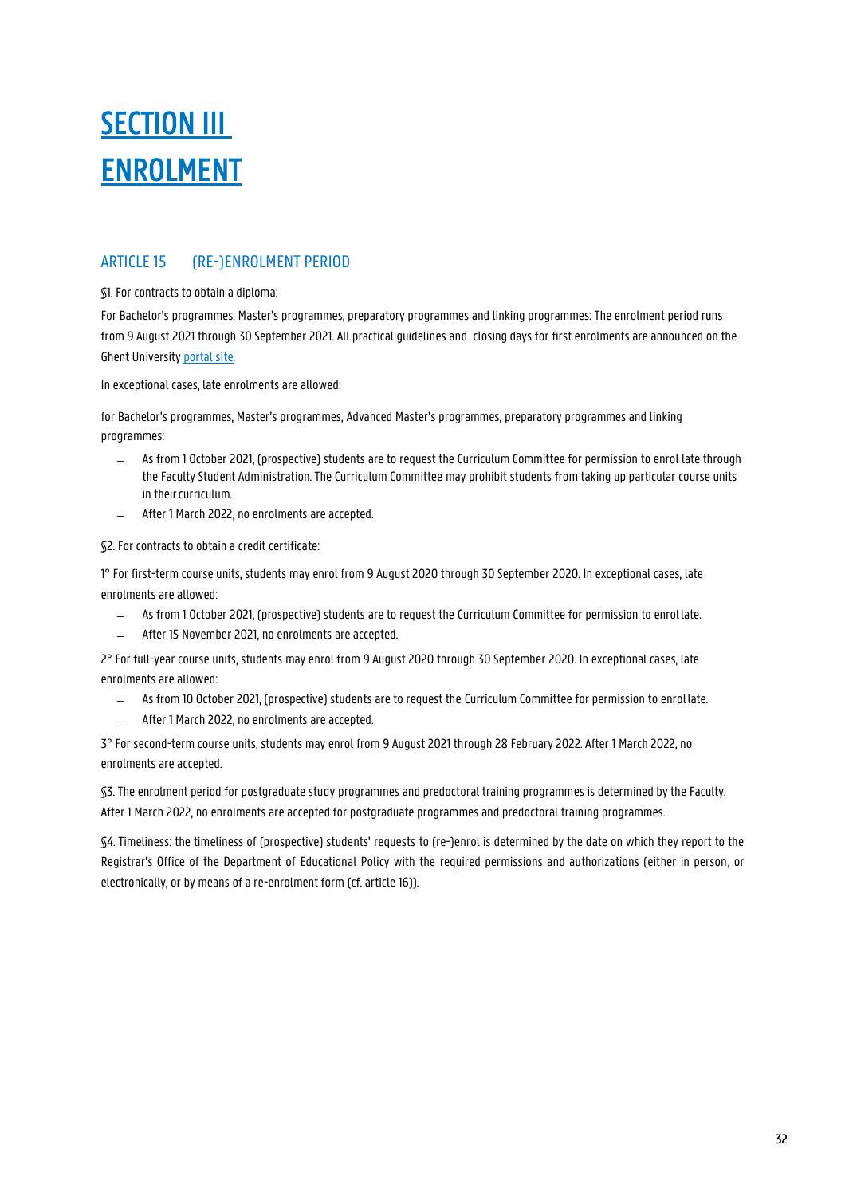# SECTION III ENROLMENT

## ARTICLE 15 (RE-)ENROLMENT PERIOD

§1. For contracts to obtain a diploma:

For Bachelor's programmes, Master's programmes, preparatory programmes and linking programmes: The enrolment period runs from 9 August 2021 through 30 September 2021. All practical guidelines and closing days for first enrolments are announced on the Ghent University portal site.

In exceptional cases, late enrolments are allowed:

for Bachelor's programmes, Master's programmes, Advanced Master's programmes, preparatory programmes and linking programmes:

- As from 1 October 2021, (prospective) students are to request the Curriculum Committee for permission to enrol late through the Faculty Student Administration. The Curriculum Committee may prohibit students from taking up particular course units in their curriculum.
- After 1 March 2022, no enrolments are accepted.

§2. For contracts to obtain a credit certificate:

1° For first-term course units, students may enrol from 9 August 2020 through 30 September 2020. In exceptional cases, late enrolments are allowed:

- As from 1 October 2021, (prospective) students are to request the Curriculum Committee for permission to enrol late.
- After 15 November 2021, no enrolments are accepted.

2° For full-year course units, students may enrol from 9 August 2020 through 30 September 2020. In exceptional cases, late enrolments are allowed:

- As from 10 October 2021, (prospective) students are to request the Curriculum Committee for permission to enrol late.
- After 1 March 2022, no enrolments are accepted.

3° For second-term course units, students may enrol from 9 August 2021 through 28 February 2022. After 1 March 2022, no enrolments are accepted.

§3. The enrolment period for postgraduate study programmes and predoctoral training programmes is determined by the Faculty. After 1 March 2022, no enrolments are accepted for postgraduate programmes and predoctoral training programmes.

§4. Timeliness: the timeliness of (prospective) students' requests to (re-)enrol is determined by the date on which they report to the Registrar's Office of the Department of Educational Policy with the required permissions and authorizations (either in person, or electronically, or by means of a re-enrolment form (cf. article 16)).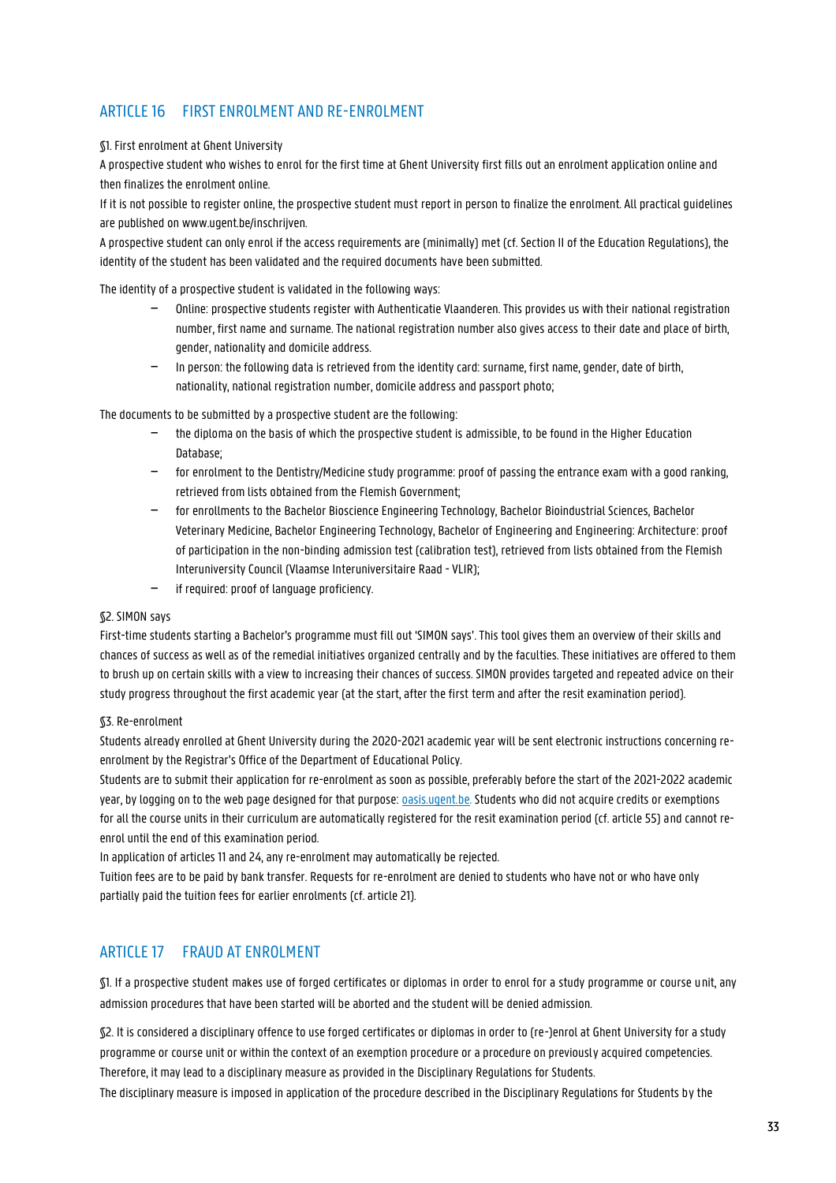## ARTICLE 16 FIRST ENROLMENT AND RE-ENROLMENT

§1. First enrolment at Ghent University

A prospective student who wishes to enrol for the first time at Ghent University first fills out an enrolment application online and then finalizes the enrolment online.

If it is not possible to register online, the prospective student must report in person to finalize the enrolment. All practical guidelines are published on www.ugent.be/inschrijven.

A prospective student can only enrol if the access requirements are (minimally) met (cf. Section II of the Education Regulations), the identity of the student has been validated and the required documents have been submitted.

The identity of a prospective student is validated in the following ways:

- Online: prospective students register with Authenticatie Vlaanderen. This provides us with their national registration number, first name and surname. The national registration number also gives access to their date and place of birth, gender, nationality and domicile address.
- In person: the following data is retrieved from the identity card: surname, first name, gender, date of birth, nationality, national registration number, domicile address and passport photo;

The documents to be submitted by a prospective student are the following:

- the diploma on the basis of which the prospective student is admissible, to be found in the Higher Education Database;
- for enrolment to the Dentistry/Medicine study programme: proof of passing the entrance exam with a good ranking, retrieved from lists obtained from the Flemish Government;
- for enrollments to the Bachelor Bioscience Engineering Technology, Bachelor Bioindustrial Sciences, Bachelor Veterinary Medicine, Bachelor Engineering Technology, Bachelor of Engineering and Engineering: Architecture: proof of participation in the non-binding admission test (calibration test), retrieved from lists obtained from the Flemish Interuniversity Council (Vlaamse Interuniversitaire Raad - VLIR);
- if required: proof of language proficiency.

§2. SIMON says

First-time students starting a Bachelor's programme must fill out 'SIMON says'. This tool gives them an overview of their skills and chances of success as well as of the remedial initiatives organized centrally and by the faculties. These initiatives are offered to them to brush up on certain skills with a view to increasing their chances of success. SIMON provides targeted and repeated advice on their study progress throughout the first academic year (at the start, after the first term and after the resit examination period).

§3. Re-enrolment

Students already enrolled at Ghent University during the 2020-2021 academic year will be sent electronic instructions concerning re-enrolment by the Registrar's Office of the Department of Educational Policy.

Students are to submit their application for re-enrolment as soon as possible, preferably before the start of the 2021-2022 academic year, by logging on to the web page designed for that purpose: oasis.ugent.be. Students who did not acquire credits or exemptions for all the course units in their curriculum are automatically registered for the resit examination period (cf. article 55) and cannot re-enrol until the end of this examination period.

In application of articles 11 and 24, any re-enrolment may automatically be rejected.

Tuition fees are to be paid by bank transfer. Requests for re-enrolment are denied to students who have not or who have only partially paid the tuition fees for earlier enrolments (cf. article 21).

## ARTICLE 17 FRAUD AT ENROLMENT

§1. If a prospective student makes use of forged certificates or diplomas in order to enrol for a study programme or course unit, any admission procedures that have been started will be aborted and the student will be denied admission.

§2. It is considered a disciplinary offence to use forged certificates or diplomas in order to (re-)enrol at Ghent University for a study programme or course unit or within the context of an exemption procedure or a procedure on previously acquired competencies. Therefore, it may lead to a disciplinary measure as provided in the Disciplinary Regulations for Students.

The disciplinary measure is imposed in application of the procedure described in the Disciplinary Regulations for Students by the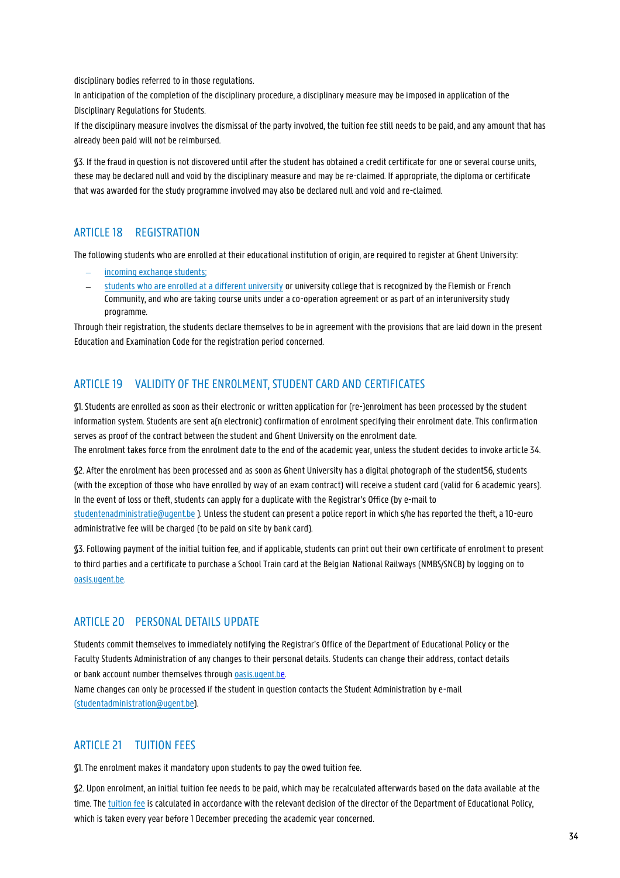disciplinary bodies referred to in those regulations.
In anticipation of the completion of the disciplinary procedure, a disciplinary measure may be imposed in application of the Disciplinary Regulations for Students.
If the disciplinary measure involves the dismissal of the party involved, the tuition fee still needs to be paid, and any amount that has already been paid will not be reimbursed.

§3. If the fraud in question is not discovered until after the student has obtained a credit certificate for one or several course units, these may be declared null and void by the disciplinary measure and may be re-claimed. If appropriate, the diploma or certificate that was awarded for the study programme involved may also be declared null and void and re-claimed.

## ARTICLE 18 REGISTRATION

The following students who are enrolled at their educational institution of origin, are required to register at Ghent University:

- incoming exchange students;
- students who are enrolled at a different university or university college that is recognized by the Flemish or French Community, and who are taking course units under a co-operation agreement or as part of an interuniversity study programme.

Through their registration, the students declare themselves to be in agreement with the provisions that are laid down in the present Education and Examination Code for the registration period concerned.

## ARTICLE 19 VALIDITY OF THE ENROLMENT, STUDENT CARD AND CERTIFICATES

§1. Students are enrolled as soon as their electronic or written application for (re-)enrolment has been processed by the student information system. Students are sent a(n electronic) confirmation of enrolment specifying their enrolment date. This confirmation serves as proof of the contract between the student and Ghent University on the enrolment date.
The enrolment takes force from the enrolment date to the end of the academic year, unless the student decides to invoke article 34.

§2. After the enrolment has been processed and as soon as Ghent University has a digital photograph of the student[56], students (with the exception of those who have enrolled by way of an exam contract) will receive a student card (valid for 6 academic years). In the event of loss or theft, students can apply for a duplicate with the Registrar's Office (by e-mail to studentenadministratie@ugent.be ). Unless the student can present a police report in which s/he has reported the theft, a 10-euro administrative fee will be charged (to be paid on site by bank card).

§3. Following payment of the initial tuition fee, and if applicable, students can print out their own certificate of enrolment to present to third parties and a certificate to purchase a School Train card at the Belgian National Railways (NMBS/SNCB) by logging on to oasis.ugent.be.

## ARTICLE 20 PERSONAL DETAILS UPDATE

Students commit themselves to immediately notifying the Registrar's Office of the Department of Educational Policy or the Faculty Students Administration of any changes to their personal details. Students can change their address, contact details or bank account number themselves through oasis.ugent.be.
Name changes can only be processed if the student in question contacts the Student Administration by e-mail (studentadministration@ugent.be).

## ARTICLE 21 TUITION FEES

§1. The enrolment makes it mandatory upon students to pay the owed tuition fee.

§2. Upon enrolment, an initial tuition fee needs to be paid, which may be recalculated afterwards based on the data available at the time. The tuition fee is calculated in accordance with the relevant decision of the director of the Department of Educational Policy, which is taken every year before 1 December preceding the academic year concerned.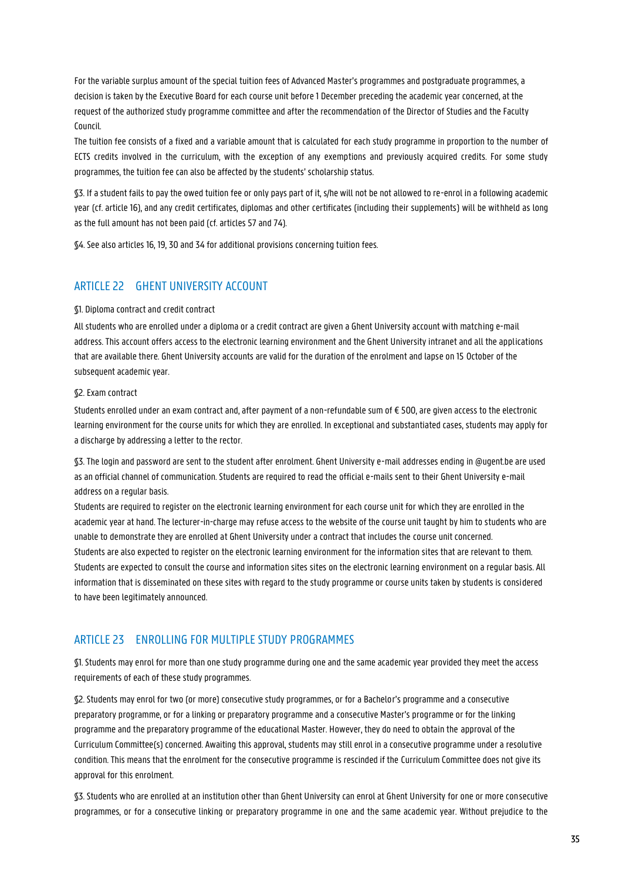For the variable surplus amount of the special tuition fees of Advanced Master's programmes and postgraduate programmes, a decision is taken by the Executive Board for each course unit before 1 December preceding the academic year concerned, at the request of the authorized study programme committee and after the recommendation of the Director of Studies and the Faculty Council.

The tuition fee consists of a fixed and a variable amount that is calculated for each study programme in proportion to the number of ECTS credits involved in the curriculum, with the exception of any exemptions and previously acquired credits. For some study programmes, the tuition fee can also be affected by the students' scholarship status.

§3. If a student fails to pay the owed tuition fee or only pays part of it, s/he will not be not allowed to re-enrol in a following academic year (cf. article 16), and any credit certificates, diplomas and other certificates (including their supplements) will be withheld as long as the full amount has not been paid (cf. articles 57 and 74).

§4. See also articles 16, 19, 30 and 34 for additional provisions concerning tuition fees.

## ARTICLE 22 GHENT UNIVERSITY ACCOUNT

§1. Diploma contract and credit contract

All students who are enrolled under a diploma or a credit contract are given a Ghent University account with matching e-mail address. This account offers access to the electronic learning environment and the Ghent University intranet and all the applications that are available there. Ghent University accounts are valid for the duration of the enrolment and lapse on 15 October of the subsequent academic year.

§2. Exam contract

Students enrolled under an exam contract and, after payment of a non-refundable sum of € 500, are given access to the electronic learning environment for the course units for which they are enrolled. In exceptional and substantiated cases, students may apply for a discharge by addressing a letter to the rector.

§3. The login and password are sent to the student after enrolment. Ghent University e-mail addresses ending in @ugent.be are used as an official channel of communication. Students are required to read the official e-mails sent to their Ghent University e-mail address on a regular basis.

Students are required to register on the electronic learning environment for each course unit for which they are enrolled in the academic year at hand. The lecturer-in-charge may refuse access to the website of the course unit taught by him to students who are unable to demonstrate they are enrolled at Ghent University under a contract that includes the course unit concerned.

Students are also expected to register on the electronic learning environment for the information sites that are relevant to them. Students are expected to consult the course and information sites sites on the electronic learning environment on a regular basis. All information that is disseminated on these sites with regard to the study programme or course units taken by students is considered to have been legitimately announced.

## ARTICLE 23 ENROLLING FOR MULTIPLE STUDY PROGRAMMES

§1. Students may enrol for more than one study programme during one and the same academic year provided they meet the access requirements of each of these study programmes.

§2. Students may enrol for two (or more) consecutive study programmes, or for a Bachelor's programme and a consecutive preparatory programme, or for a linking or preparatory programme and a consecutive Master's programme or for the linking programme and the preparatory programme of the educational Master. However, they do need to obtain the approval of the Curriculum Committee(s) concerned. Awaiting this approval, students may still enrol in a consecutive programme under a resolutive condition. This means that the enrolment for the consecutive programme is rescinded if the Curriculum Committee does not give its approval for this enrolment.

§3. Students who are enrolled at an institution other than Ghent University can enrol at Ghent University for one or more consecutive programmes, or for a consecutive linking or preparatory programme in one and the same academic year. Without prejudice to the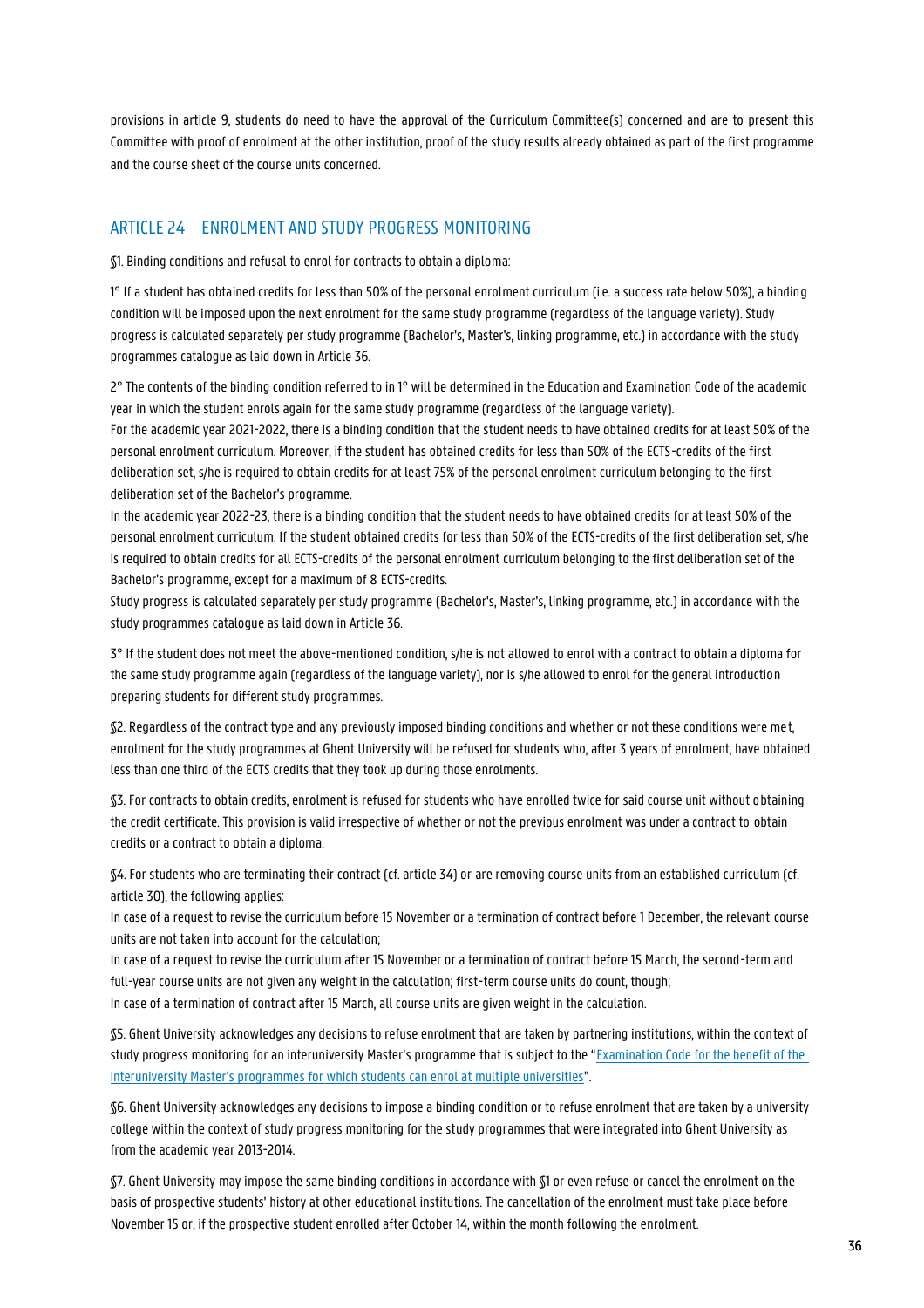provisions in article 9, students do need to have the approval of the Curriculum Committee(s) concerned and are to present this Committee with proof of enrolment at the other institution, proof of the study results already obtained as part of the first programme and the course sheet of the course units concerned.

## ARTICLE 24 ENROLMENT AND STUDY PROGRESS MONITORING

§1. Binding conditions and refusal to enrol for contracts to obtain a diploma:

1° If a student has obtained credits for less than 50% of the personal enrolment curriculum (i.e. a success rate below 50%), a binding condition will be imposed upon the next enrolment for the same study programme (regardless of the language variety). Study progress is calculated separately per study programme (Bachelor's, Master's, linking programme, etc.) in accordance with the study programmes catalogue as laid down in Article 36.

2° The contents of the binding condition referred to in 1° will be determined in the Education and Examination Code of the academic year in which the student enrols again for the same study programme (regardless of the language variety).
For the academic year 2021-2022, there is a binding condition that the student needs to have obtained credits for at least 50% of the personal enrolment curriculum. Moreover, if the student has obtained credits for less than 50% of the ECTS-credits of the first deliberation set, s/he is required to obtain credits for at least 75% of the personal enrolment curriculum belonging to the first deliberation set of the Bachelor's programme.
In the academic year 2022-23, there is a binding condition that the student needs to have obtained credits for at least 50% of the personal enrolment curriculum. If the student obtained credits for less than 50% of the ECTS-credits of the first deliberation set, s/he is required to obtain credits for all ECTS-credits of the personal enrolment curriculum belonging to the first deliberation set of the Bachelor's programme, except for a maximum of 8 ECTS-credits.
Study progress is calculated separately per study programme (Bachelor's, Master's, linking programme, etc.) in accordance with the study programmes catalogue as laid down in Article 36.

3° If the student does not meet the above-mentioned condition, s/he is not allowed to enrol with a contract to obtain a diploma for the same study programme again (regardless of the language variety), nor is s/he allowed to enrol for the general introduction preparing students for different study programmes.

§2. Regardless of the contract type and any previously imposed binding conditions and whether or not these conditions were met, enrolment for the study programmes at Ghent University will be refused for students who, after 3 years of enrolment, have obtained less than one third of the ECTS credits that they took up during those enrolments.

§3. For contracts to obtain credits, enrolment is refused for students who have enrolled twice for said course unit without obtaining the credit certificate. This provision is valid irrespective of whether or not the previous enrolment was under a contract to obtain credits or a contract to obtain a diploma.

§4. For students who are terminating their contract (cf. article 34) or are removing course units from an established curriculum (cf. article 30), the following applies:
In case of a request to revise the curriculum before 15 November or a termination of contract before 1 December, the relevant course units are not taken into account for the calculation;
In case of a request to revise the curriculum after 15 November or a termination of contract before 15 March, the second-term and full-year course units are not given any weight in the calculation; first-term course units do count, though;
In case of a termination of contract after 15 March, all course units are given weight in the calculation.

§5. Ghent University acknowledges any decisions to refuse enrolment that are taken by partnering institutions, within the context of study progress monitoring for an interuniversity Master's programme that is subject to the "Examination Code for the benefit of the interuniversity Master's programmes for which students can enrol at multiple universities".

§6. Ghent University acknowledges any decisions to impose a binding condition or to refuse enrolment that are taken by a university college within the context of study progress monitoring for the study programmes that were integrated into Ghent University as from the academic year 2013-2014.

§7. Ghent University may impose the same binding conditions in accordance with §1 or even refuse or cancel the enrolment on the basis of prospective students' history at other educational institutions. The cancellation of the enrolment must take place before November 15 or, if the prospective student enrolled after October 14, within the month following the enrolment.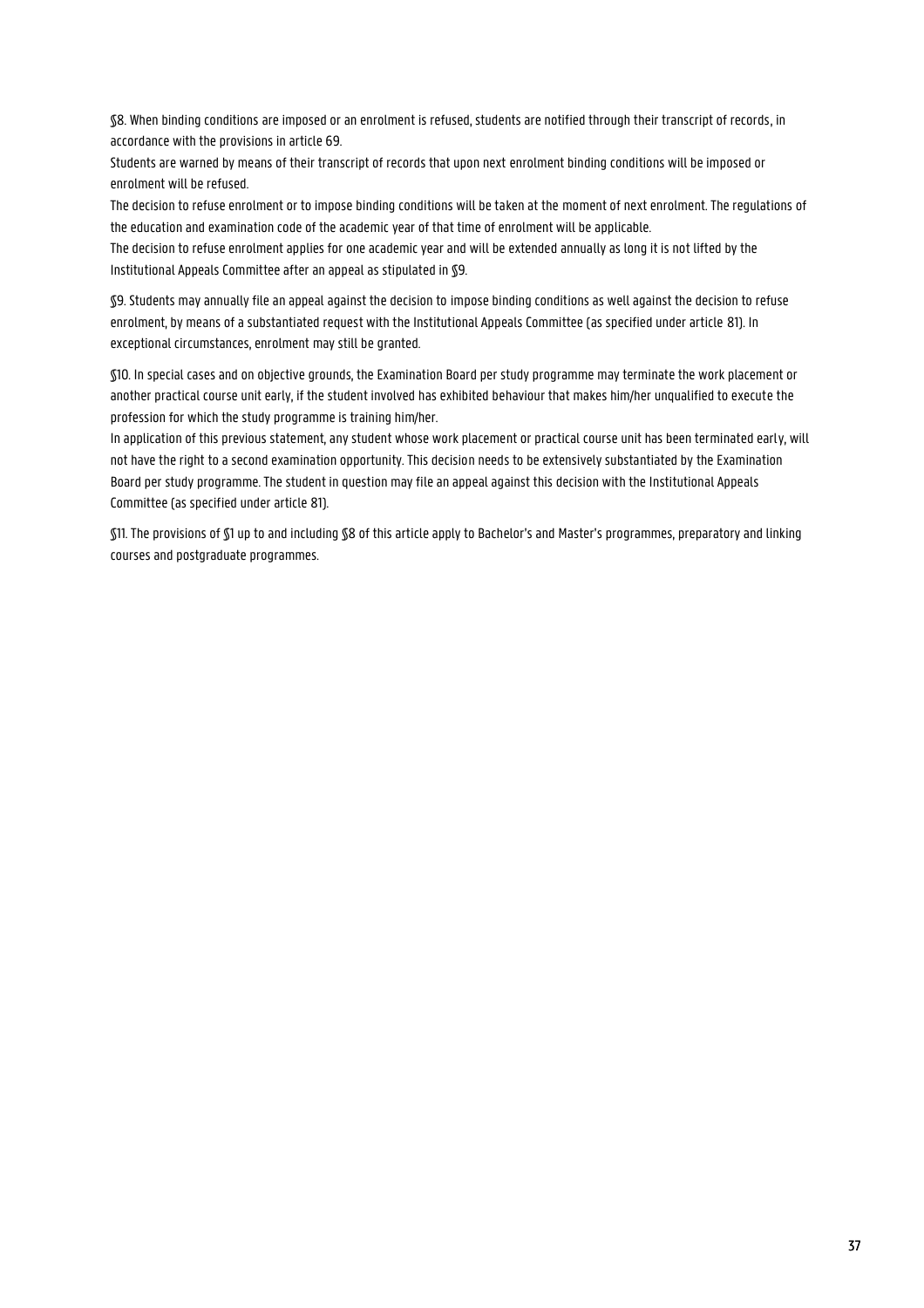§8. When binding conditions are imposed or an enrolment is refused, students are notified through their transcript of records, in accordance with the provisions in article 69.

Students are warned by means of their transcript of records that upon next enrolment binding conditions will be imposed or enrolment will be refused.

The decision to refuse enrolment or to impose binding conditions will be taken at the moment of next enrolment. The regulations of the education and examination code of the academic year of that time of enrolment will be applicable.

The decision to refuse enrolment applies for one academic year and will be extended annually as long it is not lifted by the Institutional Appeals Committee after an appeal as stipulated in §9.

§9. Students may annually file an appeal against the decision to impose binding conditions as well against the decision to refuse enrolment, by means of a substantiated request with the Institutional Appeals Committee (as specified under article 81). In exceptional circumstances, enrolment may still be granted.

§10. In special cases and on objective grounds, the Examination Board per study programme may terminate the work placement or another practical course unit early, if the student involved has exhibited behaviour that makes him/her unqualified to execute the profession for which the study programme is training him/her.

In application of this previous statement, any student whose work placement or practical course unit has been terminated early, will not have the right to a second examination opportunity. This decision needs to be extensively substantiated by the Examination Board per study programme. The student in question may file an appeal against this decision with the Institutional Appeals Committee (as specified under article 81).

§11. The provisions of §1 up to and including §8 of this article apply to Bachelor's and Master's programmes, preparatory and linking courses and postgraduate programmes.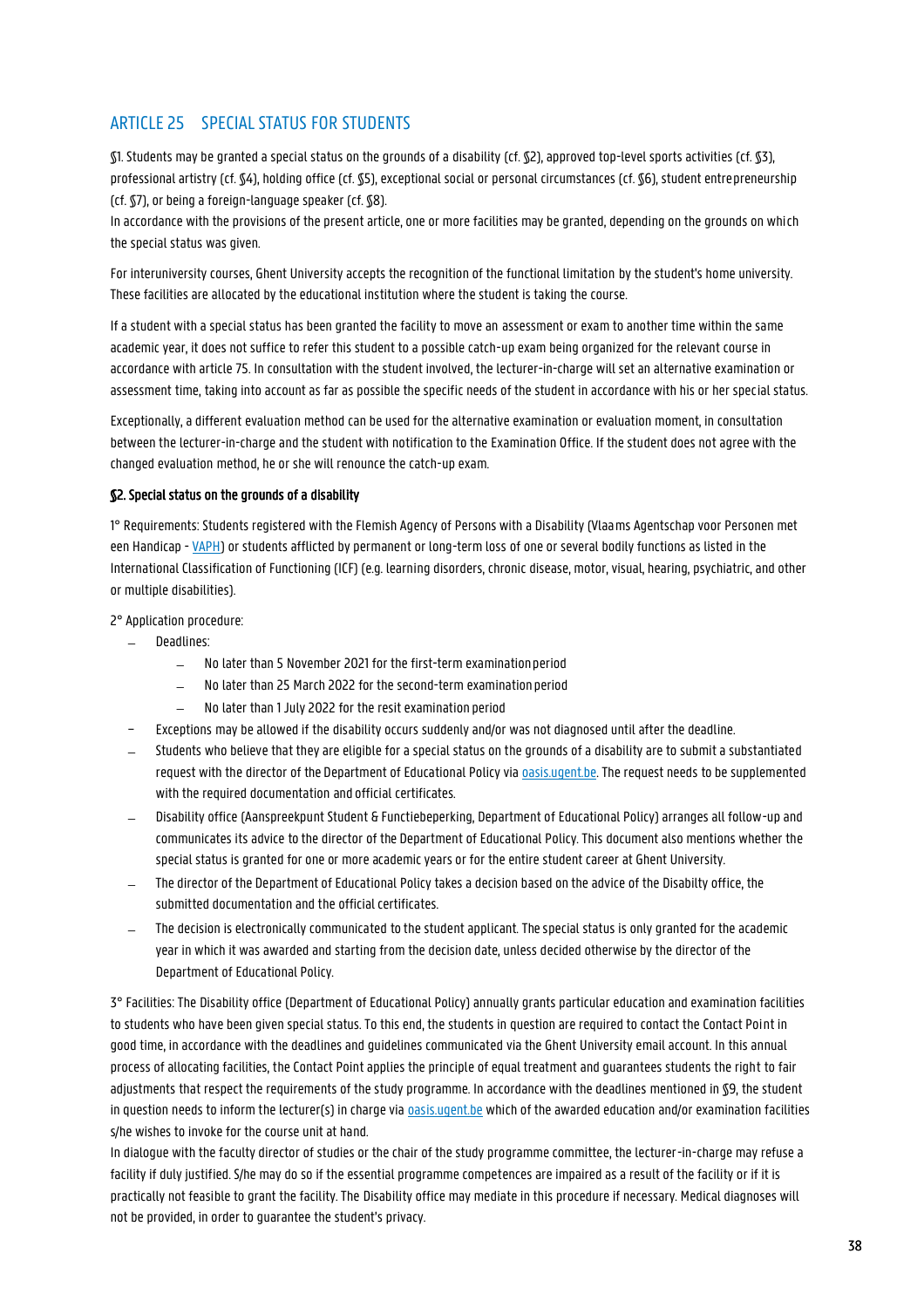## ARTICLE 25 SPECIAL STATUS FOR STUDENTS

§1. Students may be granted a special status on the grounds of a disability (cf. §2), approved top-level sports activities (cf. §3), professional artistry (cf. §4), holding office (cf. §5), exceptional social or personal circumstances (cf. §6), student entrepreneurship (cf. §7), or being a foreign-language speaker (cf. §8).
In accordance with the provisions of the present article, one or more facilities may be granted, depending on the grounds on which the special status was given.

For interuniversity courses, Ghent University accepts the recognition of the functional limitation by the student's home university. These facilities are allocated by the educational institution where the student is taking the course.

If a student with a special status has been granted the facility to move an assessment or exam to another time within the same academic year, it does not suffice to refer this student to a possible catch-up exam being organized for the relevant course in accordance with article 75. In consultation with the student involved, the lecturer-in-charge will set an alternative examination or assessment time, taking into account as far as possible the specific needs of the student in accordance with his or her special status.

Exceptionally, a different evaluation method can be used for the alternative examination or evaluation moment, in consultation between the lecturer-in-charge and the student with notification to the Examination Office. If the student does not agree with the changed evaluation method, he or she will renounce the catch-up exam.

**§2. Special status on the grounds of a disability**

1° Requirements: Students registered with the Flemish Agency of Persons with a Disability (Vlaams Agentschap voor Personen met een Handicap - VAPH) or students afflicted by permanent or long-term loss of one or several bodily functions as listed in the International Classification of Functioning (ICF) (e.g. learning disorders, chronic disease, motor, visual, hearing, psychiatric, and other or multiple disabilities).

2° Application procedure:

- Deadlines:
  - No later than 5 November 2021 for the first-term examination period
  - No later than 25 March 2022 for the second-term examination period
  - No later than 1 July 2022 for the resit examination period
- Exceptions may be allowed if the disability occurs suddenly and/or was not diagnosed until after the deadline.
- Students who believe that they are eligible for a special status on the grounds of a disability are to submit a substantiated request with the director of the Department of Educational Policy via oasis.ugent.be. The request needs to be supplemented with the required documentation and official certificates.
- Disability office (Aanspreekpunt Student & Functiebeperking, Department of Educational Policy) arranges all follow-up and communicates its advice to the director of the Department of Educational Policy. This document also mentions whether the special status is granted for one or more academic years or for the entire student career at Ghent University.
- The director of the Department of Educational Policy takes a decision based on the advice of the Disabilty office, the submitted documentation and the official certificates.
- The decision is electronically communicated to the student applicant. The special status is only granted for the academic year in which it was awarded and starting from the decision date, unless decided otherwise by the director of the Department of Educational Policy.

3° Facilities: The Disability office (Department of Educational Policy) annually grants particular education and examination facilities to students who have been given special status. To this end, the students in question are required to contact the Contact Point in good time, in accordance with the deadlines and guidelines communicated via the Ghent University email account. In this annual process of allocating facilities, the Contact Point applies the principle of equal treatment and guarantees students the right to fair adjustments that respect the requirements of the study programme. In accordance with the deadlines mentioned in §9, the student in question needs to inform the lecturer(s) in charge via oasis.ugent.be which of the awarded education and/or examination facilities s/he wishes to invoke for the course unit at hand.
In dialogue with the faculty director of studies or the chair of the study programme committee, the lecturer-in-charge may refuse a facility if duly justified. S/he may do so if the essential programme competences are impaired as a result of the facility or if it is practically not feasible to grant the facility. The Disability office may mediate in this procedure if necessary. Medical diagnoses will not be provided, in order to guarantee the student's privacy.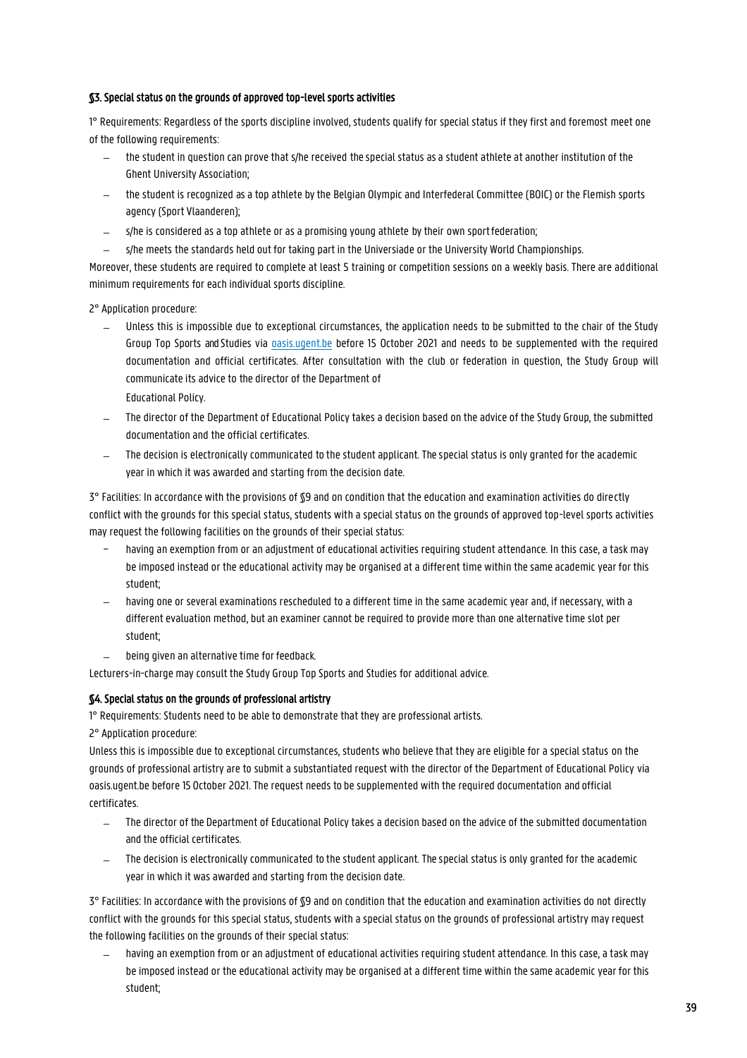#### §3. Special status on the grounds of approved top-level sports activities

1° Requirements: Regardless of the sports discipline involved, students qualify for special status if they first and foremost meet one of the following requirements:

- the student in question can prove that s/he received the special status as a student athlete at another institution of the Ghent University Association;
- the student is recognized as a top athlete by the Belgian Olympic and Interfederal Committee (BOIC) or the Flemish sports agency (Sport Vlaanderen);
- s/he is considered as a top athlete or as a promising young athlete by their own sport federation;
- s/he meets the standards held out for taking part in the Universiade or the University World Championships.

Moreover, these students are required to complete at least 5 training or competition sessions on a weekly basis. There are additional minimum requirements for each individual sports discipline.

2° Application procedure:

- Unless this is impossible due to exceptional circumstances, the application needs to be submitted to the chair of the Study Group Top Sports and Studies via [oasis.ugent.be](oasis.ugent.be) before 15 October 2021 and needs to be supplemented with the required documentation and official certificates. After consultation with the club or federation in question, the Study Group will communicate its advice to the director of the Department of Educational Policy.
- The director of the Department of Educational Policy takes a decision based on the advice of the Study Group, the submitted documentation and the official certificates.
- The decision is electronically communicated to the student applicant. The special status is only granted for the academic year in which it was awarded and starting from the decision date.

3° Facilities: In accordance with the provisions of §9 and on condition that the education and examination activities do directly conflict with the grounds for this special status, students with a special status on the grounds of approved top-level sports activities may request the following facilities on the grounds of their special status:

- having an exemption from or an adjustment of educational activities requiring student attendance. In this case, a task may be imposed instead or the educational activity may be organised at a different time within the same academic year for this student;
- having one or several examinations rescheduled to a different time in the same academic year and, if necessary, with a different evaluation method, but an examiner cannot be required to provide more than one alternative time slot per student;
- being given an alternative time for feedback.

Lecturers-in-charge may consult the Study Group Top Sports and Studies for additional advice.

#### §4. Special status on the grounds of professional artistry

1° Requirements: Students need to be able to demonstrate that they are professional artists.

2° Application procedure:

Unless this is impossible due to exceptional circumstances, students who believe that they are eligible for a special status on the grounds of professional artistry are to submit a substantiated request with the director of the Department of Educational Policy via oasis.ugent.be before 15 October 2021. The request needs to be supplemented with the required documentation and official certificates.

- The director of the Department of Educational Policy takes a decision based on the advice of the submitted documentation and the official certificates.
- The decision is electronically communicated to the student applicant. The special status is only granted for the academic year in which it was awarded and starting from the decision date.

3° Facilities: In accordance with the provisions of §9 and on condition that the education and examination activities do not directly conflict with the grounds for this special status, students with a special status on the grounds of professional artistry may request the following facilities on the grounds of their special status:

- having an exemption from or an adjustment of educational activities requiring student attendance. In this case, a task may be imposed instead or the educational activity may be organised at a different time within the same academic year for this student;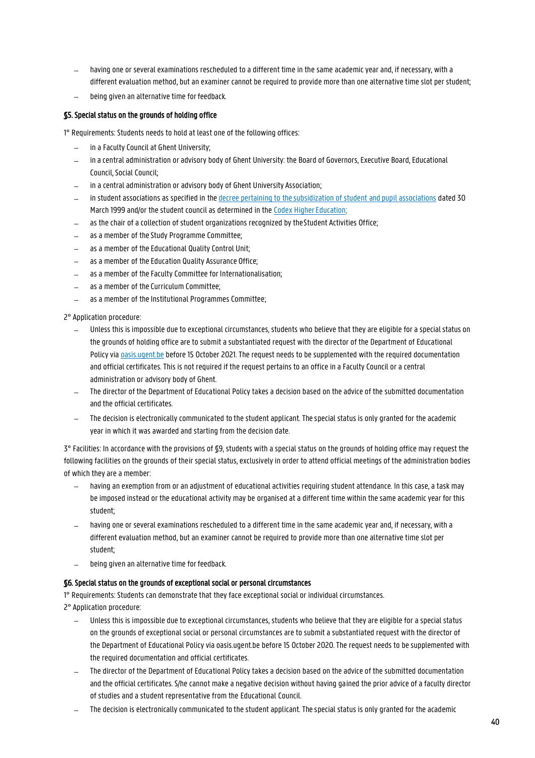- having one or several examinations rescheduled to a different time in the same academic year and, if necessary, with a different evaluation method, but an examiner cannot be required to provide more than one alternative time slot per student;
- being given an alternative time for feedback.

### §5. Special status on the grounds of holding office

1° Requirements: Students needs to hold at least one of the following offices:

- in a Faculty Council at Ghent University;
- in a central administration or advisory body of Ghent University: the Board of Governors, Executive Board, Educational Council, Social Council;
- in a central administration or advisory body of Ghent University Association;
- in student associations as specified in the decree pertaining to the subsidization of student and pupil associations dated 30 March 1999 and/or the student council as determined in the Codex Higher Education;
- as the chair of a collection of student organizations recognized by the Student Activities Office;
- as a member of the Study Programme Committee;
- as a member of the Educational Quality Control Unit;
- as a member of the Education Quality Assurance Office;
- as a member of the Faculty Committee for Internationalisation;
- as a member of the Curriculum Committee;
- as a member of the Institutional Programmes Committee;

2° Application procedure:

- Unless this is impossible due to exceptional circumstances, students who believe that they are eligible for a special status on the grounds of holding office are to submit a substantiated request with the director of the Department of Educational Policy via oasis.ugent.be before 15 October 2021. The request needs to be supplemented with the required documentation and official certificates. This is not required if the request pertains to an office in a Faculty Council or a central administration or advisory body of Ghent.
- The director of the Department of Educational Policy takes a decision based on the advice of the submitted documentation and the official certificates.
- The decision is electronically communicated to the student applicant. The special status is only granted for the academic year in which it was awarded and starting from the decision date.

3° Facilities: In accordance with the provisions of §9, students with a special status on the grounds of holding office may request the following facilities on the grounds of their special status, exclusively in order to attend official meetings of the administration bodies of which they are a member:

- having an exemption from or an adjustment of educational activities requiring student attendance. In this case, a task may be imposed instead or the educational activity may be organised at a different time within the same academic year for this student;
- having one or several examinations rescheduled to a different time in the same academic year and, if necessary, with a different evaluation method, but an examiner cannot be required to provide more than one alternative time slot per student;
- being given an alternative time for feedback.

### §6. Special status on the grounds of exceptional social or personal circumstances

1° Requirements: Students can demonstrate that they face exceptional social or individual circumstances.

2° Application procedure:

- Unless this is impossible due to exceptional circumstances, students who believe that they are eligible for a special status on the grounds of exceptional social or personal circumstances are to submit a substantiated request with the director of the Department of Educational Policy via oasis.ugent.be before 15 October 2020. The request needs to be supplemented with the required documentation and official certificates.
- The director of the Department of Educational Policy takes a decision based on the advice of the submitted documentation and the official certificates. S/he cannot make a negative decision without having gained the prior advice of a faculty director of studies and a student representative from the Educational Council.
- The decision is electronically communicated to the student applicant. The special status is only granted for the academic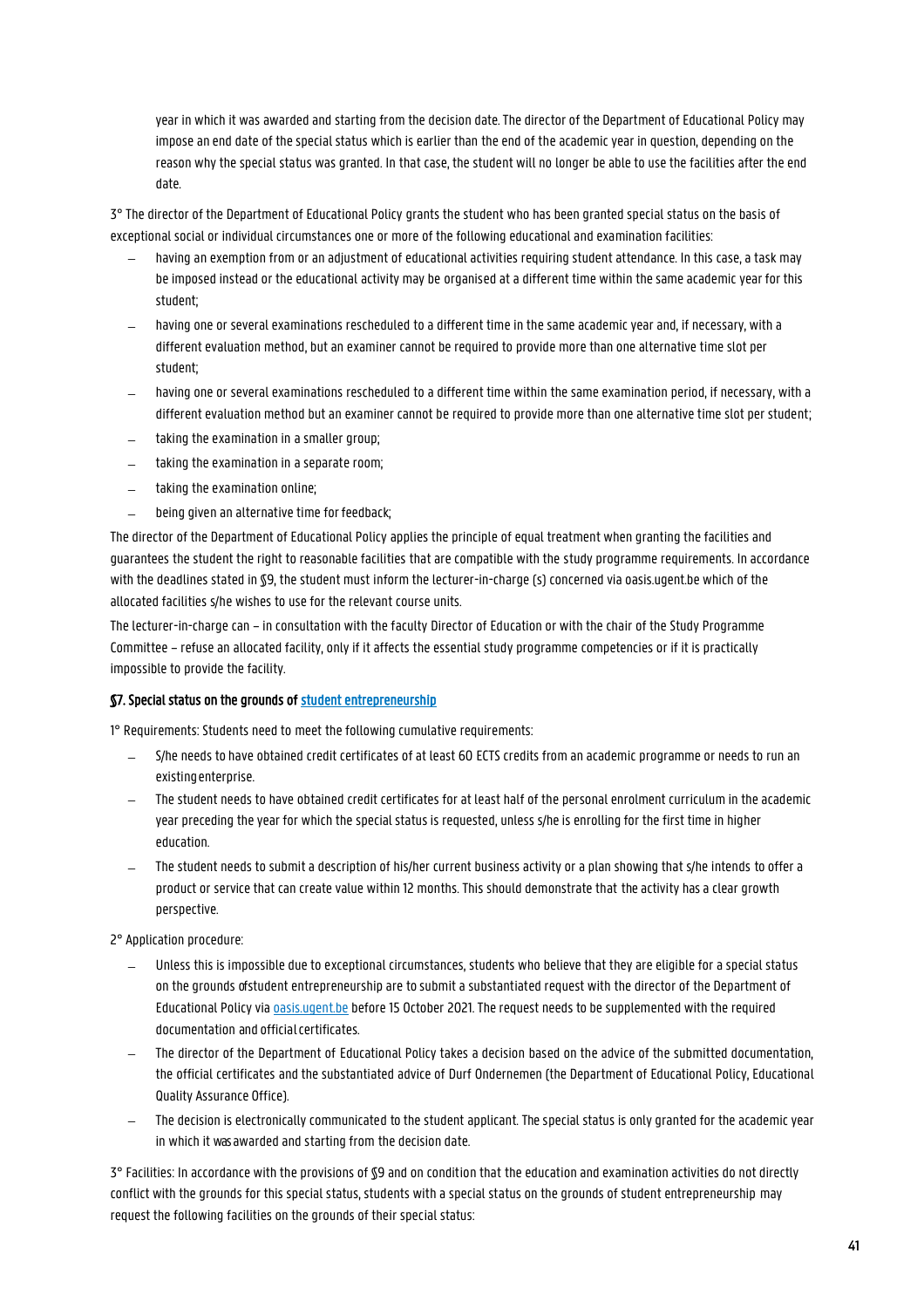year in which it was awarded and starting from the decision date. The director of the Department of Educational Policy may impose an end date of the special status which is earlier than the end of the academic year in question, depending on the reason why the special status was granted. In that case, the student will no longer be able to use the facilities after the end date.

3° The director of the Department of Educational Policy grants the student who has been granted special status on the basis of exceptional social or individual circumstances one or more of the following educational and examination facilities:

- having an exemption from or an adjustment of educational activities requiring student attendance. In this case, a task may be imposed instead or the educational activity may be organised at a different time within the same academic year for this student;
- having one or several examinations rescheduled to a different time in the same academic year and, if necessary, with a different evaluation method, but an examiner cannot be required to provide more than one alternative time slot per student;
- having one or several examinations rescheduled to a different time within the same examination period, if necessary, with a different evaluation method but an examiner cannot be required to provide more than one alternative time slot per student;
- taking the examination in a smaller group;
- taking the examination in a separate room;
- taking the examination online;
- being given an alternative time for feedback;

The director of the Department of Educational Policy applies the principle of equal treatment when granting the facilities and guarantees the student the right to reasonable facilities that are compatible with the study programme requirements. In accordance with the deadlines stated in §9, the student must inform the lecturer-in-charge (s) concerned via oasis.ugent.be which of the allocated facilities s/he wishes to use for the relevant course units.

The lecturer-in-charge can – in consultation with the faculty Director of Education or with the chair of the Study Programme Committee – refuse an allocated facility, only if it affects the essential study programme competencies or if it is practically impossible to provide the facility.

**§7. Special status on the grounds of student entrepreneurship**

1° Requirements: Students need to meet the following cumulative requirements:

- S/he needs to have obtained credit certificates of at least 60 ECTS credits from an academic programme or needs to run an existing enterprise.
- The student needs to have obtained credit certificates for at least half of the personal enrolment curriculum in the academic year preceding the year for which the special status is requested, unless s/he is enrolling for the first time in higher education.
- The student needs to submit a description of his/her current business activity or a plan showing that s/he intends to offer a product or service that can create value within 12 months. This should demonstrate that the activity has a clear growth perspective.

2° Application procedure:

- Unless this is impossible due to exceptional circumstances, students who believe that they are eligible for a special status on the grounds ofstudent entrepreneurship are to submit a substantiated request with the director of the Department of Educational Policy via oasis.ugent.be before 15 October 2021. The request needs to be supplemented with the required documentation and official certificates.
- The director of the Department of Educational Policy takes a decision based on the advice of the submitted documentation, the official certificates and the substantiated advice of Durf Ondernemen (the Department of Educational Policy, Educational Quality Assurance Office).
- The decision is electronically communicated to the student applicant. The special status is only granted for the academic year in which it was awarded and starting from the decision date.

3° Facilities: In accordance with the provisions of §9 and on condition that the education and examination activities do not directly conflict with the grounds for this special status, students with a special status on the grounds of student entrepreneurship may request the following facilities on the grounds of their special status: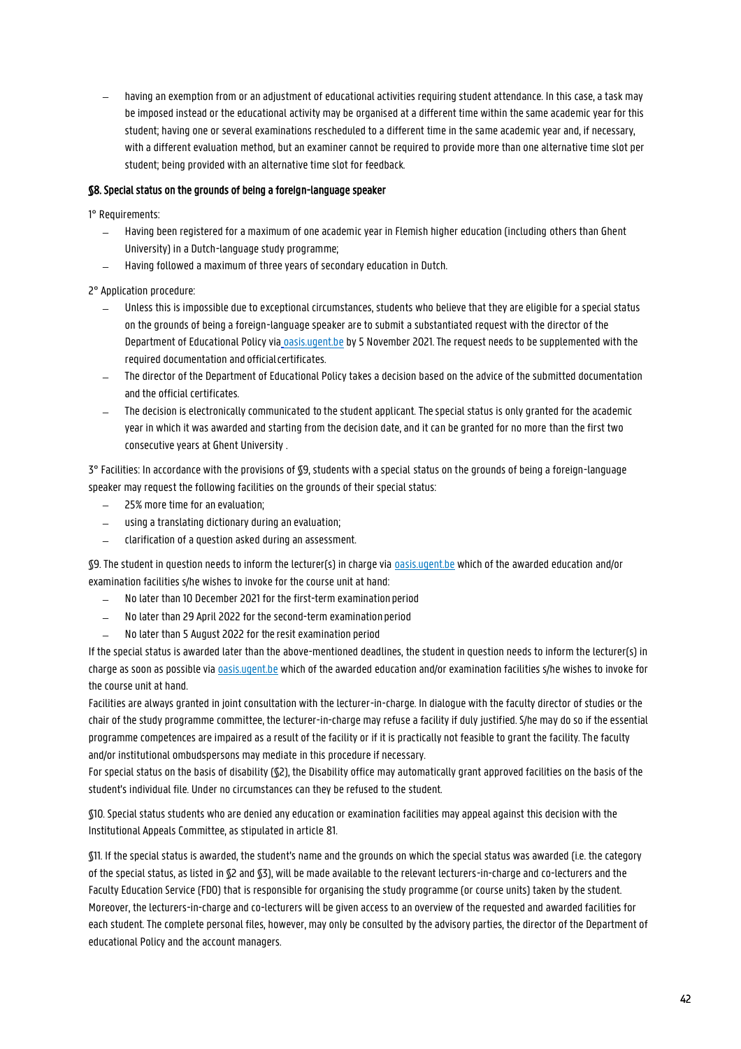- having an exemption from or an adjustment of educational activities requiring student attendance. In this case, a task may be imposed instead or the educational activity may be organised at a different time within the same academic year for this student; having one or several examinations rescheduled to a different time in the same academic year and, if necessary, with a different evaluation method, but an examiner cannot be required to provide more than one alternative time slot per student; being provided with an alternative time slot for feedback.

#### §8. Special status on the grounds of being a foreign-language speaker

1° Requirements:

- Having been registered for a maximum of one academic year in Flemish higher education (including others than Ghent University) in a Dutch-language study programme;
- Having followed a maximum of three years of secondary education in Dutch.

2° Application procedure:

- Unless this is impossible due to exceptional circumstances, students who believe that they are eligible for a special status on the grounds of being a foreign-language speaker are to submit a substantiated request with the director of the Department of Educational Policy via oasis.ugent.be by 5 November 2021. The request needs to be supplemented with the required documentation and official certificates.
- The director of the Department of Educational Policy takes a decision based on the advice of the submitted documentation and the official certificates.
- The decision is electronically communicated to the student applicant. The special status is only granted for the academic year in which it was awarded and starting from the decision date, and it can be granted for no more than the first two consecutive years at Ghent University .

3° Facilities: In accordance with the provisions of §9, students with a special status on the grounds of being a foreign-language speaker may request the following facilities on the grounds of their special status:

- 25% more time for an evaluation;
- using a translating dictionary during an evaluation;
- clarification of a question asked during an assessment.

§9. The student in question needs to inform the lecturer(s) in charge via oasis.ugent.be which of the awarded education and/or examination facilities s/he wishes to invoke for the course unit at hand:

- No later than 10 December 2021 for the first-term examination period
- No later than 29 April 2022 for the second-term examination period
- No later than 5 August 2022 for the resit examination period

If the special status is awarded later than the above-mentioned deadlines, the student in question needs to inform the lecturer(s) in charge as soon as possible via oasis.ugent.be which of the awarded education and/or examination facilities s/he wishes to invoke for the course unit at hand.

Facilities are always granted in joint consultation with the lecturer-in-charge. In dialogue with the faculty director of studies or the chair of the study programme committee, the lecturer-in-charge may refuse a facility if duly justified. S/he may do so if the essential programme competences are impaired as a result of the facility or if it is practically not feasible to grant the facility. The faculty and/or institutional ombudspersons may mediate in this procedure if necessary.

For special status on the basis of disability (§2), the Disability office may automatically grant approved facilities on the basis of the student's individual file. Under no circumstances can they be refused to the student.

§10. Special status students who are denied any education or examination facilities may appeal against this decision with the Institutional Appeals Committee, as stipulated in article 81.

§11. If the special status is awarded, the student's name and the grounds on which the special status was awarded (i.e. the category of the special status, as listed in §2 and §3), will be made available to the relevant lecturers-in-charge and co-lecturers and the Faculty Education Service (FDO) that is responsible for organising the study programme (or course units) taken by the student. Moreover, the lecturers-in-charge and co-lecturers will be given access to an overview of the requested and awarded facilities for each student. The complete personal files, however, may only be consulted by the advisory parties, the director of the Department of educational Policy and the account managers.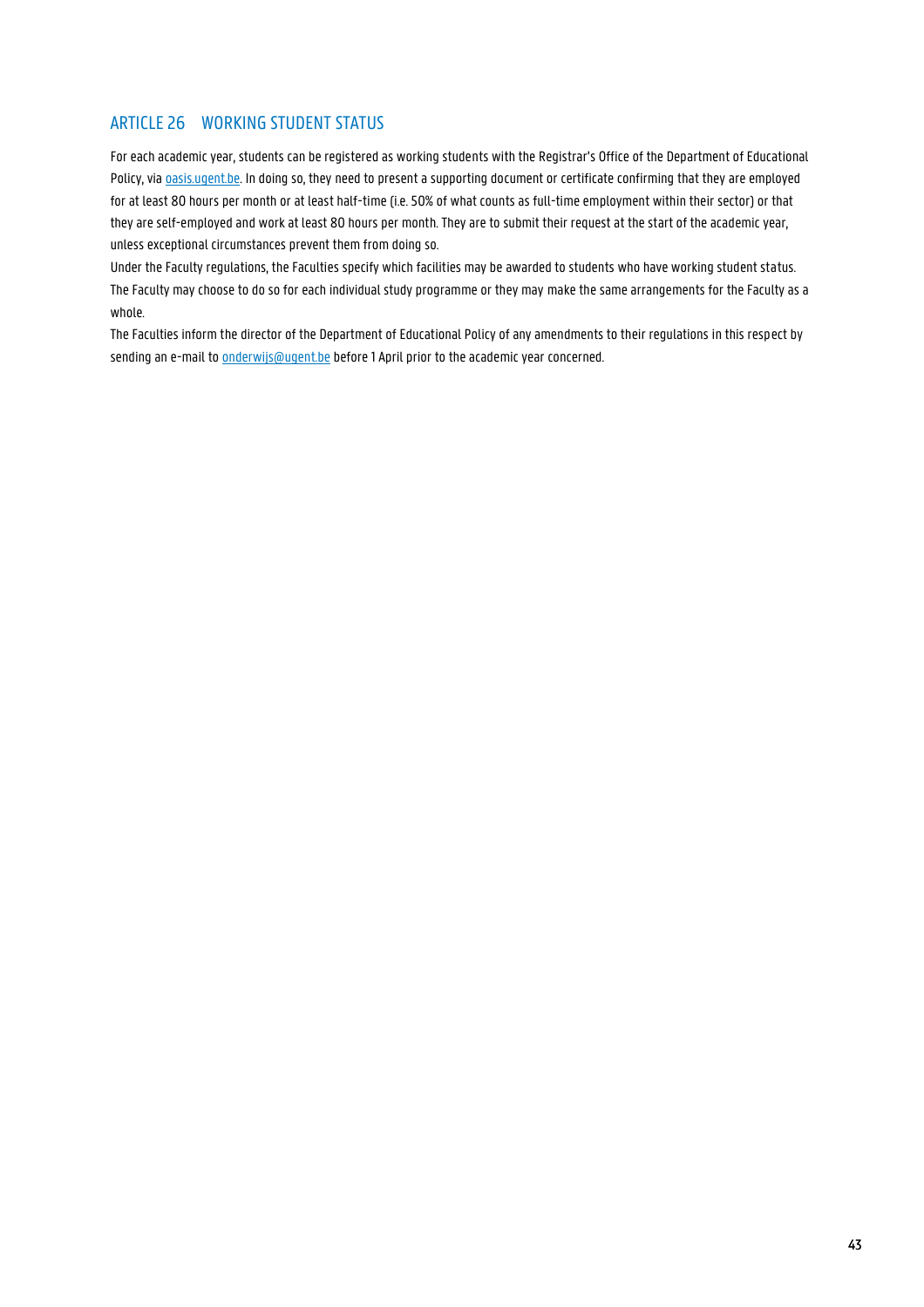## ARTICLE 26 WORKING STUDENT STATUS

For each academic year, students can be registered as working students with the Registrar's Office of the Department of Educational Policy, via [oasis.ugent.be](oasis.ugent.be). In doing so, they need to present a supporting document or certificate confirming that they are employed for at least 80 hours per month or at least half-time (i.e. 50% of what counts as full-time employment within their sector) or that they are self-employed and work at least 80 hours per month. They are to submit their request at the start of the academic year, unless exceptional circumstances prevent them from doing so.

Under the Faculty regulations, the Faculties specify which facilities may be awarded to students who have working student status. The Faculty may choose to do so for each individual study programme or they may make the same arrangements for the Faculty as a whole.

The Faculties inform the director of the Department of Educational Policy of any amendments to their regulations in this respect by sending an e-mail to [onderwijs@ugent.be](mailto:onderwijs@ugent.be) before 1 April prior to the academic year concerned.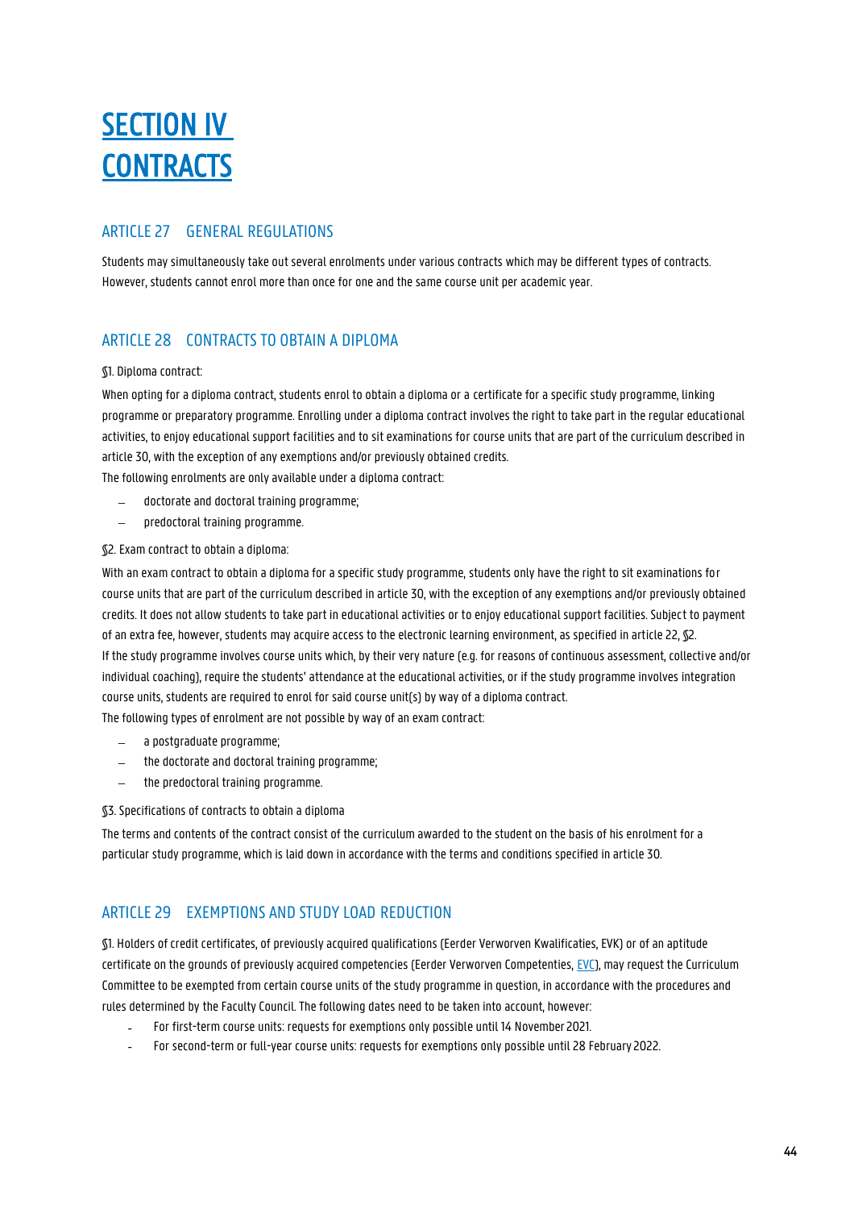# SECTION IV CONTRACTS

## ARTICLE 27 GENERAL REGULATIONS

Students may simultaneously take out several enrolments under various contracts which may be different types of contracts. However, students cannot enrol more than once for one and the same course unit per academic year.

## ARTICLE 28 CONTRACTS TO OBTAIN A DIPLOMA

§1. Diploma contract:

When opting for a diploma contract, students enrol to obtain a diploma or a certificate for a specific study programme, linking programme or preparatory programme. Enrolling under a diploma contract involves the right to take part in the regular educational activities, to enjoy educational support facilities and to sit examinations for course units that are part of the curriculum described in article 30, with the exception of any exemptions and/or previously obtained credits.

The following enrolments are only available under a diploma contract:

- doctorate and doctoral training programme;
- predoctoral training programme.

§2. Exam contract to obtain a diploma:

With an exam contract to obtain a diploma for a specific study programme, students only have the right to sit examinations for course units that are part of the curriculum described in article 30, with the exception of any exemptions and/or previously obtained credits. It does not allow students to take part in educational activities or to enjoy educational support facilities. Subject to payment of an extra fee, however, students may acquire access to the electronic learning environment, as specified in article 22, §2.

If the study programme involves course units which, by their very nature (e.g. for reasons of continuous assessment, collective and/or individual coaching), require the students' attendance at the educational activities, or if the study programme involves integration course units, students are required to enrol for said course unit(s) by way of a diploma contract.

The following types of enrolment are not possible by way of an exam contract:

- a postgraduate programme;
- the doctorate and doctoral training programme;
- the predoctoral training programme.

§3. Specifications of contracts to obtain a diploma

The terms and contents of the contract consist of the curriculum awarded to the student on the basis of his enrolment for a particular study programme, which is laid down in accordance with the terms and conditions specified in article 30.

## ARTICLE 29 EXEMPTIONS AND STUDY LOAD REDUCTION

§1. Holders of credit certificates, of previously acquired qualifications (Eerder Verworven Kwalificaties, EVK) or of an aptitude certificate on the grounds of previously acquired competencies (Eerder Verworven Competenties, EVC), may request the Curriculum Committee to be exempted from certain course units of the study programme in question, in accordance with the procedures and rules determined by the Faculty Council. The following dates need to be taken into account, however:

- For first-term course units: requests for exemptions only possible until 14 November 2021.
- For second-term or full-year course units: requests for exemptions only possible until 28 February 2022.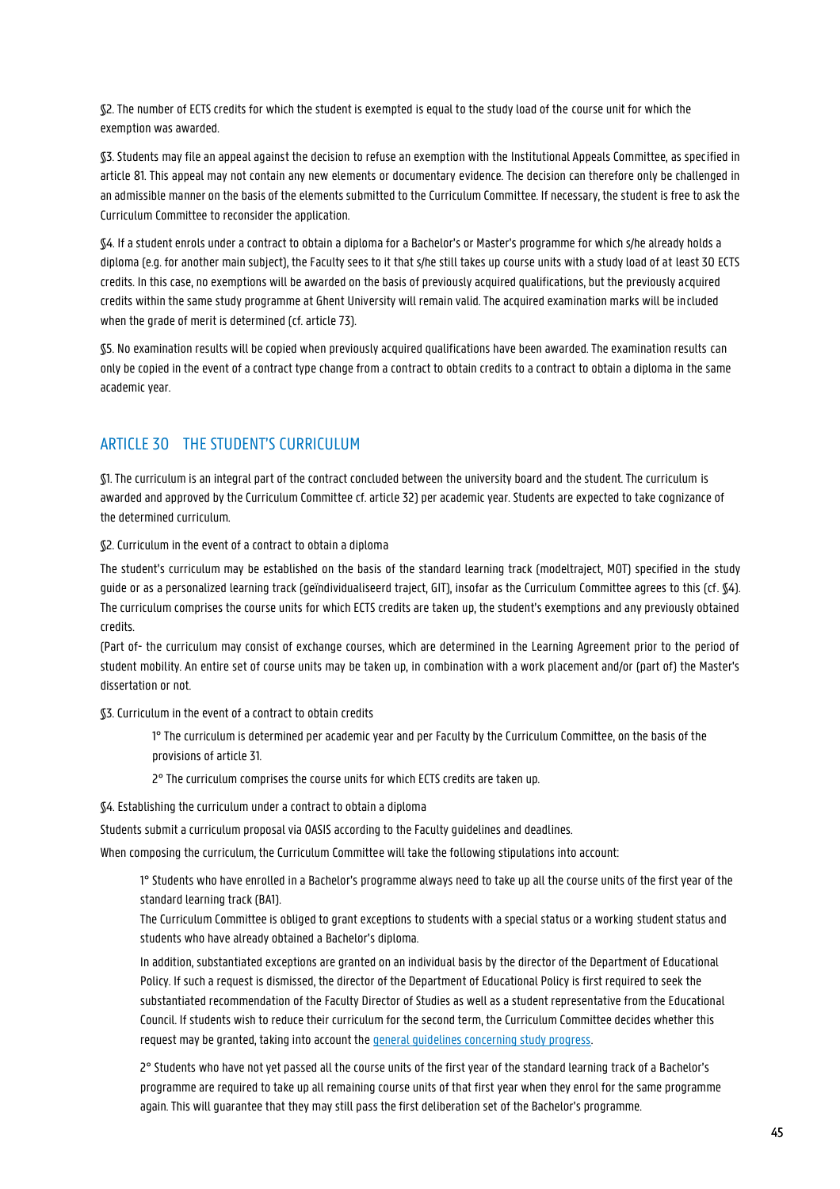§2. The number of ECTS credits for which the student is exempted is equal to the study load of the course unit for which the exemption was awarded.

§3. Students may file an appeal against the decision to refuse an exemption with the Institutional Appeals Committee, as specified in article 81. This appeal may not contain any new elements or documentary evidence. The decision can therefore only be challenged in an admissible manner on the basis of the elements submitted to the Curriculum Committee. If necessary, the student is free to ask the Curriculum Committee to reconsider the application.

§4. If a student enrols under a contract to obtain a diploma for a Bachelor's or Master's programme for which s/he already holds a diploma (e.g. for another main subject), the Faculty sees to it that s/he still takes up course units with a study load of at least 30 ECTS credits. In this case, no exemptions will be awarded on the basis of previously acquired qualifications, but the previously acquired credits within the same study programme at Ghent University will remain valid. The acquired examination marks will be included when the grade of merit is determined (cf. article 73).

§5. No examination results will be copied when previously acquired qualifications have been awarded. The examination results can only be copied in the event of a contract type change from a contract to obtain credits to a contract to obtain a diploma in the same academic year.

## ARTICLE 30 THE STUDENT'S CURRICULUM

§1. The curriculum is an integral part of the contract concluded between the university board and the student. The curriculum is awarded and approved by the Curriculum Committee cf. article 32) per academic year. Students are expected to take cognizance of the determined curriculum.

§2. Curriculum in the event of a contract to obtain a diploma

The student's curriculum may be established on the basis of the standard learning track (modeltraject, MOT) specified in the study guide or as a personalized learning track (geïndividualiseerd traject, GIT), insofar as the Curriculum Committee agrees to this (cf. §4). The curriculum comprises the course units for which ECTS credits are taken up, the student's exemptions and any previously obtained credits.

(Part of- the curriculum may consist of exchange courses, which are determined in the Learning Agreement prior to the period of student mobility. An entire set of course units may be taken up, in combination with a work placement and/or (part of) the Master's dissertation or not.

§3. Curriculum in the event of a contract to obtain credits

> 1° The curriculum is determined per academic year and per Faculty by the Curriculum Committee, on the basis of the provisions of article 31.
>
> 2° The curriculum comprises the course units for which ECTS credits are taken up.

§4. Establishing the curriculum under a contract to obtain a diploma

Students submit a curriculum proposal via OASIS according to the Faculty guidelines and deadlines.

When composing the curriculum, the Curriculum Committee will take the following stipulations into account:

> 1° Students who have enrolled in a Bachelor's programme always need to take up all the course units of the first year of the standard learning track (BA1).
>
> The Curriculum Committee is obliged to grant exceptions to students with a special status or a working student status and students who have already obtained a Bachelor's diploma.
>
> In addition, substantiated exceptions are granted on an individual basis by the director of the Department of Educational Policy. If such a request is dismissed, the director of the Department of Educational Policy is first required to seek the substantiated recommendation of the Faculty Director of Studies as well as a student representative from the Educational Council. If students wish to reduce their curriculum for the second term, the Curriculum Committee decides whether this request may be granted, taking into account the general guidelines concerning study progress.
>
> 2° Students who have not yet passed all the course units of the first year of the standard learning track of a Bachelor's programme are required to take up all remaining course units of that first year when they enrol for the same programme again. This will guarantee that they may still pass the first deliberation set of the Bachelor's programme.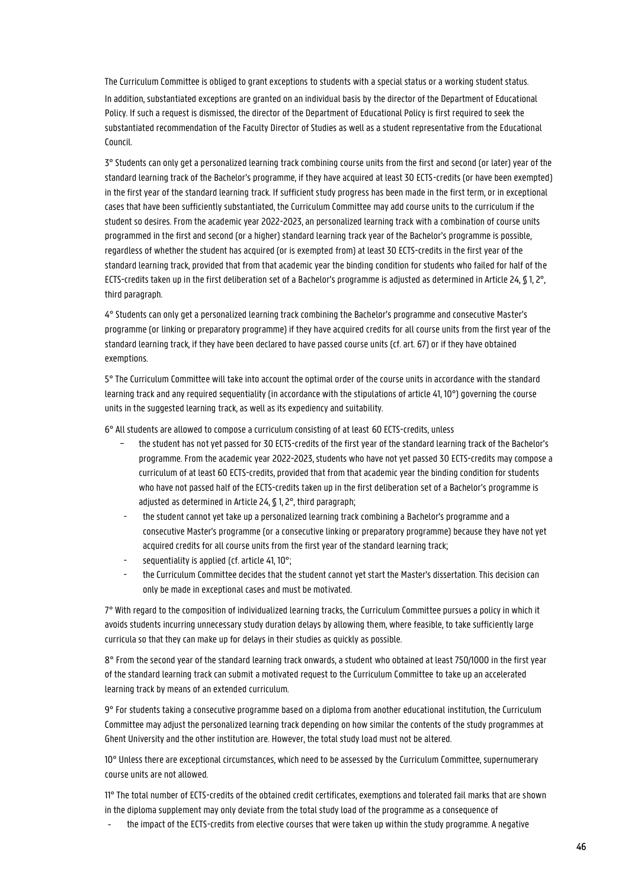The Curriculum Committee is obliged to grant exceptions to students with a special status or a working student status.

In addition, substantiated exceptions are granted on an individual basis by the director of the Department of Educational Policy. If such a request is dismissed, the director of the Department of Educational Policy is first required to seek the substantiated recommendation of the Faculty Director of Studies as well as a student representative from the Educational Council.

3° Students can only get a personalized learning track combining course units from the first and second (or later) year of the standard learning track of the Bachelor's programme, if they have acquired at least 30 ECTS-credits (or have been exempted) in the first year of the standard learning track. If sufficient study progress has been made in the first term, or in exceptional cases that have been sufficiently substantiated, the Curriculum Committee may add course units to the curriculum if the student so desires. From the academic year 2022-2023, an personalized learning track with a combination of course units programmed in the first and second (or a higher) standard learning track year of the Bachelor's programme is possible, regardless of whether the student has acquired (or is exempted from) at least 30 ECTS-credits in the first year of the standard learning track, provided that from that academic year the binding condition for students who failed for half of the ECTS-credits taken up in the first deliberation set of a Bachelor's programme is adjusted as determined in Article 24, § 1, 2°, third paragraph.

4° Students can only get a personalized learning track combining the Bachelor's programme and consecutive Master's programme (or linking or preparatory programme) if they have acquired credits for all course units from the first year of the standard learning track, if they have been declared to have passed course units (cf. art. 67) or if they have obtained exemptions.

5° The Curriculum Committee will take into account the optimal order of the course units in accordance with the standard learning track and any required sequentiality (in accordance with the stipulations of article 41, 10°) governing the course units in the suggested learning track, as well as its expediency and suitability.

6° All students are allowed to compose a curriculum consisting of at least 60 ECTS-credits, unless

- the student has not yet passed for 30 ECTS-credits of the first year of the standard learning track of the Bachelor's programme. From the academic year 2022-2023, students who have not yet passed 30 ECTS-credits may compose a curriculum of at least 60 ECTS-credits, provided that from that academic year the binding condition for students who have not passed half of the ECTS-credits taken up in the first deliberation set of a Bachelor's programme is adjusted as determined in Article 24, § 1, 2°, third paragraph;
- the student cannot yet take up a personalized learning track combining a Bachelor's programme and a consecutive Master's programme (or a consecutive linking or preparatory programme) because they have not yet acquired credits for all course units from the first year of the standard learning track;
- sequentiality is applied (cf. article 41, 10°;
- the Curriculum Committee decides that the student cannot yet start the Master's dissertation. This decision can only be made in exceptional cases and must be motivated.

7° With regard to the composition of individualized learning tracks, the Curriculum Committee pursues a policy in which it avoids students incurring unnecessary study duration delays by allowing them, where feasible, to take sufficiently large curricula so that they can make up for delays in their studies as quickly as possible.

8° From the second year of the standard learning track onwards, a student who obtained at least 750/1000 in the first year of the standard learning track can submit a motivated request to the Curriculum Committee to take up an accelerated learning track by means of an extended curriculum.

9° For students taking a consecutive programme based on a diploma from another educational institution, the Curriculum Committee may adjust the personalized learning track depending on how similar the contents of the study programmes at Ghent University and the other institution are. However, the total study load must not be altered.

10° Unless there are exceptional circumstances, which need to be assessed by the Curriculum Committee, supernumerary course units are not allowed.

11° The total number of ECTS-credits of the obtained credit certificates, exemptions and tolerated fail marks that are shown in the diploma supplement may only deviate from the total study load of the programme as a consequence of

- the impact of the ECTS-credits from elective courses that were taken up within the study programme. A negative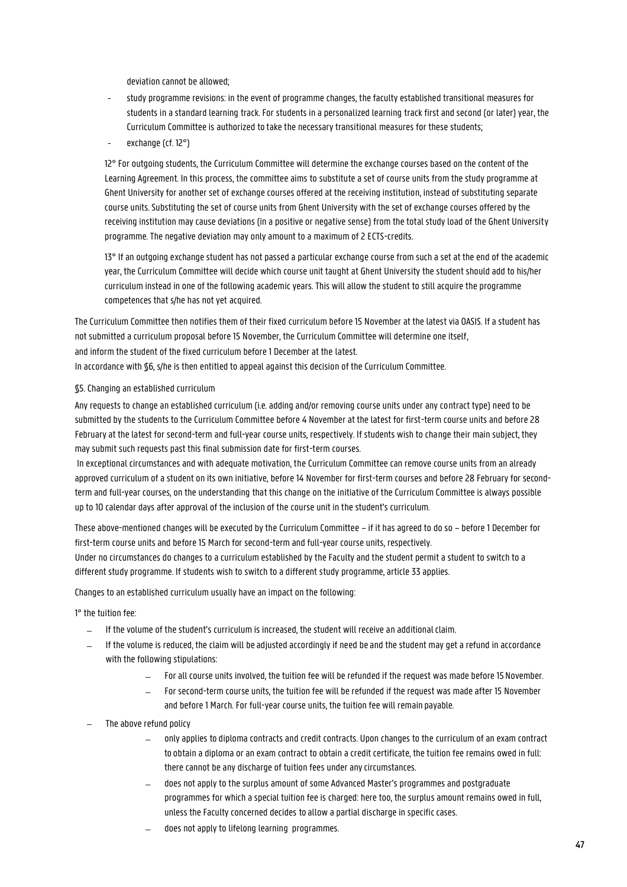deviation cannot be allowed;

- study programme revisions: in the event of programme changes, the faculty established transitional measures for students in a standard learning track. For students in a personalized learning track first and second (or later) year, the Curriculum Committee is authorized to take the necessary transitional measures for these students;
- exchange (cf. 12°)

12° For outgoing students, the Curriculum Committee will determine the exchange courses based on the content of the Learning Agreement. In this process, the committee aims to substitute a set of course units from the study programme at Ghent University for another set of exchange courses offered at the receiving institution, instead of substituting separate course units. Substituting the set of course units from Ghent University with the set of exchange courses offered by the receiving institution may cause deviations (in a positive or negative sense) from the total study load of the Ghent University programme. The negative deviation may only amount to a maximum of 2 ECTS-credits.

13° If an outgoing exchange student has not passed a particular exchange course from such a set at the end of the academic year, the Curriculum Committee will decide which course unit taught at Ghent University the student should add to his/her curriculum instead in one of the following academic years. This will allow the student to still acquire the programme competences that s/he has not yet acquired.

The Curriculum Committee then notifies them of their fixed curriculum before 15 November at the latest via OASIS. If a student has not submitted a curriculum proposal before 15 November, the Curriculum Committee will determine one itself, and inform the student of the fixed curriculum before 1 December at the latest.
In accordance with §6, s/he is then entitled to appeal against this decision of the Curriculum Committee.

§5. Changing an established curriculum

Any requests to change an established curriculum (i.e. adding and/or removing course units under any contract type) need to be submitted by the students to the Curriculum Committee before 4 November at the latest for first-term course units and before 28 February at the latest for second-term and full-year course units, respectively. If students wish to change their main subject, they may submit such requests past this final submission date for first-term courses.

In exceptional circumstances and with adequate motivation, the Curriculum Committee can remove course units from an already approved curriculum of a student on its own initiative, before 14 November for first-term courses and before 28 February for second-term and full-year courses, on the understanding that this change on the initiative of the Curriculum Committee is always possible up to 10 calendar days after approval of the inclusion of the course unit in the student's curriculum.

These above-mentioned changes will be executed by the Curriculum Committee – if it has agreed to do so – before 1 December for first-term course units and before 15 March for second-term and full-year course units, respectively.
Under no circumstances do changes to a curriculum established by the Faculty and the student permit a student to switch to a different study programme. If students wish to switch to a different study programme, article 33 applies.

Changes to an established curriculum usually have an impact on the following:

1° the tuition fee:

- If the volume of the student's curriculum is increased, the student will receive an additional claim.
- If the volume is reduced, the claim will be adjusted accordingly if need be and the student may get a refund in accordance with the following stipulations:
  - For all course units involved, the tuition fee will be refunded if the request was made before 15 November.
  - For second-term course units, the tuition fee will be refunded if the request was made after 15 November and before 1 March. For full-year course units, the tuition fee will remain payable.
- The above refund policy
  - only applies to diploma contracts and credit contracts. Upon changes to the curriculum of an exam contract to obtain a diploma or an exam contract to obtain a credit certificate, the tuition fee remains owed in full: there cannot be any discharge of tuition fees under any circumstances.
  - does not apply to the surplus amount of some Advanced Master's programmes and postgraduate programmes for which a special tuition fee is charged: here too, the surplus amount remains owed in full, unless the Faculty concerned decides to allow a partial discharge in specific cases.
  - does not apply to lifelong learning programmes.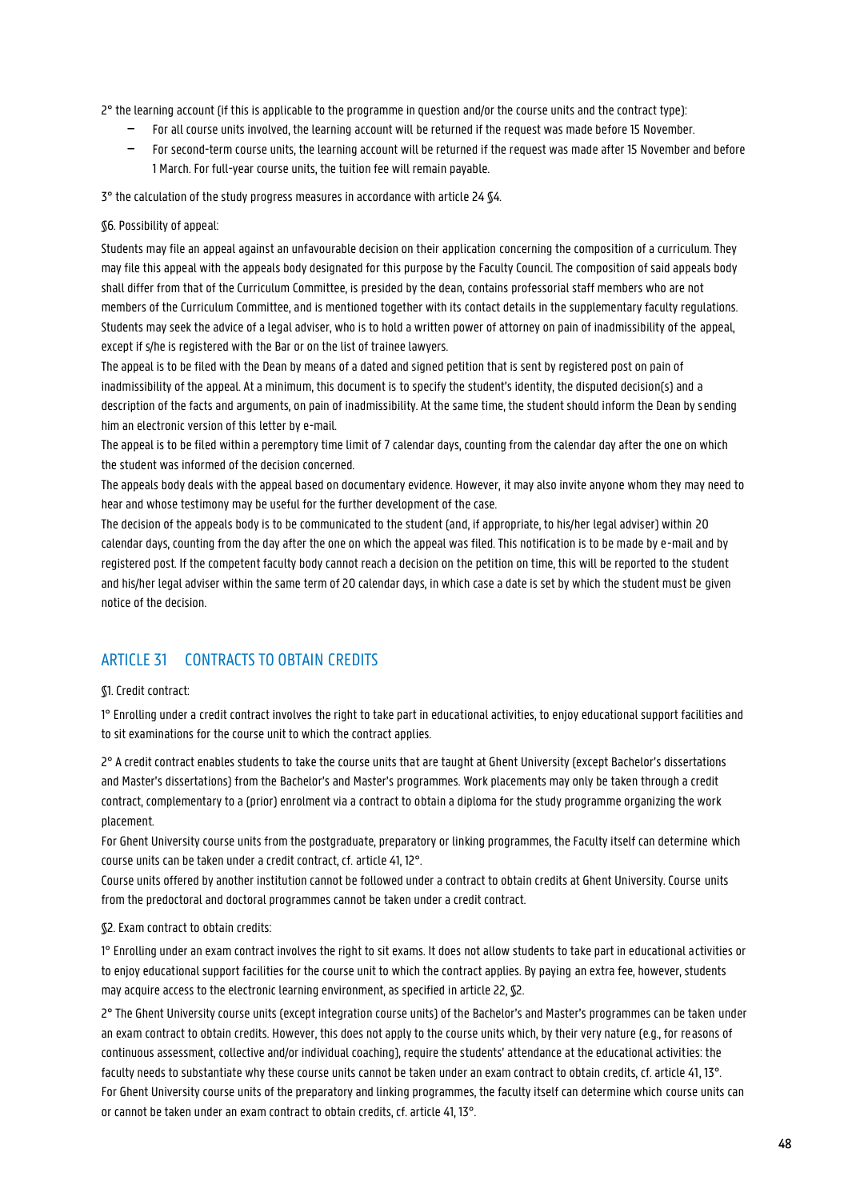2° the learning account (if this is applicable to the programme in question and/or the course units and the contract type):

- For all course units involved, the learning account will be returned if the request was made before 15 November.
- For second-term course units, the learning account will be returned if the request was made after 15 November and before 1 March. For full-year course units, the tuition fee will remain payable.

3° the calculation of the study progress measures in accordance with article 24 §4.

§6. Possibility of appeal:

Students may file an appeal against an unfavourable decision on their application concerning the composition of a curriculum. They may file this appeal with the appeals body designated for this purpose by the Faculty Council. The composition of said appeals body shall differ from that of the Curriculum Committee, is presided by the dean, contains professorial staff members who are not members of the Curriculum Committee, and is mentioned together with its contact details in the supplementary faculty regulations. Students may seek the advice of a legal adviser, who is to hold a written power of attorney on pain of inadmissibility of the appeal, except if s/he is registered with the Bar or on the list of trainee lawyers.

The appeal is to be filed with the Dean by means of a dated and signed petition that is sent by registered post on pain of inadmissibility of the appeal. At a minimum, this document is to specify the student's identity, the disputed decision(s) and a description of the facts and arguments, on pain of inadmissibility. At the same time, the student should inform the Dean by sending him an electronic version of this letter by e-mail.

The appeal is to be filed within a peremptory time limit of 7 calendar days, counting from the calendar day after the one on which the student was informed of the decision concerned.

The appeals body deals with the appeal based on documentary evidence. However, it may also invite anyone whom they may need to hear and whose testimony may be useful for the further development of the case.

The decision of the appeals body is to be communicated to the student (and, if appropriate, to his/her legal adviser) within 20 calendar days, counting from the day after the one on which the appeal was filed. This notification is to be made by e-mail and by registered post. If the competent faculty body cannot reach a decision on the petition on time, this will be reported to the student and his/her legal adviser within the same term of 20 calendar days, in which case a date is set by which the student must be given notice of the decision.

## ARTICLE 31 CONTRACTS TO OBTAIN CREDITS

§1. Credit contract:

1° Enrolling under a credit contract involves the right to take part in educational activities, to enjoy educational support facilities and to sit examinations for the course unit to which the contract applies.

2° A credit contract enables students to take the course units that are taught at Ghent University (except Bachelor's dissertations and Master's dissertations) from the Bachelor's and Master's programmes. Work placements may only be taken through a credit contract, complementary to a (prior) enrolment via a contract to obtain a diploma for the study programme organizing the work placement.

For Ghent University course units from the postgraduate, preparatory or linking programmes, the Faculty itself can determine which course units can be taken under a credit contract, cf. article 41, 12°.

Course units offered by another institution cannot be followed under a contract to obtain credits at Ghent University. Course units from the predoctoral and doctoral programmes cannot be taken under a credit contract.

§2. Exam contract to obtain credits:

1° Enrolling under an exam contract involves the right to sit exams. It does not allow students to take part in educational activities or to enjoy educational support facilities for the course unit to which the contract applies. By paying an extra fee, however, students may acquire access to the electronic learning environment, as specified in article 22, §2.

2° The Ghent University course units (except integration course units) of the Bachelor's and Master's programmes can be taken under an exam contract to obtain credits. However, this does not apply to the course units which, by their very nature (e.g., for reasons of continuous assessment, collective and/or individual coaching), require the students' attendance at the educational activities: the faculty needs to substantiate why these course units cannot be taken under an exam contract to obtain credits, cf. article 41, 13°.

For Ghent University course units of the preparatory and linking programmes, the faculty itself can determine which course units can or cannot be taken under an exam contract to obtain credits, cf. article 41, 13°.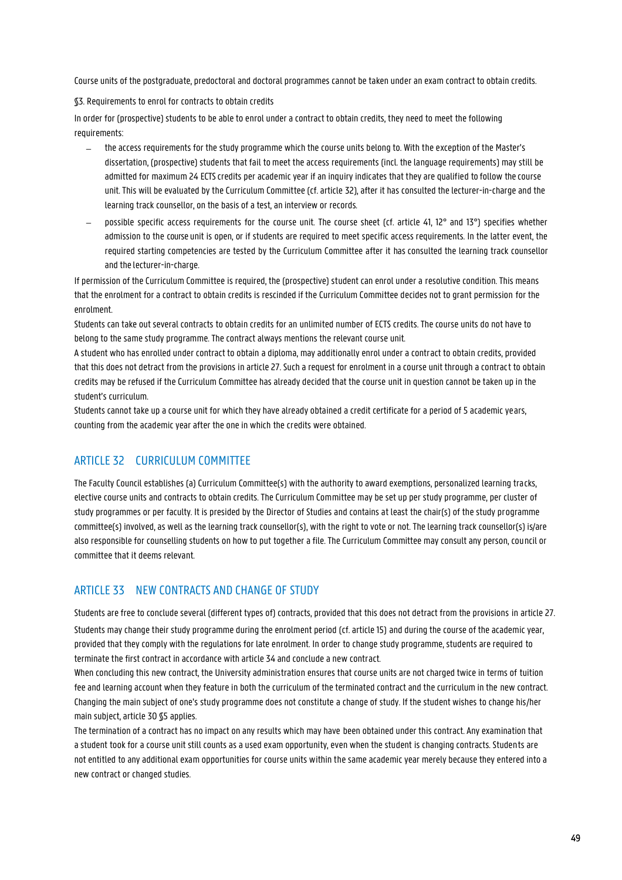Course units of the postgraduate, predoctoral and doctoral programmes cannot be taken under an exam contract to obtain credits.

§3. Requirements to enrol for contracts to obtain credits

In order for (prospective) students to be able to enrol under a contract to obtain credits, they need to meet the following requirements:

- the access requirements for the study programme which the course units belong to. With the exception of the Master's dissertation, (prospective) students that fail to meet the access requirements (incl. the language requirements) may still be admitted for maximum 24 ECTS credits per academic year if an inquiry indicates that they are qualified to follow the course unit. This will be evaluated by the Curriculum Committee (cf. article 32), after it has consulted the lecturer-in-charge and the learning track counsellor, on the basis of a test, an interview or records.
- possible specific access requirements for the course unit. The course sheet (cf. article 41, 12° and 13°) specifies whether admission to the course unit is open, or if students are required to meet specific access requirements. In the latter event, the required starting competencies are tested by the Curriculum Committee after it has consulted the learning track counsellor and the lecturer-in-charge.

If permission of the Curriculum Committee is required, the (prospective) student can enrol under a resolutive condition. This means that the enrolment for a contract to obtain credits is rescinded if the Curriculum Committee decides not to grant permission for the enrolment.

Students can take out several contracts to obtain credits for an unlimited number of ECTS credits. The course units do not have to belong to the same study programme. The contract always mentions the relevant course unit.

A student who has enrolled under contract to obtain a diploma, may additionally enrol under a contract to obtain credits, provided that this does not detract from the provisions in article 27. Such a request for enrolment in a course unit through a contract to obtain credits may be refused if the Curriculum Committee has already decided that the course unit in question cannot be taken up in the student's curriculum.

Students cannot take up a course unit for which they have already obtained a credit certificate for a period of 5 academic years, counting from the academic year after the one in which the credits were obtained.

## ARTICLE 32 CURRICULUM COMMITTEE

The Faculty Council establishes (a) Curriculum Committee(s) with the authority to award exemptions, personalized learning tracks, elective course units and contracts to obtain credits. The Curriculum Committee may be set up per study programme, per cluster of study programmes or per faculty. It is presided by the Director of Studies and contains at least the chair(s) of the study programme committee(s) involved, as well as the learning track counsellor(s), with the right to vote or not. The learning track counsellor(s) is/are also responsible for counselling students on how to put together a file. The Curriculum Committee may consult any person, council or committee that it deems relevant.

## ARTICLE 33 NEW CONTRACTS AND CHANGE OF STUDY

Students are free to conclude several (different types of) contracts, provided that this does not detract from the provisions in article 27.

Students may change their study programme during the enrolment period (cf. article 15) and during the course of the academic year, provided that they comply with the regulations for late enrolment. In order to change study programme, students are required to terminate the first contract in accordance with article 34 and conclude a new contract.

When concluding this new contract, the University administration ensures that course units are not charged twice in terms of tuition fee and learning account when they feature in both the curriculum of the terminated contract and the curriculum in the new contract. Changing the main subject of one's study programme does not constitute a change of study. If the student wishes to change his/her main subject, article 30 §5 applies.

The termination of a contract has no impact on any results which may have been obtained under this contract. Any examination that a student took for a course unit still counts as a used exam opportunity, even when the student is changing contracts. Students are not entitled to any additional exam opportunities for course units within the same academic year merely because they entered into a new contract or changed studies.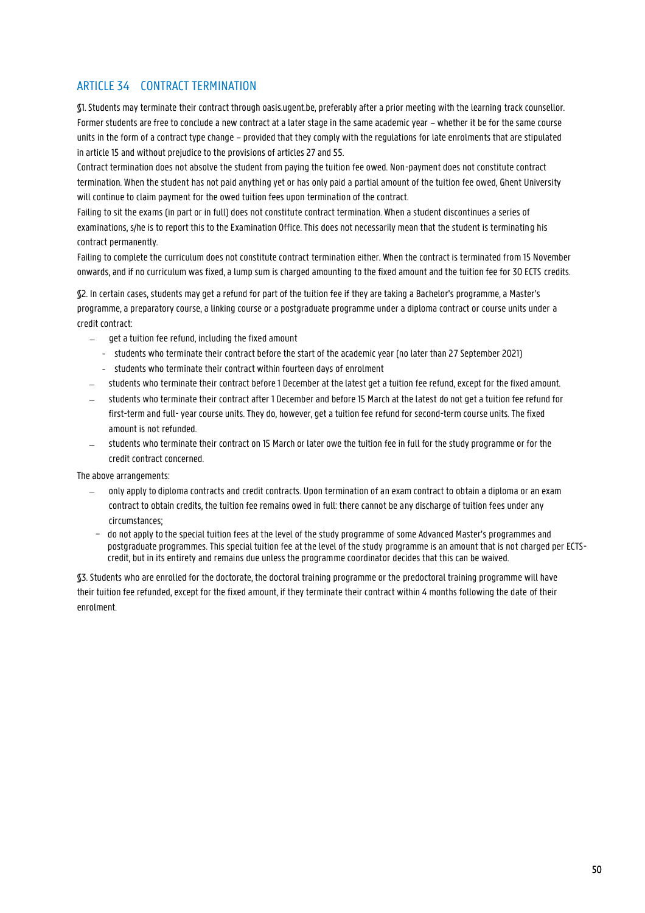## ARTICLE 34 CONTRACT TERMINATION

§1. Students may terminate their contract through oasis.ugent.be, preferably after a prior meeting with the learning track counsellor. Former students are free to conclude a new contract at a later stage in the same academic year – whether it be for the same course units in the form of a contract type change – provided that they comply with the regulations for late enrolments that are stipulated in article 15 and without prejudice to the provisions of articles 27 and 55.

Contract termination does not absolve the student from paying the tuition fee owed. Non-payment does not constitute contract termination. When the student has not paid anything yet or has only paid a partial amount of the tuition fee owed, Ghent University will continue to claim payment for the owed tuition fees upon termination of the contract.

Failing to sit the exams (in part or in full) does not constitute contract termination. When a student discontinues a series of examinations, s/he is to report this to the Examination Office. This does not necessarily mean that the student is terminating his contract permanently.

Failing to complete the curriculum does not constitute contract termination either. When the contract is terminated from 15 November onwards, and if no curriculum was fixed, a lump sum is charged amounting to the fixed amount and the tuition fee for 30 ECTS credits.

§2. In certain cases, students may get a refund for part of the tuition fee if they are taking a Bachelor's programme, a Master's programme, a preparatory course, a linking course or a postgraduate programme under a diploma contract or course units under a credit contract:

- get a tuition fee refund, including the fixed amount
  - students who terminate their contract before the start of the academic year (no later than 27 September 2021)
  - students who terminate their contract within fourteen days of enrolment
- students who terminate their contract before 1 December at the latest get a tuition fee refund, except for the fixed amount.
- students who terminate their contract after 1 December and before 15 March at the latest do not get a tuition fee refund for first-term and full- year course units. They do, however, get a tuition fee refund for second-term course units. The fixed amount is not refunded.
- students who terminate their contract on 15 March or later owe the tuition fee in full for the study programme or for the credit contract concerned.

The above arrangements:

- only apply to diploma contracts and credit contracts. Upon termination of an exam contract to obtain a diploma or an exam contract to obtain credits, the tuition fee remains owed in full: there cannot be any discharge of tuition fees under any circumstances;
- do not apply to the special tuition fees at the level of the study programme of some Advanced Master's programmes and postgraduate programmes. This special tuition fee at the level of the study programme is an amount that is not charged per ECTS-credit, but in its entirety and remains due unless the programme coordinator decides that this can be waived.

§3. Students who are enrolled for the doctorate, the doctoral training programme or the predoctoral training programme will have their tuition fee refunded, except for the fixed amount, if they terminate their contract within 4 months following the date of their enrolment.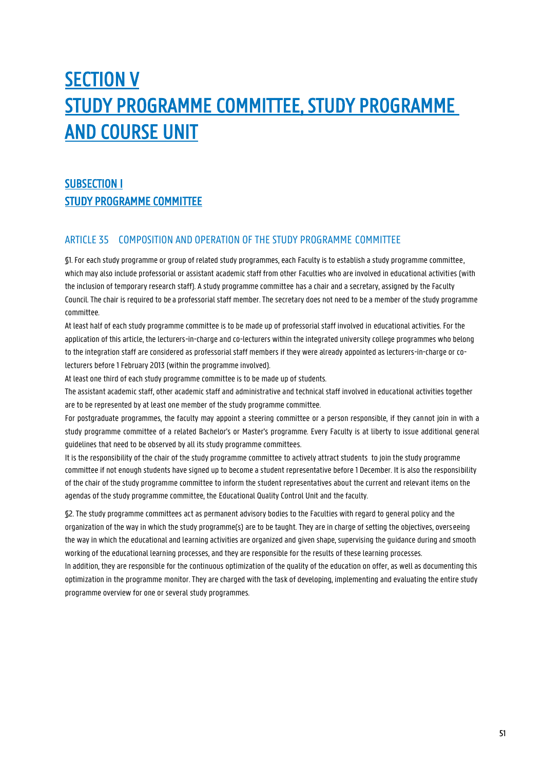# SECTION V
# STUDY PROGRAMME COMMITTEE, STUDY PROGRAMME AND COURSE UNIT

## SUBSECTION I
## STUDY PROGRAMME COMMITTEE

### ARTICLE 35 COMPOSITION AND OPERATION OF THE STUDY PROGRAMME COMMITTEE

§1. For each study programme or group of related study programmes, each Faculty is to establish a study programme committee, which may also include professorial or assistant academic staff from other Faculties who are involved in educational activities (with the inclusion of temporary research staff). A study programme committee has a chair and a secretary, assigned by the Faculty Council. The chair is required to be a professorial staff member. The secretary does not need to be a member of the study programme committee.

At least half of each study programme committee is to be made up of professorial staff involved in educational activities. For the application of this article, the lecturers-in-charge and co-lecturers within the integrated university college programmes who belong to the integration staff are considered as professorial staff members if they were already appointed as lecturers-in-charge or co-lecturers before 1 February 2013 (within the programme involved).

At least one third of each study programme committee is to be made up of students.

The assistant academic staff, other academic staff and administrative and technical staff involved in educational activities together are to be represented by at least one member of the study programme committee.

For postgraduate programmes, the faculty may appoint a steering committee or a person responsible, if they cannot join in with a study programme committee of a related Bachelor's or Master's programme. Every Faculty is at liberty to issue additional general guidelines that need to be observed by all its study programme committees.

It is the responsibility of the chair of the study programme committee to actively attract students to join the study programme committee if not enough students have signed up to become a student representative before 1 December. It is also the responsibility of the chair of the study programme committee to inform the student representatives about the current and relevant items on the agendas of the study programme committee, the Educational Quality Control Unit and the faculty.

§2. The study programme committees act as permanent advisory bodies to the Faculties with regard to general policy and the organization of the way in which the study programme(s) are to be taught. They are in charge of setting the objectives, overseeing the way in which the educational and learning activities are organized and given shape, supervising the guidance during and smooth working of the educational learning processes, and they are responsible for the results of these learning processes.

In addition, they are responsible for the continuous optimization of the quality of the education on offer, as well as documenting this optimization in the programme monitor. They are charged with the task of developing, implementing and evaluating the entire study programme overview for one or several study programmes.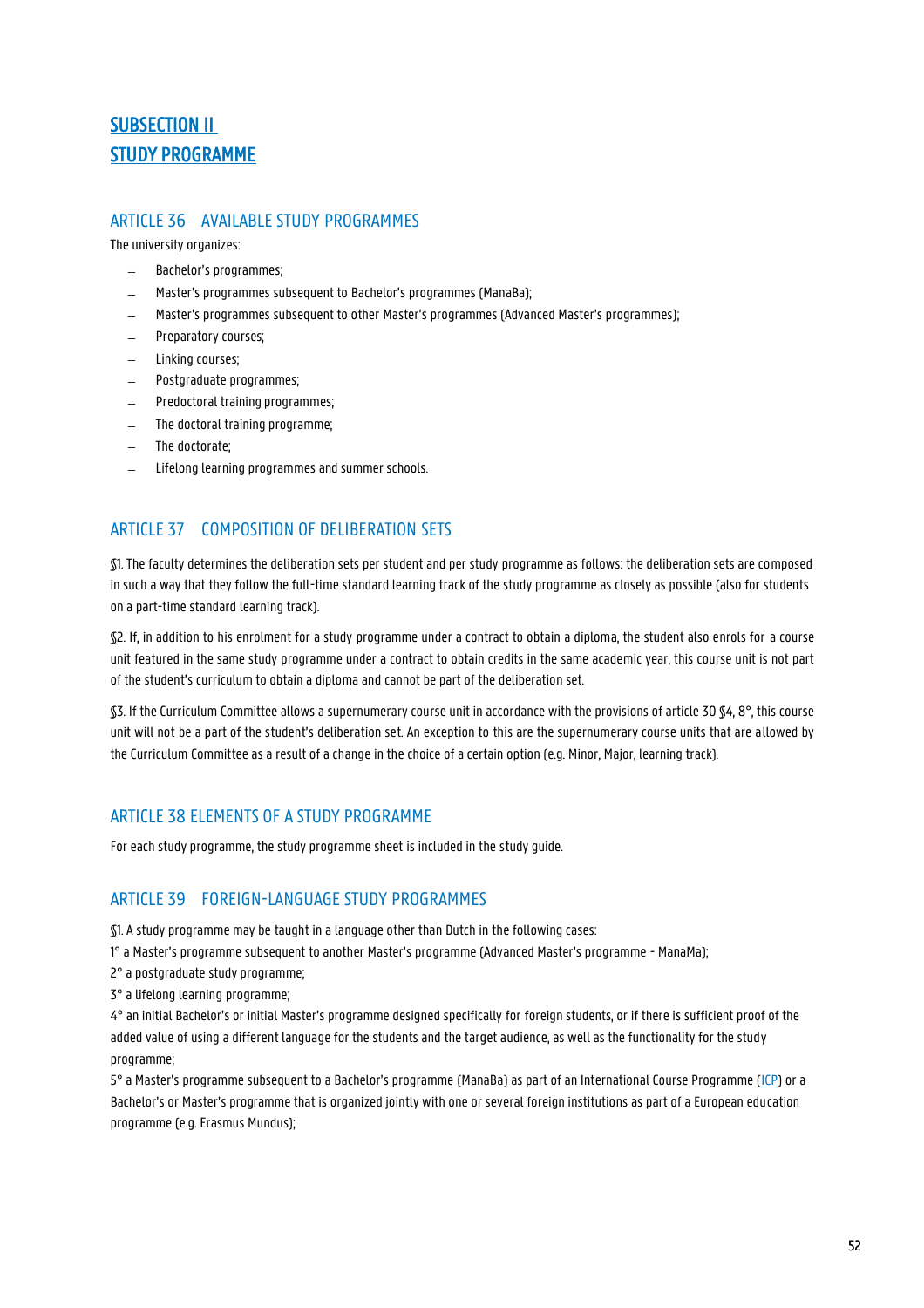## SUBSECTION II
## STUDY PROGRAMME

### ARTICLE 36 AVAILABLE STUDY PROGRAMMES

The university organizes:

- Bachelor's programmes;
- Master's programmes subsequent to Bachelor's programmes (ManaBa);
- Master's programmes subsequent to other Master's programmes (Advanced Master's programmes);
- Preparatory courses;
- Linking courses;
- Postgraduate programmes;
- Predoctoral training programmes;
- The doctoral training programme;
- The doctorate;
- Lifelong learning programmes and summer schools.

### ARTICLE 37 COMPOSITION OF DELIBERATION SETS

§1. The faculty determines the deliberation sets per student and per study programme as follows: the deliberation sets are composed in such a way that they follow the full-time standard learning track of the study programme as closely as possible (also for students on a part-time standard learning track).

§2. If, in addition to his enrolment for a study programme under a contract to obtain a diploma, the student also enrols for a course unit featured in the same study programme under a contract to obtain credits in the same academic year, this course unit is not part of the student's curriculum to obtain a diploma and cannot be part of the deliberation set.

§3. If the Curriculum Committee allows a supernumerary course unit in accordance with the provisions of article 30 §4, 8°, this course unit will not be a part of the student's deliberation set. An exception to this are the supernumerary course units that are allowed by the Curriculum Committee as a result of a change in the choice of a certain option (e.g. Minor, Major, learning track).

### ARTICLE 38 ELEMENTS OF A STUDY PROGRAMME

For each study programme, the study programme sheet is included in the study guide.

### ARTICLE 39 FOREIGN-LANGUAGE STUDY PROGRAMMES

§1. A study programme may be taught in a language other than Dutch in the following cases:

1° a Master's programme subsequent to another Master's programme (Advanced Master's programme - ManaMa);

2° a postgraduate study programme;

3° a lifelong learning programme;

4° an initial Bachelor's or initial Master's programme designed specifically for foreign students, or if there is sufficient proof of the added value of using a different language for the students and the target audience, as well as the functionality for the study programme;

5° a Master's programme subsequent to a Bachelor's programme (ManaBa) as part of an International Course Programme (ICP) or a Bachelor's or Master's programme that is organized jointly with one or several foreign institutions as part of a European education programme (e.g. Erasmus Mundus);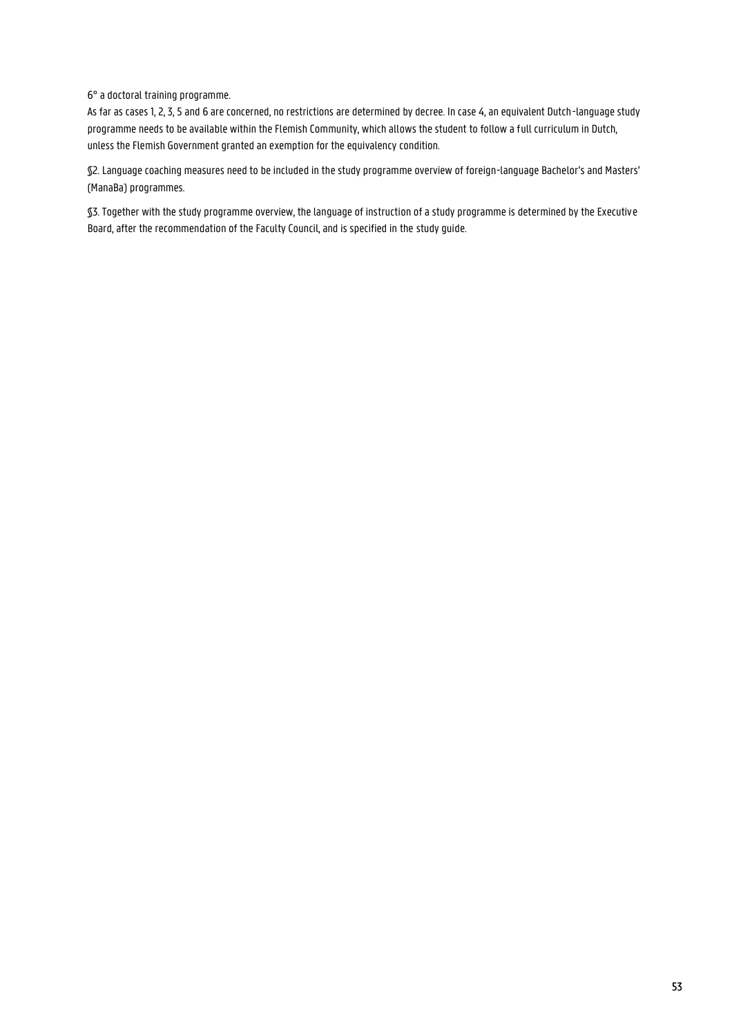6° a doctoral training programme.

As far as cases 1, 2, 3, 5 and 6 are concerned, no restrictions are determined by decree. In case 4, an equivalent Dutch-language study programme needs to be available within the Flemish Community, which allows the student to follow a full curriculum in Dutch, unless the Flemish Government granted an exemption for the equivalency condition.

§2. Language coaching measures need to be included in the study programme overview of foreign-language Bachelor's and Masters' (ManaBa) programmes.

§3. Together with the study programme overview, the language of instruction of a study programme is determined by the Executive Board, after the recommendation of the Faculty Council, and is specified in the study guide.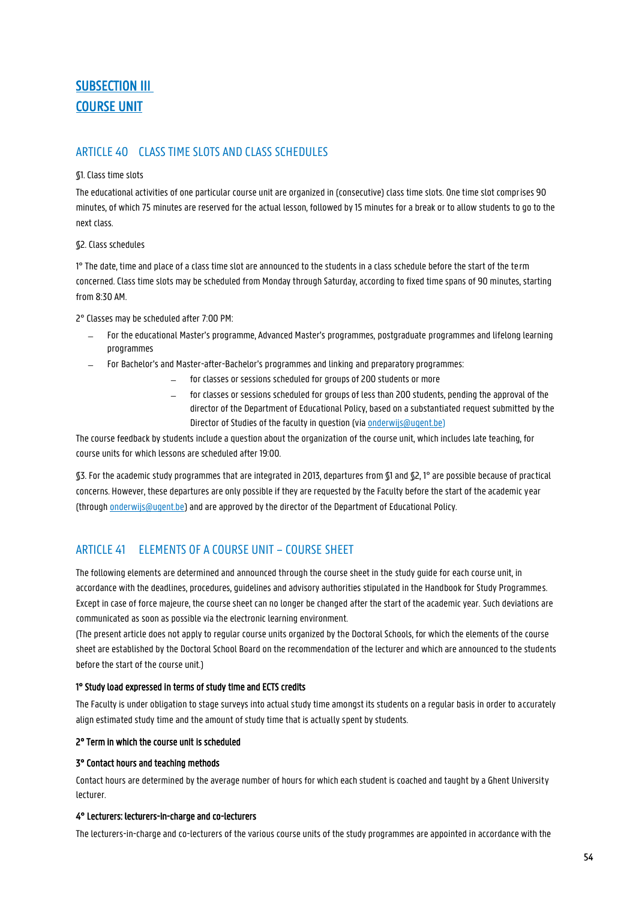## SUBSECTION III
## COURSE UNIT

### ARTICLE 40 CLASS TIME SLOTS AND CLASS SCHEDULES

§1. Class time slots

The educational activities of one particular course unit are organized in (consecutive) class time slots. One time slot comprises 90 minutes, of which 75 minutes are reserved for the actual lesson, followed by 15 minutes for a break or to allow students to go to the next class.

§2. Class schedules

1° The date, time and place of a class time slot are announced to the students in a class schedule before the start of the term concerned. Class time slots may be scheduled from Monday through Saturday, according to fixed time spans of 90 minutes, starting from 8:30 AM.

2° Classes may be scheduled after 7:00 PM:

- For the educational Master's programme, Advanced Master's programmes, postgraduate programmes and lifelong learning programmes
- For Bachelor's and Master-after-Bachelor's programmes and linking and preparatory programmes:
  - for classes or sessions scheduled for groups of 200 students or more
  - for classes or sessions scheduled for groups of less than 200 students, pending the approval of the director of the Department of Educational Policy, based on a substantiated request submitted by the Director of Studies of the faculty in question (via onderwijs@ugent.be)

The course feedback by students include a question about the organization of the course unit, which includes late teaching, for course units for which lessons are scheduled after 19:00.

§3. For the academic study programmes that are integrated in 2013, departures from §1 and §2, 1° are possible because of practical concerns. However, these departures are only possible if they are requested by the Faculty before the start of the academic year (through onderwijs@ugent.be) and are approved by the director of the Department of Educational Policy.

### ARTICLE 41 ELEMENTS OF A COURSE UNIT – COURSE SHEET

The following elements are determined and announced through the course sheet in the study guide for each course unit, in accordance with the deadlines, procedures, guidelines and advisory authorities stipulated in the Handbook for Study Programmes. Except in case of force majeure, the course sheet can no longer be changed after the start of the academic year. Such deviations are communicated as soon as possible via the electronic learning environment.

(The present article does not apply to regular course units organized by the Doctoral Schools, for which the elements of the course sheet are established by the Doctoral School Board on the recommendation of the lecturer and which are announced to the students before the start of the course unit.)

**1° Study load expressed in terms of study time and ECTS credits**

The Faculty is under obligation to stage surveys into actual study time amongst its students on a regular basis in order to accurately align estimated study time and the amount of study time that is actually spent by students.

**2° Term in which the course unit is scheduled**

**3° Contact hours and teaching methods**

Contact hours are determined by the average number of hours for which each student is coached and taught by a Ghent University lecturer.

**4° Lecturers: lecturers-in-charge and co-lecturers**

The lecturers-in-charge and co-lecturers of the various course units of the study programmes are appointed in accordance with the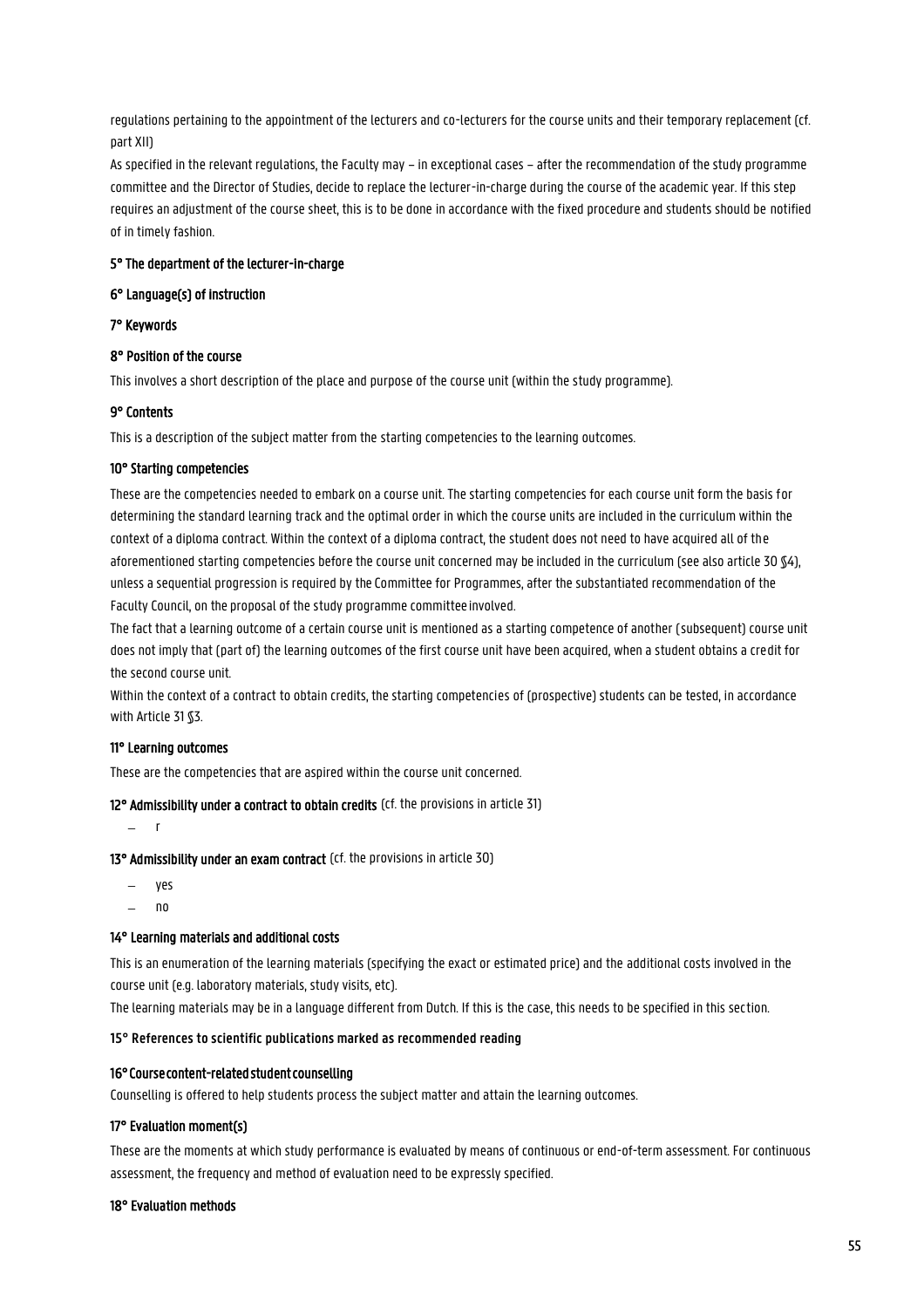regulations pertaining to the appointment of the lecturers and co-lecturers for the course units and their temporary replacement (cf. part XII)

As specified in the relevant regulations, the Faculty may – in exceptional cases – after the recommendation of the study programme committee and the Director of Studies, decide to replace the lecturer-in-charge during the course of the academic year. If this step requires an adjustment of the course sheet, this is to be done in accordance with the fixed procedure and students should be notified of in timely fashion.

**5° The department of the lecturer-in-charge**

**6° Language(s) of instruction**

**7° Keywords**

**8° Position of the course**

This involves a short description of the place and purpose of the course unit (within the study programme).

**9° Contents**

This is a description of the subject matter from the starting competencies to the learning outcomes.

**10° Starting competencies**

These are the competencies needed to embark on a course unit. The starting competencies for each course unit form the basis for determining the standard learning track and the optimal order in which the course units are included in the curriculum within the context of a diploma contract. Within the context of a diploma contract, the student does not need to have acquired all of the aforementioned starting competencies before the course unit concerned may be included in the curriculum (see also article 30 §4), unless a sequential progression is required by the Committee for Programmes, after the substantiated recommendation of the Faculty Council, on the proposal of the study programme committee involved.

The fact that a learning outcome of a certain course unit is mentioned as a starting competence of another (subsequent) course unit does not imply that (part of) the learning outcomes of the first course unit have been acquired, when a student obtains a credit for the second course unit.

Within the context of a contract to obtain credits, the starting competencies of (prospective) students can be tested, in accordance with Article 31 §3.

**11° Learning outcomes**

These are the competencies that are aspired within the course unit concerned.

**12° Admissibility under a contract to obtain credits** (cf. the provisions in article 31)

- r

**13° Admissibility under an exam contract** (cf. the provisions in article 30)

- yes
- no

**14° Learning materials and additional costs**

This is an enumeration of the learning materials (specifying the exact or estimated price) and the additional costs involved in the course unit (e.g. laboratory materials, study visits, etc).

The learning materials may be in a language different from Dutch. If this is the case, this needs to be specified in this section.

**15° References to scientific publications marked as recommended reading**

**16° Course content-related student counselling**

Counselling is offered to help students process the subject matter and attain the learning outcomes.

**17° Evaluation moment(s)**

These are the moments at which study performance is evaluated by means of continuous or end-of-term assessment. For continuous assessment, the frequency and method of evaluation need to be expressly specified.

**18° Evaluation methods**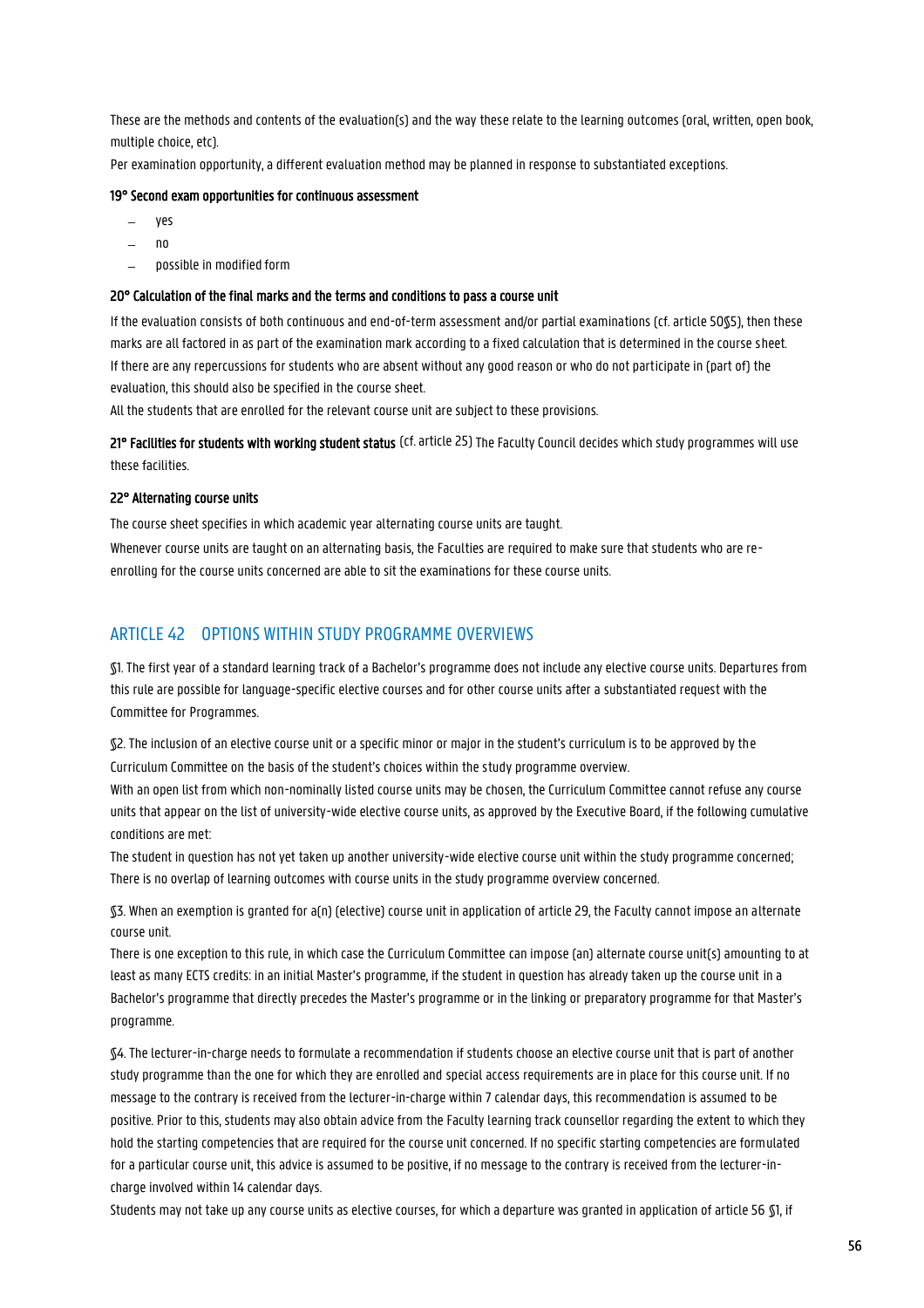These are the methods and contents of the evaluation(s) and the way these relate to the learning outcomes (oral, written, open book, multiple choice, etc).

Per examination opportunity, a different evaluation method may be planned in response to substantiated exceptions.

**19° Second exam opportunities for continuous assessment**

- yes
- no
- possible in modified form

**20° Calculation of the final marks and the terms and conditions to pass a course unit**

If the evaluation consists of both continuous and end-of-term assessment and/or partial examinations (cf. article 50§5), then these marks are all factored in as part of the examination mark according to a fixed calculation that is determined in the course sheet. If there are any repercussions for students who are absent without any good reason or who do not participate in (part of) the evaluation, this should also be specified in the course sheet.

All the students that are enrolled for the relevant course unit are subject to these provisions.

**21° Facilities for students with working student status** (cf. article 25) The Faculty Council decides which study programmes will use these facilities.

**22° Alternating course units**

The course sheet specifies in which academic year alternating course units are taught.

Whenever course units are taught on an alternating basis, the Faculties are required to make sure that students who are re-enrolling for the course units concerned are able to sit the examinations for these course units.

## ARTICLE 42 OPTIONS WITHIN STUDY PROGRAMME OVERVIEWS

§1. The first year of a standard learning track of a Bachelor's programme does not include any elective course units. Departures from this rule are possible for language-specific elective courses and for other course units after a substantiated request with the Committee for Programmes.

§2. The inclusion of an elective course unit or a specific minor or major in the student's curriculum is to be approved by the Curriculum Committee on the basis of the student's choices within the study programme overview.

With an open list from which non-nominally listed course units may be chosen, the Curriculum Committee cannot refuse any course units that appear on the list of university-wide elective course units, as approved by the Executive Board, if the following cumulative conditions are met:

The student in question has not yet taken up another university-wide elective course unit within the study programme concerned;

There is no overlap of learning outcomes with course units in the study programme overview concerned.

§3. When an exemption is granted for a(n) (elective) course unit in application of article 29, the Faculty cannot impose an alternate course unit.

There is one exception to this rule, in which case the Curriculum Committee can impose (an) alternate course unit(s) amounting to at least as many ECTS credits: in an initial Master's programme, if the student in question has already taken up the course unit in a Bachelor's programme that directly precedes the Master's programme or in the linking or preparatory programme for that Master's programme.

§4. The lecturer-in-charge needs to formulate a recommendation if students choose an elective course unit that is part of another study programme than the one for which they are enrolled and special access requirements are in place for this course unit. If no message to the contrary is received from the lecturer-in-charge within 7 calendar days, this recommendation is assumed to be positive. Prior to this, students may also obtain advice from the Faculty learning track counsellor regarding the extent to which they hold the starting competencies that are required for the course unit concerned. If no specific starting competencies are formulated for a particular course unit, this advice is assumed to be positive, if no message to the contrary is received from the lecturer-in-charge involved within 14 calendar days.

Students may not take up any course units as elective courses, for which a departure was granted in application of article 56 §1, if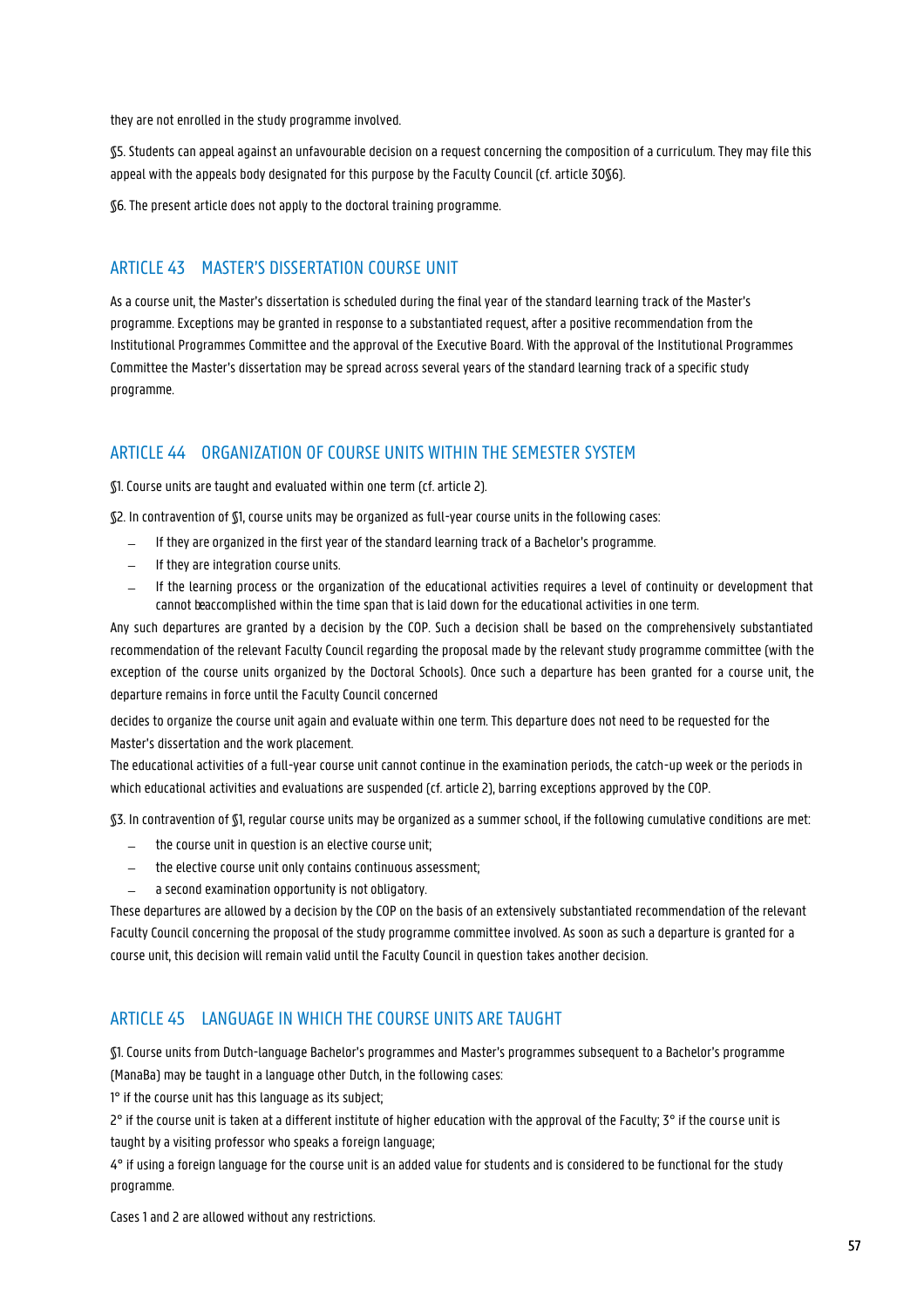they are not enrolled in the study programme involved.

§5. Students can appeal against an unfavourable decision on a request concerning the composition of a curriculum. They may file this appeal with the appeals body designated for this purpose by the Faculty Council (cf. article 30§6).

§6. The present article does not apply to the doctoral training programme.

## ARTICLE 43 MASTER'S DISSERTATION COURSE UNIT

As a course unit, the Master's dissertation is scheduled during the final year of the standard learning track of the Master's programme. Exceptions may be granted in response to a substantiated request, after a positive recommendation from the Institutional Programmes Committee and the approval of the Executive Board. With the approval of the Institutional Programmes Committee the Master's dissertation may be spread across several years of the standard learning track of a specific study programme.

## ARTICLE 44 ORGANIZATION OF COURSE UNITS WITHIN THE SEMESTER SYSTEM

§1. Course units are taught and evaluated within one term (cf. article 2).

§2. In contravention of §1, course units may be organized as full-year course units in the following cases:

- If they are organized in the first year of the standard learning track of a Bachelor's programme.
- If they are integration course units.
- If the learning process or the organization of the educational activities requires a level of continuity or development that cannot be accomplished within the time span that is laid down for the educational activities in one term.

Any such departures are granted by a decision by the COP. Such a decision shall be based on the comprehensively substantiated recommendation of the relevant Faculty Council regarding the proposal made by the relevant study programme committee (with the exception of the course units organized by the Doctoral Schools). Once such a departure has been granted for a course unit, the departure remains in force until the Faculty Council concerned

decides to organize the course unit again and evaluate within one term. This departure does not need to be requested for the Master's dissertation and the work placement.

The educational activities of a full-year course unit cannot continue in the examination periods, the catch-up week or the periods in which educational activities and evaluations are suspended (cf. article 2), barring exceptions approved by the COP.

§3. In contravention of §1, regular course units may be organized as a summer school, if the following cumulative conditions are met:

- the course unit in question is an elective course unit;
- the elective course unit only contains continuous assessment;
- a second examination opportunity is not obligatory.

These departures are allowed by a decision by the COP on the basis of an extensively substantiated recommendation of the relevant Faculty Council concerning the proposal of the study programme committee involved. As soon as such a departure is granted for a course unit, this decision will remain valid until the Faculty Council in question takes another decision.

## ARTICLE 45 LANGUAGE IN WHICH THE COURSE UNITS ARE TAUGHT

§1. Course units from Dutch-language Bachelor's programmes and Master's programmes subsequent to a Bachelor's programme (ManaBa) may be taught in a language other Dutch, in the following cases:

1° if the course unit has this language as its subject;

2° if the course unit is taken at a different institute of higher education with the approval of the Faculty; 3° if the course unit is taught by a visiting professor who speaks a foreign language;

4° if using a foreign language for the course unit is an added value for students and is considered to be functional for the study programme.

Cases 1 and 2 are allowed without any restrictions.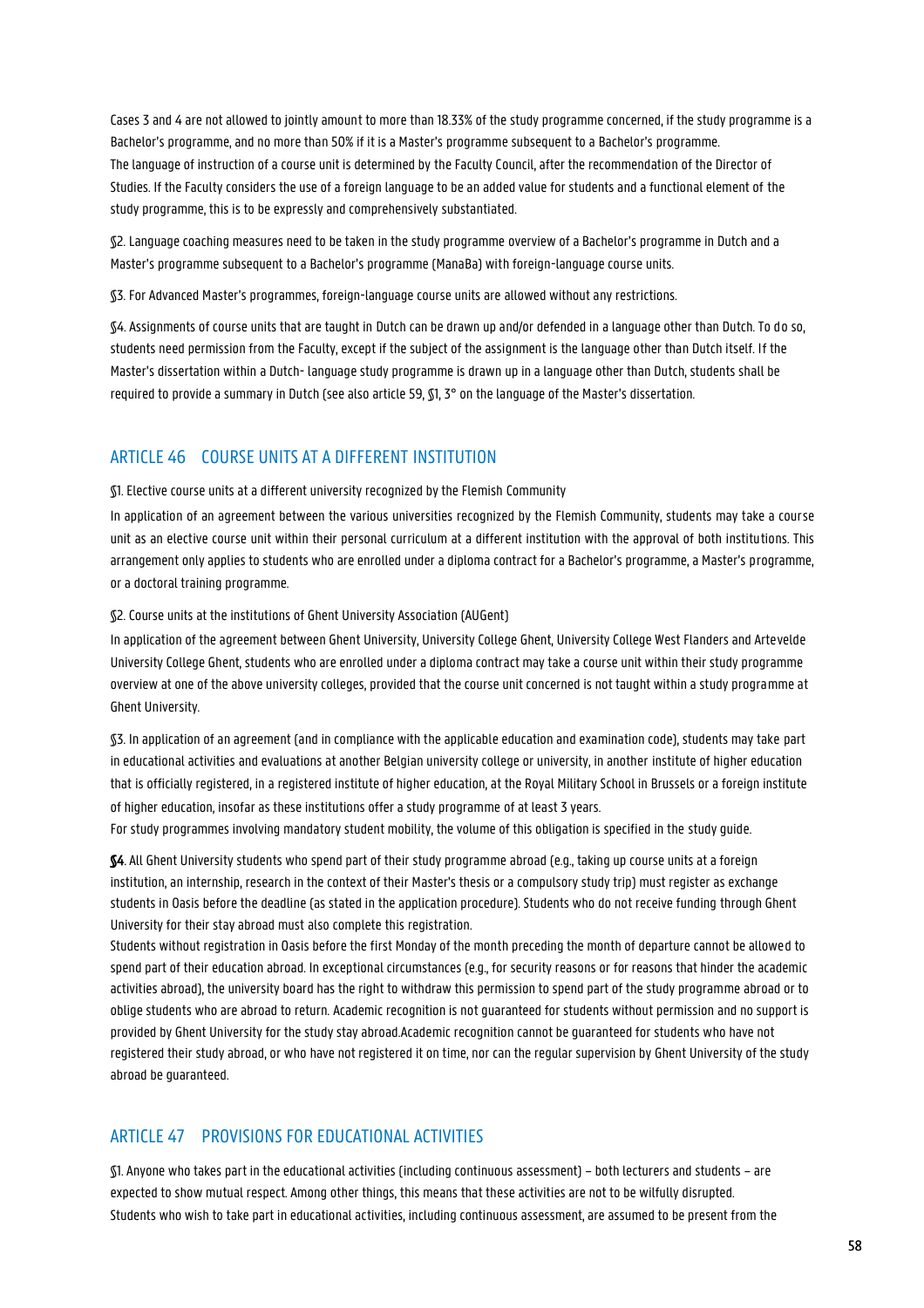Cases 3 and 4 are not allowed to jointly amount to more than 18.33% of the study programme concerned, if the study programme is a Bachelor's programme, and no more than 50% if it is a Master's programme subsequent to a Bachelor's programme.
The language of instruction of a course unit is determined by the Faculty Council, after the recommendation of the Director of Studies. If the Faculty considers the use of a foreign language to be an added value for students and a functional element of the study programme, this is to be expressly and comprehensively substantiated.

§2. Language coaching measures need to be taken in the study programme overview of a Bachelor's programme in Dutch and a Master's programme subsequent to a Bachelor's programme (ManaBa) with foreign-language course units.

§3. For Advanced Master's programmes, foreign-language course units are allowed without any restrictions.

§4. Assignments of course units that are taught in Dutch can be drawn up and/or defended in a language other than Dutch. To do so, students need permission from the Faculty, except if the subject of the assignment is the language other than Dutch itself. If the Master's dissertation within a Dutch- language study programme is drawn up in a language other than Dutch, students shall be required to provide a summary in Dutch (see also article 59, §1, 3° on the language of the Master's dissertation.

## ARTICLE 46 COURSE UNITS AT A DIFFERENT INSTITUTION

§1. Elective course units at a different university recognized by the Flemish Community

In application of an agreement between the various universities recognized by the Flemish Community, students may take a course unit as an elective course unit within their personal curriculum at a different institution with the approval of both institutions. This arrangement only applies to students who are enrolled under a diploma contract for a Bachelor's programme, a Master's programme, or a doctoral training programme.

§2. Course units at the institutions of Ghent University Association (AUGent)

In application of the agreement between Ghent University, University College Ghent, University College West Flanders and Artevelde University College Ghent, students who are enrolled under a diploma contract may take a course unit within their study programme overview at one of the above university colleges, provided that the course unit concerned is not taught within a study programme at Ghent University.

§3. In application of an agreement (and in compliance with the applicable education and examination code), students may take part in educational activities and evaluations at another Belgian university college or university, in another institute of higher education that is officially registered, in a registered institute of higher education, at the Royal Military School in Brussels or a foreign institute of higher education, insofar as these institutions offer a study programme of at least 3 years.
For study programmes involving mandatory student mobility, the volume of this obligation is specified in the study guide.

**§4**. All Ghent University students who spend part of their study programme abroad (e.g., taking up course units at a foreign institution, an internship, research in the context of their Master's thesis or a compulsory study trip) must register as exchange students in Oasis before the deadline (as stated in the application procedure). Students who do not receive funding through Ghent University for their stay abroad must also complete this registration.
Students without registration in Oasis before the first Monday of the month preceding the month of departure cannot be allowed to spend part of their education abroad. In exceptional circumstances (e.g., for security reasons or for reasons that hinder the academic activities abroad), the university board has the right to withdraw this permission to spend part of the study programme abroad or to oblige students who are abroad to return. Academic recognition is not guaranteed for students without permission and no support is provided by Ghent University for the study stay abroad.Academic recognition cannot be guaranteed for students who have not registered their study abroad, or who have not registered it on time, nor can the regular supervision by Ghent University of the study abroad be guaranteed.

## ARTICLE 47 PROVISIONS FOR EDUCATIONAL ACTIVITIES

§1. Anyone who takes part in the educational activities (including continuous assessment) – both lecturers and students – are expected to show mutual respect. Among other things, this means that these activities are not to be wilfully disrupted.
Students who wish to take part in educational activities, including continuous assessment, are assumed to be present from the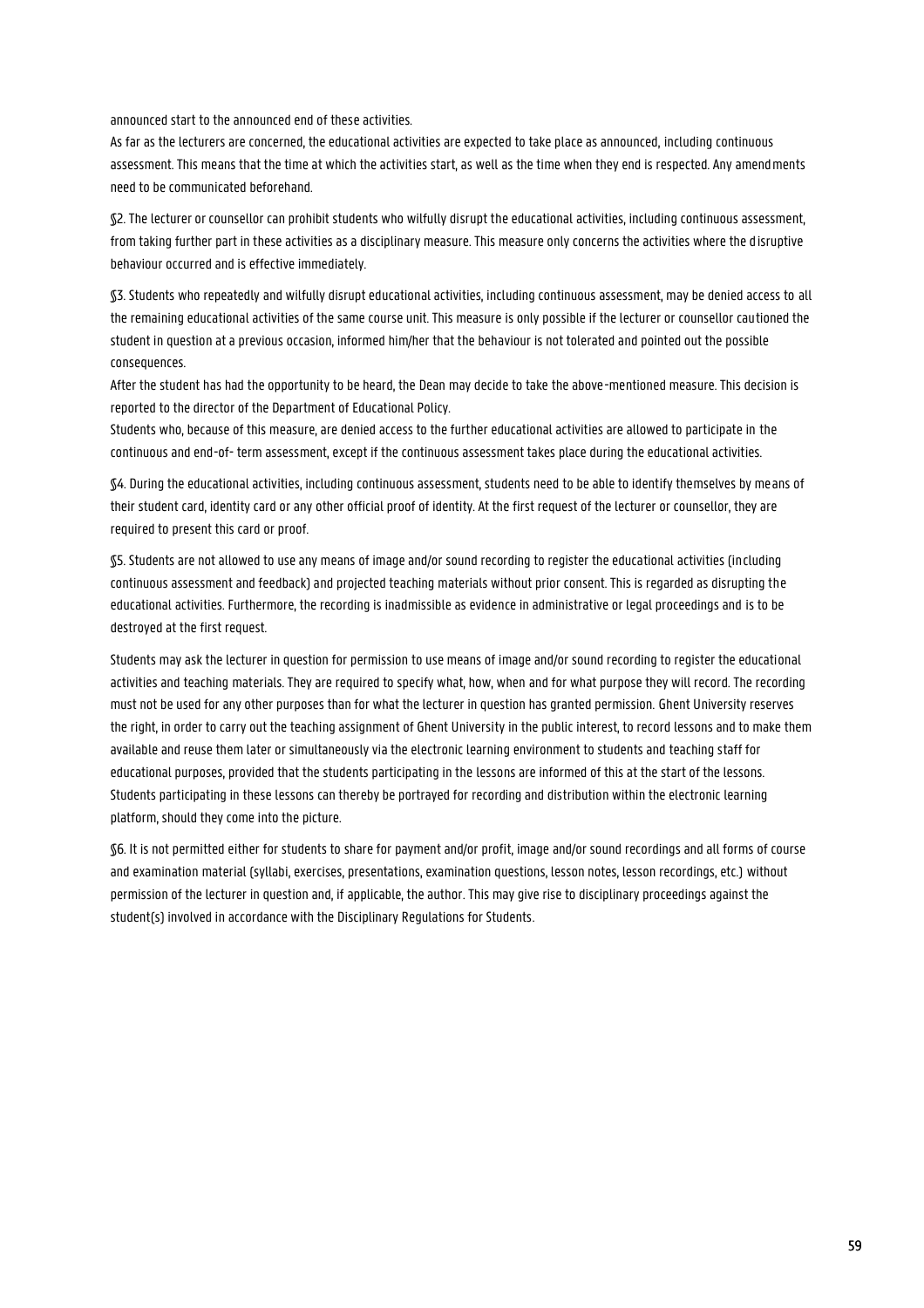announced start to the announced end of these activities.

As far as the lecturers are concerned, the educational activities are expected to take place as announced, including continuous assessment. This means that the time at which the activities start, as well as the time when they end is respected. Any amendments need to be communicated beforehand.

§2. The lecturer or counsellor can prohibit students who wilfully disrupt the educational activities, including continuous assessment, from taking further part in these activities as a disciplinary measure. This measure only concerns the activities where the disruptive behaviour occurred and is effective immediately.

§3. Students who repeatedly and wilfully disrupt educational activities, including continuous assessment, may be denied access to all the remaining educational activities of the same course unit. This measure is only possible if the lecturer or counsellor cautioned the student in question at a previous occasion, informed him/her that the behaviour is not tolerated and pointed out the possible consequences.

After the student has had the opportunity to be heard, the Dean may decide to take the above-mentioned measure. This decision is reported to the director of the Department of Educational Policy.

Students who, because of this measure, are denied access to the further educational activities are allowed to participate in the continuous and end-of- term assessment, except if the continuous assessment takes place during the educational activities.

§4. During the educational activities, including continuous assessment, students need to be able to identify themselves by means of their student card, identity card or any other official proof of identity. At the first request of the lecturer or counsellor, they are required to present this card or proof.

§5. Students are not allowed to use any means of image and/or sound recording to register the educational activities (including continuous assessment and feedback) and projected teaching materials without prior consent. This is regarded as disrupting the educational activities. Furthermore, the recording is inadmissible as evidence in administrative or legal proceedings and is to be destroyed at the first request.

Students may ask the lecturer in question for permission to use means of image and/or sound recording to register the educational activities and teaching materials. They are required to specify what, how, when and for what purpose they will record. The recording must not be used for any other purposes than for what the lecturer in question has granted permission. Ghent University reserves the right, in order to carry out the teaching assignment of Ghent University in the public interest, to record lessons and to make them available and reuse them later or simultaneously via the electronic learning environment to students and teaching staff for educational purposes, provided that the students participating in the lessons are informed of this at the start of the lessons. Students participating in these lessons can thereby be portrayed for recording and distribution within the electronic learning platform, should they come into the picture.

§6. It is not permitted either for students to share for payment and/or profit, image and/or sound recordings and all forms of course and examination material (syllabi, exercises, presentations, examination questions, lesson notes, lesson recordings, etc.) without permission of the lecturer in question and, if applicable, the author. This may give rise to disciplinary proceedings against the student(s) involved in accordance with the Disciplinary Regulations for Students.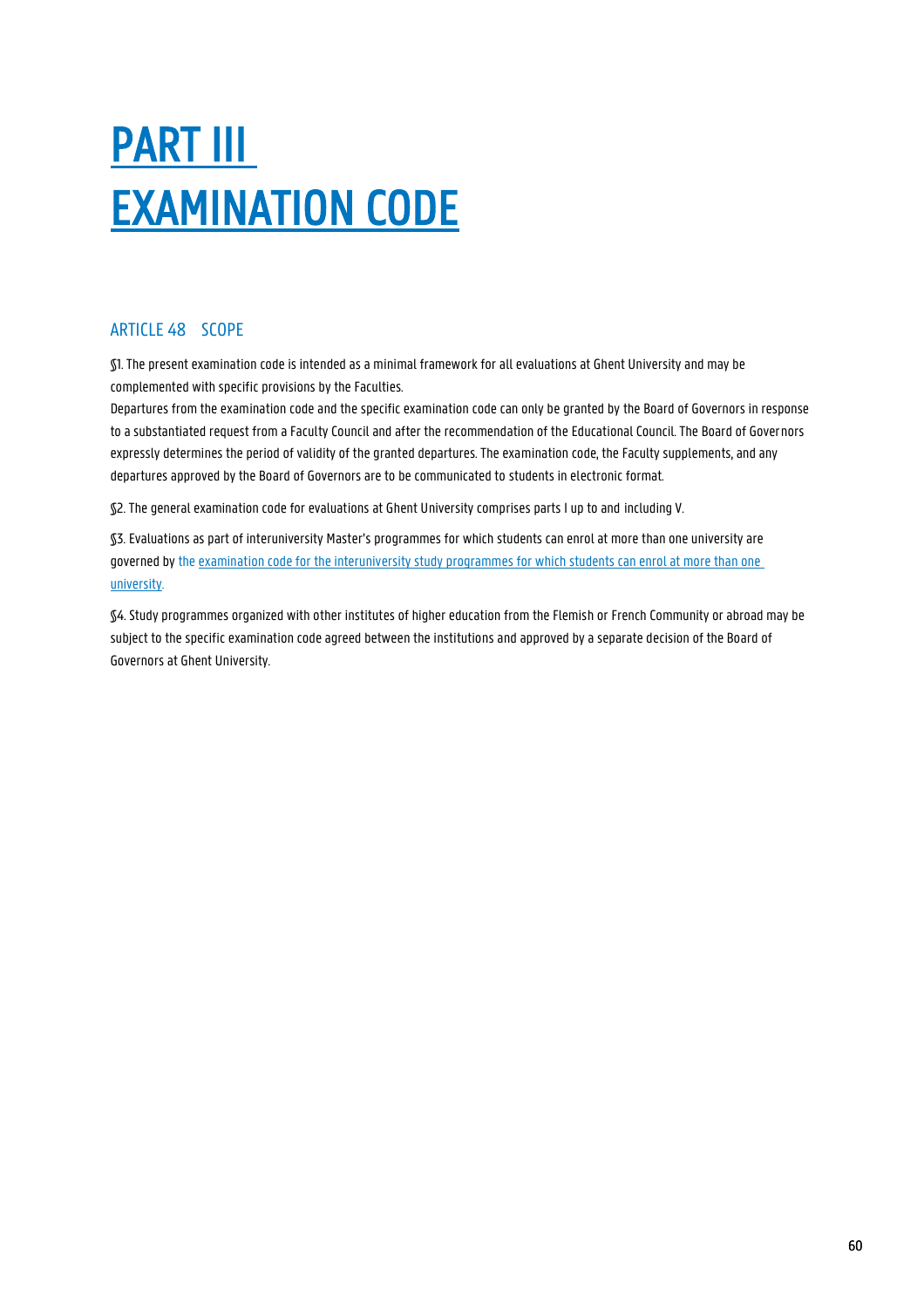# PART III EXAMINATION CODE

## ARTICLE 48 SCOPE

§1. The present examination code is intended as a minimal framework for all evaluations at Ghent University and may be complemented with specific provisions by the Faculties.
Departures from the examination code and the specific examination code can only be granted by the Board of Governors in response to a substantiated request from a Faculty Council and after the recommendation of the Educational Council. The Board of Governors expressly determines the period of validity of the granted departures. The examination code, the Faculty supplements, and any departures approved by the Board of Governors are to be communicated to students in electronic format.

§2. The general examination code for evaluations at Ghent University comprises parts I up to and including V.

§3. Evaluations as part of interuniversity Master's programmes for which students can enrol at more than one university are governed by the examination code for the interuniversity study programmes for which students can enrol at more than one university.

§4. Study programmes organized with other institutes of higher education from the Flemish or French Community or abroad may be subject to the specific examination code agreed between the institutions and approved by a separate decision of the Board of Governors at Ghent University.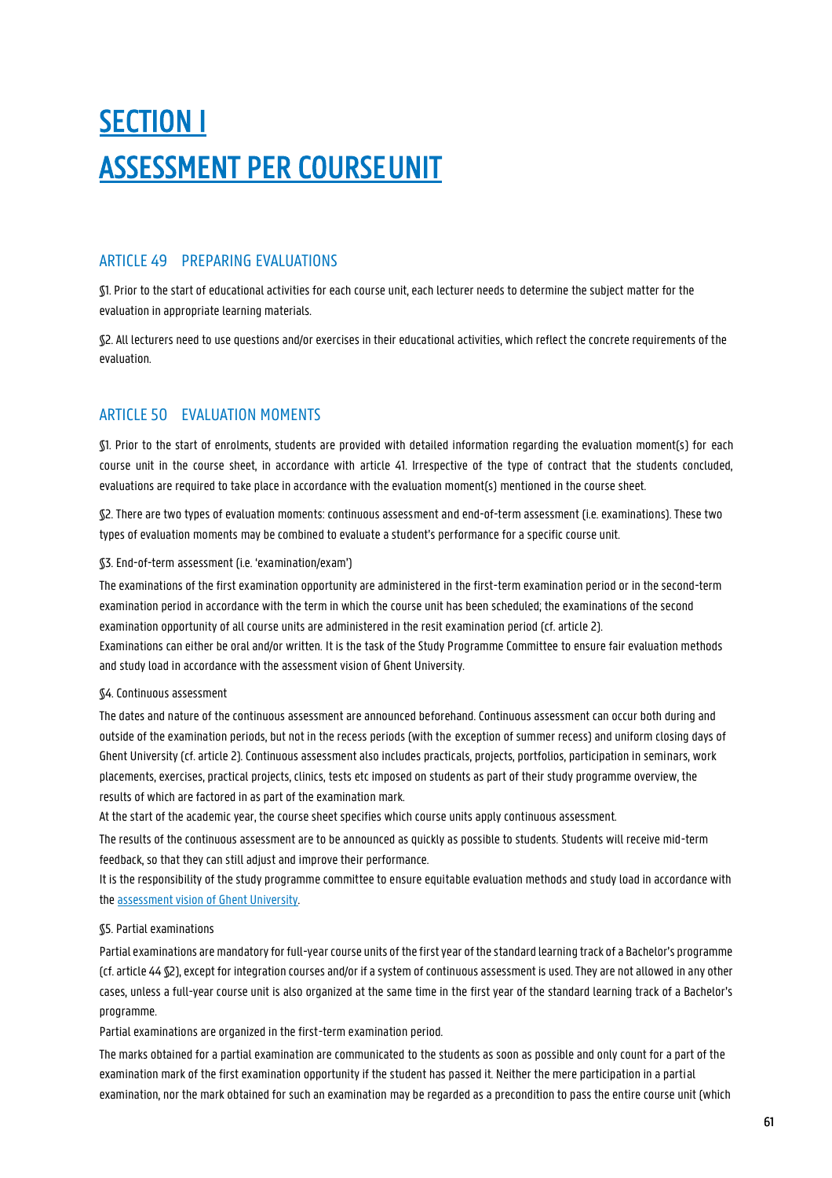# SECTION I

# ASSESSMENT PER COURSE UNIT

## ARTICLE 49 PREPARING EVALUATIONS

§1. Prior to the start of educational activities for each course unit, each lecturer needs to determine the subject matter for the evaluation in appropriate learning materials.

§2. All lecturers need to use questions and/or exercises in their educational activities, which reflect the concrete requirements of the evaluation.

## ARTICLE 50 EVALUATION MOMENTS

§1. Prior to the start of enrolments, students are provided with detailed information regarding the evaluation moment(s) for each course unit in the course sheet, in accordance with article 41. Irrespective of the type of contract that the students concluded, evaluations are required to take place in accordance with the evaluation moment(s) mentioned in the course sheet.

§2. There are two types of evaluation moments: continuous assessment and end-of-term assessment (i.e. examinations). These two types of evaluation moments may be combined to evaluate a student's performance for a specific course unit.

§3. End-of-term assessment (i.e. 'examination/exam')

The examinations of the first examination opportunity are administered in the first-term examination period or in the second-term examination period in accordance with the term in which the course unit has been scheduled; the examinations of the second examination opportunity of all course units are administered in the resit examination period (cf. article 2).

Examinations can either be oral and/or written. It is the task of the Study Programme Committee to ensure fair evaluation methods and study load in accordance with the assessment vision of Ghent University.

§4. Continuous assessment

The dates and nature of the continuous assessment are announced beforehand. Continuous assessment can occur both during and outside of the examination periods, but not in the recess periods (with the exception of summer recess) and uniform closing days of Ghent University (cf. article 2). Continuous assessment also includes practicals, projects, portfolios, participation in seminars, work placements, exercises, practical projects, clinics, tests etc imposed on students as part of their study programme overview, the results of which are factored in as part of the examination mark.

At the start of the academic year, the course sheet specifies which course units apply continuous assessment.

The results of the continuous assessment are to be announced as quickly as possible to students. Students will receive mid-term feedback, so that they can still adjust and improve their performance.

It is the responsibility of the study programme committee to ensure equitable evaluation methods and study load in accordance with the assessment vision of Ghent University.

§5. Partial examinations

Partial examinations are mandatory for full-year course units of the first year of the standard learning track of a Bachelor's programme (cf. article 44 §2), except for integration courses and/or if a system of continuous assessment is used. They are not allowed in any other cases, unless a full-year course unit is also organized at the same time in the first year of the standard learning track of a Bachelor's programme.

Partial examinations are organized in the first-term examination period.

The marks obtained for a partial examination are communicated to the students as soon as possible and only count for a part of the examination mark of the first examination opportunity if the student has passed it. Neither the mere participation in a partial examination, nor the mark obtained for such an examination may be regarded as a precondition to pass the entire course unit (which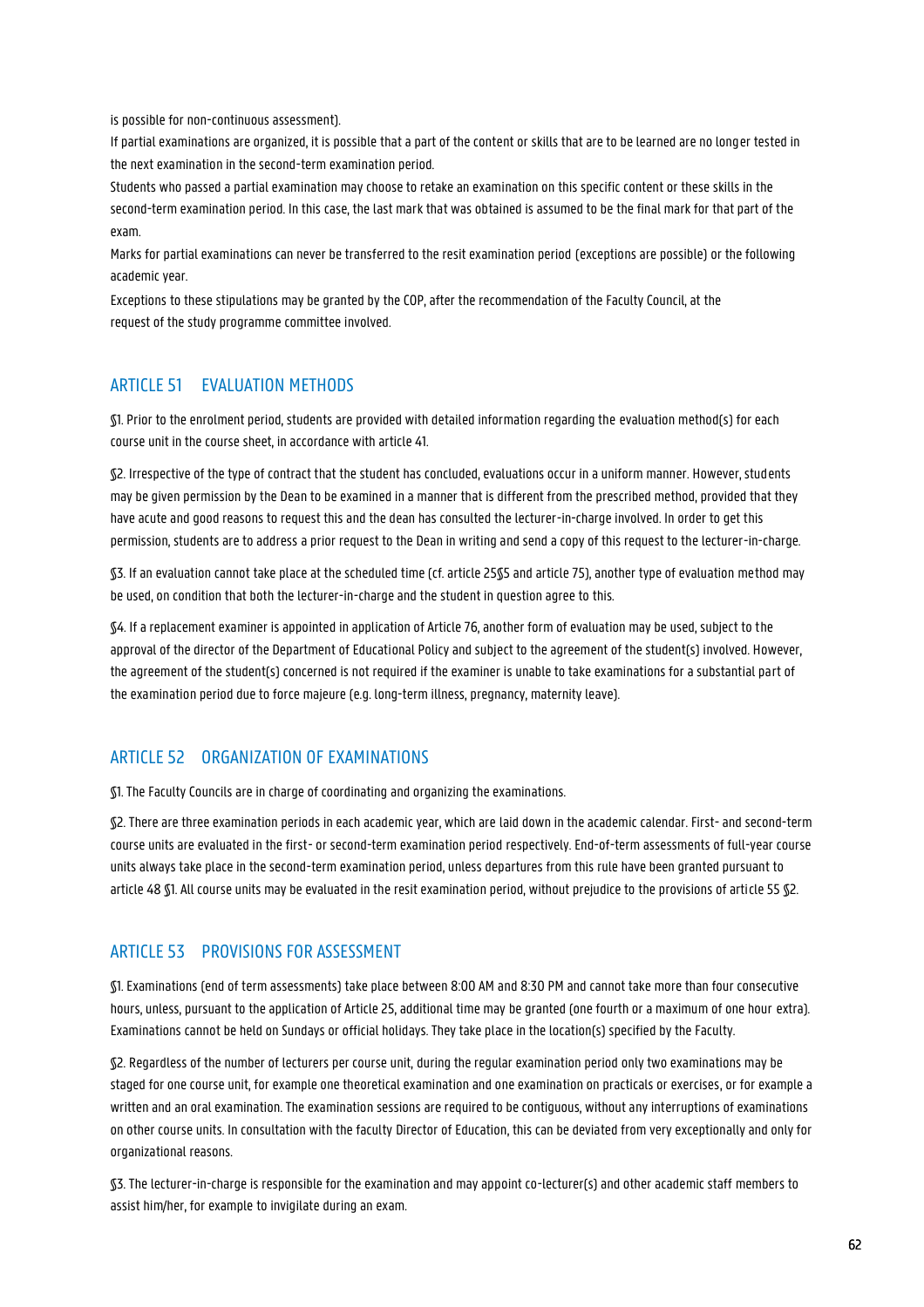is possible for non-continuous assessment).

If partial examinations are organized, it is possible that a part of the content or skills that are to be learned are no longer tested in the next examination in the second-term examination period.

Students who passed a partial examination may choose to retake an examination on this specific content or these skills in the second-term examination period. In this case, the last mark that was obtained is assumed to be the final mark for that part of the exam.

Marks for partial examinations can never be transferred to the resit examination period (exceptions are possible) or the following academic year.

Exceptions to these stipulations may be granted by the COP, after the recommendation of the Faculty Council, at the request of the study programme committee involved.

## ARTICLE 51 EVALUATION METHODS

§1. Prior to the enrolment period, students are provided with detailed information regarding the evaluation method(s) for each course unit in the course sheet, in accordance with article 41.

§2. Irrespective of the type of contract that the student has concluded, evaluations occur in a uniform manner. However, students may be given permission by the Dean to be examined in a manner that is different from the prescribed method, provided that they have acute and good reasons to request this and the dean has consulted the lecturer-in-charge involved. In order to get this permission, students are to address a prior request to the Dean in writing and send a copy of this request to the lecturer-in-charge.

§3. If an evaluation cannot take place at the scheduled time (cf. article 25§5 and article 75), another type of evaluation method may be used, on condition that both the lecturer-in-charge and the student in question agree to this.

§4. If a replacement examiner is appointed in application of Article 76, another form of evaluation may be used, subject to the approval of the director of the Department of Educational Policy and subject to the agreement of the student(s) involved. However, the agreement of the student(s) concerned is not required if the examiner is unable to take examinations for a substantial part of the examination period due to force majeure (e.g. long-term illness, pregnancy, maternity leave).

## ARTICLE 52 ORGANIZATION OF EXAMINATIONS

§1. The Faculty Councils are in charge of coordinating and organizing the examinations.

§2. There are three examination periods in each academic year, which are laid down in the academic calendar. First- and second-term course units are evaluated in the first- or second-term examination period respectively. End-of-term assessments of full-year course units always take place in the second-term examination period, unless departures from this rule have been granted pursuant to article 48 §1. All course units may be evaluated in the resit examination period, without prejudice to the provisions of article 55 §2.

## ARTICLE 53 PROVISIONS FOR ASSESSMENT

§1. Examinations (end of term assessments) take place between 8:00 AM and 8:30 PM and cannot take more than four consecutive hours, unless, pursuant to the application of Article 25, additional time may be granted (one fourth or a maximum of one hour extra). Examinations cannot be held on Sundays or official holidays. They take place in the location(s) specified by the Faculty.

§2. Regardless of the number of lecturers per course unit, during the regular examination period only two examinations may be staged for one course unit, for example one theoretical examination and one examination on practicals or exercises, or for example a written and an oral examination. The examination sessions are required to be contiguous, without any interruptions of examinations on other course units. In consultation with the faculty Director of Education, this can be deviated from very exceptionally and only for organizational reasons.

§3. The lecturer-in-charge is responsible for the examination and may appoint co-lecturer(s) and other academic staff members to assist him/her, for example to invigilate during an exam.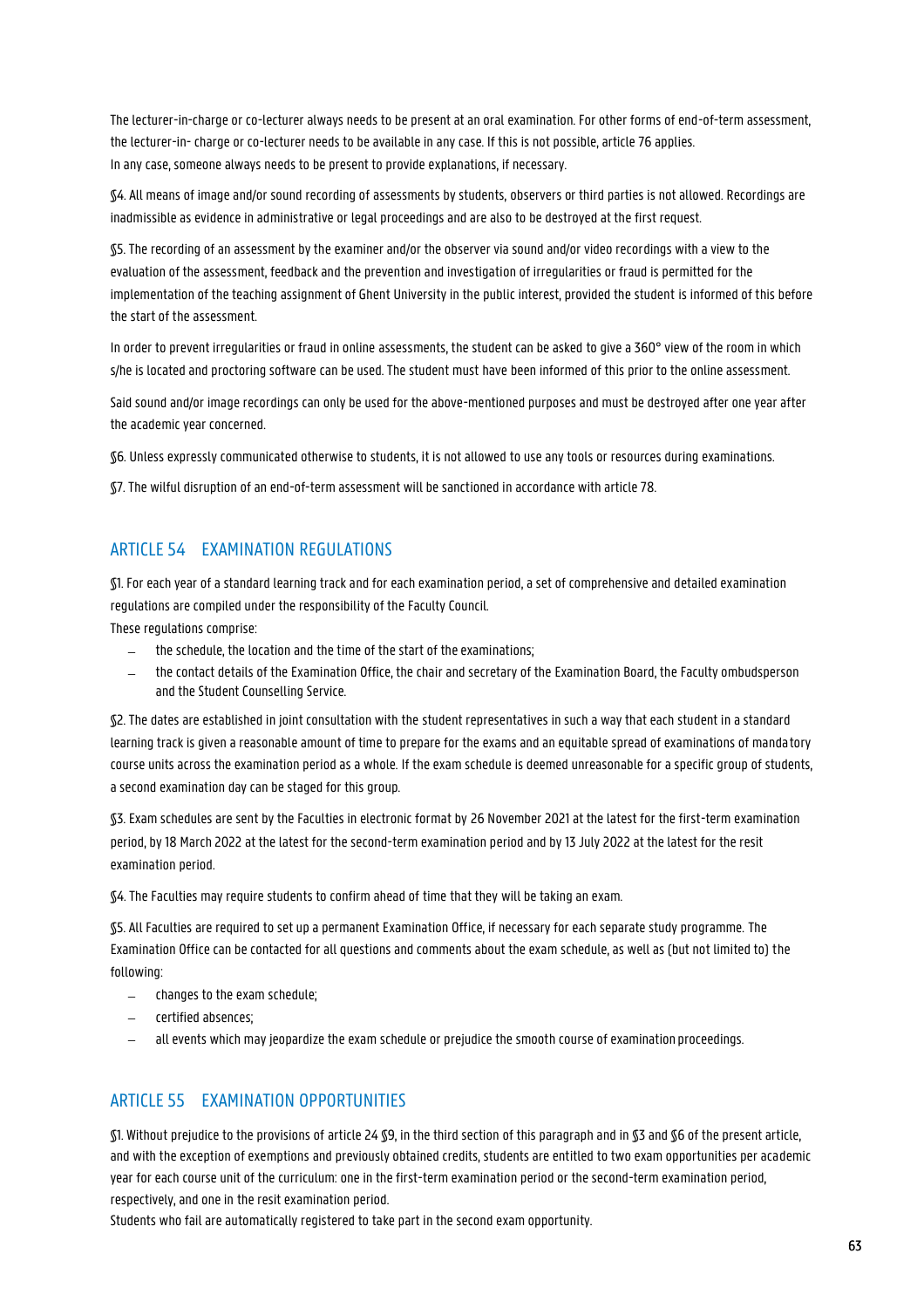The lecturer-in-charge or co-lecturer always needs to be present at an oral examination. For other forms of end-of-term assessment, the lecturer-in- charge or co-lecturer needs to be available in any case. If this is not possible, article 76 applies.
In any case, someone always needs to be present to provide explanations, if necessary.

§4. All means of image and/or sound recording of assessments by students, observers or third parties is not allowed. Recordings are inadmissible as evidence in administrative or legal proceedings and are also to be destroyed at the first request.

§5. The recording of an assessment by the examiner and/or the observer via sound and/or video recordings with a view to the evaluation of the assessment, feedback and the prevention and investigation of irregularities or fraud is permitted for the implementation of the teaching assignment of Ghent University in the public interest, provided the student is informed of this before the start of the assessment.

In order to prevent irregularities or fraud in online assessments, the student can be asked to give a 360° view of the room in which s/he is located and proctoring software can be used. The student must have been informed of this prior to the online assessment.

Said sound and/or image recordings can only be used for the above-mentioned purposes and must be destroyed after one year after the academic year concerned.

§6. Unless expressly communicated otherwise to students, it is not allowed to use any tools or resources during examinations.

§7. The wilful disruption of an end-of-term assessment will be sanctioned in accordance with article 78.

## ARTICLE 54 EXAMINATION REGULATIONS

§1. For each year of a standard learning track and for each examination period, a set of comprehensive and detailed examination regulations are compiled under the responsibility of the Faculty Council.
These regulations comprise:

- the schedule, the location and the time of the start of the examinations;
- the contact details of the Examination Office, the chair and secretary of the Examination Board, the Faculty ombudsperson and the Student Counselling Service.

§2. The dates are established in joint consultation with the student representatives in such a way that each student in a standard learning track is given a reasonable amount of time to prepare for the exams and an equitable spread of examinations of mandatory course units across the examination period as a whole. If the exam schedule is deemed unreasonable for a specific group of students, a second examination day can be staged for this group.

§3. Exam schedules are sent by the Faculties in electronic format by 26 November 2021 at the latest for the first-term examination period, by 18 March 2022 at the latest for the second-term examination period and by 13 July 2022 at the latest for the resit examination period.

§4. The Faculties may require students to confirm ahead of time that they will be taking an exam.

§5. All Faculties are required to set up a permanent Examination Office, if necessary for each separate study programme. The Examination Office can be contacted for all questions and comments about the exam schedule, as well as (but not limited to) the following:

- changes to the exam schedule;
- certified absences;
- all events which may jeopardize the exam schedule or prejudice the smooth course of examination proceedings.

## ARTICLE 55 EXAMINATION OPPORTUNITIES

§1. Without prejudice to the provisions of article 24 §9, in the third section of this paragraph and in §3 and §6 of the present article, and with the exception of exemptions and previously obtained credits, students are entitled to two exam opportunities per academic year for each course unit of the curriculum: one in the first-term examination period or the second-term examination period, respectively, and one in the resit examination period.
Students who fail are automatically registered to take part in the second exam opportunity.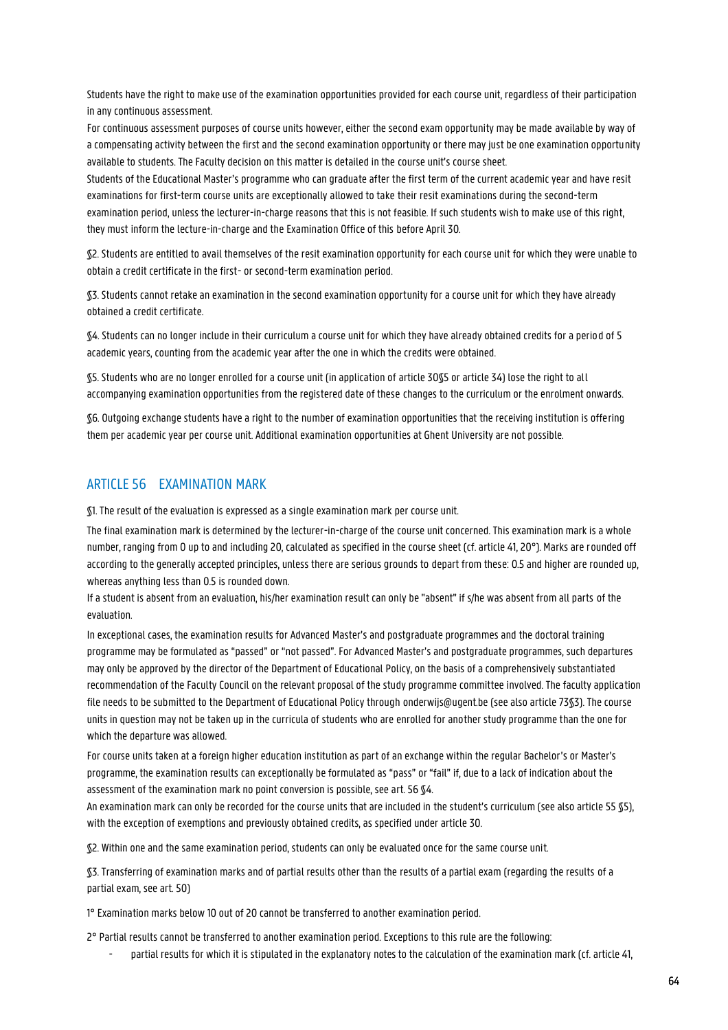Students have the right to make use of the examination opportunities provided for each course unit, regardless of their participation in any continuous assessment.

For continuous assessment purposes of course units however, either the second exam opportunity may be made available by way of a compensating activity between the first and the second examination opportunity or there may just be one examination opportunity available to students. The Faculty decision on this matter is detailed in the course unit's course sheet.

Students of the Educational Master's programme who can graduate after the first term of the current academic year and have resit examinations for first-term course units are exceptionally allowed to take their resit examinations during the second-term examination period, unless the lecturer-in-charge reasons that this is not feasible. If such students wish to make use of this right, they must inform the lecture-in-charge and the Examination Office of this before April 30.

§2. Students are entitled to avail themselves of the resit examination opportunity for each course unit for which they were unable to obtain a credit certificate in the first- or second-term examination period.

§3. Students cannot retake an examination in the second examination opportunity for a course unit for which they have already obtained a credit certificate.

§4. Students can no longer include in their curriculum a course unit for which they have already obtained credits for a period of 5 academic years, counting from the academic year after the one in which the credits were obtained.

§5. Students who are no longer enrolled for a course unit (in application of article 30§5 or article 34) lose the right to all accompanying examination opportunities from the registered date of these changes to the curriculum or the enrolment onwards.

§6. Outgoing exchange students have a right to the number of examination opportunities that the receiving institution is offering them per academic year per course unit. Additional examination opportunities at Ghent University are not possible.

## ARTICLE 56 EXAMINATION MARK

§1. The result of the evaluation is expressed as a single examination mark per course unit.

The final examination mark is determined by the lecturer-in-charge of the course unit concerned. This examination mark is a whole number, ranging from 0 up to and including 20, calculated as specified in the course sheet (cf. article 41, 20°). Marks are rounded off according to the generally accepted principles, unless there are serious grounds to depart from these: 0.5 and higher are rounded up, whereas anything less than 0.5 is rounded down.

If a student is absent from an evaluation, his/her examination result can only be "absent" if s/he was absent from all parts of the evaluation.

In exceptional cases, the examination results for Advanced Master's and postgraduate programmes and the doctoral training programme may be formulated as "passed" or "not passed". For Advanced Master's and postgraduate programmes, such departures may only be approved by the director of the Department of Educational Policy, on the basis of a comprehensively substantiated recommendation of the Faculty Council on the relevant proposal of the study programme committee involved. The faculty application file needs to be submitted to the Department of Educational Policy through onderwijs@ugent.be (see also article 73§3). The course units in question may not be taken up in the curricula of students who are enrolled for another study programme than the one for which the departure was allowed.

For course units taken at a foreign higher education institution as part of an exchange within the regular Bachelor's or Master's programme, the examination results can exceptionally be formulated as "pass" or "fail" if, due to a lack of indication about the assessment of the examination mark no point conversion is possible, see art. 56 §4.

An examination mark can only be recorded for the course units that are included in the student's curriculum (see also article 55 §5), with the exception of exemptions and previously obtained credits, as specified under article 30.

§2. Within one and the same examination period, students can only be evaluated once for the same course unit.

§3. Transferring of examination marks and of partial results other than the results of a partial exam (regarding the results of a partial exam, see art. 50)

1° Examination marks below 10 out of 20 cannot be transferred to another examination period.

2° Partial results cannot be transferred to another examination period. Exceptions to this rule are the following:

- partial results for which it is stipulated in the explanatory notes to the calculation of the examination mark (cf. article 41,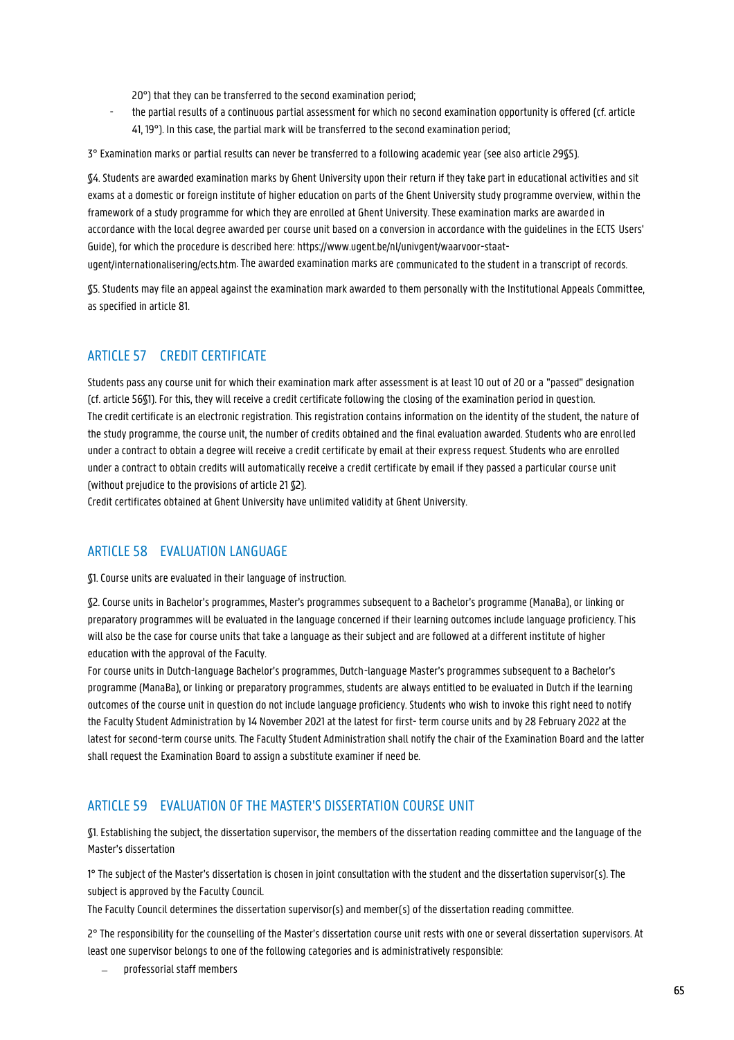20°) that they can be transferred to the second examination period;

- the partial results of a continuous partial assessment for which no second examination opportunity is offered (cf. article 41, 19°). In this case, the partial mark will be transferred to the second examination period;

3° Examination marks or partial results can never be transferred to a following academic year (see also article 29§5).

§4. Students are awarded examination marks by Ghent University upon their return if they take part in educational activities and sit exams at a domestic or foreign institute of higher education on parts of the Ghent University study programme overview, within the framework of a study programme for which they are enrolled at Ghent University. These examination marks are awarded in accordance with the local degree awarded per course unit based on a conversion in accordance with the guidelines in the ECTS Users' Guide), for which the procedure is described here: https://www.ugent.be/nl/univgent/waarvoor-staat-ugent/internationalisering/ects.htm. The awarded examination marks are communicated to the student in a transcript of records.

§5. Students may file an appeal against the examination mark awarded to them personally with the Institutional Appeals Committee, as specified in article 81.

## ARTICLE 57 CREDIT CERTIFICATE

Students pass any course unit for which their examination mark after assessment is at least 10 out of 20 or a "passed" designation (cf. article 56§1). For this, they will receive a credit certificate following the closing of the examination period in question.
The credit certificate is an electronic registration. This registration contains information on the identity of the student, the nature of the study programme, the course unit, the number of credits obtained and the final evaluation awarded. Students who are enrolled under a contract to obtain a degree will receive a credit certificate by email at their express request. Students who are enrolled under a contract to obtain credits will automatically receive a credit certificate by email if they passed a particular course unit (without prejudice to the provisions of article 21 §2).
Credit certificates obtained at Ghent University have unlimited validity at Ghent University.

## ARTICLE 58 EVALUATION LANGUAGE

§1. Course units are evaluated in their language of instruction.

§2. Course units in Bachelor's programmes, Master's programmes subsequent to a Bachelor's programme (ManaBa), or linking or preparatory programmes will be evaluated in the language concerned if their learning outcomes include language proficiency. This will also be the case for course units that take a language as their subject and are followed at a different institute of higher education with the approval of the Faculty.
For course units in Dutch-language Bachelor's programmes, Dutch-language Master's programmes subsequent to a Bachelor's programme (ManaBa), or linking or preparatory programmes, students are always entitled to be evaluated in Dutch if the learning outcomes of the course unit in question do not include language proficiency. Students who wish to invoke this right need to notify the Faculty Student Administration by 14 November 2021 at the latest for first- term course units and by 28 February 2022 at the latest for second-term course units. The Faculty Student Administration shall notify the chair of the Examination Board and the latter shall request the Examination Board to assign a substitute examiner if need be.

## ARTICLE 59 EVALUATION OF THE MASTER'S DISSERTATION COURSE UNIT

§1. Establishing the subject, the dissertation supervisor, the members of the dissertation reading committee and the language of the Master's dissertation

1° The subject of the Master's dissertation is chosen in joint consultation with the student and the dissertation supervisor(s). The subject is approved by the Faculty Council.
The Faculty Council determines the dissertation supervisor(s) and member(s) of the dissertation reading committee.

2° The responsibility for the counselling of the Master's dissertation course unit rests with one or several dissertation supervisors. At least one supervisor belongs to one of the following categories and is administratively responsible:

- professorial staff members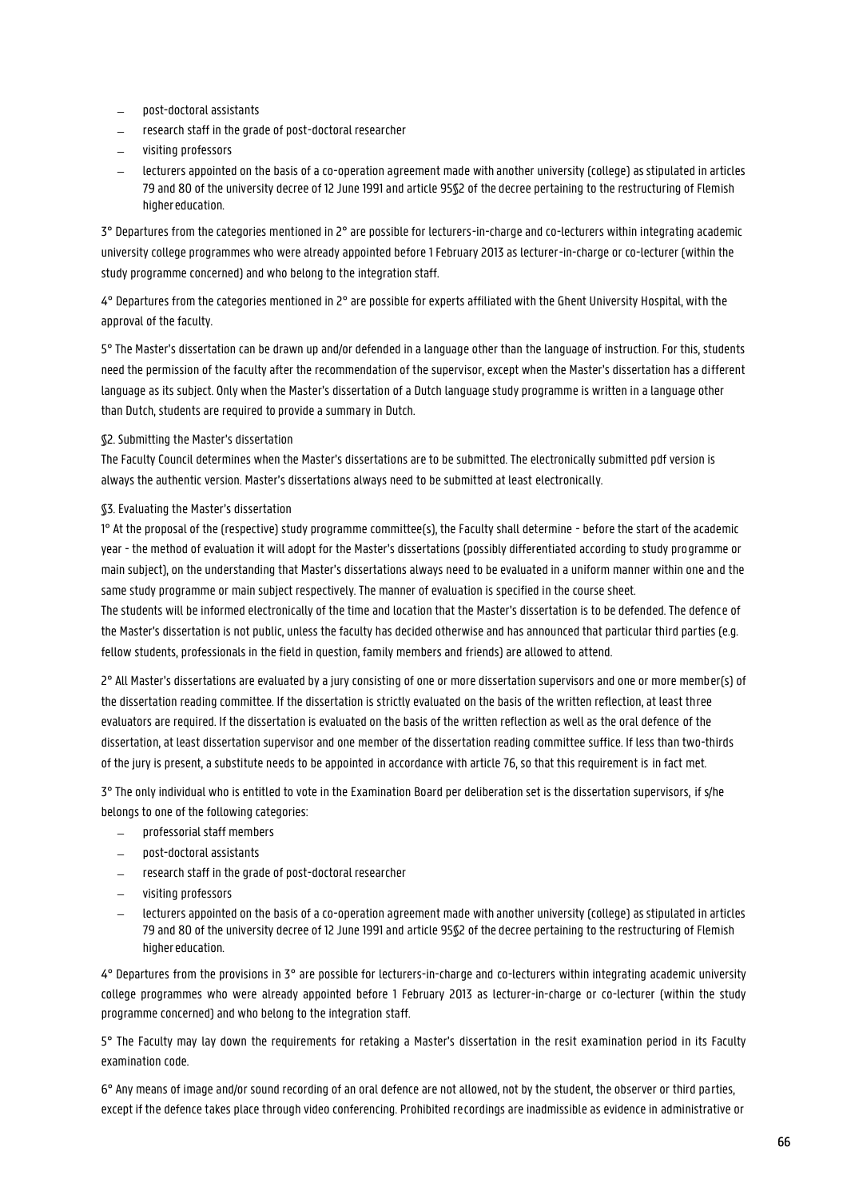- post-doctoral assistants
- research staff in the grade of post-doctoral researcher
- visiting professors
- lecturers appointed on the basis of a co-operation agreement made with another university (college) as stipulated in articles 79 and 80 of the university decree of 12 June 1991 and article 95§2 of the decree pertaining to the restructuring of Flemish higher education.

3° Departures from the categories mentioned in 2° are possible for lecturers-in-charge and co-lecturers within integrating academic university college programmes who were already appointed before 1 February 2013 as lecturer-in-charge or co-lecturer (within the study programme concerned) and who belong to the integration staff.

4° Departures from the categories mentioned in 2° are possible for experts affiliated with the Ghent University Hospital, with the approval of the faculty.

5° The Master's dissertation can be drawn up and/or defended in a language other than the language of instruction. For this, students need the permission of the faculty after the recommendation of the supervisor, except when the Master's dissertation has a different language as its subject. Only when the Master's dissertation of a Dutch language study programme is written in a language other than Dutch, students are required to provide a summary in Dutch.

§2. Submitting the Master's dissertation

The Faculty Council determines when the Master's dissertations are to be submitted. The electronically submitted pdf version is always the authentic version. Master's dissertations always need to be submitted at least electronically.

§3. Evaluating the Master's dissertation

1° At the proposal of the (respective) study programme committee(s), the Faculty shall determine - before the start of the academic year - the method of evaluation it will adopt for the Master's dissertations (possibly differentiated according to study programme or main subject), on the understanding that Master's dissertations always need to be evaluated in a uniform manner within one and the same study programme or main subject respectively. The manner of evaluation is specified in the course sheet.

The students will be informed electronically of the time and location that the Master's dissertation is to be defended. The defence of the Master's dissertation is not public, unless the faculty has decided otherwise and has announced that particular third parties (e.g. fellow students, professionals in the field in question, family members and friends) are allowed to attend.

2° All Master's dissertations are evaluated by a jury consisting of one or more dissertation supervisors and one or more member(s) of the dissertation reading committee. If the dissertation is strictly evaluated on the basis of the written reflection, at least three evaluators are required. If the dissertation is evaluated on the basis of the written reflection as well as the oral defence of the dissertation, at least dissertation supervisor and one member of the dissertation reading committee suffice. If less than two-thirds of the jury is present, a substitute needs to be appointed in accordance with article 76, so that this requirement is in fact met.

3° The only individual who is entitled to vote in the Examination Board per deliberation set is the dissertation supervisors, if s/he belongs to one of the following categories:

- professorial staff members
- post-doctoral assistants
- research staff in the grade of post-doctoral researcher
- visiting professors
- lecturers appointed on the basis of a co-operation agreement made with another university (college) as stipulated in articles 79 and 80 of the university decree of 12 June 1991 and article 95§2 of the decree pertaining to the restructuring of Flemish higher education.

4° Departures from the provisions in 3° are possible for lecturers-in-charge and co-lecturers within integrating academic university college programmes who were already appointed before 1 February 2013 as lecturer-in-charge or co-lecturer (within the study programme concerned) and who belong to the integration staff.

5° The Faculty may lay down the requirements for retaking a Master's dissertation in the resit examination period in its Faculty examination code.

6° Any means of image and/or sound recording of an oral defence are not allowed, not by the student, the observer or third parties, except if the defence takes place through video conferencing. Prohibited recordings are inadmissible as evidence in administrative or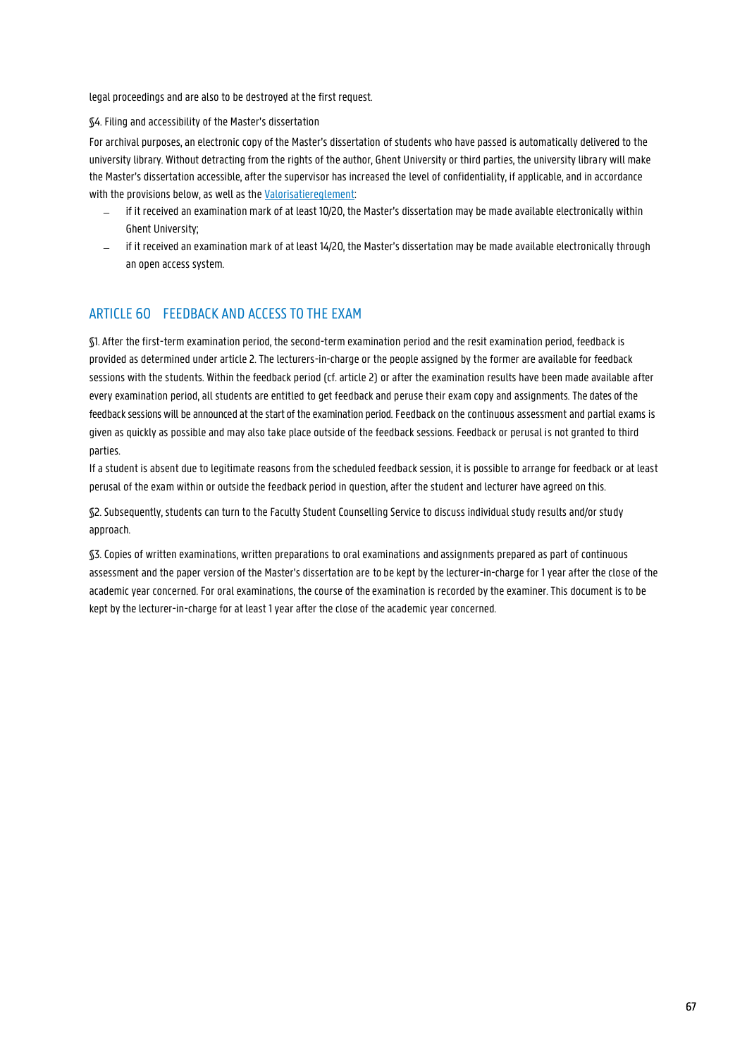legal proceedings and are also to be destroyed at the first request.

§4. Filing and accessibility of the Master's dissertation

For archival purposes, an electronic copy of the Master's dissertation of students who have passed is automatically delivered to the university library. Without detracting from the rights of the author, Ghent University or third parties, the university library will make the Master's dissertation accessible, after the supervisor has increased the level of confidentiality, if applicable, and in accordance with the provisions below, as well as the Valorisatiereglement:

- if it received an examination mark of at least 10/20, the Master's dissertation may be made available electronically within Ghent University;
- if it received an examination mark of at least 14/20, the Master's dissertation may be made available electronically through an open access system.

## ARTICLE 60 FEEDBACK AND ACCESS TO THE EXAM

§1. After the first-term examination period, the second-term examination period and the resit examination period, feedback is provided as determined under article 2. The lecturers-in-charge or the people assigned by the former are available for feedback sessions with the students. Within the feedback period (cf. article 2) or after the examination results have been made available after every examination period, all students are entitled to get feedback and peruse their exam copy and assignments. The dates of the feedback sessions will be announced at the start of the examination period. Feedback on the continuous assessment and partial exams is given as quickly as possible and may also take place outside of the feedback sessions. Feedback or perusal is not granted to third parties.

If a student is absent due to legitimate reasons from the scheduled feedback session, it is possible to arrange for feedback or at least perusal of the exam within or outside the feedback period in question, after the student and lecturer have agreed on this.

§2. Subsequently, students can turn to the Faculty Student Counselling Service to discuss individual study results and/or study approach.

§3. Copies of written examinations, written preparations to oral examinations and assignments prepared as part of continuous assessment and the paper version of the Master's dissertation are to be kept by the lecturer-in-charge for 1 year after the close of the academic year concerned. For oral examinations, the course of the examination is recorded by the examiner. This document is to be kept by the lecturer-in-charge for at least 1 year after the close of the academic year concerned.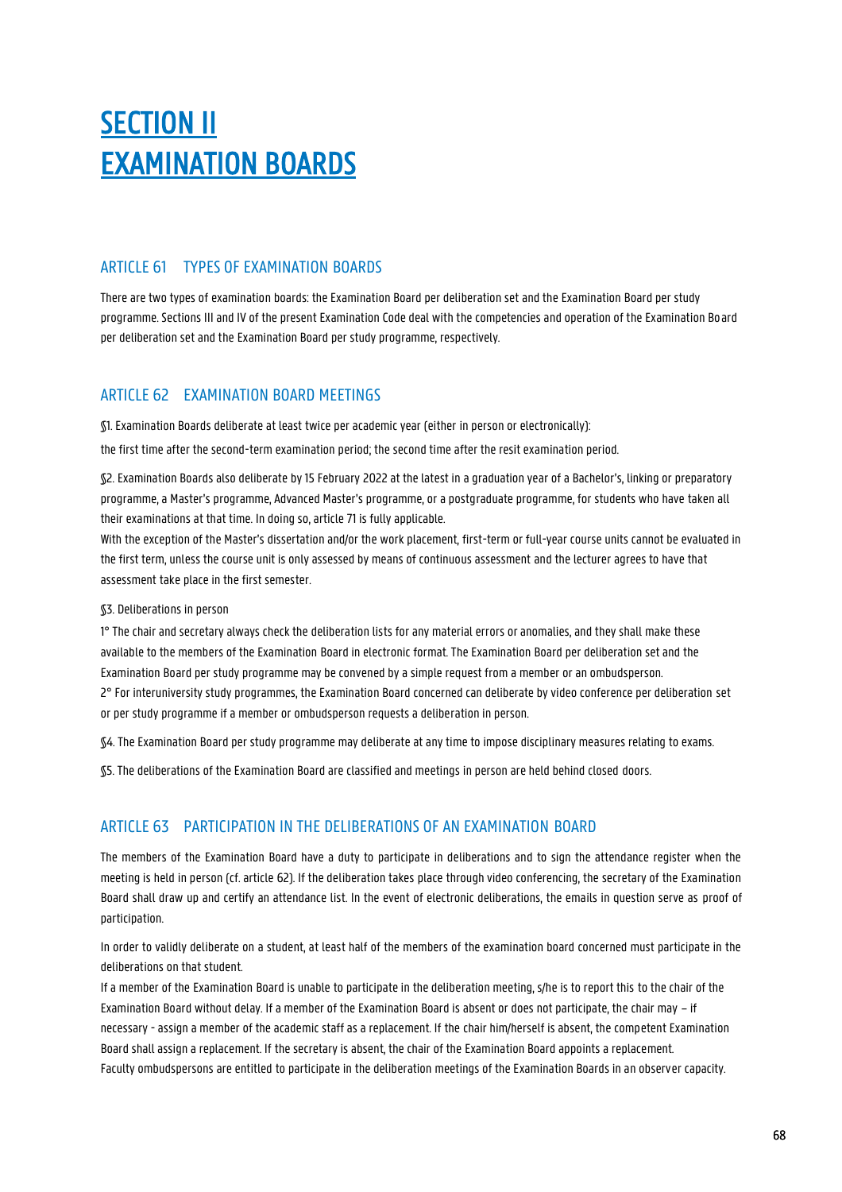# SECTION II
# EXAMINATION BOARDS

## ARTICLE 61 TYPES OF EXAMINATION BOARDS

There are two types of examination boards: the Examination Board per deliberation set and the Examination Board per study programme. Sections III and IV of the present Examination Code deal with the competencies and operation of the Examination Board per deliberation set and the Examination Board per study programme, respectively.

## ARTICLE 62 EXAMINATION BOARD MEETINGS

§1. Examination Boards deliberate at least twice per academic year (either in person or electronically):

the first time after the second-term examination period; the second time after the resit examination period.

§2. Examination Boards also deliberate by 15 February 2022 at the latest in a graduation year of a Bachelor's, linking or preparatory programme, a Master's programme, Advanced Master's programme, or a postgraduate programme, for students who have taken all their examinations at that time. In doing so, article 71 is fully applicable.
With the exception of the Master's dissertation and/or the work placement, first-term or full-year course units cannot be evaluated in the first term, unless the course unit is only assessed by means of continuous assessment and the lecturer agrees to have that assessment take place in the first semester.

§3. Deliberations in person

1° The chair and secretary always check the deliberation lists for any material errors or anomalies, and they shall make these available to the members of the Examination Board in electronic format. The Examination Board per deliberation set and the Examination Board per study programme may be convened by a simple request from a member or an ombudsperson.
2° For interuniversity study programmes, the Examination Board concerned can deliberate by video conference per deliberation set or per study programme if a member or ombudsperson requests a deliberation in person.

§4. The Examination Board per study programme may deliberate at any time to impose disciplinary measures relating to exams.

§5. The deliberations of the Examination Board are classified and meetings in person are held behind closed doors.

## ARTICLE 63 PARTICIPATION IN THE DELIBERATIONS OF AN EXAMINATION BOARD

The members of the Examination Board have a duty to participate in deliberations and to sign the attendance register when the meeting is held in person (cf. article 62). If the deliberation takes place through video conferencing, the secretary of the Examination Board shall draw up and certify an attendance list. In the event of electronic deliberations, the emails in question serve as proof of participation.

In order to validly deliberate on a student, at least half of the members of the examination board concerned must participate in the deliberations on that student.
If a member of the Examination Board is unable to participate in the deliberation meeting, s/he is to report this to the chair of the Examination Board without delay. If a member of the Examination Board is absent or does not participate, the chair may – if necessary - assign a member of the academic staff as a replacement. If the chair him/herself is absent, the competent Examination Board shall assign a replacement. If the secretary is absent, the chair of the Examination Board appoints a replacement.
Faculty ombudspersons are entitled to participate in the deliberation meetings of the Examination Boards in an observer capacity.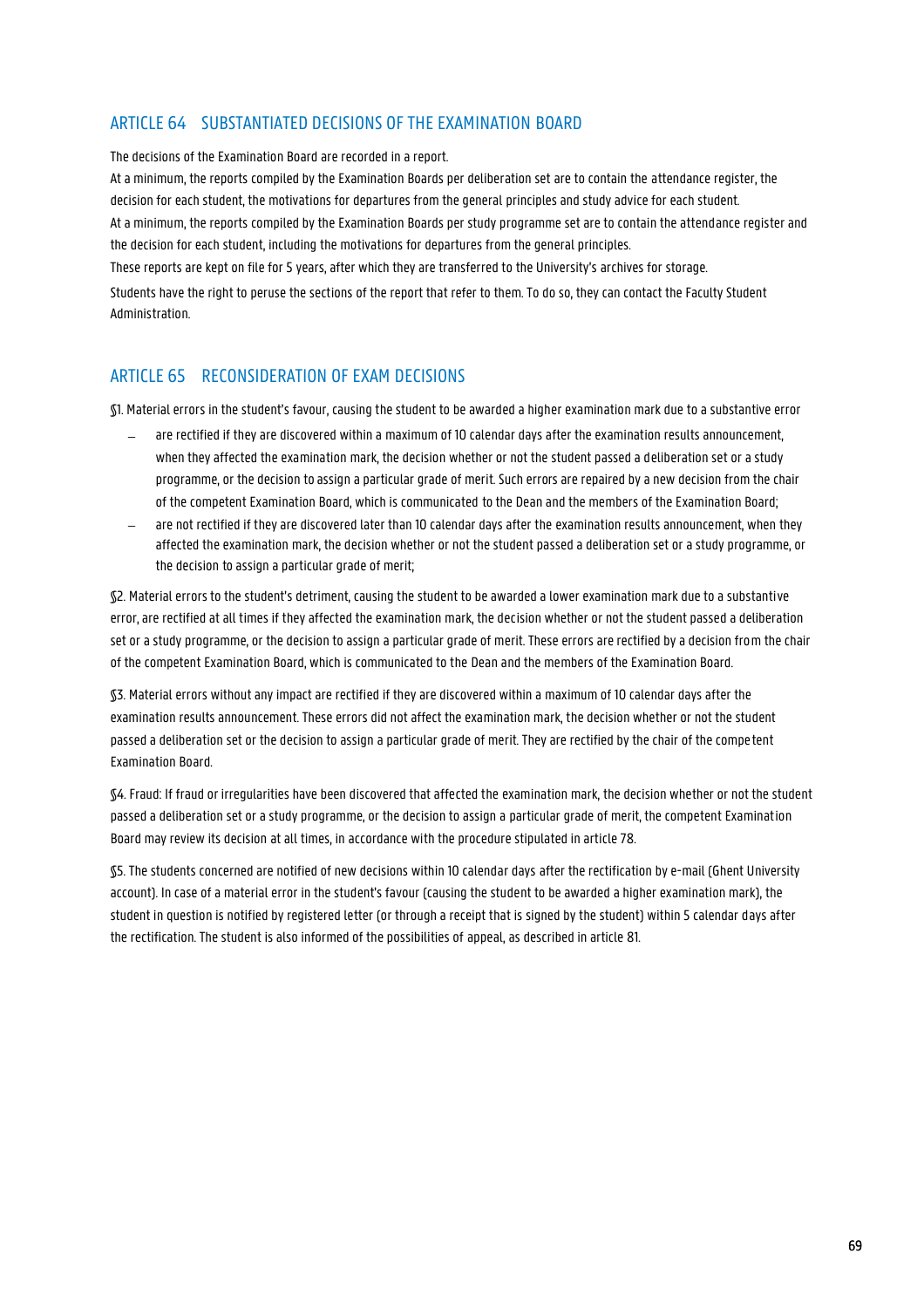## ARTICLE 64 SUBSTANTIATED DECISIONS OF THE EXAMINATION BOARD

The decisions of the Examination Board are recorded in a report.

At a minimum, the reports compiled by the Examination Boards per deliberation set are to contain the attendance register, the decision for each student, the motivations for departures from the general principles and study advice for each student.

At a minimum, the reports compiled by the Examination Boards per study programme set are to contain the attendance register and the decision for each student, including the motivations for departures from the general principles.

These reports are kept on file for 5 years, after which they are transferred to the University's archives for storage.

Students have the right to peruse the sections of the report that refer to them. To do so, they can contact the Faculty Student Administration.

## ARTICLE 65 RECONSIDERATION OF EXAM DECISIONS

§1. Material errors in the student's favour, causing the student to be awarded a higher examination mark due to a substantive error

- are rectified if they are discovered within a maximum of 10 calendar days after the examination results announcement, when they affected the examination mark, the decision whether or not the student passed a deliberation set or a study programme, or the decision to assign a particular grade of merit. Such errors are repaired by a new decision from the chair of the competent Examination Board, which is communicated to the Dean and the members of the Examination Board;
- are not rectified if they are discovered later than 10 calendar days after the examination results announcement, when they affected the examination mark, the decision whether or not the student passed a deliberation set or a study programme, or the decision to assign a particular grade of merit;

§2. Material errors to the student's detriment, causing the student to be awarded a lower examination mark due to a substantive error, are rectified at all times if they affected the examination mark, the decision whether or not the student passed a deliberation set or a study programme, or the decision to assign a particular grade of merit. These errors are rectified by a decision from the chair of the competent Examination Board, which is communicated to the Dean and the members of the Examination Board.

§3. Material errors without any impact are rectified if they are discovered within a maximum of 10 calendar days after the examination results announcement. These errors did not affect the examination mark, the decision whether or not the student passed a deliberation set or the decision to assign a particular grade of merit. They are rectified by the chair of the competent Examination Board.

§4. Fraud: If fraud or irregularities have been discovered that affected the examination mark, the decision whether or not the student passed a deliberation set or a study programme, or the decision to assign a particular grade of merit, the competent Examination Board may review its decision at all times, in accordance with the procedure stipulated in article 78.

§5. The students concerned are notified of new decisions within 10 calendar days after the rectification by e-mail (Ghent University account). In case of a material error in the student's favour (causing the student to be awarded a higher examination mark), the student in question is notified by registered letter (or through a receipt that is signed by the student) within 5 calendar days after the rectification. The student is also informed of the possibilities of appeal, as described in article 81.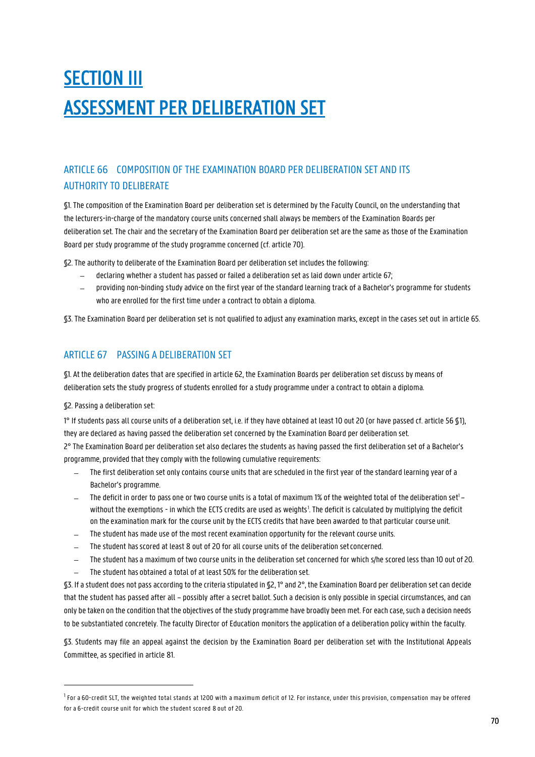# SECTION III

# ASSESSMENT PER DELIBERATION SET

## ARTICLE 66 COMPOSITION OF THE EXAMINATION BOARD PER DELIBERATION SET AND ITS AUTHORITY TO DELIBERATE

§1. The composition of the Examination Board per deliberation set is determined by the Faculty Council, on the understanding that the lecturers-in-charge of the mandatory course units concerned shall always be members of the Examination Boards per deliberation set. The chair and the secretary of the Examination Board per deliberation set are the same as those of the Examination Board per study programme of the study programme concerned (cf. article 70).

§2. The authority to deliberate of the Examination Board per deliberation set includes the following:

- declaring whether a student has passed or failed a deliberation set as laid down under article 67;
- providing non-binding study advice on the first year of the standard learning track of a Bachelor's programme for students who are enrolled for the first time under a contract to obtain a diploma.

§3. The Examination Board per deliberation set is not qualified to adjust any examination marks, except in the cases set out in article 65.

## ARTICLE 67 PASSING A DELIBERATION SET

§1. At the deliberation dates that are specified in article 62, the Examination Boards per deliberation set discuss by means of deliberation sets the study progress of students enrolled for a study programme under a contract to obtain a diploma.

§2. Passing a deliberation set:

1° If students pass all course units of a deliberation set, i.e. if they have obtained at least 10 out 20 (or have passed cf. article 56 §1), they are declared as having passed the deliberation set concerned by the Examination Board per deliberation set.

2° The Examination Board per deliberation set also declares the students as having passed the first deliberation set of a Bachelor's programme, provided that they comply with the following cumulative requirements:

- The first deliberation set only contains course units that are scheduled in the first year of the standard learning year of a Bachelor's programme.
- The deficit in order to pass one or two course units is a total of maximum 1% of the weighted total of the deliberation set[1] – without the exemptions - in which the ECTS credits are used as weights[1]. The deficit is calculated by multiplying the deficit on the examination mark for the course unit by the ECTS credits that have been awarded to that particular course unit.
- The student has made use of the most recent examination opportunity for the relevant course units.
- The student has scored at least 8 out of 20 for all course units of the deliberation set concerned.
- The student has a maximum of two course units in the deliberation set concerned for which s/he scored less than 10 out of 20.
- The student has obtained a total of at least 50% for the deliberation set.

§3. If a student does not pass according to the criteria stipulated in §2, 1° and 2°, the Examination Board per deliberation set can decide that the student has passed after all – possibly after a secret ballot. Such a decision is only possible in special circumstances, and can only be taken on the condition that the objectives of the study programme have broadly been met. For each case, such a decision needs to be substantiated concretely. The faculty Director of Education monitors the application of a deliberation policy within the faculty.

§3. Students may file an appeal against the decision by the Examination Board per deliberation set with the Institutional Appeals Committee, as specified in article 81.

---

[1] For a 60-credit SLT, the weighted total stands at 1200 with a maximum deficit of 12. For instance, under this provision, compensation may be offered for a 6-credit course unit for which the student scored 8 out of 20.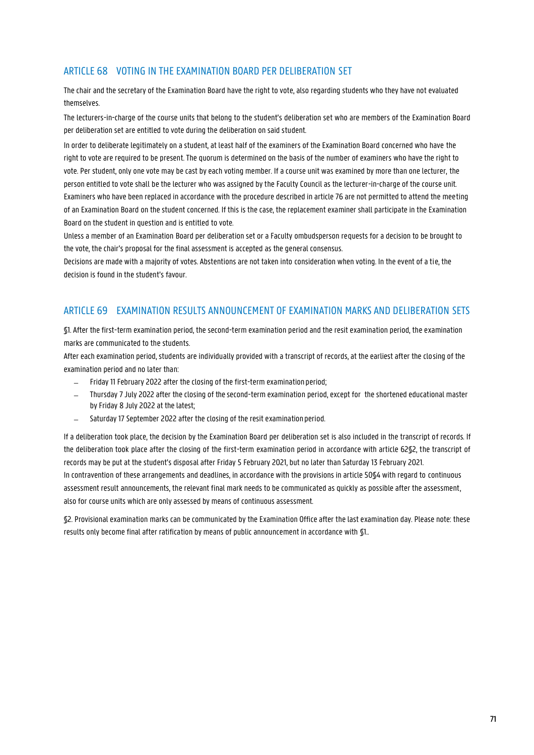## ARTICLE 68 VOTING IN THE EXAMINATION BOARD PER DELIBERATION SET

The chair and the secretary of the Examination Board have the right to vote, also regarding students who they have not evaluated themselves.

The lecturers-in-charge of the course units that belong to the student's deliberation set who are members of the Examination Board per deliberation set are entitled to vote during the deliberation on said student.

In order to deliberate legitimately on a student, at least half of the examiners of the Examination Board concerned who have the right to vote are required to be present. The quorum is determined on the basis of the number of examiners who have the right to vote. Per student, only one vote may be cast by each voting member. If a course unit was examined by more than one lecturer, the person entitled to vote shall be the lecturer who was assigned by the Faculty Council as the lecturer-in-charge of the course unit. Examiners who have been replaced in accordance with the procedure described in article 76 are not permitted to attend the meeting of an Examination Board on the student concerned. If this is the case, the replacement examiner shall participate in the Examination Board on the student in question and is entitled to vote.

Unless a member of an Examination Board per deliberation set or a Faculty ombudsperson requests for a decision to be brought to the vote, the chair's proposal for the final assessment is accepted as the general consensus.

Decisions are made with a majority of votes. Abstentions are not taken into consideration when voting. In the event of a tie, the decision is found in the student's favour.

## ARTICLE 69 EXAMINATION RESULTS ANNOUNCEMENT OF EXAMINATION MARKS AND DELIBERATION SETS

§1. After the first-term examination period, the second-term examination period and the resit examination period, the examination marks are communicated to the students.

After each examination period, students are individually provided with a transcript of records, at the earliest after the closing of the examination period and no later than:

- Friday 11 February 2022 after the closing of the first-term examination period;
- Thursday 7 July 2022 after the closing of the second-term examination period, except for the shortened educational master by Friday 8 July 2022 at the latest;
- Saturday 17 September 2022 after the closing of the resit examination period.

If a deliberation took place, the decision by the Examination Board per deliberation set is also included in the transcript of records. If the deliberation took place after the closing of the first-term examination period in accordance with article 62§2, the transcript of records may be put at the student's disposal after Friday 5 February 2021, but no later than Saturday 13 February 2021.

In contravention of these arrangements and deadlines, in accordance with the provisions in article 50§4 with regard to continuous assessment result announcements, the relevant final mark needs to be communicated as quickly as possible after the assessment, also for course units which are only assessed by means of continuous assessment.

§2. Provisional examination marks can be communicated by the Examination Office after the last examination day. Please note: these results only become final after ratification by means of public announcement in accordance with §1..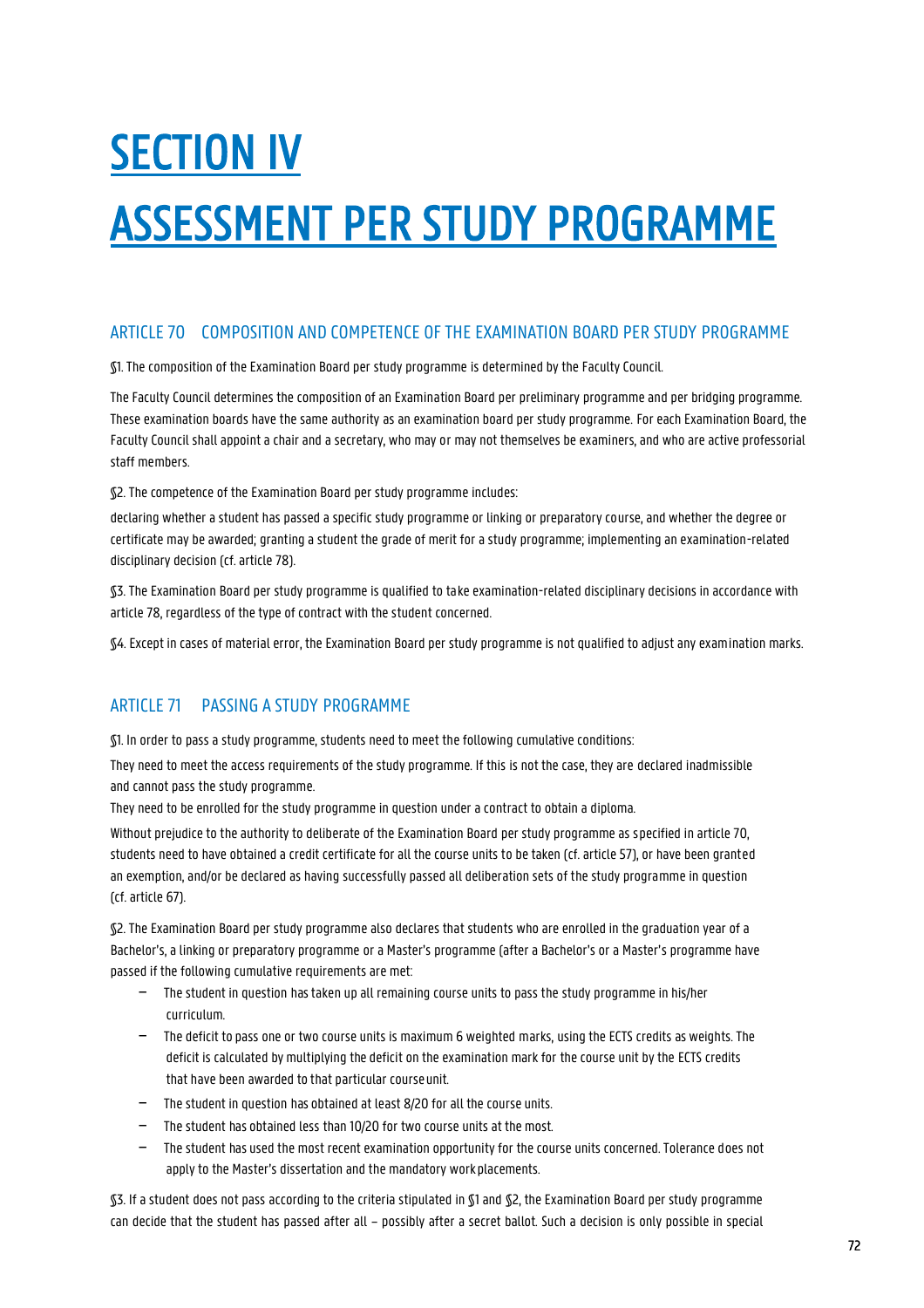# SECTION IV

# ASSESSMENT PER STUDY PROGRAMME

## ARTICLE 70 COMPOSITION AND COMPETENCE OF THE EXAMINATION BOARD PER STUDY PROGRAMME

§1. The composition of the Examination Board per study programme is determined by the Faculty Council.

The Faculty Council determines the composition of an Examination Board per preliminary programme and per bridging programme. These examination boards have the same authority as an examination board per study programme. For each Examination Board, the Faculty Council shall appoint a chair and a secretary, who may or may not themselves be examiners, and who are active professorial staff members.

§2. The competence of the Examination Board per study programme includes:

declaring whether a student has passed a specific study programme or linking or preparatory course, and whether the degree or certificate may be awarded; granting a student the grade of merit for a study programme; implementing an examination-related disciplinary decision (cf. article 78).

§3. The Examination Board per study programme is qualified to take examination-related disciplinary decisions in accordance with article 78, regardless of the type of contract with the student concerned.

§4. Except in cases of material error, the Examination Board per study programme is not qualified to adjust any examination marks.

## ARTICLE 71 PASSING A STUDY PROGRAMME

§1. In order to pass a study programme, students need to meet the following cumulative conditions:

They need to meet the access requirements of the study programme. If this is not the case, they are declared inadmissible and cannot pass the study programme.

They need to be enrolled for the study programme in question under a contract to obtain a diploma.

Without prejudice to the authority to deliberate of the Examination Board per study programme as specified in article 70, students need to have obtained a credit certificate for all the course units to be taken (cf. article 57), or have been granted an exemption, and/or be declared as having successfully passed all deliberation sets of the study programme in question (cf. article 67).

§2. The Examination Board per study programme also declares that students who are enrolled in the graduation year of a Bachelor's, a linking or preparatory programme or a Master's programme (after a Bachelor's or a Master's programme have passed if the following cumulative requirements are met:

- The student in question has taken up all remaining course units to pass the study programme in his/her curriculum.
- The deficit to pass one or two course units is maximum 6 weighted marks, using the ECTS credits as weights. The deficit is calculated by multiplying the deficit on the examination mark for the course unit by the ECTS credits that have been awarded to that particular course unit.
- The student in question has obtained at least 8/20 for all the course units.
- The student has obtained less than 10/20 for two course units at the most.
- The student has used the most recent examination opportunity for the course units concerned. Tolerance does not apply to the Master's dissertation and the mandatory work placements.

§3. If a student does not pass according to the criteria stipulated in §1 and §2, the Examination Board per study programme can decide that the student has passed after all – possibly after a secret ballot. Such a decision is only possible in special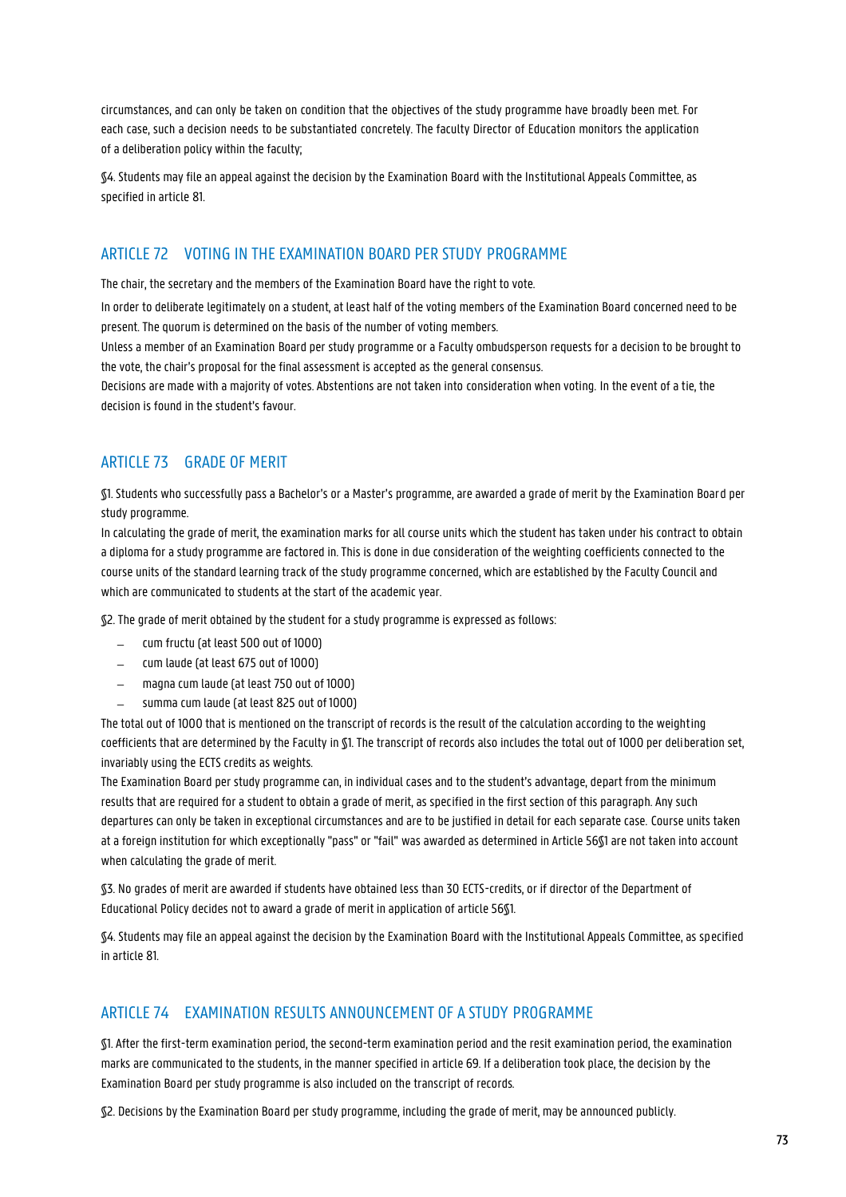circumstances, and can only be taken on condition that the objectives of the study programme have broadly been met. For each case, such a decision needs to be substantiated concretely. The faculty Director of Education monitors the application of a deliberation policy within the faculty;

§4. Students may file an appeal against the decision by the Examination Board with the Institutional Appeals Committee, as specified in article 81.

## ARTICLE 72 VOTING IN THE EXAMINATION BOARD PER STUDY PROGRAMME

The chair, the secretary and the members of the Examination Board have the right to vote.

In order to deliberate legitimately on a student, at least half of the voting members of the Examination Board concerned need to be present. The quorum is determined on the basis of the number of voting members.

Unless a member of an Examination Board per study programme or a Faculty ombudsperson requests for a decision to be brought to the vote, the chair's proposal for the final assessment is accepted as the general consensus.

Decisions are made with a majority of votes. Abstentions are not taken into consideration when voting. In the event of a tie, the decision is found in the student's favour.

## ARTICLE 73 GRADE OF MERIT

§1. Students who successfully pass a Bachelor's or a Master's programme, are awarded a grade of merit by the Examination Board per study programme.

In calculating the grade of merit, the examination marks for all course units which the student has taken under his contract to obtain a diploma for a study programme are factored in. This is done in due consideration of the weighting coefficients connected to the course units of the standard learning track of the study programme concerned, which are established by the Faculty Council and which are communicated to students at the start of the academic year.

§2. The grade of merit obtained by the student for a study programme is expressed as follows:

- cum fructu (at least 500 out of 1000)
- cum laude (at least 675 out of 1000)
- magna cum laude (at least 750 out of 1000)
- summa cum laude (at least 825 out of 1000)

The total out of 1000 that is mentioned on the transcript of records is the result of the calculation according to the weighting coefficients that are determined by the Faculty in §1. The transcript of records also includes the total out of 1000 per deliberation set, invariably using the ECTS credits as weights.

The Examination Board per study programme can, in individual cases and to the student's advantage, depart from the minimum results that are required for a student to obtain a grade of merit, as specified in the first section of this paragraph. Any such departures can only be taken in exceptional circumstances and are to be justified in detail for each separate case. Course units taken at a foreign institution for which exceptionally "pass" or "fail" was awarded as determined in Article 56§1 are not taken into account when calculating the grade of merit.

§3. No grades of merit are awarded if students have obtained less than 30 ECTS-credits, or if director of the Department of Educational Policy decides not to award a grade of merit in application of article 56§1.

§4. Students may file an appeal against the decision by the Examination Board with the Institutional Appeals Committee, as specified in article 81.

## ARTICLE 74 EXAMINATION RESULTS ANNOUNCEMENT OF A STUDY PROGRAMME

§1. After the first-term examination period, the second-term examination period and the resit examination period, the examination marks are communicated to the students, in the manner specified in article 69. If a deliberation took place, the decision by the Examination Board per study programme is also included on the transcript of records.

§2. Decisions by the Examination Board per study programme, including the grade of merit, may be announced publicly.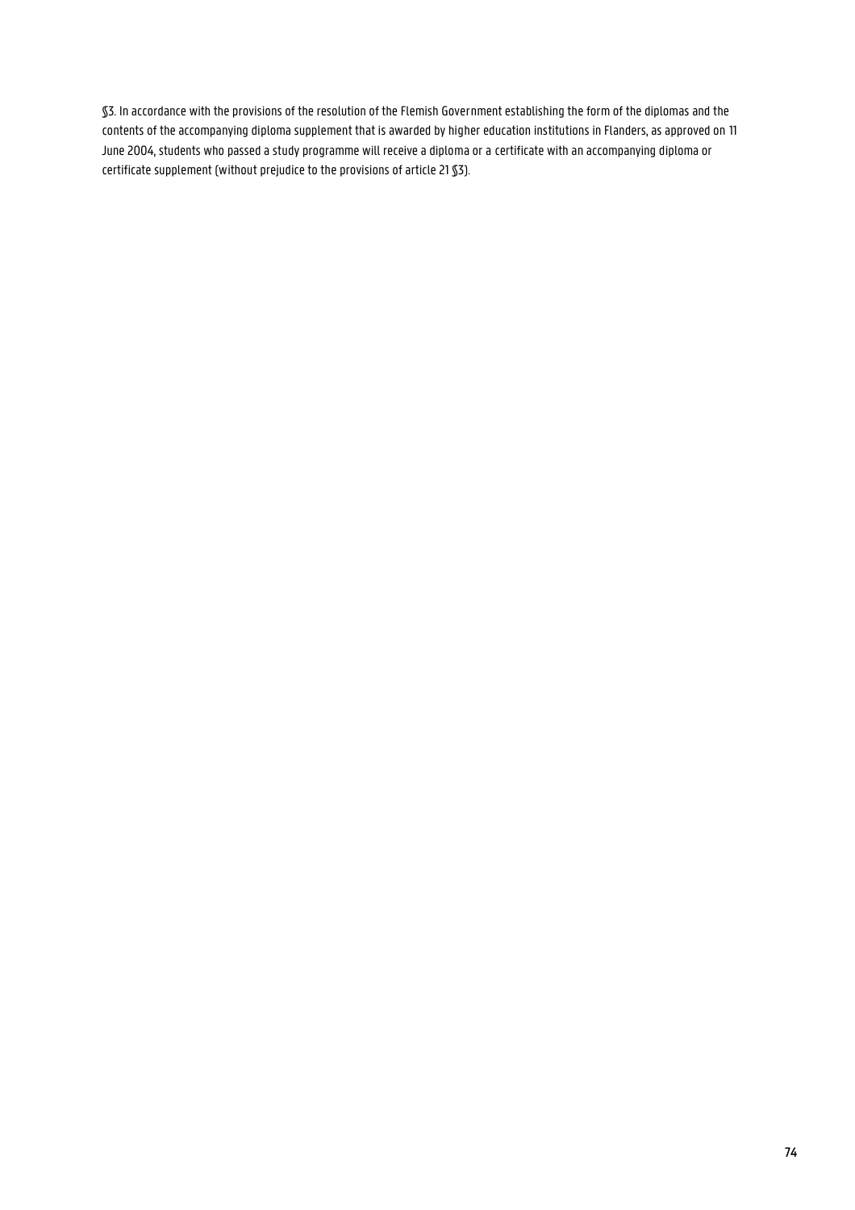§3. In accordance with the provisions of the resolution of the Flemish Government establishing the form of the diplomas and the contents of the accompanying diploma supplement that is awarded by higher education institutions in Flanders, as approved on 11 June 2004, students who passed a study programme will receive a diploma or a certificate with an accompanying diploma or certificate supplement (without prejudice to the provisions of article 21 §3).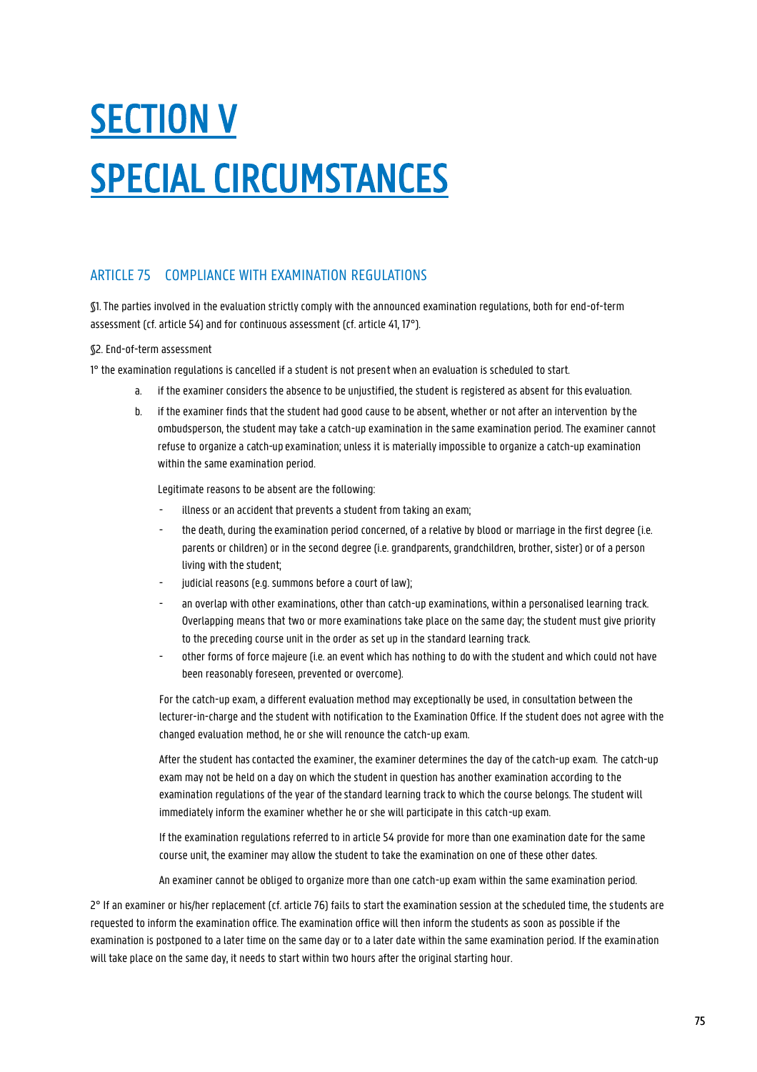# SECTION V

# SPECIAL CIRCUMSTANCES

## ARTICLE 75 COMPLIANCE WITH EXAMINATION REGULATIONS

§1. The parties involved in the evaluation strictly comply with the announced examination regulations, both for end-of-term assessment (cf. article 54) and for continuous assessment (cf. article 41, 17°).

§2. End-of-term assessment

1° the examination regulations is cancelled if a student is not present when an evaluation is scheduled to start.

a. if the examiner considers the absence to be unjustified, the student is registered as absent for this evaluation.

b. if the examiner finds that the student had good cause to be absent, whether or not after an intervention by the ombudsperson, the student may take a catch-up examination in the same examination period. The examiner cannot refuse to organize a catch-up examination; unless it is materially impossible to organize a catch-up examination within the same examination period.

   Legitimate reasons to be absent are the following:

   - illness or an accident that prevents a student from taking an exam;
   - the death, during the examination period concerned, of a relative by blood or marriage in the first degree (i.e. parents or children) or in the second degree (i.e. grandparents, grandchildren, brother, sister) or of a person living with the student;
   - judicial reasons (e.g. summons before a court of law);
   - an overlap with other examinations, other than catch-up examinations, within a personalised learning track. Overlapping means that two or more examinations take place on the same day; the student must give priority to the preceding course unit in the order as set up in the standard learning track.
   - other forms of force majeure (i.e. an event which has nothing to do with the student and which could not have been reasonably foreseen, prevented or overcome).

   For the catch-up exam, a different evaluation method may exceptionally be used, in consultation between the lecturer-in-charge and the student with notification to the Examination Office. If the student does not agree with the changed evaluation method, he or she will renounce the catch-up exam.

   After the student has contacted the examiner, the examiner determines the day of the catch-up exam. The catch-up exam may not be held on a day on which the student in question has another examination according to the examination regulations of the year of the standard learning track to which the course belongs. The student will immediately inform the examiner whether he or she will participate in this catch-up exam.

   If the examination regulations referred to in article 54 provide for more than one examination date for the same course unit, the examiner may allow the student to take the examination on one of these other dates.

   An examiner cannot be obliged to organize more than one catch-up exam within the same examination period.

2° If an examiner or his/her replacement (cf. article 76) fails to start the examination session at the scheduled time, the students are requested to inform the examination office. The examination office will then inform the students as soon as possible if the examination is postponed to a later time on the same day or to a later date within the same examination period. If the examination will take place on the same day, it needs to start within two hours after the original starting hour.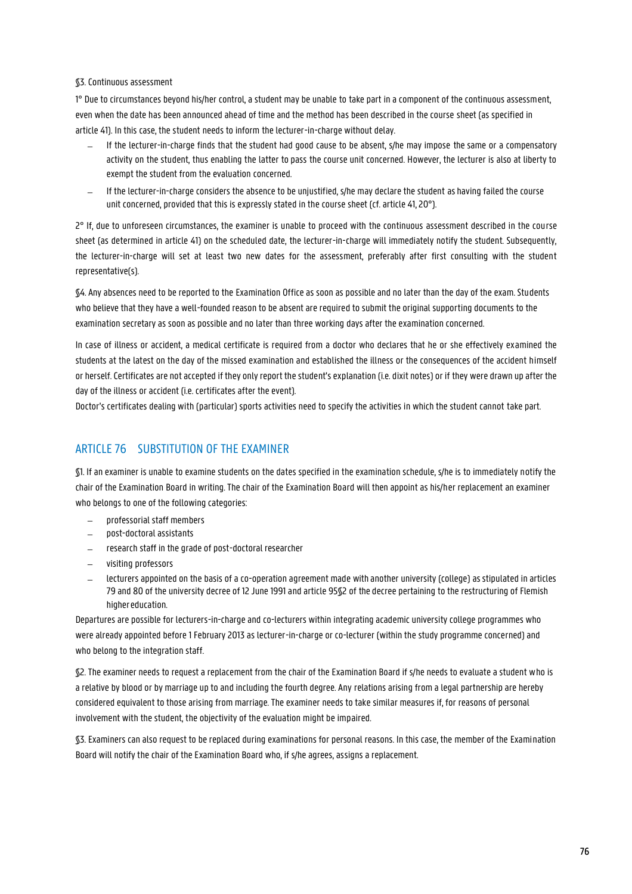§3. Continuous assessment

1° Due to circumstances beyond his/her control, a student may be unable to take part in a component of the continuous assessment, even when the date has been announced ahead of time and the method has been described in the course sheet (as specified in article 41). In this case, the student needs to inform the lecturer-in-charge without delay.

- If the lecturer-in-charge finds that the student had good cause to be absent, s/he may impose the same or a compensatory activity on the student, thus enabling the latter to pass the course unit concerned. However, the lecturer is also at liberty to exempt the student from the evaluation concerned.
- If the lecturer-in-charge considers the absence to be unjustified, s/he may declare the student as having failed the course unit concerned, provided that this is expressly stated in the course sheet (cf. article 41, 20°).

2° If, due to unforeseen circumstances, the examiner is unable to proceed with the continuous assessment described in the course sheet (as determined in article 41) on the scheduled date, the lecturer-in-charge will immediately notify the student. Subsequently, the lecturer-in-charge will set at least two new dates for the assessment, preferably after first consulting with the student representative(s).

§4. Any absences need to be reported to the Examination Office as soon as possible and no later than the day of the exam. Students who believe that they have a well-founded reason to be absent are required to submit the original supporting documents to the examination secretary as soon as possible and no later than three working days after the examination concerned.

In case of illness or accident, a medical certificate is required from a doctor who declares that he or she effectively examined the students at the latest on the day of the missed examination and established the illness or the consequences of the accident himself or herself. Certificates are not accepted if they only report the student's explanation (i.e. dixit notes) or if they were drawn up after the day of the illness or accident (i.e. certificates after the event).

Doctor's certificates dealing with (particular) sports activities need to specify the activities in which the student cannot take part.

## ARTICLE 76 SUBSTITUTION OF THE EXAMINER

§1. If an examiner is unable to examine students on the dates specified in the examination schedule, s/he is to immediately notify the chair of the Examination Board in writing. The chair of the Examination Board will then appoint as his/her replacement an examiner who belongs to one of the following categories:

- professorial staff members
- post-doctoral assistants
- research staff in the grade of post-doctoral researcher
- visiting professors
- lecturers appointed on the basis of a co-operation agreement made with another university (college) as stipulated in articles 79 and 80 of the university decree of 12 June 1991 and article 95§2 of the decree pertaining to the restructuring of Flemish higher education.

Departures are possible for lecturers-in-charge and co-lecturers within integrating academic university college programmes who were already appointed before 1 February 2013 as lecturer-in-charge or co-lecturer (within the study programme concerned) and who belong to the integration staff.

§2. The examiner needs to request a replacement from the chair of the Examination Board if s/he needs to evaluate a student who is a relative by blood or by marriage up to and including the fourth degree. Any relations arising from a legal partnership are hereby considered equivalent to those arising from marriage. The examiner needs to take similar measures if, for reasons of personal involvement with the student, the objectivity of the evaluation might be impaired.

§3. Examiners can also request to be replaced during examinations for personal reasons. In this case, the member of the Examination Board will notify the chair of the Examination Board who, if s/he agrees, assigns a replacement.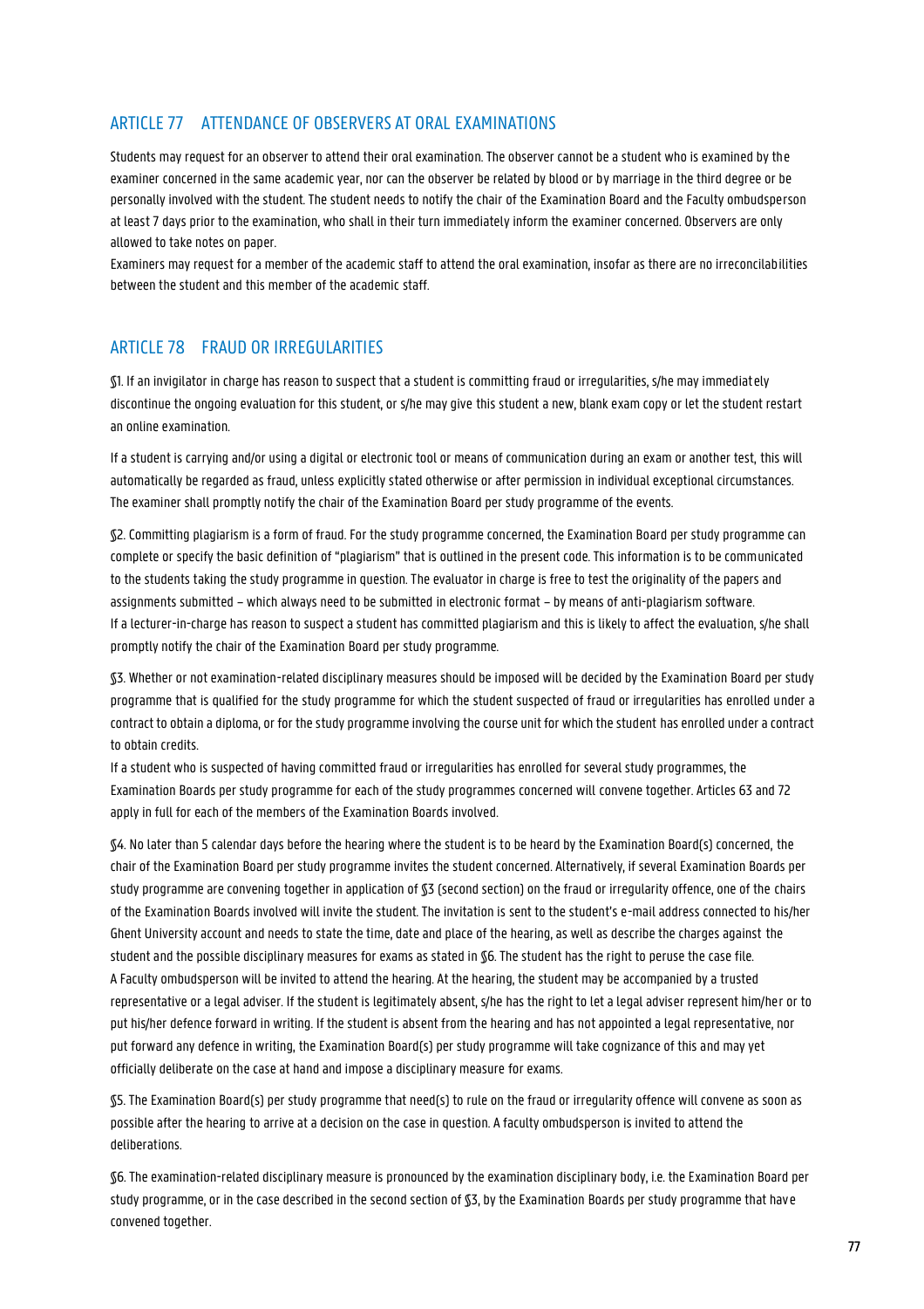## ARTICLE 77 ATTENDANCE OF OBSERVERS AT ORAL EXAMINATIONS

Students may request for an observer to attend their oral examination. The observer cannot be a student who is examined by the examiner concerned in the same academic year, nor can the observer be related by blood or by marriage in the third degree or be personally involved with the student. The student needs to notify the chair of the Examination Board and the Faculty ombudsperson at least 7 days prior to the examination, who shall in their turn immediately inform the examiner concerned. Observers are only allowed to take notes on paper.
Examiners may request for a member of the academic staff to attend the oral examination, insofar as there are no irreconcilabilities between the student and this member of the academic staff.

## ARTICLE 78 FRAUD OR IRREGULARITIES

§1. If an invigilator in charge has reason to suspect that a student is committing fraud or irregularities, s/he may immediately discontinue the ongoing evaluation for this student, or s/he may give this student a new, blank exam copy or let the student restart an online examination.

If a student is carrying and/or using a digital or electronic tool or means of communication during an exam or another test, this will automatically be regarded as fraud, unless explicitly stated otherwise or after permission in individual exceptional circumstances. The examiner shall promptly notify the chair of the Examination Board per study programme of the events.

§2. Committing plagiarism is a form of fraud. For the study programme concerned, the Examination Board per study programme can complete or specify the basic definition of "plagiarism" that is outlined in the present code. This information is to be communicated to the students taking the study programme in question. The evaluator in charge is free to test the originality of the papers and assignments submitted – which always need to be submitted in electronic format – by means of anti-plagiarism software.
If a lecturer-in-charge has reason to suspect a student has committed plagiarism and this is likely to affect the evaluation, s/he shall promptly notify the chair of the Examination Board per study programme.

§3. Whether or not examination-related disciplinary measures should be imposed will be decided by the Examination Board per study programme that is qualified for the study programme for which the student suspected of fraud or irregularities has enrolled under a contract to obtain a diploma, or for the study programme involving the course unit for which the student has enrolled under a contract to obtain credits.
If a student who is suspected of having committed fraud or irregularities has enrolled for several study programmes, the Examination Boards per study programme for each of the study programmes concerned will convene together. Articles 63 and 72 apply in full for each of the members of the Examination Boards involved.

§4. No later than 5 calendar days before the hearing where the student is to be heard by the Examination Board(s) concerned, the chair of the Examination Board per study programme invites the student concerned. Alternatively, if several Examination Boards per study programme are convening together in application of §3 (second section) on the fraud or irregularity offence, one of the chairs of the Examination Boards involved will invite the student. The invitation is sent to the student's e-mail address connected to his/her Ghent University account and needs to state the time, date and place of the hearing, as well as describe the charges against the student and the possible disciplinary measures for exams as stated in §6. The student has the right to peruse the case file.
A Faculty ombudsperson will be invited to attend the hearing. At the hearing, the student may be accompanied by a trusted representative or a legal adviser. If the student is legitimately absent, s/he has the right to let a legal adviser represent him/her or to put his/her defence forward in writing. If the student is absent from the hearing and has not appointed a legal representative, nor put forward any defence in writing, the Examination Board(s) per study programme will take cognizance of this and may yet officially deliberate on the case at hand and impose a disciplinary measure for exams.

§5. The Examination Board(s) per study programme that need(s) to rule on the fraud or irregularity offence will convene as soon as possible after the hearing to arrive at a decision on the case in question. A faculty ombudsperson is invited to attend the deliberations.

§6. The examination-related disciplinary measure is pronounced by the examination disciplinary body, i.e. the Examination Board per study programme, or in the case described in the second section of §3, by the Examination Boards per study programme that have convened together.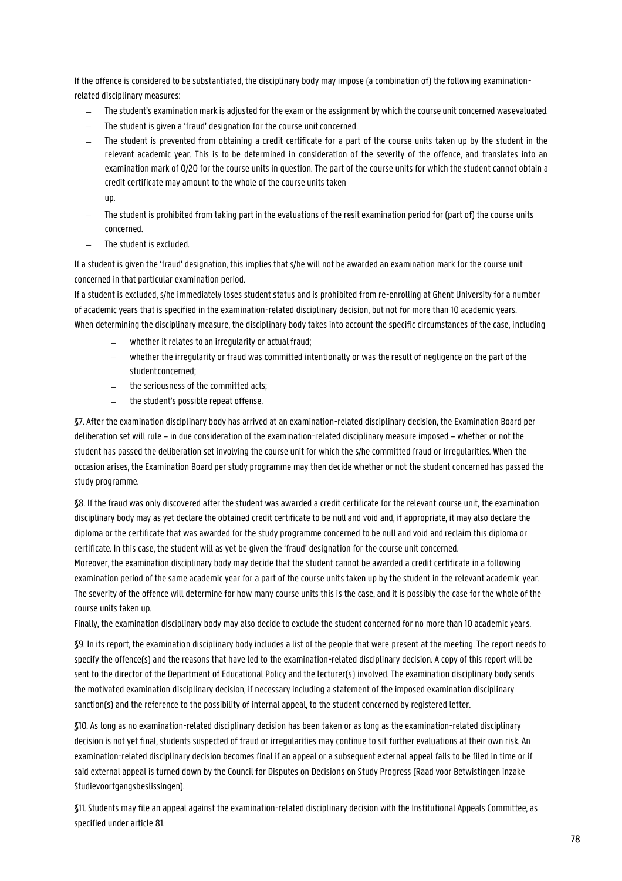If the offence is considered to be substantiated, the disciplinary body may impose (a combination of) the following examination-related disciplinary measures:

- The student's examination mark is adjusted for the exam or the assignment by which the course unit concerned was evaluated.
- The student is given a 'fraud' designation for the course unit concerned.
- The student is prevented from obtaining a credit certificate for a part of the course units taken up by the student in the relevant academic year. This is to be determined in consideration of the severity of the offence, and translates into an examination mark of 0/20 for the course units in question. The part of the course units for which the student cannot obtain a credit certificate may amount to the whole of the course units taken up.
- The student is prohibited from taking part in the evaluations of the resit examination period for (part of) the course units concerned.
- The student is excluded.

If a student is given the 'fraud' designation, this implies that s/he will not be awarded an examination mark for the course unit concerned in that particular examination period.

If a student is excluded, s/he immediately loses student status and is prohibited from re-enrolling at Ghent University for a number of academic years that is specified in the examination-related disciplinary decision, but not for more than 10 academic years.

When determining the disciplinary measure, the disciplinary body takes into account the specific circumstances of the case, including

- whether it relates to an irregularity or actual fraud;
- whether the irregularity or fraud was committed intentionally or was the result of negligence on the part of the student concerned;
- the seriousness of the committed acts;
- the student's possible repeat offense.

§7. After the examination disciplinary body has arrived at an examination-related disciplinary decision, the Examination Board per deliberation set will rule – in due consideration of the examination-related disciplinary measure imposed – whether or not the student has passed the deliberation set involving the course unit for which the s/he committed fraud or irregularities. When the occasion arises, the Examination Board per study programme may then decide whether or not the student concerned has passed the study programme.

§8. If the fraud was only discovered after the student was awarded a credit certificate for the relevant course unit, the examination disciplinary body may as yet declare the obtained credit certificate to be null and void and, if appropriate, it may also declare the diploma or the certificate that was awarded for the study programme concerned to be null and void and reclaim this diploma or certificate. In this case, the student will as yet be given the 'fraud' designation for the course unit concerned.

Moreover, the examination disciplinary body may decide that the student cannot be awarded a credit certificate in a following examination period of the same academic year for a part of the course units taken up by the student in the relevant academic year. The severity of the offence will determine for how many course units this is the case, and it is possibly the case for the whole of the course units taken up.

Finally, the examination disciplinary body may also decide to exclude the student concerned for no more than 10 academic years.

§9. In its report, the examination disciplinary body includes a list of the people that were present at the meeting. The report needs to specify the offence(s) and the reasons that have led to the examination-related disciplinary decision. A copy of this report will be sent to the director of the Department of Educational Policy and the lecturer(s) involved. The examination disciplinary body sends the motivated examination disciplinary decision, if necessary including a statement of the imposed examination disciplinary sanction(s) and the reference to the possibility of internal appeal, to the student concerned by registered letter.

§10. As long as no examination-related disciplinary decision has been taken or as long as the examination-related disciplinary decision is not yet final, students suspected of fraud or irregularities may continue to sit further evaluations at their own risk. An examination-related disciplinary decision becomes final if an appeal or a subsequent external appeal fails to be filed in time or if said external appeal is turned down by the Council for Disputes on Decisions on Study Progress (Raad voor Betwistingen inzake Studievoortgangsbeslissingen).

§11. Students may file an appeal against the examination-related disciplinary decision with the Institutional Appeals Committee, as specified under article 81.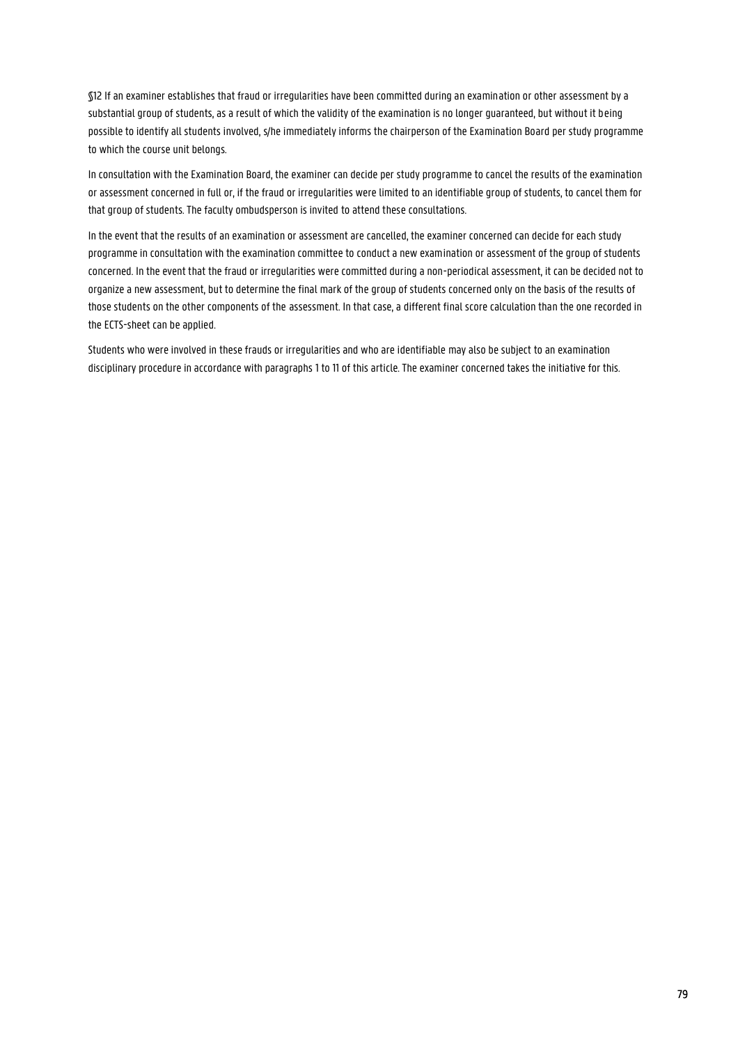§12 If an examiner establishes that fraud or irregularities have been committed during an examination or other assessment by a substantial group of students, as a result of which the validity of the examination is no longer guaranteed, but without it being possible to identify all students involved, s/he immediately informs the chairperson of the Examination Board per study programme to which the course unit belongs.

In consultation with the Examination Board, the examiner can decide per study programme to cancel the results of the examination or assessment concerned in full or, if the fraud or irregularities were limited to an identifiable group of students, to cancel them for that group of students. The faculty ombudsperson is invited to attend these consultations.

In the event that the results of an examination or assessment are cancelled, the examiner concerned can decide for each study programme in consultation with the examination committee to conduct a new examination or assessment of the group of students concerned. In the event that the fraud or irregularities were committed during a non-periodical assessment, it can be decided not to organize a new assessment, but to determine the final mark of the group of students concerned only on the basis of the results of those students on the other components of the assessment. In that case, a different final score calculation than the one recorded in the ECTS-sheet can be applied.

Students who were involved in these frauds or irregularities and who are identifiable may also be subject to an examination disciplinary procedure in accordance with paragraphs 1 to 11 of this article. The examiner concerned takes the initiative for this.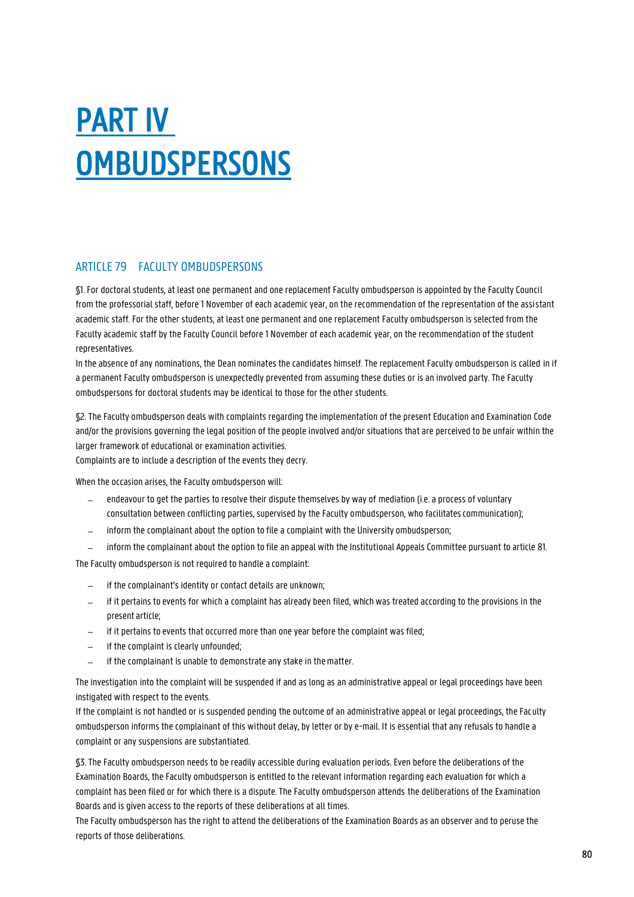# PART IV OMBUDSPERSONS

## ARTICLE 79 FACULTY OMBUDSPERSONS

§1. For doctoral students, at least one permanent and one replacement Faculty ombudsperson is appointed by the Faculty Council from the professorial staff, before 1 November of each academic year, on the recommendation of the representation of the assistant academic staff. For the other students, at least one permanent and one replacement Faculty ombudsperson is selected from the Faculty academic staff by the Faculty Council before 1 November of each academic year, on the recommendation of the student representatives.
In the absence of any nominations, the Dean nominates the candidates himself. The replacement Faculty ombudsperson is called in if a permanent Faculty ombudsperson is unexpectedly prevented from assuming these duties or is an involved party. The Faculty ombudspersons for doctoral students may be identical to those for the other students.

§2. The Faculty ombudsperson deals with complaints regarding the implementation of the present Education and Examination Code and/or the provisions governing the legal position of the people involved and/or situations that are perceived to be unfair within the larger framework of educational or examination activities.
Complaints are to include a description of the events they decry.

When the occasion arises, the Faculty ombudsperson will:

- endeavour to get the parties to resolve their dispute themselves by way of mediation (i.e. a process of voluntary consultation between conflicting parties, supervised by the Faculty ombudsperson, who facilitates communication);
- inform the complainant about the option to file a complaint with the University ombudsperson;
- inform the complainant about the option to file an appeal with the Institutional Appeals Committee pursuant to article 81.

The Faculty ombudsperson is not required to handle a complaint:

- if the complainant's identity or contact details are unknown;
- if it pertains to events for which a complaint has already been filed, which was treated according to the provisions in the present article;
- if it pertains to events that occurred more than one year before the complaint was filed;
- if the complaint is clearly unfounded;
- if the complainant is unable to demonstrate any stake in the matter.

The investigation into the complaint will be suspended if and as long as an administrative appeal or legal proceedings have been instigated with respect to the events.
If the complaint is not handled or is suspended pending the outcome of an administrative appeal or legal proceedings, the Faculty ombudsperson informs the complainant of this without delay, by letter or by e-mail. It is essential that any refusals to handle a complaint or any suspensions are substantiated.

§3. The Faculty ombudsperson needs to be readily accessible during evaluation periods. Even before the deliberations of the Examination Boards, the Faculty ombudsperson is entitled to the relevant information regarding each evaluation for which a complaint has been filed or for which there is a dispute. The Faculty ombudsperson attends the deliberations of the Examination Boards and is given access to the reports of these deliberations at all times.
The Faculty ombudsperson has the right to attend the deliberations of the Examination Boards as an observer and to peruse the reports of those deliberations.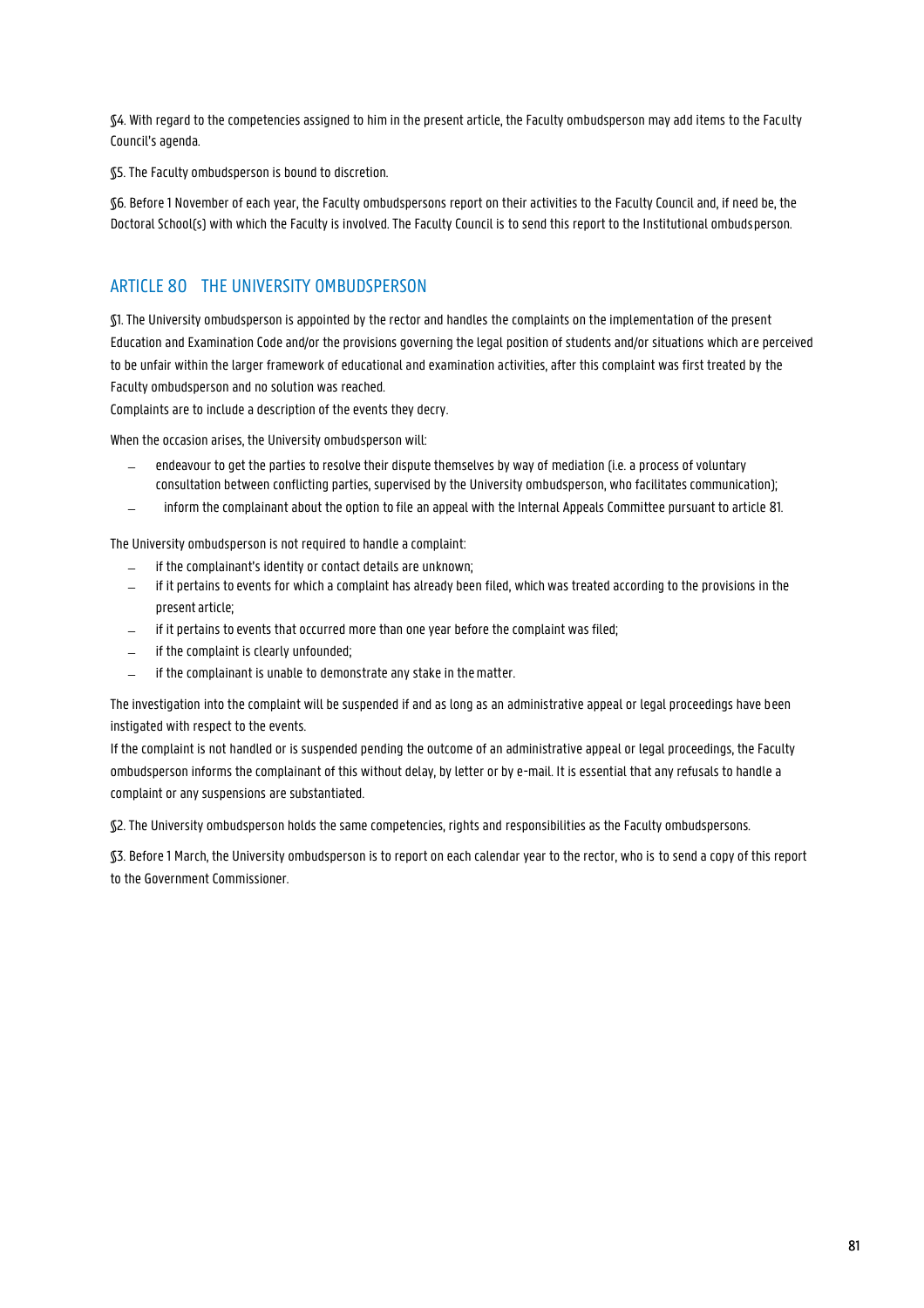§4. With regard to the competencies assigned to him in the present article, the Faculty ombudsperson may add items to the Faculty Council's agenda.

§5. The Faculty ombudsperson is bound to discretion.

§6. Before 1 November of each year, the Faculty ombudspersons report on their activities to the Faculty Council and, if need be, the Doctoral School(s) with which the Faculty is involved. The Faculty Council is to send this report to the Institutional ombudsperson.

## ARTICLE 80 THE UNIVERSITY OMBUDSPERSON

§1. The University ombudsperson is appointed by the rector and handles the complaints on the implementation of the present Education and Examination Code and/or the provisions governing the legal position of students and/or situations which are perceived to be unfair within the larger framework of educational and examination activities, after this complaint was first treated by the Faculty ombudsperson and no solution was reached.
Complaints are to include a description of the events they decry.

When the occasion arises, the University ombudsperson will:

- endeavour to get the parties to resolve their dispute themselves by way of mediation (i.e. a process of voluntary consultation between conflicting parties, supervised by the University ombudsperson, who facilitates communication);
- inform the complainant about the option to file an appeal with the Internal Appeals Committee pursuant to article 81.

The University ombudsperson is not required to handle a complaint:

- if the complainant's identity or contact details are unknown;
- if it pertains to events for which a complaint has already been filed, which was treated according to the provisions in the present article;
- if it pertains to events that occurred more than one year before the complaint was filed;
- if the complaint is clearly unfounded;
- if the complainant is unable to demonstrate any stake in the matter.

The investigation into the complaint will be suspended if and as long as an administrative appeal or legal proceedings have been instigated with respect to the events.
If the complaint is not handled or is suspended pending the outcome of an administrative appeal or legal proceedings, the Faculty ombudsperson informs the complainant of this without delay, by letter or by e-mail. It is essential that any refusals to handle a complaint or any suspensions are substantiated.

§2. The University ombudsperson holds the same competencies, rights and responsibilities as the Faculty ombudspersons.

§3. Before 1 March, the University ombudsperson is to report on each calendar year to the rector, who is to send a copy of this report to the Government Commissioner.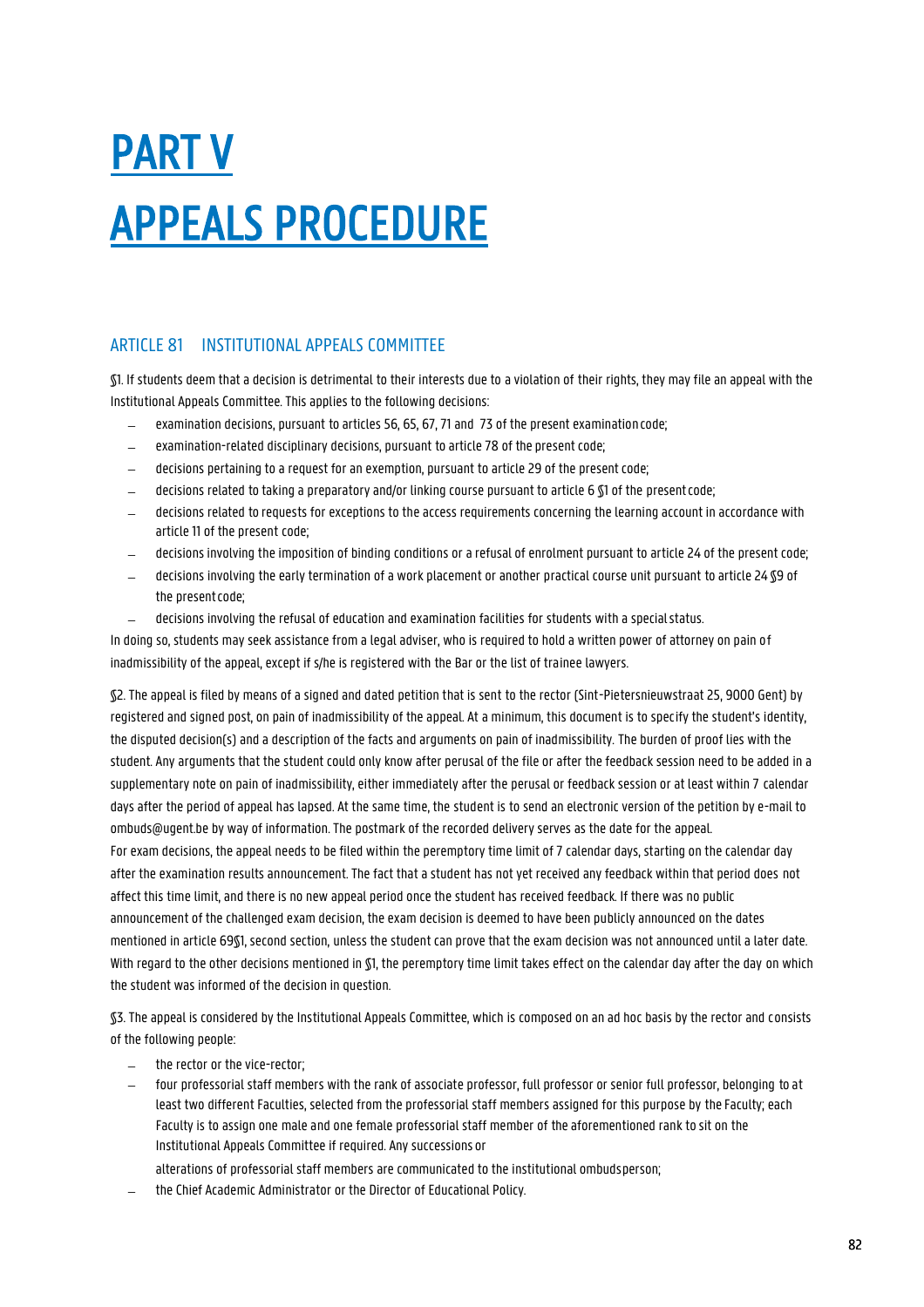# PART V

# APPEALS PROCEDURE

## ARTICLE 81 INSTITUTIONAL APPEALS COMMITTEE

§1. If students deem that a decision is detrimental to their interests due to a violation of their rights, they may file an appeal with the Institutional Appeals Committee. This applies to the following decisions:

- examination decisions, pursuant to articles 56, 65, 67, 71 and 73 of the present examination code;
- examination-related disciplinary decisions, pursuant to article 78 of the present code;
- decisions pertaining to a request for an exemption, pursuant to article 29 of the present code;
- decisions related to taking a preparatory and/or linking course pursuant to article 6 §1 of the present code;
- decisions related to requests for exceptions to the access requirements concerning the learning account in accordance with article 11 of the present code;
- decisions involving the imposition of binding conditions or a refusal of enrolment pursuant to article 24 of the present code;
- decisions involving the early termination of a work placement or another practical course unit pursuant to article 24 §9 of the present code;
- decisions involving the refusal of education and examination facilities for students with a special status.

In doing so, students may seek assistance from a legal adviser, who is required to hold a written power of attorney on pain of inadmissibility of the appeal, except if s/he is registered with the Bar or the list of trainee lawyers.

§2. The appeal is filed by means of a signed and dated petition that is sent to the rector (Sint-Pietersnieuwstraat 25, 9000 Gent) by registered and signed post, on pain of inadmissibility of the appeal. At a minimum, this document is to specify the student's identity, the disputed decision(s) and a description of the facts and arguments on pain of inadmissibility. The burden of proof lies with the student. Any arguments that the student could only know after perusal of the file or after the feedback session need to be added in a supplementary note on pain of inadmissibility, either immediately after the perusal or feedback session or at least within 7 calendar days after the period of appeal has lapsed. At the same time, the student is to send an electronic version of the petition by e-mail to ombuds@ugent.be by way of information. The postmark of the recorded delivery serves as the date for the appeal.
For exam decisions, the appeal needs to be filed within the peremptory time limit of 7 calendar days, starting on the calendar day after the examination results announcement. The fact that a student has not yet received any feedback within that period does not affect this time limit, and there is no new appeal period once the student has received feedback. If there was no public announcement of the challenged exam decision, the exam decision is deemed to have been publicly announced on the dates mentioned in article 69§1, second section, unless the student can prove that the exam decision was not announced until a later date. With regard to the other decisions mentioned in §1, the peremptory time limit takes effect on the calendar day after the day on which the student was informed of the decision in question.

§3. The appeal is considered by the Institutional Appeals Committee, which is composed on an ad hoc basis by the rector and consists of the following people:

- the rector or the vice-rector;
- four professorial staff members with the rank of associate professor, full professor or senior full professor, belonging to at least two different Faculties, selected from the professorial staff members assigned for this purpose by the Faculty; each Faculty is to assign one male and one female professorial staff member of the aforementioned rank to sit on the Institutional Appeals Committee if required. Any successions or alterations of professorial staff members are communicated to the institutional ombudsperson;
- the Chief Academic Administrator or the Director of Educational Policy.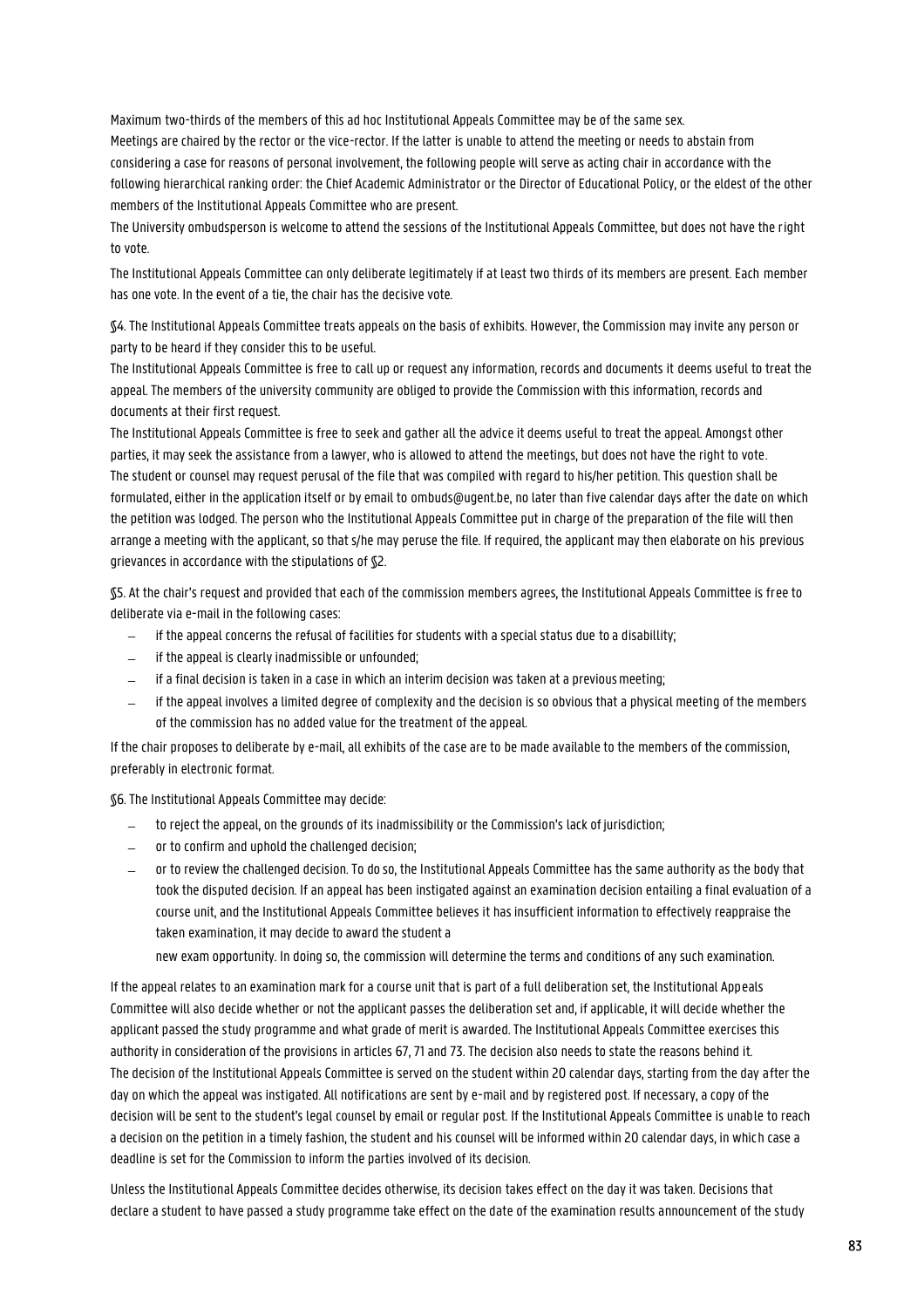Maximum two-thirds of the members of this ad hoc Institutional Appeals Committee may be of the same sex.
Meetings are chaired by the rector or the vice-rector. If the latter is unable to attend the meeting or needs to abstain from considering a case for reasons of personal involvement, the following people will serve as acting chair in accordance with the following hierarchical ranking order: the Chief Academic Administrator or the Director of Educational Policy, or the eldest of the other members of the Institutional Appeals Committee who are present.
The University ombudsperson is welcome to attend the sessions of the Institutional Appeals Committee, but does not have the right to vote.

The Institutional Appeals Committee can only deliberate legitimately if at least two thirds of its members are present. Each member has one vote. In the event of a tie, the chair has the decisive vote.

§4. The Institutional Appeals Committee treats appeals on the basis of exhibits. However, the Commission may invite any person or party to be heard if they consider this to be useful.
The Institutional Appeals Committee is free to call up or request any information, records and documents it deems useful to treat the appeal. The members of the university community are obliged to provide the Commission with this information, records and documents at their first request.
The Institutional Appeals Committee is free to seek and gather all the advice it deems useful to treat the appeal. Amongst other parties, it may seek the assistance from a lawyer, who is allowed to attend the meetings, but does not have the right to vote.
The student or counsel may request perusal of the file that was compiled with regard to his/her petition. This question shall be formulated, either in the application itself or by email to ombuds@ugent.be, no later than five calendar days after the date on which the petition was lodged. The person who the Institutional Appeals Committee put in charge of the preparation of the file will then arrange a meeting with the applicant, so that s/he may peruse the file. If required, the applicant may then elaborate on his previous grievances in accordance with the stipulations of §2.

§5. At the chair's request and provided that each of the commission members agrees, the Institutional Appeals Committee is free to deliberate via e-mail in the following cases:

- if the appeal concerns the refusal of facilities for students with a special status due to a disabillity;
- if the appeal is clearly inadmissible or unfounded;
- if a final decision is taken in a case in which an interim decision was taken at a previous meeting;
- if the appeal involves a limited degree of complexity and the decision is so obvious that a physical meeting of the members of the commission has no added value for the treatment of the appeal.

If the chair proposes to deliberate by e-mail, all exhibits of the case are to be made available to the members of the commission, preferably in electronic format.

§6. The Institutional Appeals Committee may decide:

- to reject the appeal, on the grounds of its inadmissibility or the Commission's lack of jurisdiction;
- or to confirm and uphold the challenged decision;
- or to review the challenged decision. To do so, the Institutional Appeals Committee has the same authority as the body that took the disputed decision. If an appeal has been instigated against an examination decision entailing a final evaluation of a course unit, and the Institutional Appeals Committee believes it has insufficient information to effectively reappraise the taken examination, it may decide to award the student a new exam opportunity. In doing so, the commission will determine the terms and conditions of any such examination.

If the appeal relates to an examination mark for a course unit that is part of a full deliberation set, the Institutional Appeals Committee will also decide whether or not the applicant passes the deliberation set and, if applicable, it will decide whether the applicant passed the study programme and what grade of merit is awarded. The Institutional Appeals Committee exercises this authority in consideration of the provisions in articles 67, 71 and 73. The decision also needs to state the reasons behind it.
The decision of the Institutional Appeals Committee is served on the student within 20 calendar days, starting from the day after the day on which the appeal was instigated. All notifications are sent by e-mail and by registered post. If necessary, a copy of the decision will be sent to the student's legal counsel by email or regular post. If the Institutional Appeals Committee is unable to reach a decision on the petition in a timely fashion, the student and his counsel will be informed within 20 calendar days, in which case a deadline is set for the Commission to inform the parties involved of its decision.

Unless the Institutional Appeals Committee decides otherwise, its decision takes effect on the day it was taken. Decisions that declare a student to have passed a study programme take effect on the date of the examination results announcement of the study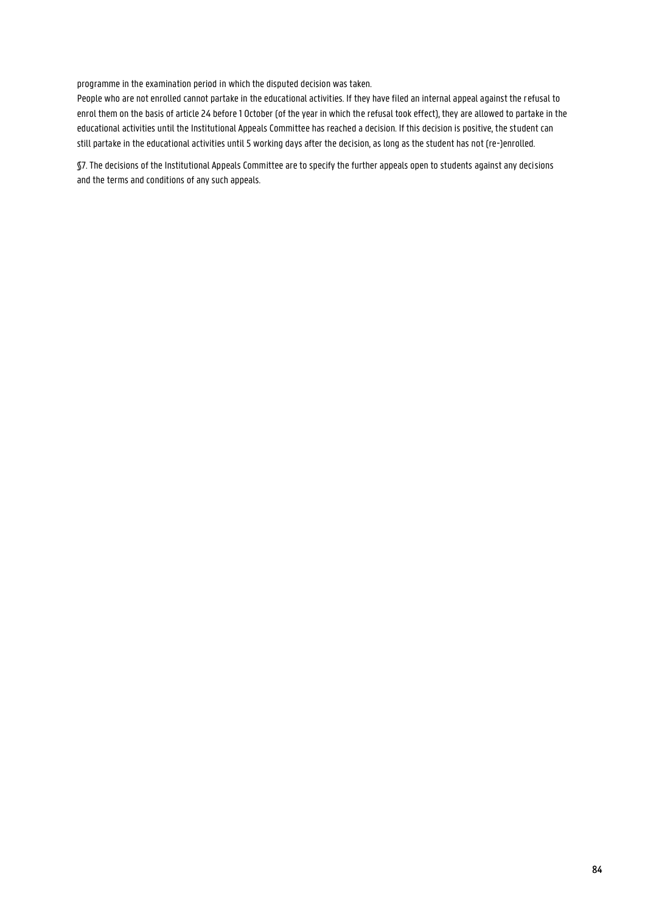programme in the examination period in which the disputed decision was taken.

People who are not enrolled cannot partake in the educational activities. If they have filed an internal appeal against the refusal to enrol them on the basis of article 24 before 1 October (of the year in which the refusal took effect), they are allowed to partake in the educational activities until the Institutional Appeals Committee has reached a decision. If this decision is positive, the student can still partake in the educational activities until 5 working days after the decision, as long as the student has not (re-)enrolled.

§7. The decisions of the Institutional Appeals Committee are to specify the further appeals open to students against any decisions and the terms and conditions of any such appeals.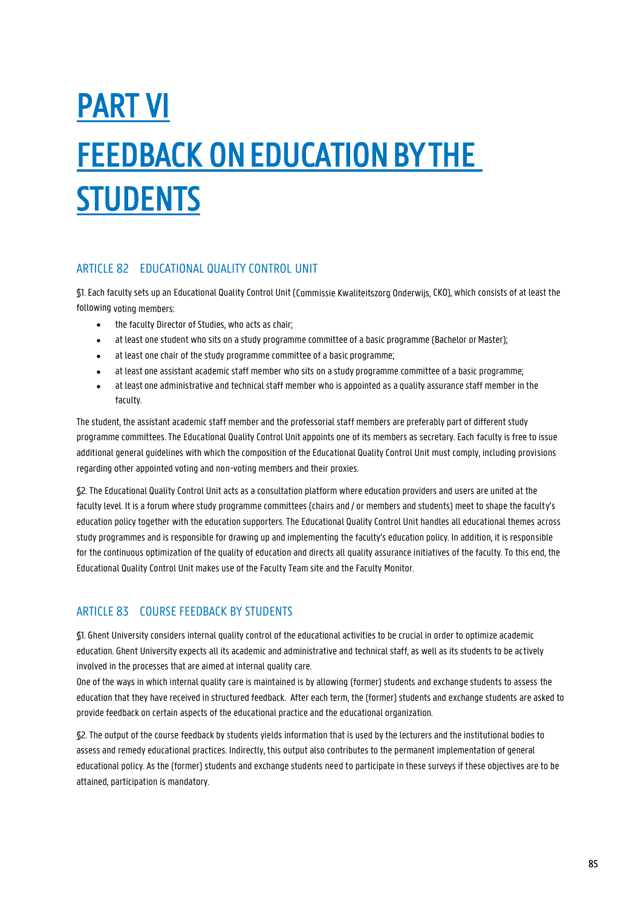# PART VI

# FEEDBACK ON EDUCATION BY THE STUDENTS

## ARTICLE 82 EDUCATIONAL QUALITY CONTROL UNIT

§1. Each faculty sets up an Educational Quality Control Unit (Commissie Kwaliteitszorg Onderwijs, CKO), which consists of at least the following voting members:

- the faculty Director of Studies, who acts as chair;
- at least one student who sits on a study programme committee of a basic programme (Bachelor or Master);
- at least one chair of the study programme committee of a basic programme;
- at least one assistant academic staff member who sits on a study programme committee of a basic programme;
- at least one administrative and technical staff member who is appointed as a quality assurance staff member in the faculty.

The student, the assistant academic staff member and the professorial staff members are preferably part of different study programme committees. The Educational Quality Control Unit appoints one of its members as secretary. Each faculty is free to issue additional general guidelines with which the composition of the Educational Quality Control Unit must comply, including provisions regarding other appointed voting and non-voting members and their proxies.

§2. The Educational Quality Control Unit acts as a consultation platform where education providers and users are united at the faculty level. It is a forum where study programme committees (chairs and / or members and students) meet to shape the faculty's education policy together with the education supporters. The Educational Quality Control Unit handles all educational themes across study programmes and is responsible for drawing up and implementing the faculty's education policy. In addition, it is responsible for the continuous optimization of the quality of education and directs all quality assurance initiatives of the faculty. To this end, the Educational Quality Control Unit makes use of the Faculty Team site and the Faculty Monitor.

## ARTICLE 83 COURSE FEEDBACK BY STUDENTS

§1. Ghent University considers internal quality control of the educational activities to be crucial in order to optimize academic education. Ghent University expects all its academic and administrative and technical staff, as well as its students to be actively involved in the processes that are aimed at internal quality care.

One of the ways in which internal quality care is maintained is by allowing (former) students and exchange students to assess the education that they have received in structured feedback. After each term, the (former) students and exchange students are asked to provide feedback on certain aspects of the educational practice and the educational organization.

§2. The output of the course feedback by students yields information that is used by the lecturers and the institutional bodies to assess and remedy educational practices. Indirectly, this output also contributes to the permanent implementation of general educational policy. As the (former) students and exchange students need to participate in these surveys if these objectives are to be attained, participation is mandatory.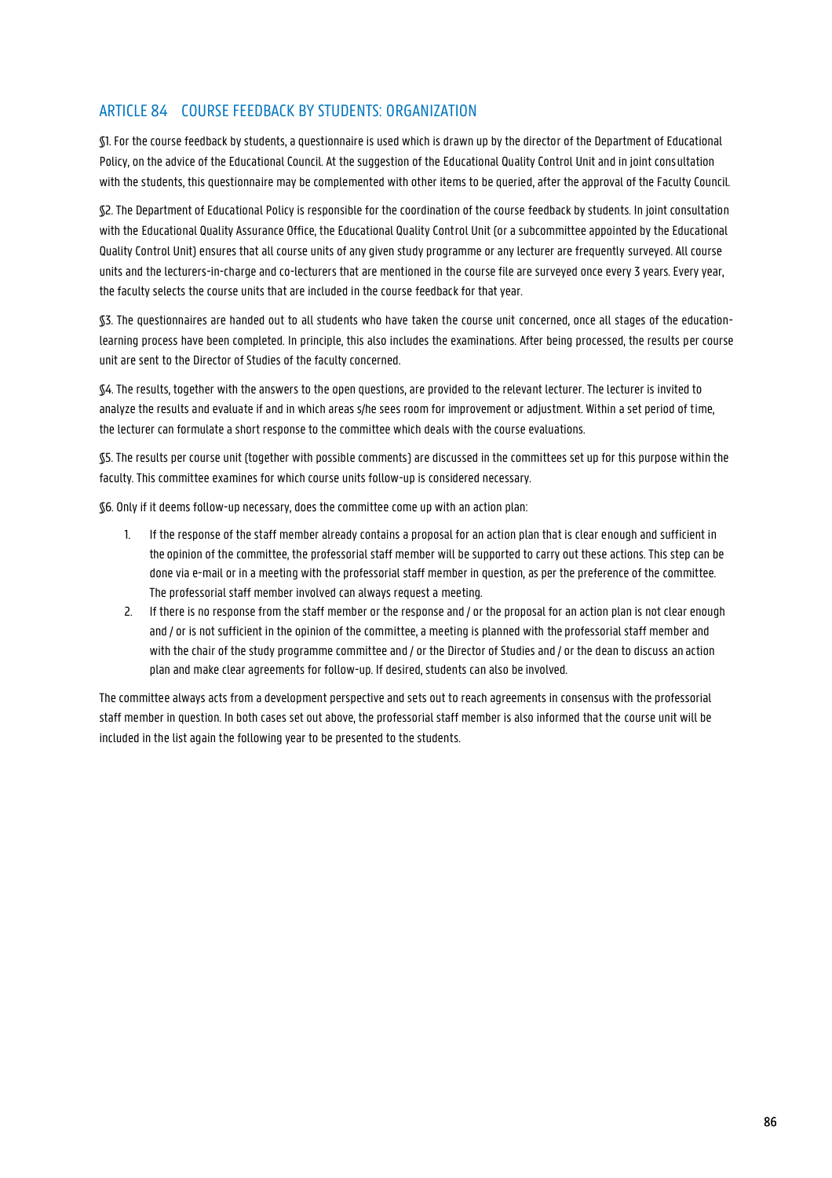## ARTICLE 84 COURSE FEEDBACK BY STUDENTS: ORGANIZATION

§1. For the course feedback by students, a questionnaire is used which is drawn up by the director of the Department of Educational Policy, on the advice of the Educational Council. At the suggestion of the Educational Quality Control Unit and in joint consultation with the students, this questionnaire may be complemented with other items to be queried, after the approval of the Faculty Council.

§2. The Department of Educational Policy is responsible for the coordination of the course feedback by students. In joint consultation with the Educational Quality Assurance Office, the Educational Quality Control Unit (or a subcommittee appointed by the Educational Quality Control Unit) ensures that all course units of any given study programme or any lecturer are frequently surveyed. All course units and the lecturers-in-charge and co-lecturers that are mentioned in the course file are surveyed once every 3 years. Every year, the faculty selects the course units that are included in the course feedback for that year.

§3. The questionnaires are handed out to all students who have taken the course unit concerned, once all stages of the education-learning process have been completed. In principle, this also includes the examinations. After being processed, the results per course unit are sent to the Director of Studies of the faculty concerned.

§4. The results, together with the answers to the open questions, are provided to the relevant lecturer. The lecturer is invited to analyze the results and evaluate if and in which areas s/he sees room for improvement or adjustment. Within a set period of time, the lecturer can formulate a short response to the committee which deals with the course evaluations.

§5. The results per course unit (together with possible comments) are discussed in the committees set up for this purpose within the faculty. This committee examines for which course units follow-up is considered necessary.

§6. Only if it deems follow-up necessary, does the committee come up with an action plan:

1. If the response of the staff member already contains a proposal for an action plan that is clear enough and sufficient in the opinion of the committee, the professorial staff member will be supported to carry out these actions. This step can be done via e-mail or in a meeting with the professorial staff member in question, as per the preference of the committee. The professorial staff member involved can always request a meeting.
2. If there is no response from the staff member or the response and / or the proposal for an action plan is not clear enough and / or is not sufficient in the opinion of the committee, a meeting is planned with the professorial staff member and with the chair of the study programme committee and / or the Director of Studies and / or the dean to discuss an action plan and make clear agreements for follow-up. If desired, students can also be involved.

The committee always acts from a development perspective and sets out to reach agreements in consensus with the professorial staff member in question. In both cases set out above, the professorial staff member is also informed that the course unit will be included in the list again the following year to be presented to the students.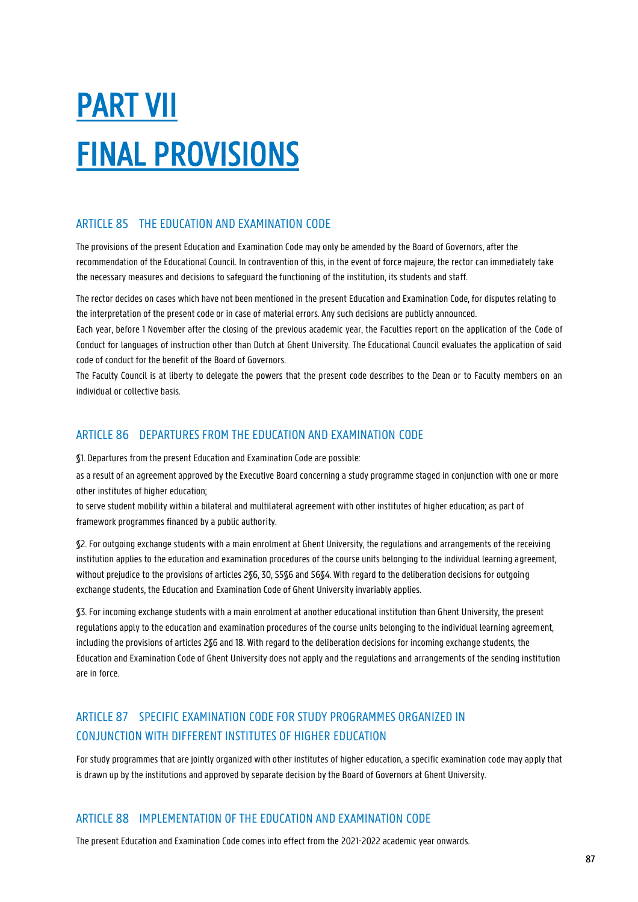# PART VII
# FINAL PROVISIONS

## ARTICLE 85 THE EDUCATION AND EXAMINATION CODE

The provisions of the present Education and Examination Code may only be amended by the Board of Governors, after the recommendation of the Educational Council. In contravention of this, in the event of force majeure, the rector can immediately take the necessary measures and decisions to safeguard the functioning of the institution, its students and staff.

The rector decides on cases which have not been mentioned in the present Education and Examination Code, for disputes relating to the interpretation of the present code or in case of material errors. Any such decisions are publicly announced.

Each year, before 1 November after the closing of the previous academic year, the Faculties report on the application of the Code of Conduct for languages of instruction other than Dutch at Ghent University. The Educational Council evaluates the application of said code of conduct for the benefit of the Board of Governors.

The Faculty Council is at liberty to delegate the powers that the present code describes to the Dean or to Faculty members on an individual or collective basis.

## ARTICLE 86 DEPARTURES FROM THE EDUCATION AND EXAMINATION CODE

§1. Departures from the present Education and Examination Code are possible:

as a result of an agreement approved by the Executive Board concerning a study programme staged in conjunction with one or more other institutes of higher education;

to serve student mobility within a bilateral and multilateral agreement with other institutes of higher education; as part of framework programmes financed by a public authority.

§2. For outgoing exchange students with a main enrolment at Ghent University, the regulations and arrangements of the receiving institution applies to the education and examination procedures of the course units belonging to the individual learning agreement, without prejudice to the provisions of articles 2§6, 30, 55§6 and 56§4. With regard to the deliberation decisions for outgoing exchange students, the Education and Examination Code of Ghent University invariably applies.

§3. For incoming exchange students with a main enrolment at another educational institution than Ghent University, the present regulations apply to the education and examination procedures of the course units belonging to the individual learning agreement, including the provisions of articles 2§6 and 18. With regard to the deliberation decisions for incoming exchange students, the Education and Examination Code of Ghent University does not apply and the regulations and arrangements of the sending institution are in force.

## ARTICLE 87 SPECIFIC EXAMINATION CODE FOR STUDY PROGRAMMES ORGANIZED IN CONJUNCTION WITH DIFFERENT INSTITUTES OF HIGHER EDUCATION

For study programmes that are jointly organized with other institutes of higher education, a specific examination code may apply that is drawn up by the institutions and approved by separate decision by the Board of Governors at Ghent University.

## ARTICLE 88 IMPLEMENTATION OF THE EDUCATION AND EXAMINATION CODE

The present Education and Examination Code comes into effect from the 2021-2022 academic year onwards.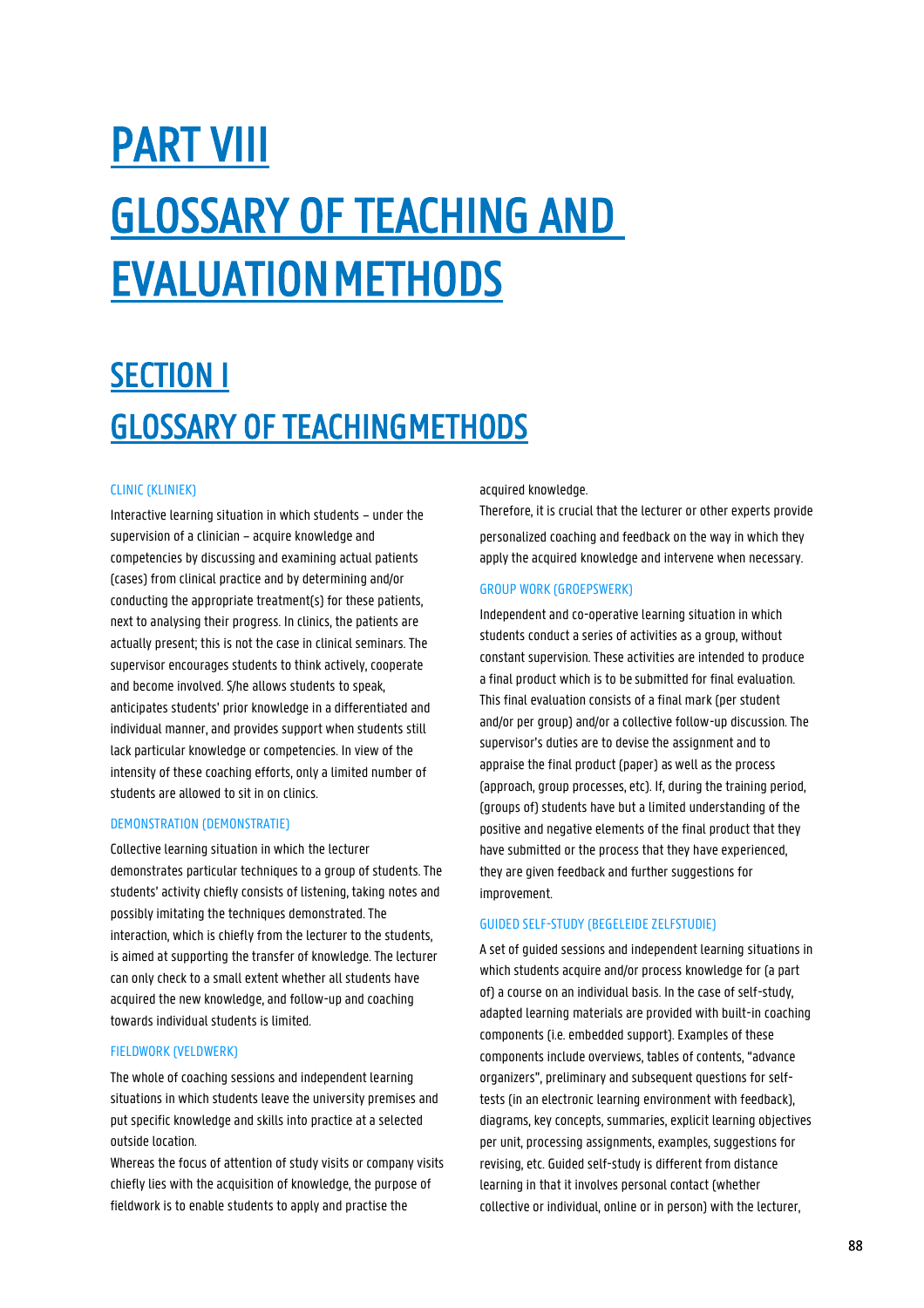# PART VIII GLOSSARY OF TEACHING AND EVALUATION METHODS

## SECTION I GLOSSARY OF TEACHING METHODS

### CLINIC (KLINIEK)

Interactive learning situation in which students – under the supervision of a clinician – acquire knowledge and competencies by discussing and examining actual patients (cases) from clinical practice and by determining and/or conducting the appropriate treatment(s) for these patients, next to analysing their progress. In clinics, the patients are actually present; this is not the case in clinical seminars. The supervisor encourages students to think actively, cooperate and become involved. S/he allows students to speak, anticipates students' prior knowledge in a differentiated and individual manner, and provides support when students still lack particular knowledge or competencies. In view of the intensity of these coaching efforts, only a limited number of students are allowed to sit in on clinics.

### DEMONSTRATION (DEMONSTRATIE)

Collective learning situation in which the lecturer demonstrates particular techniques to a group of students. The students' activity chiefly consists of listening, taking notes and possibly imitating the techniques demonstrated. The interaction, which is chiefly from the lecturer to the students, is aimed at supporting the transfer of knowledge. The lecturer can only check to a small extent whether all students have acquired the new knowledge, and follow-up and coaching towards individual students is limited.

### FIELDWORK (VELDWERK)

The whole of coaching sessions and independent learning situations in which students leave the university premises and put specific knowledge and skills into practice at a selected outside location.

Whereas the focus of attention of study visits or company visits chiefly lies with the acquisition of knowledge, the purpose of fieldwork is to enable students to apply and practise the acquired knowledge.

Therefore, it is crucial that the lecturer or other experts provide personalized coaching and feedback on the way in which they apply the acquired knowledge and intervene when necessary.

### GROUP WORK (GROEPSWERK)

Independent and co-operative learning situation in which students conduct a series of activities as a group, without constant supervision. These activities are intended to produce a final product which is to be submitted for final evaluation. This final evaluation consists of a final mark (per student and/or per group) and/or a collective follow-up discussion. The supervisor's duties are to devise the assignment and to appraise the final product (paper) as well as the process (approach, group processes, etc). If, during the training period, (groups of) students have but a limited understanding of the positive and negative elements of the final product that they have submitted or the process that they have experienced, they are given feedback and further suggestions for improvement.

### GUIDED SELF-STUDY (BEGELEIDE ZELFSTUDIE)

A set of guided sessions and independent learning situations in which students acquire and/or process knowledge for (a part of) a course on an individual basis. In the case of self-study, adapted learning materials are provided with built-in coaching components (i.e. embedded support). Examples of these components include overviews, tables of contents, "advance organizers", preliminary and subsequent questions for self-tests (in an electronic learning environment with feedback), diagrams, key concepts, summaries, explicit learning objectives per unit, processing assignments, examples, suggestions for revising, etc. Guided self-study is different from distance learning in that it involves personal contact (whether collective or individual, online or in person) with the lecturer,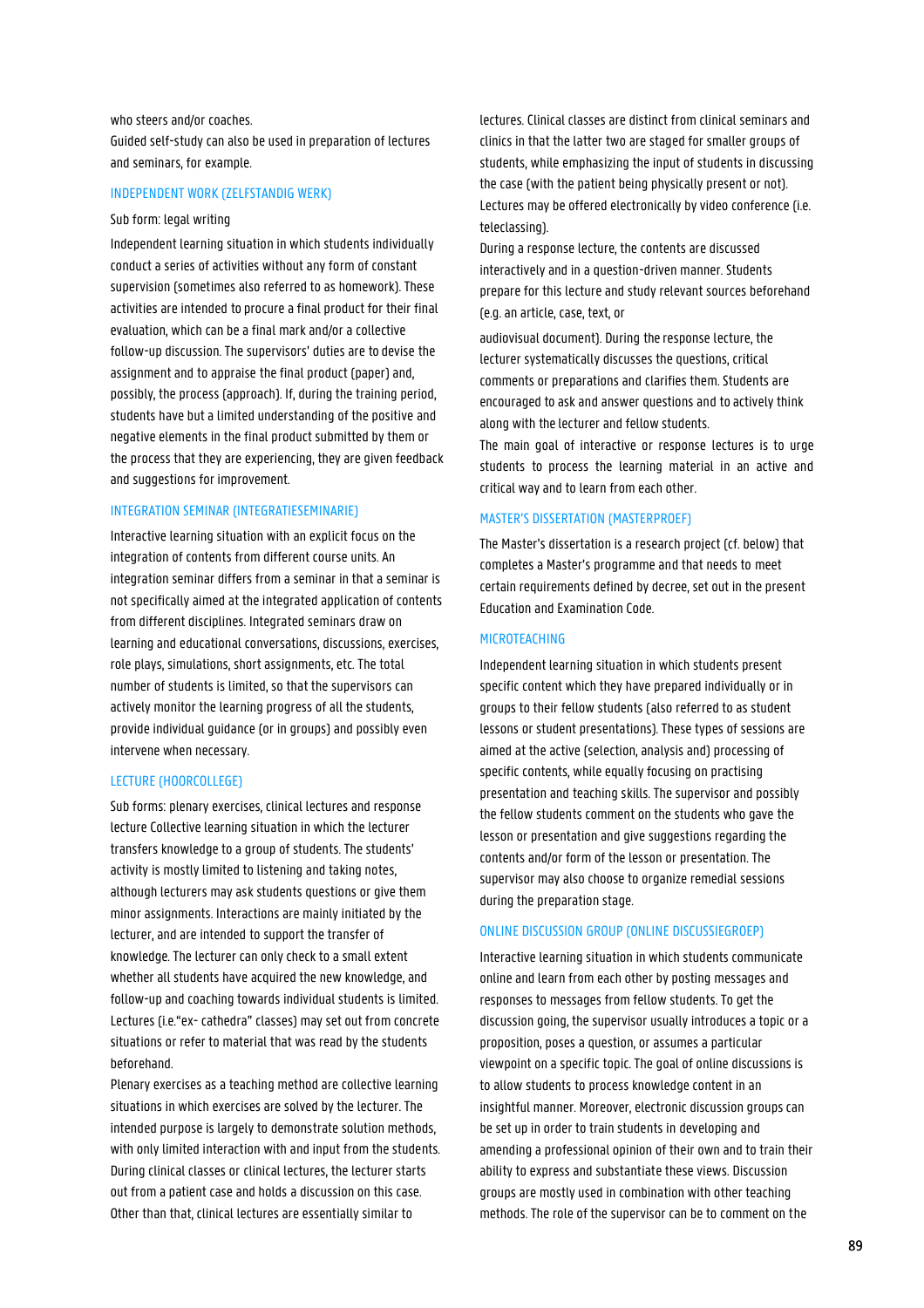who steers and/or coaches.

Guided self-study can also be used in preparation of lectures and seminars, for example.

### INDEPENDENT WORK (ZELFSTANDIG WERK)

Sub form: legal writing

Independent learning situation in which students individually conduct a series of activities without any form of constant supervision (sometimes also referred to as homework). These activities are intended to procure a final product for their final evaluation, which can be a final mark and/or a collective follow-up discussion. The supervisors' duties are to devise the assignment and to appraise the final product (paper) and, possibly, the process (approach). If, during the training period, students have but a limited understanding of the positive and negative elements in the final product submitted by them or the process that they are experiencing, they are given feedback and suggestions for improvement.

### INTEGRATION SEMINAR (INTEGRATIESEMINARIE)

Interactive learning situation with an explicit focus on the integration of contents from different course units. An integration seminar differs from a seminar in that a seminar is not specifically aimed at the integrated application of contents from different disciplines. Integrated seminars draw on learning and educational conversations, discussions, exercises, role plays, simulations, short assignments, etc. The total number of students is limited, so that the supervisors can actively monitor the learning progress of all the students, provide individual guidance (or in groups) and possibly even intervene when necessary.

### LECTURE (HOORCOLLEGE)

Sub forms: plenary exercises, clinical lectures and response lecture Collective learning situation in which the lecturer transfers knowledge to a group of students. The students' activity is mostly limited to listening and taking notes, although lecturers may ask students questions or give them minor assignments. Interactions are mainly initiated by the lecturer, and are intended to support the transfer of knowledge. The lecturer can only check to a small extent whether all students have acquired the new knowledge, and follow-up and coaching towards individual students is limited. Lectures (i.e."ex- cathedra" classes) may set out from concrete situations or refer to material that was read by the students beforehand.

Plenary exercises as a teaching method are collective learning situations in which exercises are solved by the lecturer. The intended purpose is largely to demonstrate solution methods, with only limited interaction with and input from the students. During clinical classes or clinical lectures, the lecturer starts out from a patient case and holds a discussion on this case. Other than that, clinical lectures are essentially similar to lectures. Clinical classes are distinct from clinical seminars and clinics in that the latter two are staged for smaller groups of students, while emphasizing the input of students in discussing the case (with the patient being physically present or not). Lectures may be offered electronically by video conference (i.e. teleclassing).

During a response lecture, the contents are discussed interactively and in a question-driven manner. Students prepare for this lecture and study relevant sources beforehand (e.g. an article, case, text, or audiovisual document). During the response lecture, the lecturer systematically discusses the questions, critical comments or preparations and clarifies them. Students are encouraged to ask and answer questions and to actively think along with the lecturer and fellow students.

The main goal of interactive or response lectures is to urge students to process the learning material in an active and critical way and to learn from each other.

### MASTER'S DISSERTATION (MASTERPROEF)

The Master's dissertation is a research project (cf. below) that completes a Master's programme and that needs to meet certain requirements defined by decree, set out in the present Education and Examination Code.

### MICROTEACHING

Independent learning situation in which students present specific content which they have prepared individually or in groups to their fellow students (also referred to as student lessons or student presentations). These types of sessions are aimed at the active (selection, analysis and) processing of specific contents, while equally focusing on practising presentation and teaching skills. The supervisor and possibly the fellow students comment on the students who gave the lesson or presentation and give suggestions regarding the contents and/or form of the lesson or presentation. The supervisor may also choose to organize remedial sessions during the preparation stage.

### ONLINE DISCUSSION GROUP (ONLINE DISCUSSIEGROEP)

Interactive learning situation in which students communicate online and learn from each other by posting messages and responses to messages from fellow students. To get the discussion going, the supervisor usually introduces a topic or a proposition, poses a question, or assumes a particular viewpoint on a specific topic. The goal of online discussions is to allow students to process knowledge content in an insightful manner. Moreover, electronic discussion groups can be set up in order to train students in developing and amending a professional opinion of their own and to train their ability to express and substantiate these views. Discussion groups are mostly used in combination with other teaching methods. The role of the supervisor can be to comment on the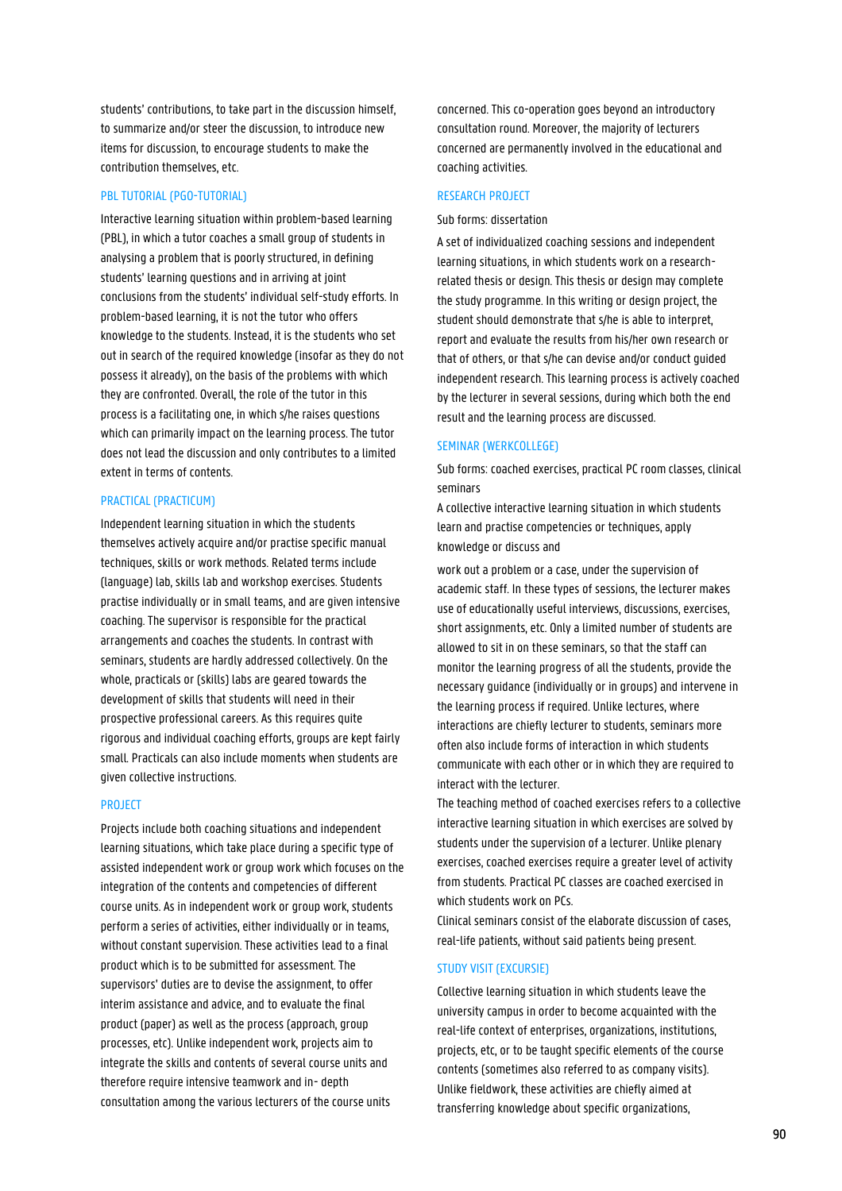students' contributions, to take part in the discussion himself, to summarize and/or steer the discussion, to introduce new items for discussion, to encourage students to make the contribution themselves, etc.

### PBL TUTORIAL (PGO-TUTORIAL)

Interactive learning situation within problem-based learning (PBL), in which a tutor coaches a small group of students in analysing a problem that is poorly structured, in defining students' learning questions and in arriving at joint conclusions from the students' individual self-study efforts. In problem-based learning, it is not the tutor who offers knowledge to the students. Instead, it is the students who set out in search of the required knowledge (insofar as they do not possess it already), on the basis of the problems with which they are confronted. Overall, the role of the tutor in this process is a facilitating one, in which s/he raises questions which can primarily impact on the learning process. The tutor does not lead the discussion and only contributes to a limited extent in terms of contents.

### PRACTICAL (PRACTICUM)

Independent learning situation in which the students themselves actively acquire and/or practise specific manual techniques, skills or work methods. Related terms include (language) lab, skills lab and workshop exercises. Students practise individually or in small teams, and are given intensive coaching. The supervisor is responsible for the practical arrangements and coaches the students. In contrast with seminars, students are hardly addressed collectively. On the whole, practicals or (skills) labs are geared towards the development of skills that students will need in their prospective professional careers. As this requires quite rigorous and individual coaching efforts, groups are kept fairly small. Practicals can also include moments when students are given collective instructions.

### PROJECT

Projects include both coaching situations and independent learning situations, which take place during a specific type of assisted independent work or group work which focuses on the integration of the contents and competencies of different course units. As in independent work or group work, students perform a series of activities, either individually or in teams, without constant supervision. These activities lead to a final product which is to be submitted for assessment. The supervisors' duties are to devise the assignment, to offer interim assistance and advice, and to evaluate the final product (paper) as well as the process (approach, group processes, etc). Unlike independent work, projects aim to integrate the skills and contents of several course units and therefore require intensive teamwork and in- depth consultation among the various lecturers of the course units concerned. This co-operation goes beyond an introductory consultation round. Moreover, the majority of lecturers concerned are permanently involved in the educational and coaching activities.

### RESEARCH PROJECT

Sub forms: dissertation

A set of individualized coaching sessions and independent learning situations, in which students work on a research-related thesis or design. This thesis or design may complete the study programme. In this writing or design project, the student should demonstrate that s/he is able to interpret, report and evaluate the results from his/her own research or that of others, or that s/he can devise and/or conduct guided independent research. This learning process is actively coached by the lecturer in several sessions, during which both the end result and the learning process are discussed.

### SEMINAR (WERKCOLLEGE)

Sub forms: coached exercises, practical PC room classes, clinical seminars

A collective interactive learning situation in which students learn and practise competencies or techniques, apply knowledge or discuss and work out a problem or a case, under the supervision of academic staff. In these types of sessions, the lecturer makes use of educationally useful interviews, discussions, exercises, short assignments, etc. Only a limited number of students are allowed to sit in on these seminars, so that the staff can monitor the learning progress of all the students, provide the necessary guidance (individually or in groups) and intervene in the learning process if required. Unlike lectures, where interactions are chiefly lecturer to students, seminars more often also include forms of interaction in which students communicate with each other or in which they are required to interact with the lecturer.

The teaching method of coached exercises refers to a collective interactive learning situation in which exercises are solved by students under the supervision of a lecturer. Unlike plenary exercises, coached exercises require a greater level of activity from students. Practical PC classes are coached exercised in which students work on PCs.

Clinical seminars consist of the elaborate discussion of cases, real-life patients, without said patients being present.

### STUDY VISIT (EXCURSIE)

Collective learning situation in which students leave the university campus in order to become acquainted with the real-life context of enterprises, organizations, institutions, projects, etc, or to be taught specific elements of the course contents (sometimes also referred to as company visits). Unlike fieldwork, these activities are chiefly aimed at transferring knowledge about specific organizations,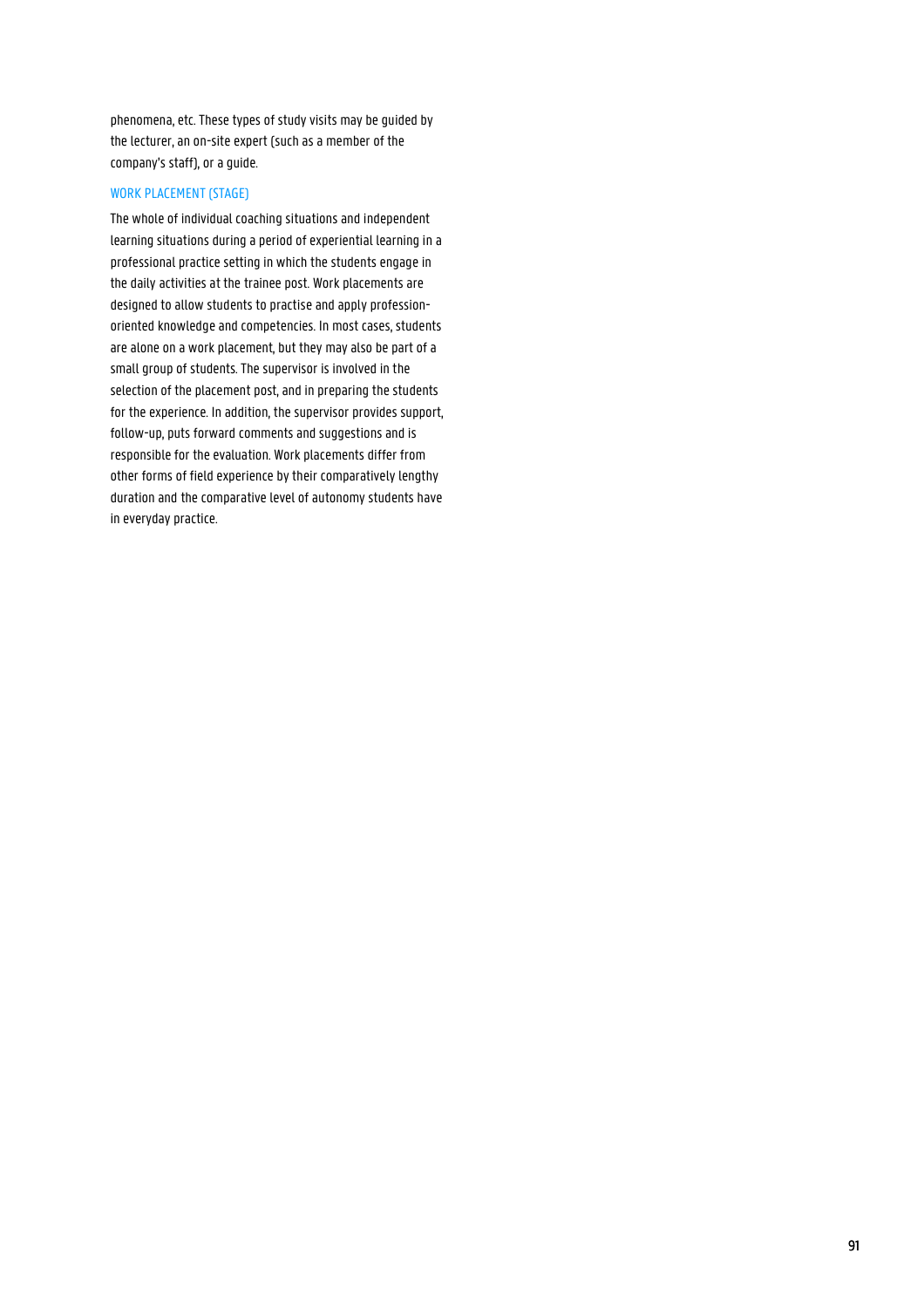phenomena, etc. These types of study visits may be guided by the lecturer, an on-site expert (such as a member of the company's staff), or a guide.

### WORK PLACEMENT (STAGE)

The whole of individual coaching situations and independent learning situations during a period of experiential learning in a professional practice setting in which the students engage in the daily activities at the trainee post. Work placements are designed to allow students to practise and apply profession-oriented knowledge and competencies. In most cases, students are alone on a work placement, but they may also be part of a small group of students. The supervisor is involved in the selection of the placement post, and in preparing the students for the experience. In addition, the supervisor provides support, follow-up, puts forward comments and suggestions and is responsible for the evaluation. Work placements differ from other forms of field experience by their comparatively lengthy duration and the comparative level of autonomy students have in everyday practice.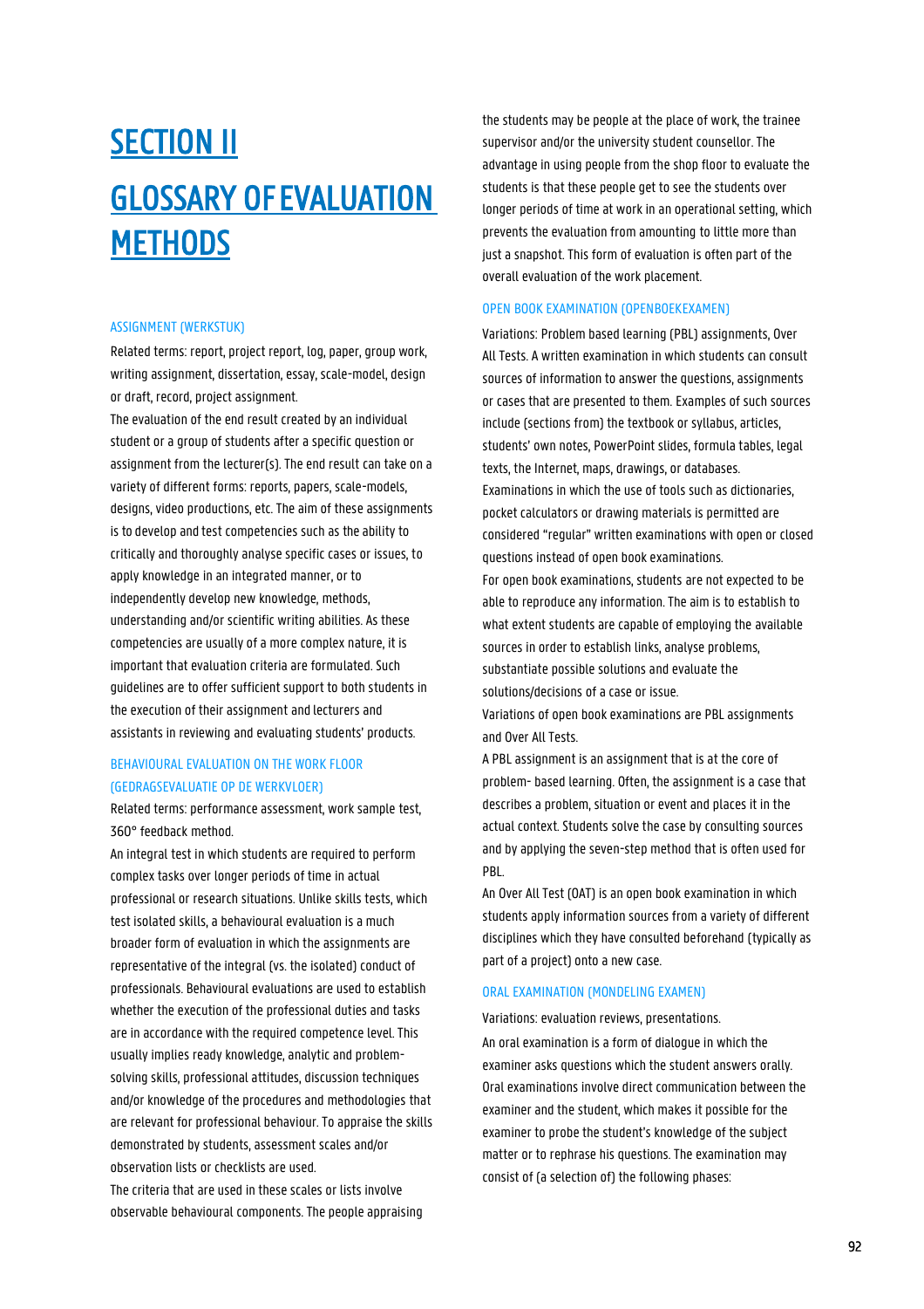# SECTION II

# GLOSSARY OF EVALUATION METHODS

### ASSIGNMENT (WERKSTUK)

Related terms: report, project report, log, paper, group work, writing assignment, dissertation, essay, scale-model, design or draft, record, project assignment.

The evaluation of the end result created by an individual student or a group of students after a specific question or assignment from the lecturer(s). The end result can take on a variety of different forms: reports, papers, scale-models, designs, video productions, etc. The aim of these assignments is to develop and test competencies such as the ability to critically and thoroughly analyse specific cases or issues, to apply knowledge in an integrated manner, or to independently develop new knowledge, methods, understanding and/or scientific writing abilities. As these competencies are usually of a more complex nature, it is important that evaluation criteria are formulated. Such guidelines are to offer sufficient support to both students in the execution of their assignment and lecturers and assistants in reviewing and evaluating students' products.

### BEHAVIOURAL EVALUATION ON THE WORK FLOOR (GEDRAGSEVALUATIE OP DE WERKVLOER)

Related terms: performance assessment, work sample test, 360° feedback method.

An integral test in which students are required to perform complex tasks over longer periods of time in actual professional or research situations. Unlike skills tests, which test isolated skills, a behavioural evaluation is a much broader form of evaluation in which the assignments are representative of the integral (vs. the isolated) conduct of professionals. Behavioural evaluations are used to establish whether the execution of the professional duties and tasks are in accordance with the required competence level. This usually implies ready knowledge, analytic and problem-solving skills, professional attitudes, discussion techniques and/or knowledge of the procedures and methodologies that are relevant for professional behaviour. To appraise the skills demonstrated by students, assessment scales and/or observation lists or checklists are used.

The criteria that are used in these scales or lists involve observable behavioural components. The people appraising the students may be people at the place of work, the trainee supervisor and/or the university student counsellor. The advantage in using people from the shop floor to evaluate the students is that these people get to see the students over longer periods of time at work in an operational setting, which prevents the evaluation from amounting to little more than just a snapshot. This form of evaluation is often part of the overall evaluation of the work placement.

### OPEN BOOK EXAMINATION (OPENBOEKEXAMEN)

Variations: Problem based learning (PBL) assignments, Over All Tests. A written examination in which students can consult sources of information to answer the questions, assignments or cases that are presented to them. Examples of such sources include (sections from) the textbook or syllabus, articles, students' own notes, PowerPoint slides, formula tables, legal texts, the Internet, maps, drawings, or databases.

Examinations in which the use of tools such as dictionaries, pocket calculators or drawing materials is permitted are considered "regular" written examinations with open or closed questions instead of open book examinations.

For open book examinations, students are not expected to be able to reproduce any information. The aim is to establish to what extent students are capable of employing the available sources in order to establish links, analyse problems, substantiate possible solutions and evaluate the solutions/decisions of a case or issue.

Variations of open book examinations are PBL assignments and Over All Tests.

A PBL assignment is an assignment that is at the core of problem- based learning. Often, the assignment is a case that describes a problem, situation or event and places it in the actual context. Students solve the case by consulting sources and by applying the seven-step method that is often used for PBL.

An Over All Test (OAT) is an open book examination in which students apply information sources from a variety of different disciplines which they have consulted beforehand (typically as part of a project) onto a new case.

### ORAL EXAMINATION (MONDELING EXAMEN)

Variations: evaluation reviews, presentations.

An oral examination is a form of dialogue in which the examiner asks questions which the student answers orally. Oral examinations involve direct communication between the examiner and the student, which makes it possible for the examiner to probe the student's knowledge of the subject matter or to rephrase his questions. The examination may consist of (a selection of) the following phases: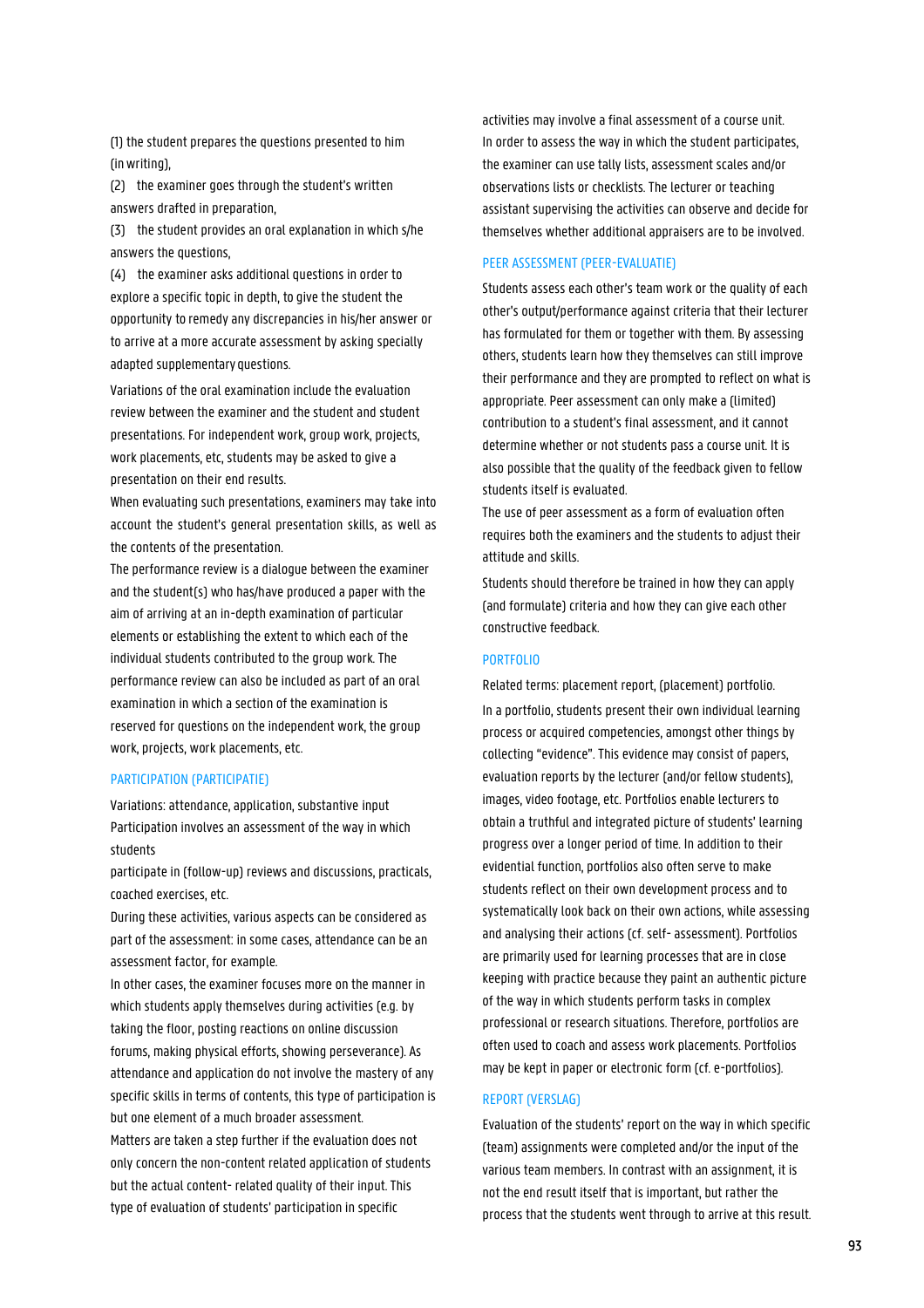(1) the student prepares the questions presented to him (in writing),

(2) the examiner goes through the student's written answers drafted in preparation,

(3) the student provides an oral explanation in which s/he answers the questions,

(4) the examiner asks additional questions in order to explore a specific topic in depth, to give the student the opportunity to remedy any discrepancies in his/her answer or to arrive at a more accurate assessment by asking specially adapted supplementary questions.

Variations of the oral examination include the evaluation review between the examiner and the student and student presentations. For independent work, group work, projects, work placements, etc, students may be asked to give a presentation on their end results.

When evaluating such presentations, examiners may take into account the student's general presentation skills, as well as the contents of the presentation.

The performance review is a dialogue between the examiner and the student(s) who has/have produced a paper with the aim of arriving at an in-depth examination of particular elements or establishing the extent to which each of the individual students contributed to the group work. The performance review can also be included as part of an oral examination in which a section of the examination is reserved for questions on the independent work, the group work, projects, work placements, etc.

### PARTICIPATION (PARTICIPATIE)

Variations: attendance, application, substantive input

Participation involves an assessment of the way in which students

participate in (follow-up) reviews and discussions, practicals, coached exercises, etc.

During these activities, various aspects can be considered as part of the assessment: in some cases, attendance can be an assessment factor, for example.

In other cases, the examiner focuses more on the manner in which students apply themselves during activities (e.g. by taking the floor, posting reactions on online discussion forums, making physical efforts, showing perseverance). As attendance and application do not involve the mastery of any specific skills in terms of contents, this type of participation is but one element of a much broader assessment.

Matters are taken a step further if the evaluation does not only concern the non-content related application of students but the actual content- related quality of their input. This type of evaluation of students' participation in specific activities may involve a final assessment of a course unit.

In order to assess the way in which the student participates, the examiner can use tally lists, assessment scales and/or observations lists or checklists. The lecturer or teaching assistant supervising the activities can observe and decide for themselves whether additional appraisers are to be involved.

### PEER ASSESSMENT (PEER-EVALUATIE)

Students assess each other's team work or the quality of each other's output/performance against criteria that their lecturer has formulated for them or together with them. By assessing others, students learn how they themselves can still improve their performance and they are prompted to reflect on what is appropriate. Peer assessment can only make a (limited) contribution to a student's final assessment, and it cannot determine whether or not students pass a course unit. It is also possible that the quality of the feedback given to fellow students itself is evaluated.

The use of peer assessment as a form of evaluation often requires both the examiners and the students to adjust their attitude and skills.

Students should therefore be trained in how they can apply (and formulate) criteria and how they can give each other constructive feedback.

### PORTFOLIO

Related terms: placement report, (placement) portfolio.

In a portfolio, students present their own individual learning process or acquired competencies, amongst other things by collecting "evidence". This evidence may consist of papers, evaluation reports by the lecturer (and/or fellow students), images, video footage, etc. Portfolios enable lecturers to obtain a truthful and integrated picture of students' learning progress over a longer period of time. In addition to their evidential function, portfolios also often serve to make students reflect on their own development process and to systematically look back on their own actions, while assessing and analysing their actions (cf. self- assessment). Portfolios are primarily used for learning processes that are in close keeping with practice because they paint an authentic picture of the way in which students perform tasks in complex professional or research situations. Therefore, portfolios are often used to coach and assess work placements. Portfolios may be kept in paper or electronic form (cf. e-portfolios).

### REPORT (VERSLAG)

Evaluation of the students' report on the way in which specific (team) assignments were completed and/or the input of the various team members. In contrast with an assignment, it is not the end result itself that is important, but rather the process that the students went through to arrive at this result.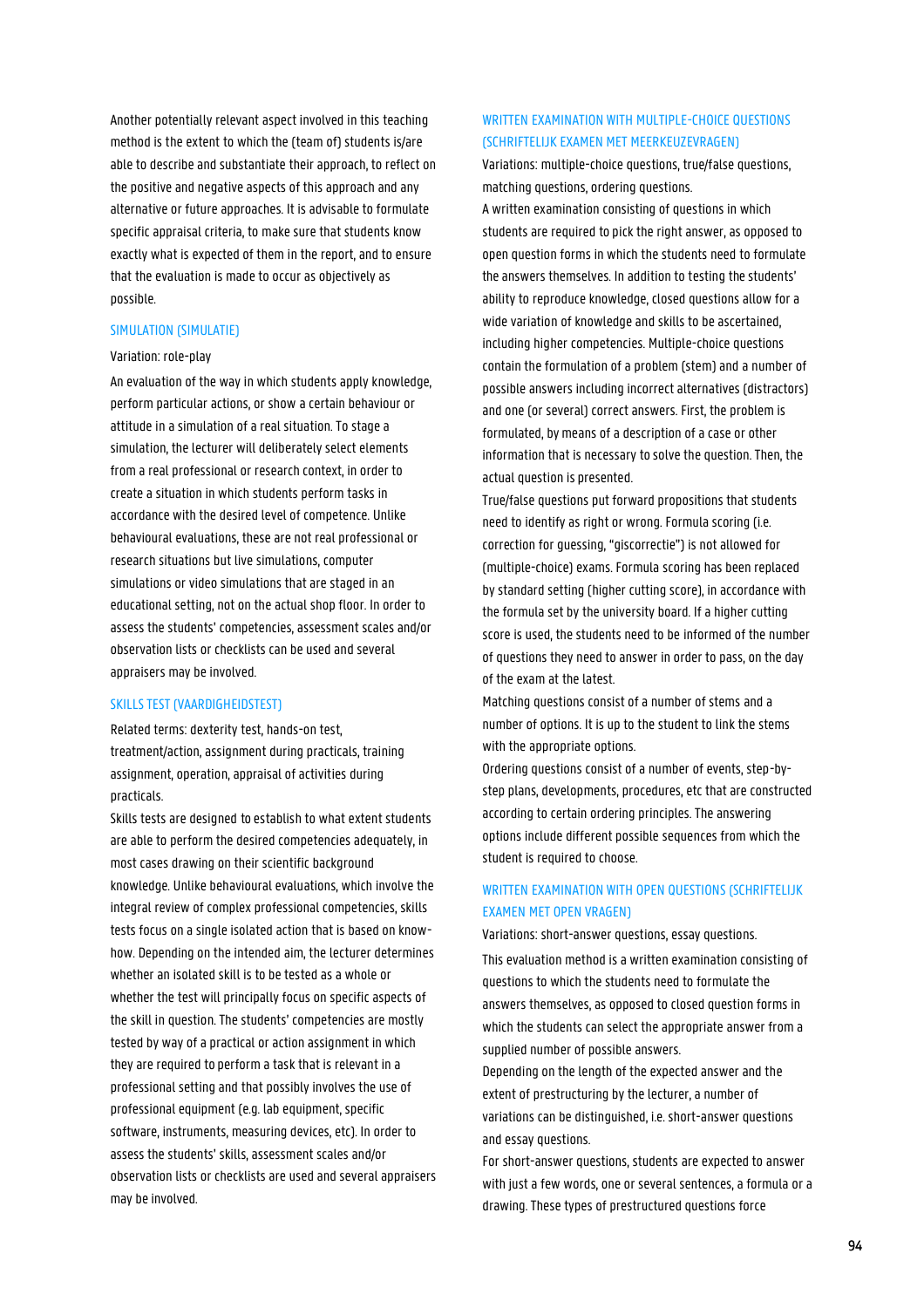Another potentially relevant aspect involved in this teaching method is the extent to which the (team of) students is/are able to describe and substantiate their approach, to reflect on the positive and negative aspects of this approach and any alternative or future approaches. It is advisable to formulate specific appraisal criteria, to make sure that students know exactly what is expected of them in the report, and to ensure that the evaluation is made to occur as objectively as possible.

### SIMULATION (SIMULATIE)

Variation: role-play

An evaluation of the way in which students apply knowledge, perform particular actions, or show a certain behaviour or attitude in a simulation of a real situation. To stage a simulation, the lecturer will deliberately select elements from a real professional or research context, in order to create a situation in which students perform tasks in accordance with the desired level of competence. Unlike behavioural evaluations, these are not real professional or research situations but live simulations, computer simulations or video simulations that are staged in an educational setting, not on the actual shop floor. In order to assess the students' competencies, assessment scales and/or observation lists or checklists can be used and several appraisers may be involved.

### SKILLS TEST (VAARDIGHEIDSTEST)

Related terms: dexterity test, hands-on test, treatment/action, assignment during practicals, training assignment, operation, appraisal of activities during practicals.

Skills tests are designed to establish to what extent students are able to perform the desired competencies adequately, in most cases drawing on their scientific background knowledge. Unlike behavioural evaluations, which involve the integral review of complex professional competencies, skills tests focus on a single isolated action that is based on know-how. Depending on the intended aim, the lecturer determines whether an isolated skill is to be tested as a whole or whether the test will principally focus on specific aspects of the skill in question. The students' competencies are mostly tested by way of a practical or action assignment in which they are required to perform a task that is relevant in a professional setting and that possibly involves the use of professional equipment (e.g. lab equipment, specific software, instruments, measuring devices, etc). In order to assess the students' skills, assessment scales and/or observation lists or checklists are used and several appraisers may be involved.

### WRITTEN EXAMINATION WITH MULTIPLE-CHOICE QUESTIONS (SCHRIFTELIJK EXAMEN MET MEERKEUZEVRAGEN)

Variations: multiple-choice questions, true/false questions, matching questions, ordering questions.

A written examination consisting of questions in which students are required to pick the right answer, as opposed to open question forms in which the students need to formulate the answers themselves. In addition to testing the students' ability to reproduce knowledge, closed questions allow for a wide variation of knowledge and skills to be ascertained, including higher competencies. Multiple-choice questions contain the formulation of a problem (stem) and a number of possible answers including incorrect alternatives (distractors) and one (or several) correct answers. First, the problem is formulated, by means of a description of a case or other information that is necessary to solve the question. Then, the actual question is presented.

True/false questions put forward propositions that students need to identify as right or wrong. Formula scoring (i.e. correction for guessing, "giscorrectie") is not allowed for (multiple-choice) exams. Formula scoring has been replaced by standard setting (higher cutting score), in accordance with the formula set by the university board. If a higher cutting score is used, the students need to be informed of the number of questions they need to answer in order to pass, on the day of the exam at the latest.

Matching questions consist of a number of stems and a number of options. It is up to the student to link the stems with the appropriate options.

Ordering questions consist of a number of events, step-by-step plans, developments, procedures, etc that are constructed according to certain ordering principles. The answering options include different possible sequences from which the student is required to choose.

### WRITTEN EXAMINATION WITH OPEN QUESTIONS (SCHRIFTELIJK EXAMEN MET OPEN VRAGEN)

Variations: short-answer questions, essay questions.

This evaluation method is a written examination consisting of questions to which the students need to formulate the answers themselves, as opposed to closed question forms in which the students can select the appropriate answer from a supplied number of possible answers.

Depending on the length of the expected answer and the extent of prestructuring by the lecturer, a number of variations can be distinguished, i.e. short-answer questions and essay questions.

For short-answer questions, students are expected to answer with just a few words, one or several sentences, a formula or a drawing. These types of prestructured questions force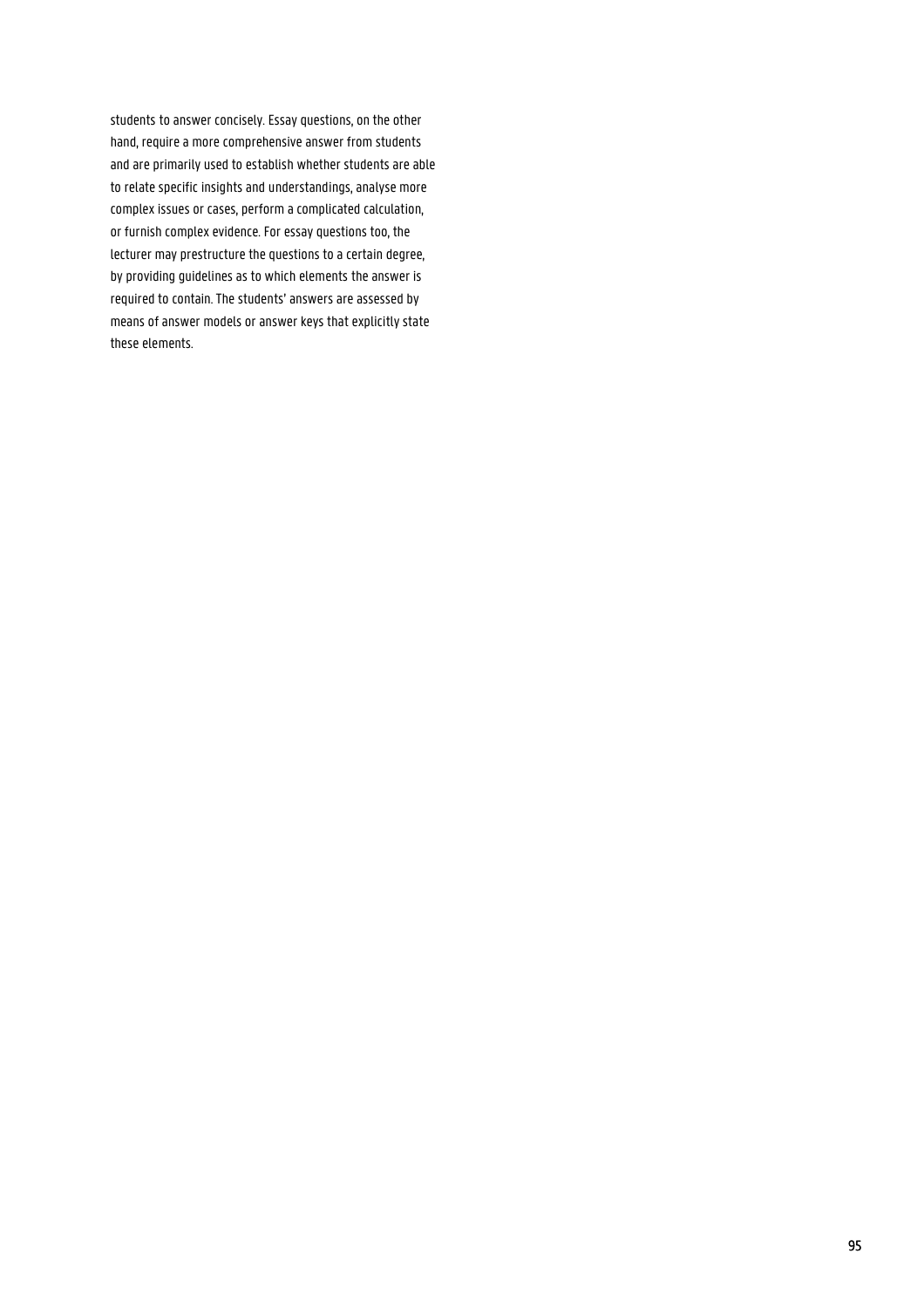students to answer concisely. Essay questions, on the other hand, require a more comprehensive answer from students and are primarily used to establish whether students are able to relate specific insights and understandings, analyse more complex issues or cases, perform a complicated calculation, or furnish complex evidence. For essay questions too, the lecturer may prestructure the questions to a certain degree, by providing guidelines as to which elements the answer is required to contain. The students' answers are assessed by means of answer models or answer keys that explicitly state these elements.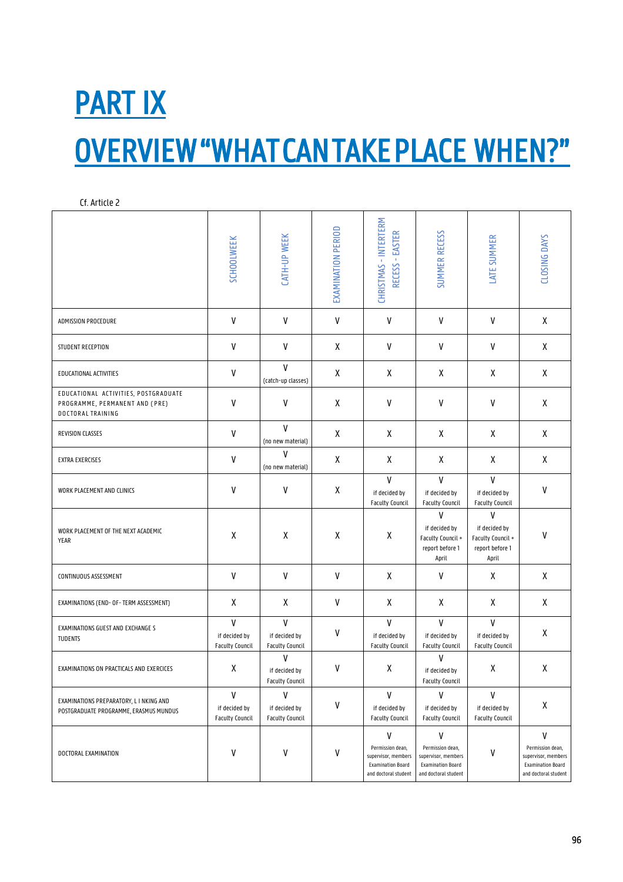# PART IX

# OVERVIEW "WHAT CAN TAKE PLACE WHEN?"

Cf. Article 2

| | SCHOOLWEEK | CATH-UP WEEK | EXAMINATION PERIOD | CHRISTMAS - INTERTERM RECESS - EASTER | SUMMER RECESS | LATE SUMMER | CLOSING DAYS |
|---|---|---|---|---|---|---|---|
| ADMISSION PROCEDURE | V | V | V | V | V | V | X |
| STUDENT RECEPTION | V | V | X | V | V | V | X |
| EDUCATIONAL ACTIVITIES | V | V (catch-up classes) | X | X | X | X | X |
| EDUCATIONAL ACTIVITIES, POSTGRADUATE PROGRAMME, PERMANENT AND (PRE) DOCTORAL TRAINING | V | V | X | V | V | V | X |
| REVISION CLASSES | V | V (no new material) | X | X | X | X | X |
| EXTRA EXERCISES | V | V (no new material) | X | X | X | X | X |
| WORK PLACEMENT AND CLINICS | V | V | X | V if decided by Faculty Council | V if decided by Faculty Council | V if decided by Faculty Council | V |
| WORK PLACEMENT OF THE NEXT ACADEMIC YEAR | X | X | X | X | V if decided by Faculty Council + report before 1 April | V if decided by Faculty Council + report before 1 April | V |
| CONTINUOUS ASSESSMENT | V | V | V | X | V | X | X |
| EXAMINATIONS (END- OF- TERM ASSESSMENT) | X | X | V | X | X | X | X |
| EXAMINATIONS GUEST AND EXCHANGE S TUDENTS | V if decided by Faculty Council | V if decided by Faculty Council | V | V if decided by Faculty Council | V if decided by Faculty Council | V if decided by Faculty Council | X |
| EXAMINATIONS ON PRACTICALS AND EXERCICES | X | V if decided by Faculty Council | V | X | V if decided by Faculty Council | X | X |
| EXAMINATIONS PREPARATORY, L I NKING AND POSTGRADUATE PROGRAMME, ERASMUS MUNDUS | V if decided by Faculty Council | V if decided by Faculty Council | V | V if decided by Faculty Council | V if decided by Faculty Council | V if decided by Faculty Council | X |
| DOCTORAL EXAMINATION | V | V | V | V Permission dean, supervisor, members Examination Board and doctoral student | V Permission dean, supervisor, members Examination Board and doctoral student | V | V Permission dean, supervisor, members Examination Board and doctoral student |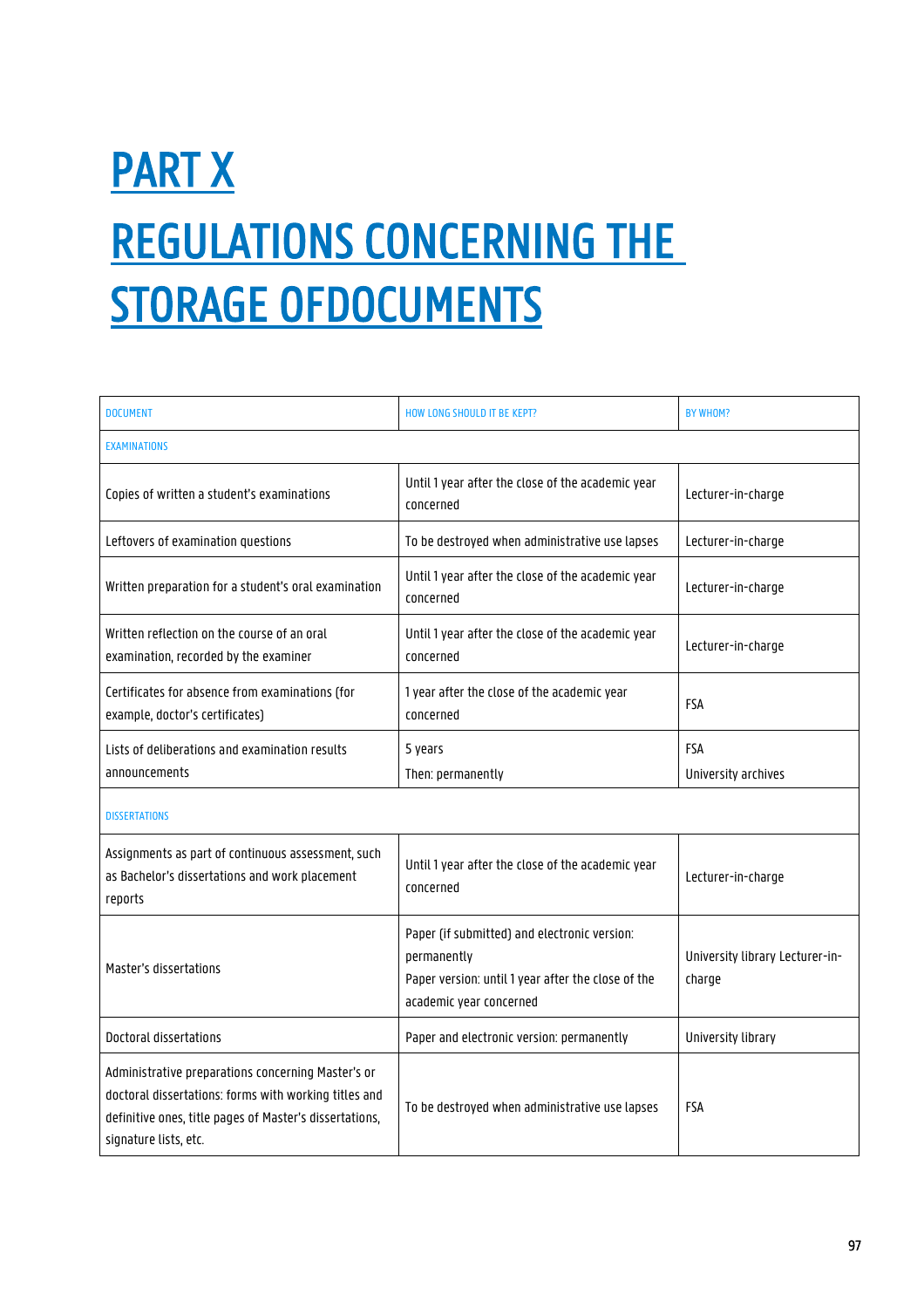# PART X

# REGULATIONS CONCERNING THE STORAGE OFDOCUMENTS

| DOCUMENT | HOW LONG SHOULD IT BE KEPT? | BY WHOM? |
|---|---|---|
| EXAMINATIONS | | |
| Copies of written a student's examinations | Until 1 year after the close of the academic year concerned | Lecturer-in-charge |
| Leftovers of examination questions | To be destroyed when administrative use lapses | Lecturer-in-charge |
| Written preparation for a student's oral examination | Until 1 year after the close of the academic year concerned | Lecturer-in-charge |
| Written reflection on the course of an oral examination, recorded by the examiner | Until 1 year after the close of the academic year concerned | Lecturer-in-charge |
| Certificates for absence from examinations (for example, doctor's certificates) | 1 year after the close of the academic year concerned | FSA |
| Lists of deliberations and examination results announcements | 5 years<br>Then: permanently | FSA<br>University archives |
| DISSERTATIONS | | |
| Assignments as part of continuous assessment, such as Bachelor's dissertations and work placement reports | Until 1 year after the close of the academic year concerned | Lecturer-in-charge |
| Master's dissertations | Paper (if submitted) and electronic version: permanently<br>Paper version: until 1 year after the close of the academic year concerned | University library Lecturer-in-charge |
| Doctoral dissertations | Paper and electronic version: permanently | University library |
| Administrative preparations concerning Master's or doctoral dissertations: forms with working titles and definitive ones, title pages of Master's dissertations, signature lists, etc. | To be destroyed when administrative use lapses | FSA |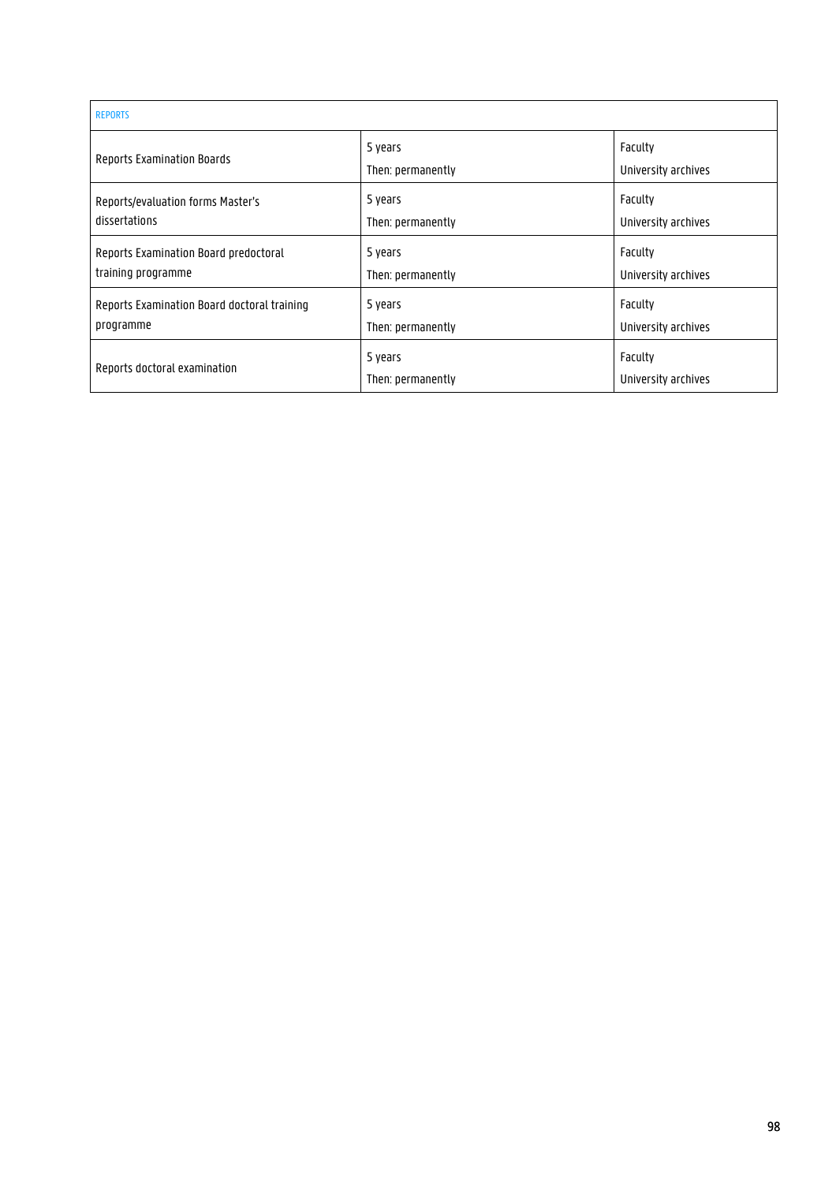| REPORTS | | |
|---|---|---|
| Reports Examination Boards | 5 years<br>Then: permanently | Faculty<br>University archives |
| Reports/evaluation forms Master's dissertations | 5 years<br>Then: permanently | Faculty<br>University archives |
| Reports Examination Board predoctoral training programme | 5 years<br>Then: permanently | Faculty<br>University archives |
| Reports Examination Board doctoral training programme | 5 years<br>Then: permanently | Faculty<br>University archives |
| Reports doctoral examination | 5 years<br>Then: permanently | Faculty<br>University archives |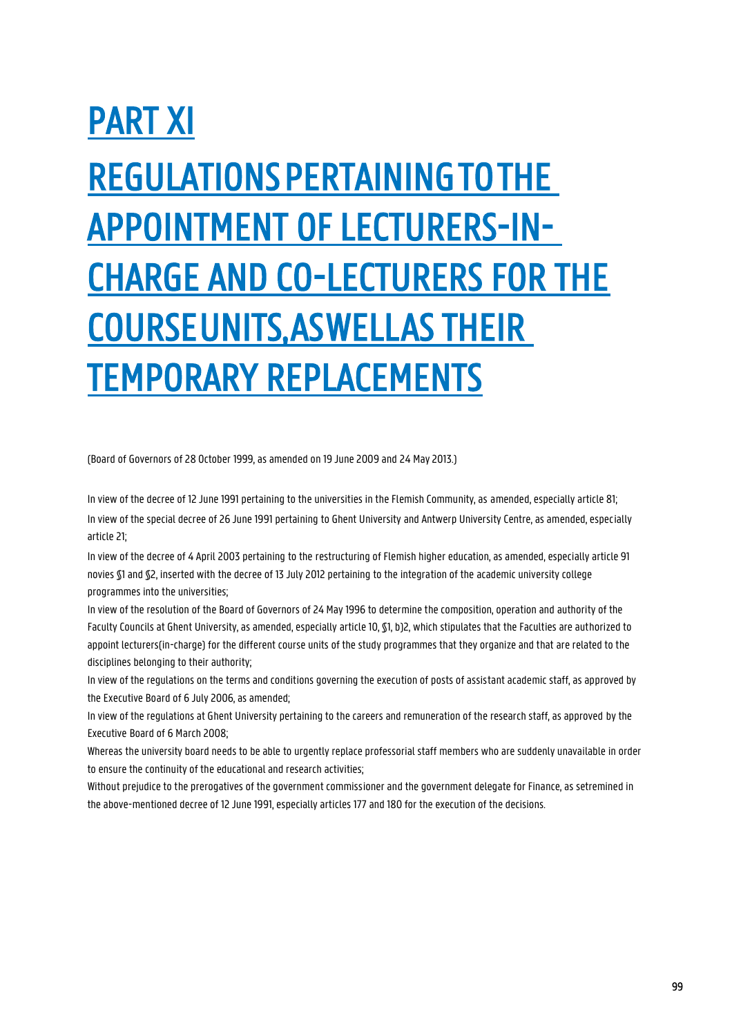# PART XI

# REGULATIONS PERTAINING TO THE APPOINTMENT OF LECTURERS-IN-CHARGE AND CO-LECTURERS FOR THE COURSE UNITS, AS WELL AS THEIR TEMPORARY REPLACEMENTS

(Board of Governors of 28 October 1999, as amended on 19 June 2009 and 24 May 2013.)

In view of the decree of 12 June 1991 pertaining to the universities in the Flemish Community, as amended, especially article 81;

In view of the special decree of 26 June 1991 pertaining to Ghent University and Antwerp University Centre, as amended, especially article 21;

In view of the decree of 4 April 2003 pertaining to the restructuring of Flemish higher education, as amended, especially article 91 novies §1 and §2, inserted with the decree of 13 July 2012 pertaining to the integration of the academic university college programmes into the universities;

In view of the resolution of the Board of Governors of 24 May 1996 to determine the composition, operation and authority of the Faculty Councils at Ghent University, as amended, especially article 10, §1, b)2, which stipulates that the Faculties are authorized to appoint lecturers(in-charge) for the different course units of the study programmes that they organize and that are related to the disciplines belonging to their authority;

In view of the regulations on the terms and conditions governing the execution of posts of assistant academic staff, as approved by the Executive Board of 6 July 2006, as amended;

In view of the regulations at Ghent University pertaining to the careers and remuneration of the research staff, as approved by the Executive Board of 6 March 2008;

Whereas the university board needs to be able to urgently replace professorial staff members who are suddenly unavailable in order to ensure the continuity of the educational and research activities;

Without prejudice to the prerogatives of the government commissioner and the government delegate for Finance, as setremined in the above-mentioned decree of 12 June 1991, especially articles 177 and 180 for the execution of the decisions.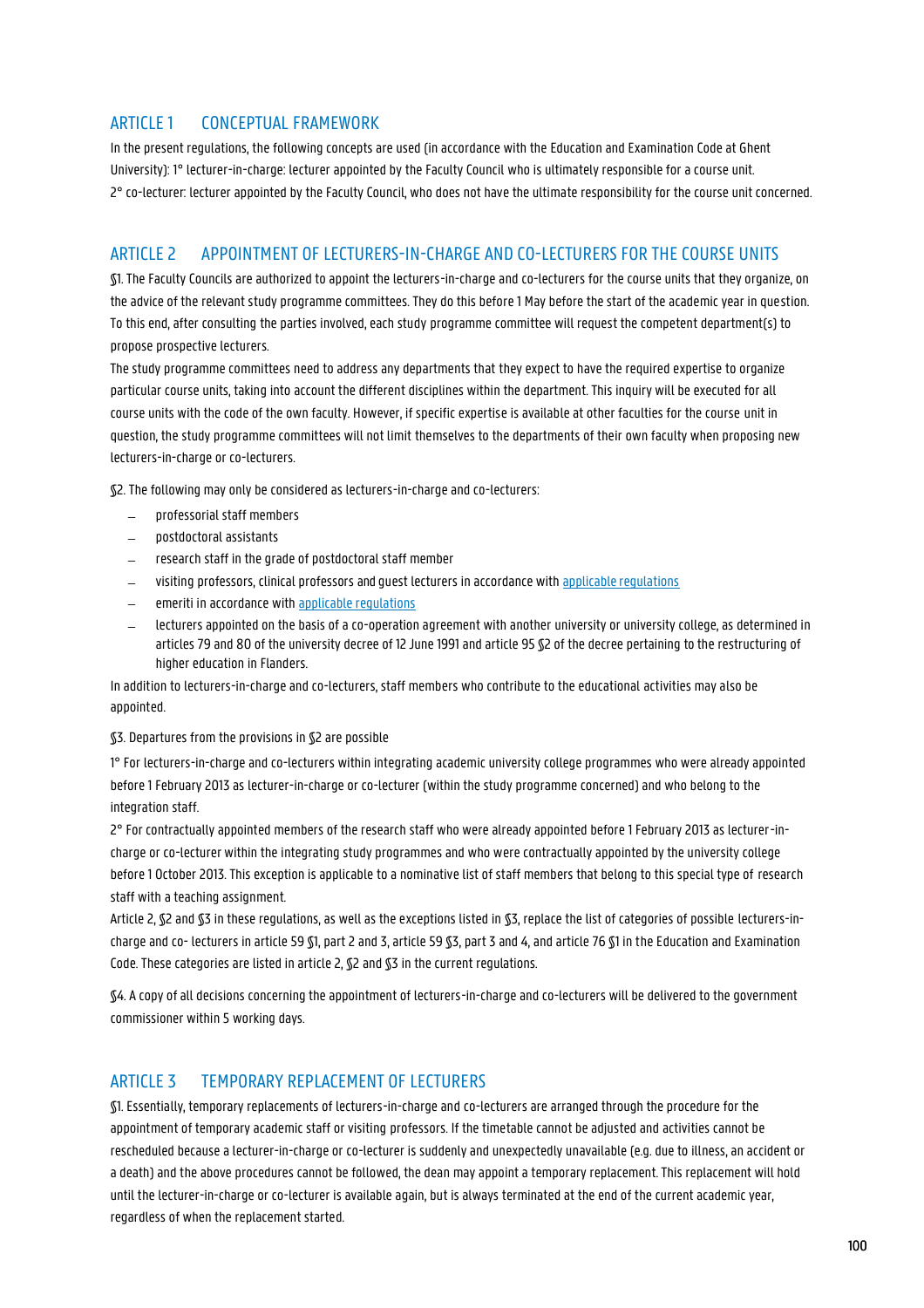## ARTICLE 1 CONCEPTUAL FRAMEWORK

In the present regulations, the following concepts are used (in accordance with the Education and Examination Code at Ghent University): 1° lecturer-in-charge: lecturer appointed by the Faculty Council who is ultimately responsible for a course unit.
2° co-lecturer: lecturer appointed by the Faculty Council, who does not have the ultimate responsibility for the course unit concerned.

## ARTICLE 2 APPOINTMENT OF LECTURERS-IN-CHARGE AND CO-LECTURERS FOR THE COURSE UNITS

§1. The Faculty Councils are authorized to appoint the lecturers-in-charge and co-lecturers for the course units that they organize, on the advice of the relevant study programme committees. They do this before 1 May before the start of the academic year in question. To this end, after consulting the parties involved, each study programme committee will request the competent department(s) to propose prospective lecturers.

The study programme committees need to address any departments that they expect to have the required expertise to organize particular course units, taking into account the different disciplines within the department. This inquiry will be executed for all course units with the code of the own faculty. However, if specific expertise is available at other faculties for the course unit in question, the study programme committees will not limit themselves to the departments of their own faculty when proposing new lecturers-in-charge or co-lecturers.

§2. The following may only be considered as lecturers-in-charge and co-lecturers:

- professorial staff members
- postdoctoral assistants
- research staff in the grade of postdoctoral staff member
- visiting professors, clinical professors and guest lecturers in accordance with applicable regulations
- emeriti in accordance with applicable regulations
- lecturers appointed on the basis of a co-operation agreement with another university or university college, as determined in articles 79 and 80 of the university decree of 12 June 1991 and article 95 §2 of the decree pertaining to the restructuring of higher education in Flanders.

In addition to lecturers-in-charge and co-lecturers, staff members who contribute to the educational activities may also be appointed.

§3. Departures from the provisions in §2 are possible

1° For lecturers-in-charge and co-lecturers within integrating academic university college programmes who were already appointed before 1 February 2013 as lecturer-in-charge or co-lecturer (within the study programme concerned) and who belong to the integration staff.

2° For contractually appointed members of the research staff who were already appointed before 1 February 2013 as lecturer-in-charge or co-lecturer within the integrating study programmes and who were contractually appointed by the university college before 1 October 2013. This exception is applicable to a nominative list of staff members that belong to this special type of research staff with a teaching assignment.

Article 2, §2 and §3 in these regulations, as well as the exceptions listed in §3, replace the list of categories of possible lecturers-in-charge and co- lecturers in article 59 §1, part 2 and 3, article 59 §3, part 3 and 4, and article 76 §1 in the Education and Examination Code. These categories are listed in article 2, §2 and §3 in the current regulations.

§4. A copy of all decisions concerning the appointment of lecturers-in-charge and co-lecturers will be delivered to the government commissioner within 5 working days.

## ARTICLE 3 TEMPORARY REPLACEMENT OF LECTURERS

§1. Essentially, temporary replacements of lecturers-in-charge and co-lecturers are arranged through the procedure for the appointment of temporary academic staff or visiting professors. If the timetable cannot be adjusted and activities cannot be rescheduled because a lecturer-in-charge or co-lecturer is suddenly and unexpectedly unavailable (e.g. due to illness, an accident or a death) and the above procedures cannot be followed, the dean may appoint a temporary replacement. This replacement will hold until the lecturer-in-charge or co-lecturer is available again, but is always terminated at the end of the current academic year, regardless of when the replacement started.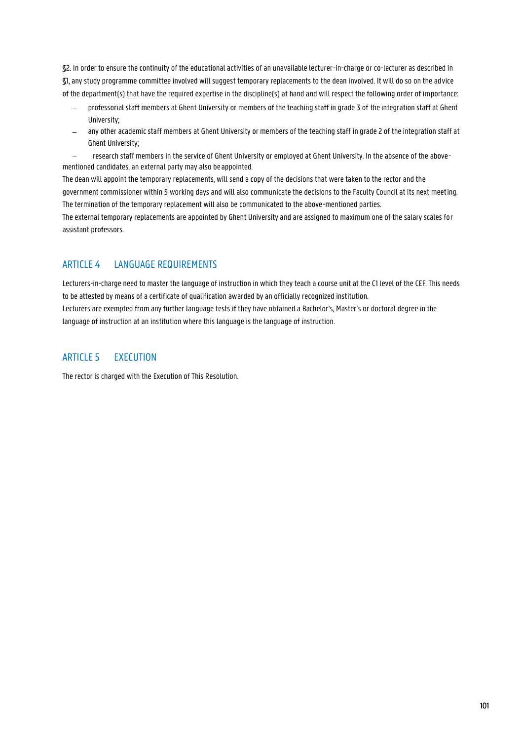§2. In order to ensure the continuity of the educational activities of an unavailable lecturer-in-charge or co-lecturer as described in §1, any study programme committee involved will suggest temporary replacements to the dean involved. It will do so on the advice of the department(s) that have the required expertise in the discipline(s) at hand and will respect the following order of importance:

- professorial staff members at Ghent University or members of the teaching staff in grade 3 of the integration staff at Ghent University;
- any other academic staff members at Ghent University or members of the teaching staff in grade 2 of the integration staff at Ghent University;
- research staff members in the service of Ghent University or employed at Ghent University. In the absence of the above-mentioned candidates, an external party may also be appointed.

The dean will appoint the temporary replacements, will send a copy of the decisions that were taken to the rector and the government commissioner within 5 working days and will also communicate the decisions to the Faculty Council at its next meeting. The termination of the temporary replacement will also be communicated to the above-mentioned parties.

The external temporary replacements are appointed by Ghent University and are assigned to maximum one of the salary scales for assistant professors.

## ARTICLE 4 LANGUAGE REQUIREMENTS

Lecturers-in-charge need to master the language of instruction in which they teach a course unit at the C1 level of the CEF. This needs to be attested by means of a certificate of qualification awarded by an officially recognized institution.

Lecturers are exempted from any further language tests if they have obtained a Bachelor's, Master's or doctoral degree in the language of instruction at an institution where this language is the language of instruction.

## ARTICLE 5 EXECUTION

The rector is charged with the Execution of This Resolution.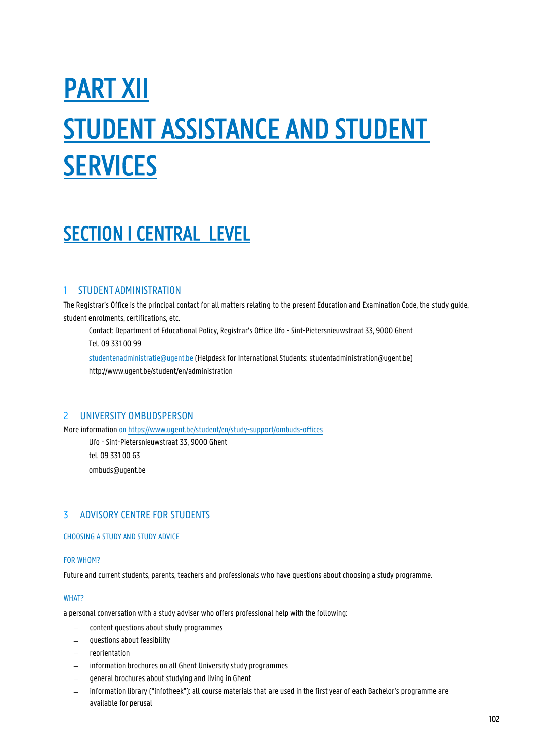# PART XII

# STUDENT ASSISTANCE AND STUDENT SERVICES

## SECTION I CENTRAL LEVEL

### 1 STUDENT ADMINISTRATION

The Registrar's Office is the principal contact for all matters relating to the present Education and Examination Code, the study guide, student enrolments, certifications, etc.

> Contact: Department of Educational Policy, Registrar's Office Ufo - Sint-Pietersnieuwstraat 33, 9000 Ghent
> Tel. 09 331 00 99
>
> studentenadministratie@ugent.be (Helpdesk for International Students: studentadministration@ugent.be)
> http://www.ugent.be/student/en/administration

### 2 UNIVERSITY OMBUDSPERSON

More information on https://www.ugent.be/student/en/study-support/ombuds-offices

> Ufo - Sint-Pietersnieuwstraat 33, 9000 Ghent
> tel. 09 331 00 63
> ombuds@ugent.be

### 3 ADVISORY CENTRE FOR STUDENTS

#### CHOOSING A STUDY AND STUDY ADVICE

##### FOR WHOM?

Future and current students, parents, teachers and professionals who have questions about choosing a study programme.

##### WHAT?

a personal conversation with a study adviser who offers professional help with the following:

- content questions about study programmes
- questions about feasibility
- reorientation
- information brochures on all Ghent University study programmes
- general brochures about studying and living in Ghent
- information library ("infotheek"): all course materials that are used in the first year of each Bachelor's programme are available for perusal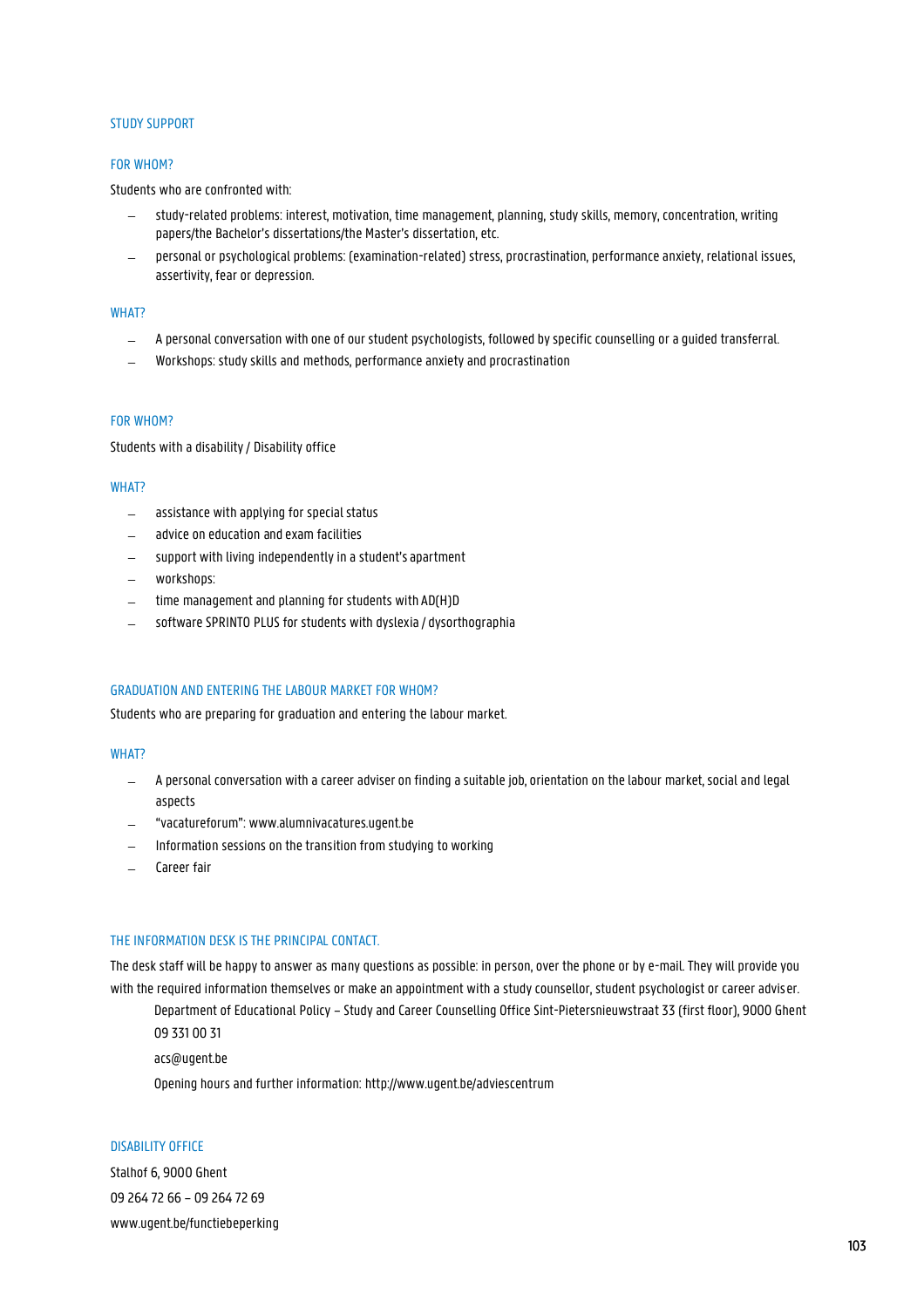## STUDY SUPPORT

### FOR WHOM?

Students who are confronted with:

- study-related problems: interest, motivation, time management, planning, study skills, memory, concentration, writing papers/the Bachelor's dissertations/the Master's dissertation, etc.
- personal or psychological problems: (examination-related) stress, procrastination, performance anxiety, relational issues, assertivity, fear or depression.

### WHAT?

- A personal conversation with one of our student psychologists, followed by specific counselling or a guided transferral.
- Workshops: study skills and methods, performance anxiety and procrastination

### FOR WHOM?

Students with a disability / Disability office

### WHAT?

- assistance with applying for special status
- advice on education and exam facilities
- support with living independently in a student's apartment
- workshops:
- time management and planning for students with AD(H)D
- software SPRINTO PLUS for students with dyslexia / dysorthographia

### GRADUATION AND ENTERING THE LABOUR MARKET FOR WHOM?

Students who are preparing for graduation and entering the labour market.

### WHAT?

- A personal conversation with a career adviser on finding a suitable job, orientation on the labour market, social and legal aspects
- "vacatureforum": www.alumnivacatures.ugent.be
- Information sessions on the transition from studying to working
- Career fair

### THE INFORMATION DESK IS THE PRINCIPAL CONTACT.

The desk staff will be happy to answer as many questions as possible: in person, over the phone or by e-mail. They will provide you with the required information themselves or make an appointment with a study counsellor, student psychologist or career adviser.

Department of Educational Policy – Study and Career Counselling Office Sint-Pietersnieuwstraat 33 (first floor), 9000 Ghent

09 331 00 31

acs@ugent.be

Opening hours and further information: http://www.ugent.be/adviescentrum

### DISABILITY OFFICE

Stalhof 6, 9000 Ghent

09 264 72 66 – 09 264 72 69

www.ugent.be/functiebeperking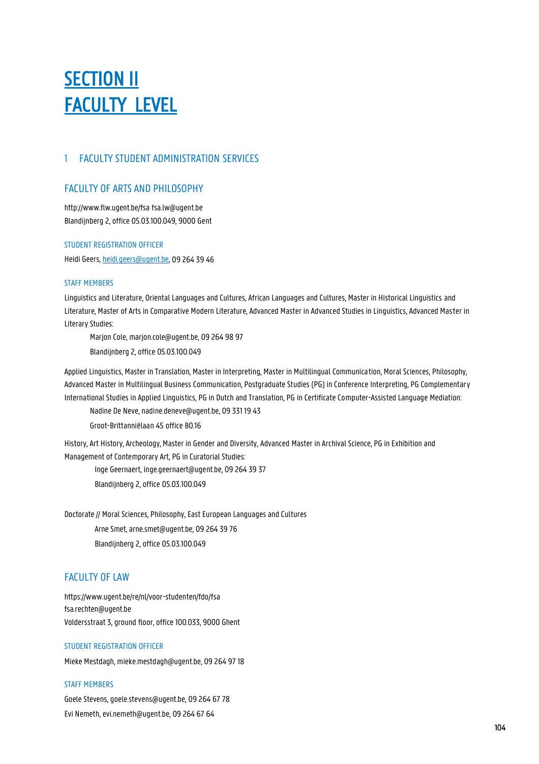# SECTION II
# FACULTY LEVEL

## 1 FACULTY STUDENT ADMINISTRATION SERVICES

### FACULTY OF ARTS AND PHILOSOPHY

http://www.flw.ugent.be/fsa fsa.lw@ugent.be
Blandijnberg 2, office 05.03.100.049, 9000 Gent

#### STUDENT REGISTRATION OFFICER

Heidi Geers, heidi.geers@ugent.be, 09 264 39 46

#### STAFF MEMBERS

Linguistics and Literature, Oriental Languages and Cultures, African Languages and Cultures, Master in Historical Linguistics and Literature, Master of Arts in Comparative Modern Literature, Advanced Master in Advanced Studies in Linguistics, Advanced Master in Literary Studies:

> Marjon Cole, marjon.cole@ugent.be, 09 264 98 97
> Blandijnberg 2, office 05.03.100.049

Applied Linguistics, Master in Translation, Master in Interpreting, Master in Multilingual Communication, Moral Sciences, Philosophy, Advanced Master in Multilingual Business Communication, Postgraduate Studies (PG) in Conference Interpreting, PG Complementary International Studies in Applied Linguistics, PG in Dutch and Translation, PG in Certificate Computer-Assisted Language Mediation:

> Nadine De Neve, nadine.deneve@ugent.be, 09 331 19 43
> Groot-Brittanniëlaan 45 office B0.16

History, Art History, Archeology, Master in Gender and Diversity, Advanced Master in Archival Science, PG in Exhibition and Management of Contemporary Art, PG in Curatorial Studies:

> Inge Geernaert, inge.geernaert@ugent.be, 09 264 39 37
> Blandijnberg 2, office 05.03.100.049

Doctorate // Moral Sciences, Philosophy, East European Languages and Cultures

> Arne Smet, arne.smet@ugent.be, 09 264 39 76
> Blandijnberg 2, office 05.03.100.049

### FACULTY OF LAW

https://www.ugent.be/re/nl/voor-studenten/fdo/fsa
fsa.rechten@ugent.be
Voldersstraat 3, ground floor, office 100.033, 9000 Ghent

#### STUDENT REGISTRATION OFFICER

Mieke Mestdagh, mieke.mestdagh@ugent.be, 09 264 97 18

#### STAFF MEMBERS

Goele Stevens, goele.stevens@ugent.be, 09 264 67 78
Evi Nemeth, evi.nemeth@ugent.be, 09 264 67 64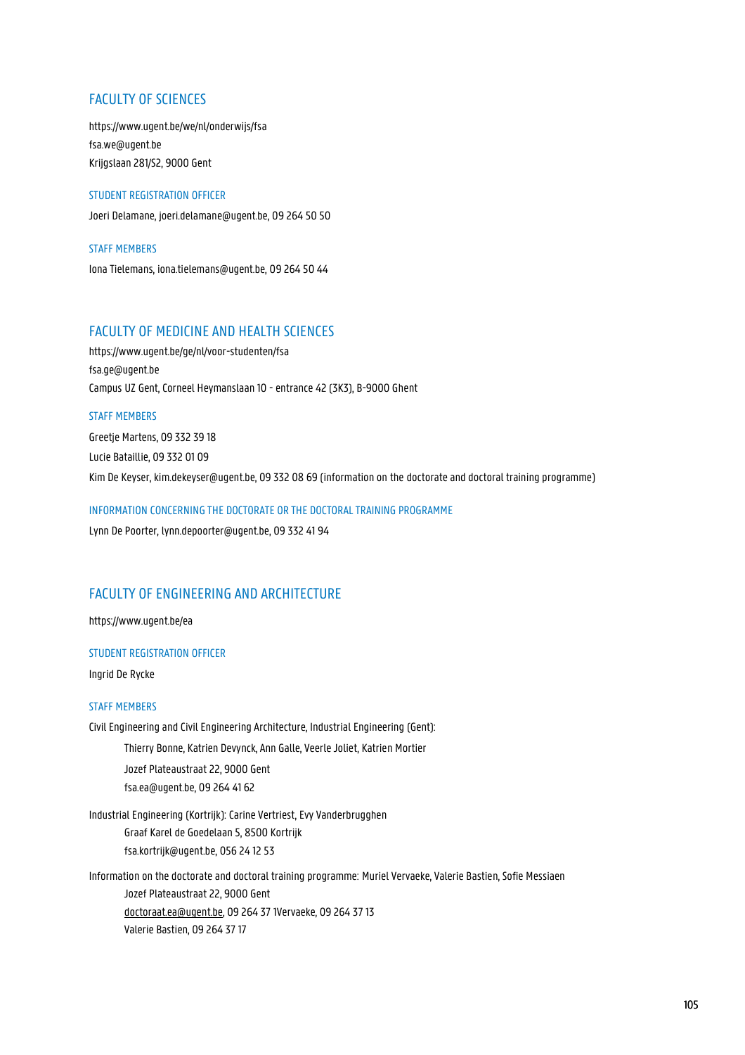## FACULTY OF SCIENCES

https://www.ugent.be/we/nl/onderwijs/fsa
fsa.we@ugent.be
Krijgslaan 281/S2, 9000 Gent

### STUDENT REGISTRATION OFFICER

Joeri Delamane, joeri.delamane@ugent.be, 09 264 50 50

### STAFF MEMBERS

Iona Tielemans, iona.tielemans@ugent.be, 09 264 50 44

## FACULTY OF MEDICINE AND HEALTH SCIENCES

https://www.ugent.be/ge/nl/voor-studenten/fsa
fsa.ge@ugent.be
Campus UZ Gent, Corneel Heymanslaan 10 - entrance 42 (3K3), B-9000 Ghent

### STAFF MEMBERS

Greetje Martens, 09 332 39 18
Lucie Bataillie, 09 332 01 09
Kim De Keyser, kim.dekeyser@ugent.be, 09 332 08 69 (information on the doctorate and doctoral training programme)

### INFORMATION CONCERNING THE DOCTORATE OR THE DOCTORAL TRAINING PROGRAMME

Lynn De Poorter, lynn.depoorter@ugent.be, 09 332 41 94

## FACULTY OF ENGINEERING AND ARCHITECTURE

https://www.ugent.be/ea

### STUDENT REGISTRATION OFFICER

Ingrid De Rycke

### STAFF MEMBERS

Civil Engineering and Civil Engineering Architecture, Industrial Engineering (Gent):

Thierry Bonne, Katrien Devynck, Ann Galle, Veerle Joliet, Katrien Mortier
Jozef Plateaustraat 22, 9000 Gent
fsa.ea@ugent.be, 09 264 41 62

Industrial Engineering (Kortrijk): Carine Vertriest, Evy Vanderbrugghen

Graaf Karel de Goedelaan 5, 8500 Kortrijk
fsa.kortrijk@ugent.be, 056 24 12 53

Information on the doctorate and doctoral training programme: Muriel Vervaeke, Valerie Bastien, Sofie Messiaen

Jozef Plateaustraat 22, 9000 Gent
doctoraat.ea@ugent.be, 09 264 37 1Vervaeke, 09 264 37 13
Valerie Bastien, 09 264 37 17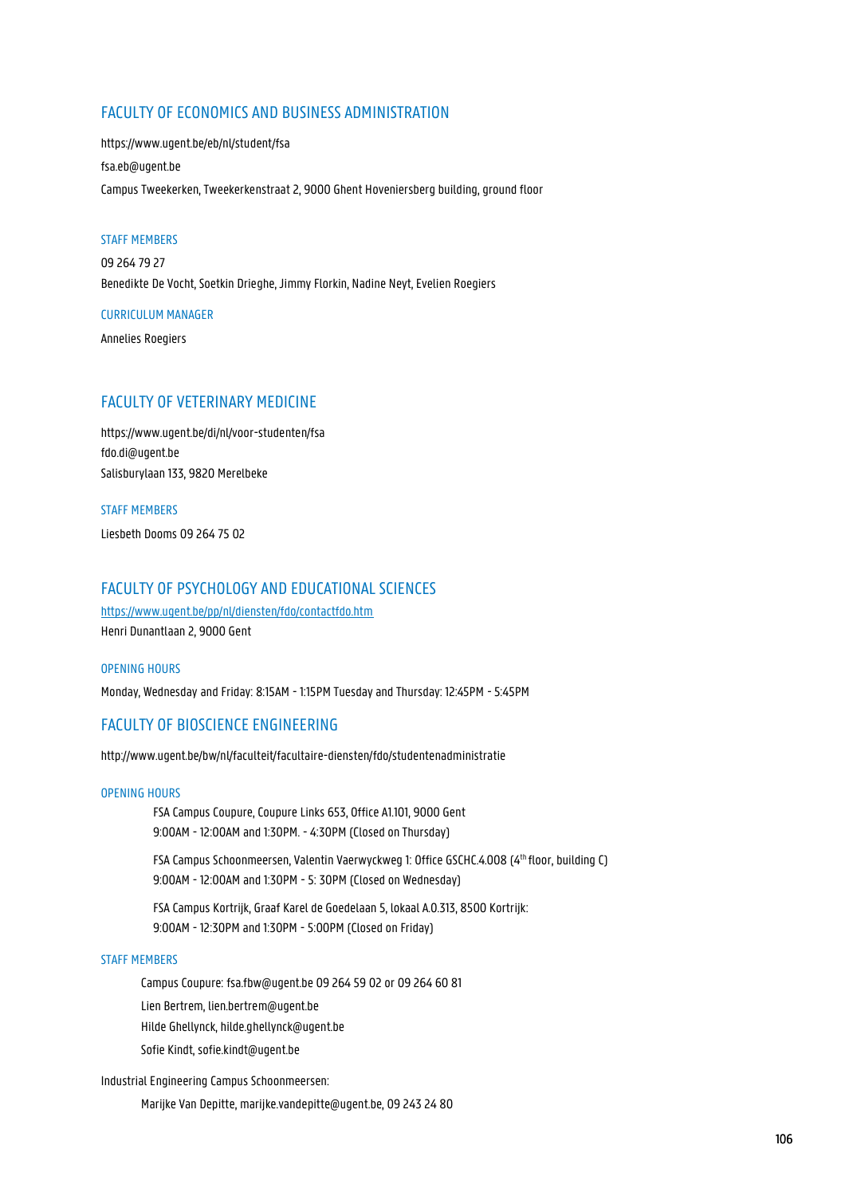## FACULTY OF ECONOMICS AND BUSINESS ADMINISTRATION

https://www.ugent.be/eb/nl/student/fsa

fsa.eb@ugent.be

Campus Tweekerken, Tweekerkenstraat 2, 9000 Ghent Hoveniersberg building, ground floor

### STAFF MEMBERS

09 264 79 27

Benedikte De Vocht, Soetkin Drieghe, Jimmy Florkin, Nadine Neyt, Evelien Roegiers

### CURRICULUM MANAGER

Annelies Roegiers

## FACULTY OF VETERINARY MEDICINE

https://www.ugent.be/di/nl/voor-studenten/fsa
fdo.di@ugent.be
Salisburylaan 133, 9820 Merelbeke

### STAFF MEMBERS

Liesbeth Dooms 09 264 75 02

## FACULTY OF PSYCHOLOGY AND EDUCATIONAL SCIENCES

https://www.ugent.be/pp/nl/diensten/fdo/contactfdo.htm
Henri Dunantlaan 2, 9000 Gent

### OPENING HOURS

Monday, Wednesday and Friday: 8:15AM - 1:15PM Tuesday and Thursday: 12:45PM - 5:45PM

## FACULTY OF BIOSCIENCE ENGINEERING

http://www.ugent.be/bw/nl/faculteit/facultaire-diensten/fdo/studentenadministratie

### OPENING HOURS

FSA Campus Coupure, Coupure Links 653, Office A1.101, 9000 Gent
9:00AM - 12:00AM and 1:30PM. - 4:30PM (Closed on Thursday)

FSA Campus Schoonmeersen, Valentin Vaerwyckweg 1: Office GSCHC.4.008 (4th floor, building C)
9:00AM - 12:00AM and 1:30PM - 5: 30PM (Closed on Wednesday)

FSA Campus Kortrijk, Graaf Karel de Goedelaan 5, lokaal A.0.313, 8500 Kortrijk:
9:00AM - 12:30PM and 1:30PM - 5:00PM (Closed on Friday)

### STAFF MEMBERS

Campus Coupure: fsa.fbw@ugent.be 09 264 59 02 or 09 264 60 81

Lien Bertrem, lien.bertrem@ugent.be

Hilde Ghellynck, hilde.ghellynck@ugent.be

Sofie Kindt, sofie.kindt@ugent.be

Industrial Engineering Campus Schoonmeersen:

Marijke Van Depitte, marijke.vandepitte@ugent.be, 09 243 24 80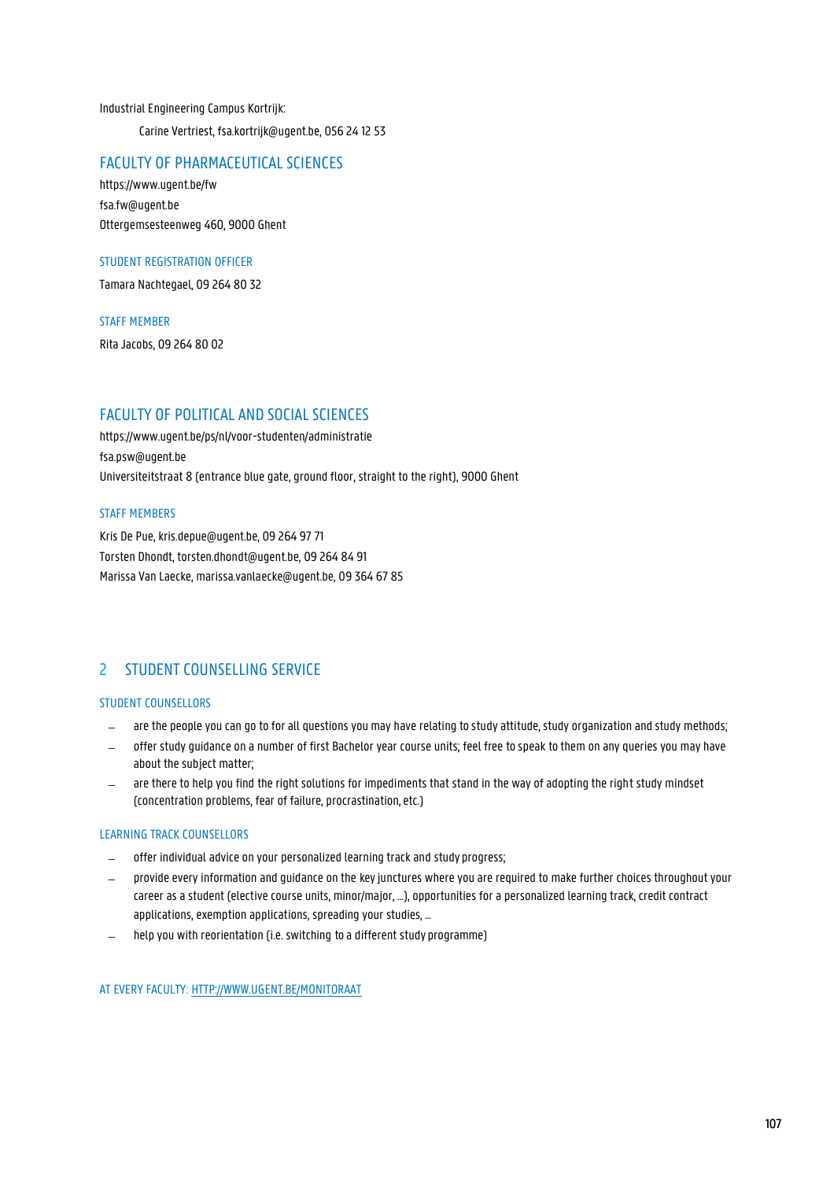Industrial Engineering Campus Kortrijk:

Carine Vertriest, fsa.kortrijk@ugent.be, 056 24 12 53

### FACULTY OF PHARMACEUTICAL SCIENCES

https://www.ugent.be/fw
fsa.fw@ugent.be
Ottergemsesteenweg 460, 9000 Ghent

#### STUDENT REGISTRATION OFFICER

Tamara Nachtegael, 09 264 80 32

#### STAFF MEMBER

Rita Jacobs, 09 264 80 02

### FACULTY OF POLITICAL AND SOCIAL SCIENCES

https://www.ugent.be/ps/nl/voor-studenten/administratie
fsa.psw@ugent.be
Universiteitstraat 8 (entrance blue gate, ground floor, straight to the right), 9000 Ghent

#### STAFF MEMBERS

Kris De Pue, kris.depue@ugent.be, 09 264 97 71
Torsten Dhondt, torsten.dhondt@ugent.be, 09 264 84 91
Marissa Van Laecke, marissa.vanlaecke@ugent.be, 09 364 67 85

## 2 STUDENT COUNSELLING SERVICE

#### STUDENT COUNSELLORS

- are the people you can go to for all questions you may have relating to study attitude, study organization and study methods;
- offer study guidance on a number of first Bachelor year course units; feel free to speak to them on any queries you may have about the subject matter;
- are there to help you find the right solutions for impediments that stand in the way of adopting the right study mindset (concentration problems, fear of failure, procrastination, etc.)

#### LEARNING TRACK COUNSELLORS

- offer individual advice on your personalized learning track and study progress;
- provide every information and guidance on the key junctures where you are required to make further choices throughout your career as a student (elective course units, minor/major, ...), opportunities for a personalized learning track, credit contract applications, exemption applications, spreading your studies, ...
- help you with reorientation (i.e. switching to a different study programme)

AT EVERY FACULTY: HTTP://WWW.UGENT.BE/MONITORAAT